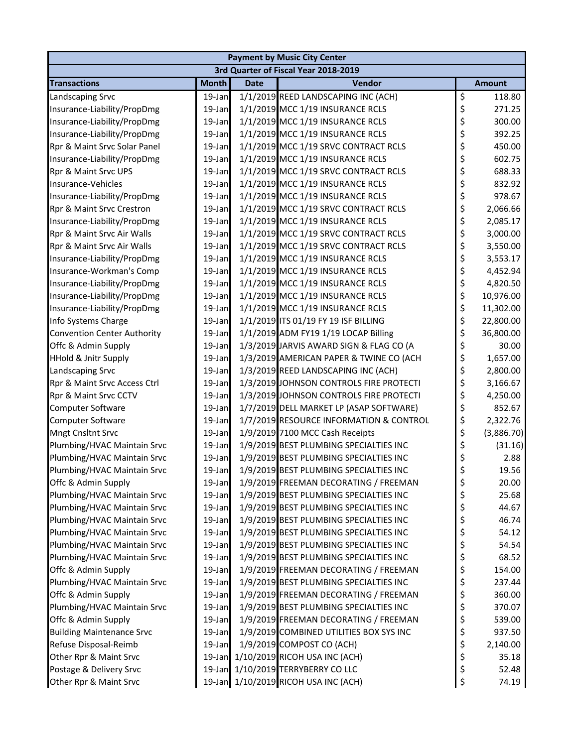| Payment by Music City Center | | | | |
|---|---|---|---|---|
| 3rd Quarter of Fiscal Year 2018-2019 | | | | |
| **Transactions** | **Month** | **Date** | **Vendor** | **Amount** |
| Landscaping Srvc | 19-Jan | 1/1/2019 | REED LANDSCAPING INC (ACH) | $ 118.80 |
| Insurance-Liability/PropDmg | 19-Jan | 1/1/2019 | MCC 1/19 INSURANCE RCLS | $ 271.25 |
| Insurance-Liability/PropDmg | 19-Jan | 1/1/2019 | MCC 1/19 INSURANCE RCLS | $ 300.00 |
| Insurance-Liability/PropDmg | 19-Jan | 1/1/2019 | MCC 1/19 INSURANCE RCLS | $ 392.25 |
| Rpr & Maint Srvc Solar Panel | 19-Jan | 1/1/2019 | MCC 1/19 SRVC CONTRACT RCLS | $ 450.00 |
| Insurance-Liability/PropDmg | 19-Jan | 1/1/2019 | MCC 1/19 INSURANCE RCLS | $ 602.75 |
| Rpr & Maint Srvc UPS | 19-Jan | 1/1/2019 | MCC 1/19 SRVC CONTRACT RCLS | $ 688.33 |
| Insurance-Vehicles | 19-Jan | 1/1/2019 | MCC 1/19 INSURANCE RCLS | $ 832.92 |
| Insurance-Liability/PropDmg | 19-Jan | 1/1/2019 | MCC 1/19 INSURANCE RCLS | $ 978.67 |
| Rpr & Maint Srvc Crestron | 19-Jan | 1/1/2019 | MCC 1/19 SRVC CONTRACT RCLS | $ 2,066.66 |
| Insurance-Liability/PropDmg | 19-Jan | 1/1/2019 | MCC 1/19 INSURANCE RCLS | $ 2,085.17 |
| Rpr & Maint Srvc Air Walls | 19-Jan | 1/1/2019 | MCC 1/19 SRVC CONTRACT RCLS | $ 3,000.00 |
| Rpr & Maint Srvc Air Walls | 19-Jan | 1/1/2019 | MCC 1/19 SRVC CONTRACT RCLS | $ 3,550.00 |
| Insurance-Liability/PropDmg | 19-Jan | 1/1/2019 | MCC 1/19 INSURANCE RCLS | $ 3,553.17 |
| Insurance-Workman's Comp | 19-Jan | 1/1/2019 | MCC 1/19 INSURANCE RCLS | $ 4,452.94 |
| Insurance-Liability/PropDmg | 19-Jan | 1/1/2019 | MCC 1/19 INSURANCE RCLS | $ 4,820.50 |
| Insurance-Liability/PropDmg | 19-Jan | 1/1/2019 | MCC 1/19 INSURANCE RCLS | $ 10,976.00 |
| Insurance-Liability/PropDmg | 19-Jan | 1/1/2019 | MCC 1/19 INSURANCE RCLS | $ 11,302.00 |
| Info Systems Charge | 19-Jan | 1/1/2019 | ITS 01/19 FY 19 ISF BILLING | $ 22,800.00 |
| Convention Center Authority | 19-Jan | 1/1/2019 | ADM FY19 1/19 LOCAP Billing | $ 36,800.00 |
| Offc & Admin Supply | 19-Jan | 1/3/2019 | JARVIS AWARD SIGN & FLAG CO (A | $ 30.00 |
| HHold & Jnitr Supply | 19-Jan | 1/3/2019 | AMERICAN PAPER & TWINE CO (ACH | $ 1,657.00 |
| Landscaping Srvc | 19-Jan | 1/3/2019 | REED LANDSCAPING INC (ACH) | $ 2,800.00 |
| Rpr & Maint Srvc Access Ctrl | 19-Jan | 1/3/2019 | JOHNSON CONTROLS FIRE PROTECTI | $ 3,166.67 |
| Rpr & Maint Srvc CCTV | 19-Jan | 1/3/2019 | JOHNSON CONTROLS FIRE PROTECTI | $ 4,250.00 |
| Computer Software | 19-Jan | 1/7/2019 | DELL MARKET LP (ASAP SOFTWARE) | $ 852.67 |
| Computer Software | 19-Jan | 1/7/2019 | RESOURCE INFORMATION & CONTROL | $ 2,322.76 |
| Mngt Cnsltnt Srvc | 19-Jan | 1/9/2019 | 7100 MCC Cash Receipts | $ (3,886.70) |
| Plumbing/HVAC Maintain Srvc | 19-Jan | 1/9/2019 | BEST PLUMBING SPECIALTIES INC | $ (31.16) |
| Plumbing/HVAC Maintain Srvc | 19-Jan | 1/9/2019 | BEST PLUMBING SPECIALTIES INC | $ 2.88 |
| Plumbing/HVAC Maintain Srvc | 19-Jan | 1/9/2019 | BEST PLUMBING SPECIALTIES INC | $ 19.56 |
| Offc & Admin Supply | 19-Jan | 1/9/2019 | FREEMAN DECORATING / FREEMAN | $ 20.00 |
| Plumbing/HVAC Maintain Srvc | 19-Jan | 1/9/2019 | BEST PLUMBING SPECIALTIES INC | $ 25.68 |
| Plumbing/HVAC Maintain Srvc | 19-Jan | 1/9/2019 | BEST PLUMBING SPECIALTIES INC | $ 44.67 |
| Plumbing/HVAC Maintain Srvc | 19-Jan | 1/9/2019 | BEST PLUMBING SPECIALTIES INC | $ 46.74 |
| Plumbing/HVAC Maintain Srvc | 19-Jan | 1/9/2019 | BEST PLUMBING SPECIALTIES INC | $ 54.12 |
| Plumbing/HVAC Maintain Srvc | 19-Jan | 1/9/2019 | BEST PLUMBING SPECIALTIES INC | $ 54.54 |
| Plumbing/HVAC Maintain Srvc | 19-Jan | 1/9/2019 | BEST PLUMBING SPECIALTIES INC | $ 68.52 |
| Offc & Admin Supply | 19-Jan | 1/9/2019 | FREEMAN DECORATING / FREEMAN | $ 154.00 |
| Plumbing/HVAC Maintain Srvc | 19-Jan | 1/9/2019 | BEST PLUMBING SPECIALTIES INC | $ 237.44 |
| Offc & Admin Supply | 19-Jan | 1/9/2019 | FREEMAN DECORATING / FREEMAN | $ 360.00 |
| Plumbing/HVAC Maintain Srvc | 19-Jan | 1/9/2019 | BEST PLUMBING SPECIALTIES INC | $ 370.07 |
| Offc & Admin Supply | 19-Jan | 1/9/2019 | FREEMAN DECORATING / FREEMAN | $ 539.00 |
| Building Maintenance Srvc | 19-Jan | 1/9/2019 | COMBINED UTILITIES BOX SYS INC | $ 937.50 |
| Refuse Disposal-Reimb | 19-Jan | 1/9/2019 | COMPOST CO (ACH) | $ 2,140.00 |
| Other Rpr & Maint Srvc | 19-Jan | 1/10/2019 | RICOH USA INC (ACH) | $ 35.18 |
| Postage & Delivery Srvc | 19-Jan | 1/10/2019 | TERRYBERRY CO LLC | $ 52.48 |
| Other Rpr & Maint Srvc | 19-Jan | 1/10/2019 | RICOH USA INC (ACH) | $ 74.19 |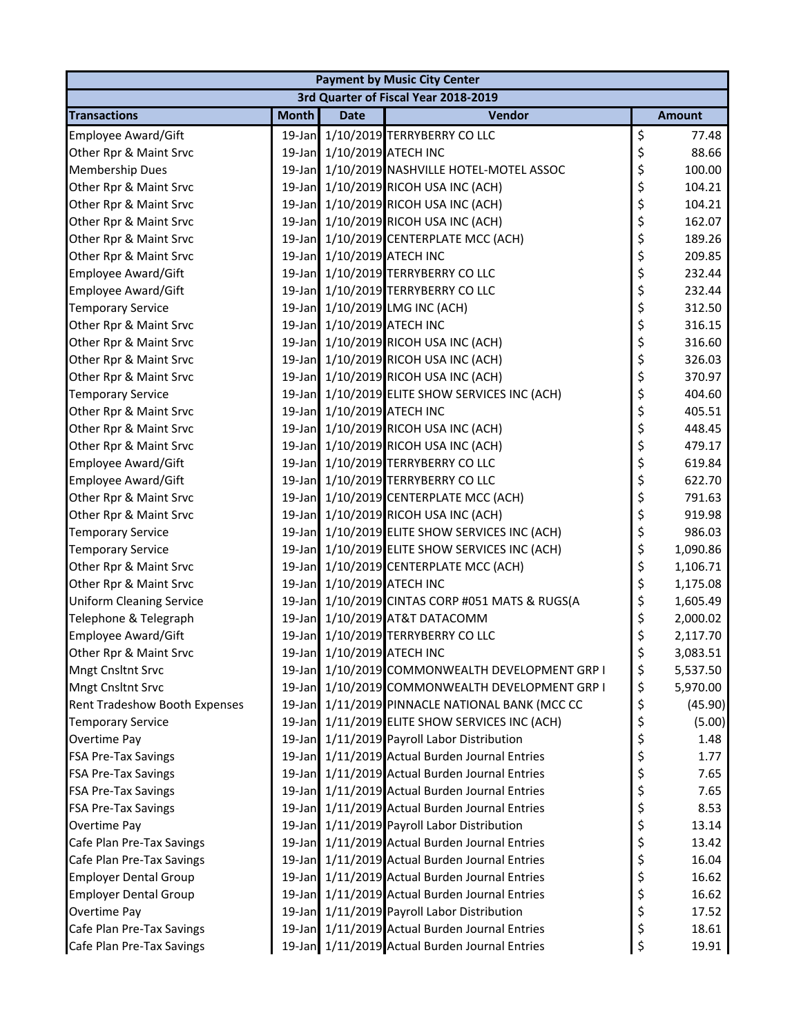| Payment by Music City Center | | | | |
|---|---|---|---|---|
| 3rd Quarter of Fiscal Year 2018-2019 | | | | |
| **Transactions** | **Month** | **Date** | **Vendor** | **Amount** |
| Employee Award/Gift | 19-Jan | 1/10/2019 | TERRYBERRY CO LLC | $ 77.48 |
| Other Rpr & Maint Srvc | 19-Jan | 1/10/2019 | ATECH INC | $ 88.66 |
| Membership Dues | 19-Jan | 1/10/2019 | NASHVILLE HOTEL-MOTEL ASSOC | $ 100.00 |
| Other Rpr & Maint Srvc | 19-Jan | 1/10/2019 | RICOH USA INC (ACH) | $ 104.21 |
| Other Rpr & Maint Srvc | 19-Jan | 1/10/2019 | RICOH USA INC (ACH) | $ 104.21 |
| Other Rpr & Maint Srvc | 19-Jan | 1/10/2019 | RICOH USA INC (ACH) | $ 162.07 |
| Other Rpr & Maint Srvc | 19-Jan | 1/10/2019 | CENTERPLATE MCC (ACH) | $ 189.26 |
| Other Rpr & Maint Srvc | 19-Jan | 1/10/2019 | ATECH INC | $ 209.85 |
| Employee Award/Gift | 19-Jan | 1/10/2019 | TERRYBERRY CO LLC | $ 232.44 |
| Employee Award/Gift | 19-Jan | 1/10/2019 | TERRYBERRY CO LLC | $ 232.44 |
| Temporary Service | 19-Jan | 1/10/2019 | LMG INC (ACH) | $ 312.50 |
| Other Rpr & Maint Srvc | 19-Jan | 1/10/2019 | ATECH INC | $ 316.15 |
| Other Rpr & Maint Srvc | 19-Jan | 1/10/2019 | RICOH USA INC (ACH) | $ 316.60 |
| Other Rpr & Maint Srvc | 19-Jan | 1/10/2019 | RICOH USA INC (ACH) | $ 326.03 |
| Other Rpr & Maint Srvc | 19-Jan | 1/10/2019 | RICOH USA INC (ACH) | $ 370.97 |
| Temporary Service | 19-Jan | 1/10/2019 | ELITE SHOW SERVICES INC (ACH) | $ 404.60 |
| Other Rpr & Maint Srvc | 19-Jan | 1/10/2019 | ATECH INC | $ 405.51 |
| Other Rpr & Maint Srvc | 19-Jan | 1/10/2019 | RICOH USA INC (ACH) | $ 448.45 |
| Other Rpr & Maint Srvc | 19-Jan | 1/10/2019 | RICOH USA INC (ACH) | $ 479.17 |
| Employee Award/Gift | 19-Jan | 1/10/2019 | TERRYBERRY CO LLC | $ 619.84 |
| Employee Award/Gift | 19-Jan | 1/10/2019 | TERRYBERRY CO LLC | $ 622.70 |
| Other Rpr & Maint Srvc | 19-Jan | 1/10/2019 | CENTERPLATE MCC (ACH) | $ 791.63 |
| Other Rpr & Maint Srvc | 19-Jan | 1/10/2019 | RICOH USA INC (ACH) | $ 919.98 |
| Temporary Service | 19-Jan | 1/10/2019 | ELITE SHOW SERVICES INC (ACH) | $ 986.03 |
| Temporary Service | 19-Jan | 1/10/2019 | ELITE SHOW SERVICES INC (ACH) | $ 1,090.86 |
| Other Rpr & Maint Srvc | 19-Jan | 1/10/2019 | CENTERPLATE MCC (ACH) | $ 1,106.71 |
| Other Rpr & Maint Srvc | 19-Jan | 1/10/2019 | ATECH INC | $ 1,175.08 |
| Uniform Cleaning Service | 19-Jan | 1/10/2019 | CINTAS CORP #051 MATS & RUGS(A | $ 1,605.49 |
| Telephone & Telegraph | 19-Jan | 1/10/2019 | AT&T DATACOMM | $ 2,000.02 |
| Employee Award/Gift | 19-Jan | 1/10/2019 | TERRYBERRY CO LLC | $ 2,117.70 |
| Other Rpr & Maint Srvc | 19-Jan | 1/10/2019 | ATECH INC | $ 3,083.51 |
| Mngt Cnsltnt Srvc | 19-Jan | 1/10/2019 | COMMONWEALTH DEVELOPMENT GRP I | $ 5,537.50 |
| Mngt Cnsltnt Srvc | 19-Jan | 1/10/2019 | COMMONWEALTH DEVELOPMENT GRP I | $ 5,970.00 |
| Rent Tradeshow Booth Expenses | 19-Jan | 1/11/2019 | PINNACLE NATIONAL BANK (MCC CC | $ (45.90) |
| Temporary Service | 19-Jan | 1/11/2019 | ELITE SHOW SERVICES INC (ACH) | $ (5.00) |
| Overtime Pay | 19-Jan | 1/11/2019 | Payroll Labor Distribution | $ 1.48 |
| FSA Pre-Tax Savings | 19-Jan | 1/11/2019 | Actual Burden Journal Entries | $ 1.77 |
| FSA Pre-Tax Savings | 19-Jan | 1/11/2019 | Actual Burden Journal Entries | $ 7.65 |
| FSA Pre-Tax Savings | 19-Jan | 1/11/2019 | Actual Burden Journal Entries | $ 7.65 |
| FSA Pre-Tax Savings | 19-Jan | 1/11/2019 | Actual Burden Journal Entries | $ 8.53 |
| Overtime Pay | 19-Jan | 1/11/2019 | Payroll Labor Distribution | $ 13.14 |
| Cafe Plan Pre-Tax Savings | 19-Jan | 1/11/2019 | Actual Burden Journal Entries | $ 13.42 |
| Cafe Plan Pre-Tax Savings | 19-Jan | 1/11/2019 | Actual Burden Journal Entries | $ 16.04 |
| Employer Dental Group | 19-Jan | 1/11/2019 | Actual Burden Journal Entries | $ 16.62 |
| Employer Dental Group | 19-Jan | 1/11/2019 | Actual Burden Journal Entries | $ 16.62 |
| Overtime Pay | 19-Jan | 1/11/2019 | Payroll Labor Distribution | $ 17.52 |
| Cafe Plan Pre-Tax Savings | 19-Jan | 1/11/2019 | Actual Burden Journal Entries | $ 18.61 |
| Cafe Plan Pre-Tax Savings | 19-Jan | 1/11/2019 | Actual Burden Journal Entries | $ 19.91 |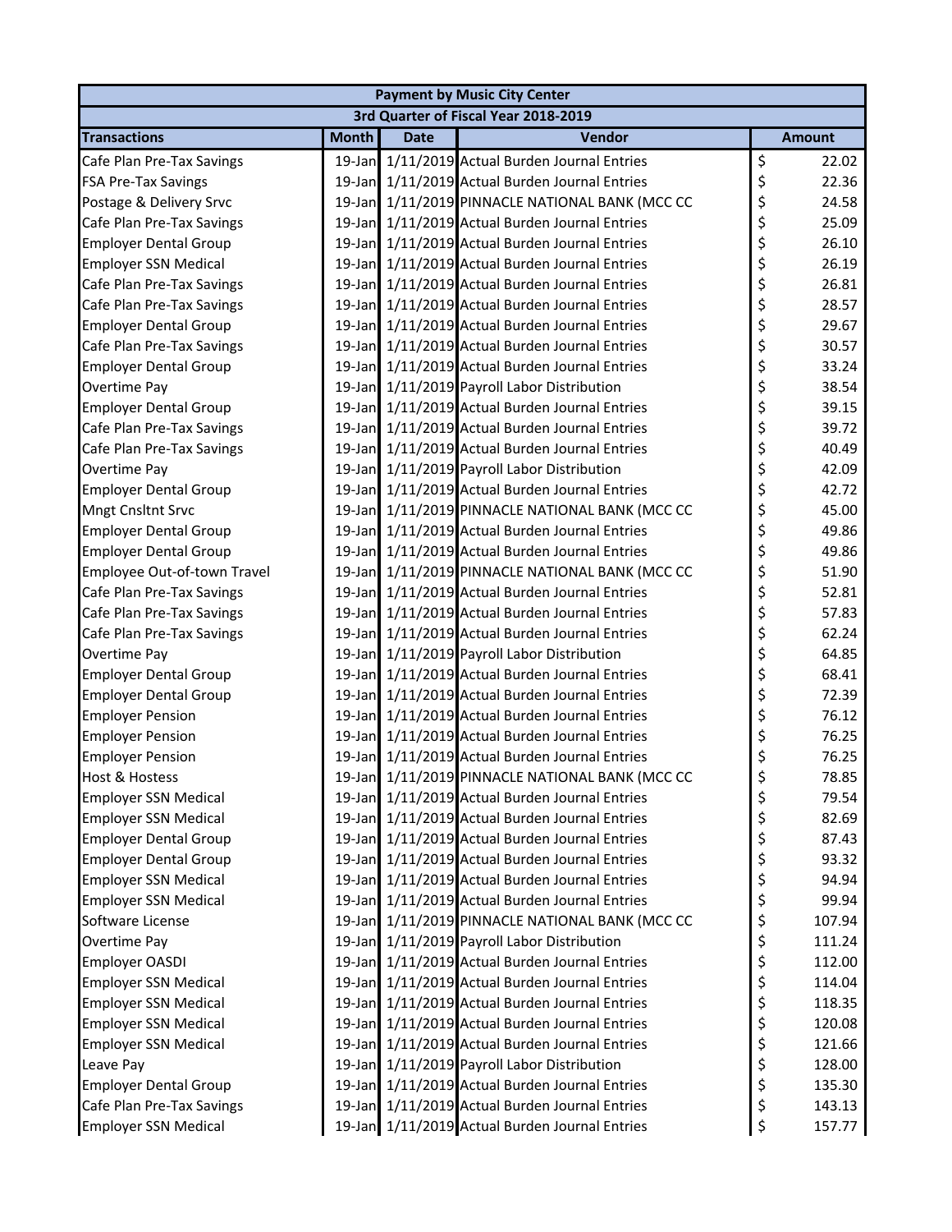| Payment by Music City Center | | | | |
|---|---|---|---|---|
| 3rd Quarter of Fiscal Year 2018-2019 | | | | |
| **Transactions** | **Month** | **Date** | **Vendor** | **Amount** |
| Cafe Plan Pre-Tax Savings | 19-Jan | 1/11/2019 | Actual Burden Journal Entries | $ 22.02 |
| FSA Pre-Tax Savings | 19-Jan | 1/11/2019 | Actual Burden Journal Entries | $ 22.36 |
| Postage & Delivery Srvc | 19-Jan | 1/11/2019 | PINNACLE NATIONAL BANK (MCC CC | $ 24.58 |
| Cafe Plan Pre-Tax Savings | 19-Jan | 1/11/2019 | Actual Burden Journal Entries | $ 25.09 |
| Employer Dental Group | 19-Jan | 1/11/2019 | Actual Burden Journal Entries | $ 26.10 |
| Employer SSN Medical | 19-Jan | 1/11/2019 | Actual Burden Journal Entries | $ 26.19 |
| Cafe Plan Pre-Tax Savings | 19-Jan | 1/11/2019 | Actual Burden Journal Entries | $ 26.81 |
| Cafe Plan Pre-Tax Savings | 19-Jan | 1/11/2019 | Actual Burden Journal Entries | $ 28.57 |
| Employer Dental Group | 19-Jan | 1/11/2019 | Actual Burden Journal Entries | $ 29.67 |
| Cafe Plan Pre-Tax Savings | 19-Jan | 1/11/2019 | Actual Burden Journal Entries | $ 30.57 |
| Employer Dental Group | 19-Jan | 1/11/2019 | Actual Burden Journal Entries | $ 33.24 |
| Overtime Pay | 19-Jan | 1/11/2019 | Payroll Labor Distribution | $ 38.54 |
| Employer Dental Group | 19-Jan | 1/11/2019 | Actual Burden Journal Entries | $ 39.15 |
| Cafe Plan Pre-Tax Savings | 19-Jan | 1/11/2019 | Actual Burden Journal Entries | $ 39.72 |
| Cafe Plan Pre-Tax Savings | 19-Jan | 1/11/2019 | Actual Burden Journal Entries | $ 40.49 |
| Overtime Pay | 19-Jan | 1/11/2019 | Payroll Labor Distribution | $ 42.09 |
| Employer Dental Group | 19-Jan | 1/11/2019 | Actual Burden Journal Entries | $ 42.72 |
| Mngt Cnsltnt Srvc | 19-Jan | 1/11/2019 | PINNACLE NATIONAL BANK (MCC CC | $ 45.00 |
| Employer Dental Group | 19-Jan | 1/11/2019 | Actual Burden Journal Entries | $ 49.86 |
| Employer Dental Group | 19-Jan | 1/11/2019 | Actual Burden Journal Entries | $ 49.86 |
| Employee Out-of-town Travel | 19-Jan | 1/11/2019 | PINNACLE NATIONAL BANK (MCC CC | $ 51.90 |
| Cafe Plan Pre-Tax Savings | 19-Jan | 1/11/2019 | Actual Burden Journal Entries | $ 52.81 |
| Cafe Plan Pre-Tax Savings | 19-Jan | 1/11/2019 | Actual Burden Journal Entries | $ 57.83 |
| Cafe Plan Pre-Tax Savings | 19-Jan | 1/11/2019 | Actual Burden Journal Entries | $ 62.24 |
| Overtime Pay | 19-Jan | 1/11/2019 | Payroll Labor Distribution | $ 64.85 |
| Employer Dental Group | 19-Jan | 1/11/2019 | Actual Burden Journal Entries | $ 68.41 |
| Employer Dental Group | 19-Jan | 1/11/2019 | Actual Burden Journal Entries | $ 72.39 |
| Employer Pension | 19-Jan | 1/11/2019 | Actual Burden Journal Entries | $ 76.12 |
| Employer Pension | 19-Jan | 1/11/2019 | Actual Burden Journal Entries | $ 76.25 |
| Employer Pension | 19-Jan | 1/11/2019 | Actual Burden Journal Entries | $ 76.25 |
| Host & Hostess | 19-Jan | 1/11/2019 | PINNACLE NATIONAL BANK (MCC CC | $ 78.85 |
| Employer SSN Medical | 19-Jan | 1/11/2019 | Actual Burden Journal Entries | $ 79.54 |
| Employer SSN Medical | 19-Jan | 1/11/2019 | Actual Burden Journal Entries | $ 82.69 |
| Employer Dental Group | 19-Jan | 1/11/2019 | Actual Burden Journal Entries | $ 87.43 |
| Employer Dental Group | 19-Jan | 1/11/2019 | Actual Burden Journal Entries | $ 93.32 |
| Employer SSN Medical | 19-Jan | 1/11/2019 | Actual Burden Journal Entries | $ 94.94 |
| Employer SSN Medical | 19-Jan | 1/11/2019 | Actual Burden Journal Entries | $ 99.94 |
| Software License | 19-Jan | 1/11/2019 | PINNACLE NATIONAL BANK (MCC CC | $ 107.94 |
| Overtime Pay | 19-Jan | 1/11/2019 | Payroll Labor Distribution | $ 111.24 |
| Employer OASDI | 19-Jan | 1/11/2019 | Actual Burden Journal Entries | $ 112.00 |
| Employer SSN Medical | 19-Jan | 1/11/2019 | Actual Burden Journal Entries | $ 114.04 |
| Employer SSN Medical | 19-Jan | 1/11/2019 | Actual Burden Journal Entries | $ 118.35 |
| Employer SSN Medical | 19-Jan | 1/11/2019 | Actual Burden Journal Entries | $ 120.08 |
| Employer SSN Medical | 19-Jan | 1/11/2019 | Actual Burden Journal Entries | $ 121.66 |
| Leave Pay | 19-Jan | 1/11/2019 | Payroll Labor Distribution | $ 128.00 |
| Employer Dental Group | 19-Jan | 1/11/2019 | Actual Burden Journal Entries | $ 135.30 |
| Cafe Plan Pre-Tax Savings | 19-Jan | 1/11/2019 | Actual Burden Journal Entries | $ 143.13 |
| Employer SSN Medical | 19-Jan | 1/11/2019 | Actual Burden Journal Entries | $ 157.77 |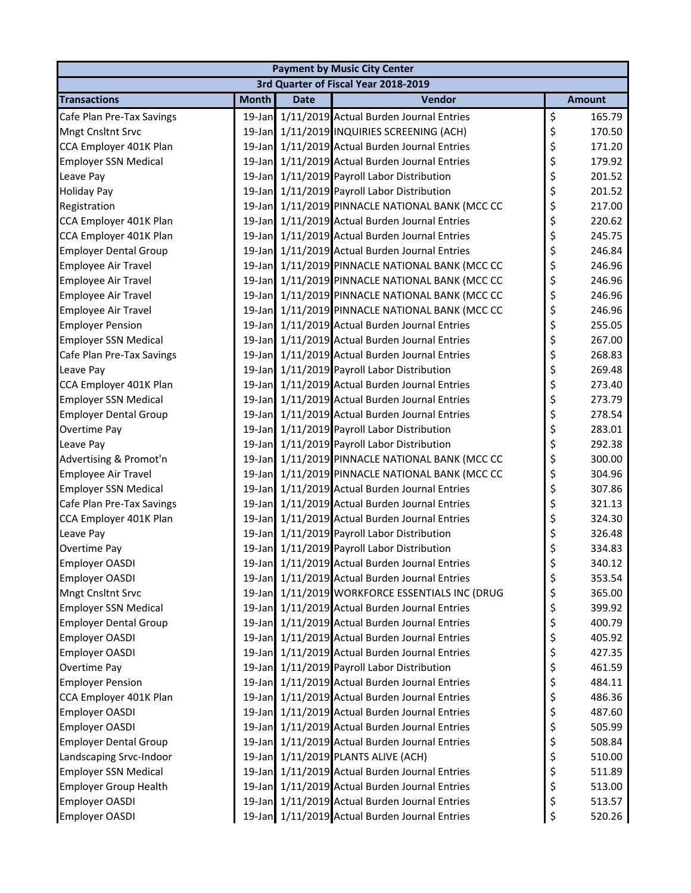| Payment by Music City Center | | | | |
|---|---|---|---|---|
| 3rd Quarter of Fiscal Year 2018-2019 | | | | |
| **Transactions** | **Month** | **Date** | **Vendor** | **Amount** |
| Cafe Plan Pre-Tax Savings | 19-Jan | 1/11/2019 | Actual Burden Journal Entries | $ 165.79 |
| Mngt Cnsltnt Srvc | 19-Jan | 1/11/2019 | INQUIRIES SCREENING (ACH) | $ 170.50 |
| CCA Employer 401K Plan | 19-Jan | 1/11/2019 | Actual Burden Journal Entries | $ 171.20 |
| Employer SSN Medical | 19-Jan | 1/11/2019 | Actual Burden Journal Entries | $ 179.92 |
| Leave Pay | 19-Jan | 1/11/2019 | Payroll Labor Distribution | $ 201.52 |
| Holiday Pay | 19-Jan | 1/11/2019 | Payroll Labor Distribution | $ 201.52 |
| Registration | 19-Jan | 1/11/2019 | PINNACLE NATIONAL BANK (MCC CC | $ 217.00 |
| CCA Employer 401K Plan | 19-Jan | 1/11/2019 | Actual Burden Journal Entries | $ 220.62 |
| CCA Employer 401K Plan | 19-Jan | 1/11/2019 | Actual Burden Journal Entries | $ 245.75 |
| Employer Dental Group | 19-Jan | 1/11/2019 | Actual Burden Journal Entries | $ 246.84 |
| Employee Air Travel | 19-Jan | 1/11/2019 | PINNACLE NATIONAL BANK (MCC CC | $ 246.96 |
| Employee Air Travel | 19-Jan | 1/11/2019 | PINNACLE NATIONAL BANK (MCC CC | $ 246.96 |
| Employee Air Travel | 19-Jan | 1/11/2019 | PINNACLE NATIONAL BANK (MCC CC | $ 246.96 |
| Employee Air Travel | 19-Jan | 1/11/2019 | PINNACLE NATIONAL BANK (MCC CC | $ 246.96 |
| Employer Pension | 19-Jan | 1/11/2019 | Actual Burden Journal Entries | $ 255.05 |
| Employer SSN Medical | 19-Jan | 1/11/2019 | Actual Burden Journal Entries | $ 267.00 |
| Cafe Plan Pre-Tax Savings | 19-Jan | 1/11/2019 | Actual Burden Journal Entries | $ 268.83 |
| Leave Pay | 19-Jan | 1/11/2019 | Payroll Labor Distribution | $ 269.48 |
| CCA Employer 401K Plan | 19-Jan | 1/11/2019 | Actual Burden Journal Entries | $ 273.40 |
| Employer SSN Medical | 19-Jan | 1/11/2019 | Actual Burden Journal Entries | $ 273.79 |
| Employer Dental Group | 19-Jan | 1/11/2019 | Actual Burden Journal Entries | $ 278.54 |
| Overtime Pay | 19-Jan | 1/11/2019 | Payroll Labor Distribution | $ 283.01 |
| Leave Pay | 19-Jan | 1/11/2019 | Payroll Labor Distribution | $ 292.38 |
| Advertising & Promot'n | 19-Jan | 1/11/2019 | PINNACLE NATIONAL BANK (MCC CC | $ 300.00 |
| Employee Air Travel | 19-Jan | 1/11/2019 | PINNACLE NATIONAL BANK (MCC CC | $ 304.96 |
| Employer SSN Medical | 19-Jan | 1/11/2019 | Actual Burden Journal Entries | $ 307.86 |
| Cafe Plan Pre-Tax Savings | 19-Jan | 1/11/2019 | Actual Burden Journal Entries | $ 321.13 |
| CCA Employer 401K Plan | 19-Jan | 1/11/2019 | Actual Burden Journal Entries | $ 324.30 |
| Leave Pay | 19-Jan | 1/11/2019 | Payroll Labor Distribution | $ 326.48 |
| Overtime Pay | 19-Jan | 1/11/2019 | Payroll Labor Distribution | $ 334.83 |
| Employer OASDI | 19-Jan | 1/11/2019 | Actual Burden Journal Entries | $ 340.12 |
| Employer OASDI | 19-Jan | 1/11/2019 | Actual Burden Journal Entries | $ 353.54 |
| Mngt Cnsltnt Srvc | 19-Jan | 1/11/2019 | WORKFORCE ESSENTIALS INC (DRUG | $ 365.00 |
| Employer SSN Medical | 19-Jan | 1/11/2019 | Actual Burden Journal Entries | $ 399.92 |
| Employer Dental Group | 19-Jan | 1/11/2019 | Actual Burden Journal Entries | $ 400.79 |
| Employer OASDI | 19-Jan | 1/11/2019 | Actual Burden Journal Entries | $ 405.92 |
| Employer OASDI | 19-Jan | 1/11/2019 | Actual Burden Journal Entries | $ 427.35 |
| Overtime Pay | 19-Jan | 1/11/2019 | Payroll Labor Distribution | $ 461.59 |
| Employer Pension | 19-Jan | 1/11/2019 | Actual Burden Journal Entries | $ 484.11 |
| CCA Employer 401K Plan | 19-Jan | 1/11/2019 | Actual Burden Journal Entries | $ 486.36 |
| Employer OASDI | 19-Jan | 1/11/2019 | Actual Burden Journal Entries | $ 487.60 |
| Employer OASDI | 19-Jan | 1/11/2019 | Actual Burden Journal Entries | $ 505.99 |
| Employer Dental Group | 19-Jan | 1/11/2019 | Actual Burden Journal Entries | $ 508.84 |
| Landscaping Srvc-Indoor | 19-Jan | 1/11/2019 | PLANTS ALIVE (ACH) | $ 510.00 |
| Employer SSN Medical | 19-Jan | 1/11/2019 | Actual Burden Journal Entries | $ 511.89 |
| Employer Group Health | 19-Jan | 1/11/2019 | Actual Burden Journal Entries | $ 513.00 |
| Employer OASDI | 19-Jan | 1/11/2019 | Actual Burden Journal Entries | $ 513.57 |
| Employer OASDI | 19-Jan | 1/11/2019 | Actual Burden Journal Entries | $ 520.26 |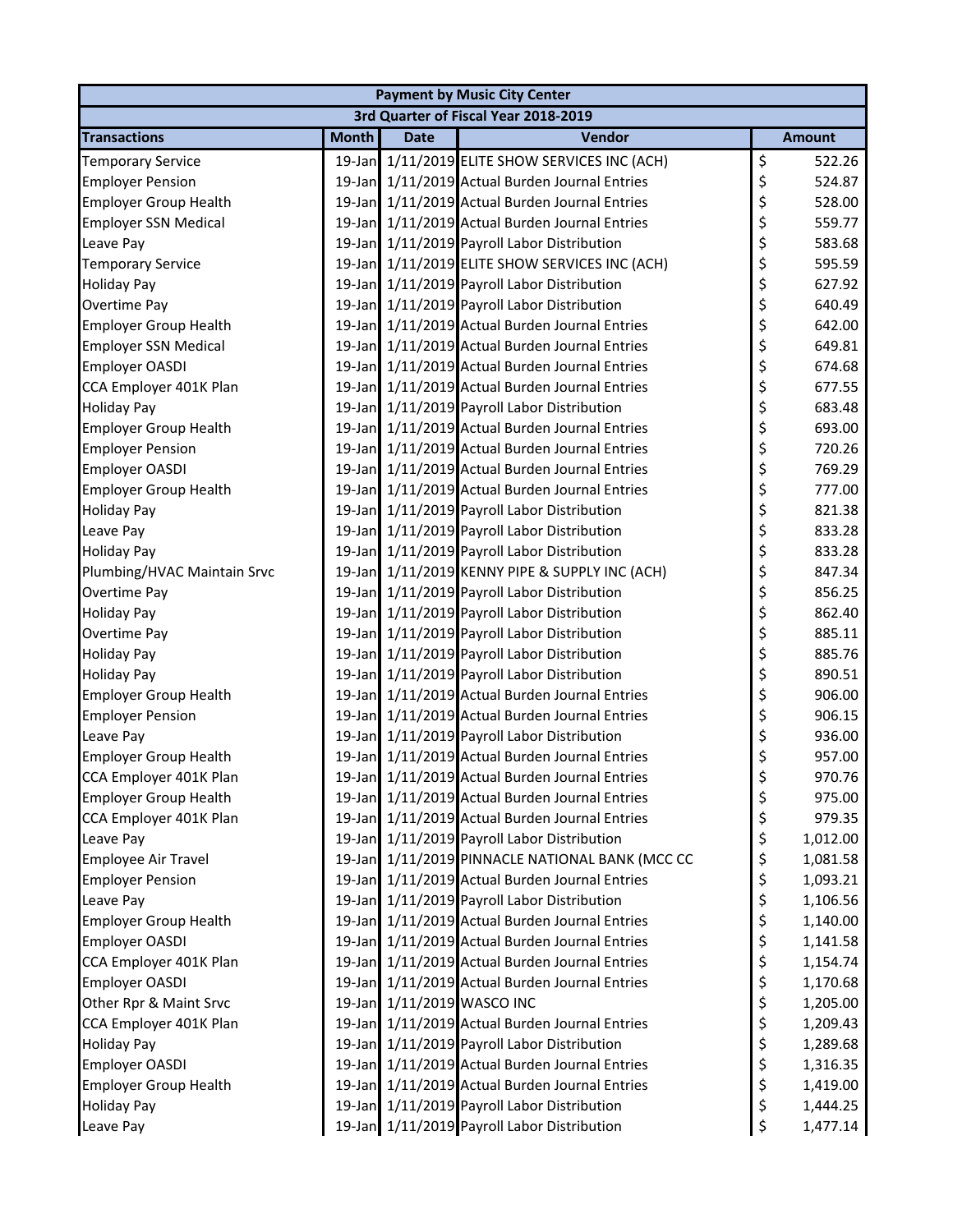| Payment by Music City Center | | | | |
|---|---|---|---|---|
| 3rd Quarter of Fiscal Year 2018-2019 | | | | |
| **Transactions** | **Month** | **Date** | **Vendor** | **Amount** |
| Temporary Service | 19-Jan | 1/11/2019 | ELITE SHOW SERVICES INC (ACH) | $ 522.26 |
| Employer Pension | 19-Jan | 1/11/2019 | Actual Burden Journal Entries | $ 524.87 |
| Employer Group Health | 19-Jan | 1/11/2019 | Actual Burden Journal Entries | $ 528.00 |
| Employer SSN Medical | 19-Jan | 1/11/2019 | Actual Burden Journal Entries | $ 559.77 |
| Leave Pay | 19-Jan | 1/11/2019 | Payroll Labor Distribution | $ 583.68 |
| Temporary Service | 19-Jan | 1/11/2019 | ELITE SHOW SERVICES INC (ACH) | $ 595.59 |
| Holiday Pay | 19-Jan | 1/11/2019 | Payroll Labor Distribution | $ 627.92 |
| Overtime Pay | 19-Jan | 1/11/2019 | Payroll Labor Distribution | $ 640.49 |
| Employer Group Health | 19-Jan | 1/11/2019 | Actual Burden Journal Entries | $ 642.00 |
| Employer SSN Medical | 19-Jan | 1/11/2019 | Actual Burden Journal Entries | $ 649.81 |
| Employer OASDI | 19-Jan | 1/11/2019 | Actual Burden Journal Entries | $ 674.68 |
| CCA Employer 401K Plan | 19-Jan | 1/11/2019 | Actual Burden Journal Entries | $ 677.55 |
| Holiday Pay | 19-Jan | 1/11/2019 | Payroll Labor Distribution | $ 683.48 |
| Employer Group Health | 19-Jan | 1/11/2019 | Actual Burden Journal Entries | $ 693.00 |
| Employer Pension | 19-Jan | 1/11/2019 | Actual Burden Journal Entries | $ 720.26 |
| Employer OASDI | 19-Jan | 1/11/2019 | Actual Burden Journal Entries | $ 769.29 |
| Employer Group Health | 19-Jan | 1/11/2019 | Actual Burden Journal Entries | $ 777.00 |
| Holiday Pay | 19-Jan | 1/11/2019 | Payroll Labor Distribution | $ 821.38 |
| Leave Pay | 19-Jan | 1/11/2019 | Payroll Labor Distribution | $ 833.28 |
| Holiday Pay | 19-Jan | 1/11/2019 | Payroll Labor Distribution | $ 833.28 |
| Plumbing/HVAC Maintain Srvc | 19-Jan | 1/11/2019 | KENNY PIPE & SUPPLY INC (ACH) | $ 847.34 |
| Overtime Pay | 19-Jan | 1/11/2019 | Payroll Labor Distribution | $ 856.25 |
| Holiday Pay | 19-Jan | 1/11/2019 | Payroll Labor Distribution | $ 862.40 |
| Overtime Pay | 19-Jan | 1/11/2019 | Payroll Labor Distribution | $ 885.11 |
| Holiday Pay | 19-Jan | 1/11/2019 | Payroll Labor Distribution | $ 885.76 |
| Holiday Pay | 19-Jan | 1/11/2019 | Payroll Labor Distribution | $ 890.51 |
| Employer Group Health | 19-Jan | 1/11/2019 | Actual Burden Journal Entries | $ 906.00 |
| Employer Pension | 19-Jan | 1/11/2019 | Actual Burden Journal Entries | $ 906.15 |
| Leave Pay | 19-Jan | 1/11/2019 | Payroll Labor Distribution | $ 936.00 |
| Employer Group Health | 19-Jan | 1/11/2019 | Actual Burden Journal Entries | $ 957.00 |
| CCA Employer 401K Plan | 19-Jan | 1/11/2019 | Actual Burden Journal Entries | $ 970.76 |
| Employer Group Health | 19-Jan | 1/11/2019 | Actual Burden Journal Entries | $ 975.00 |
| CCA Employer 401K Plan | 19-Jan | 1/11/2019 | Actual Burden Journal Entries | $ 979.35 |
| Leave Pay | 19-Jan | 1/11/2019 | Payroll Labor Distribution | $ 1,012.00 |
| Employee Air Travel | 19-Jan | 1/11/2019 | PINNACLE NATIONAL BANK (MCC CC | $ 1,081.58 |
| Employer Pension | 19-Jan | 1/11/2019 | Actual Burden Journal Entries | $ 1,093.21 |
| Leave Pay | 19-Jan | 1/11/2019 | Payroll Labor Distribution | $ 1,106.56 |
| Employer Group Health | 19-Jan | 1/11/2019 | Actual Burden Journal Entries | $ 1,140.00 |
| Employer OASDI | 19-Jan | 1/11/2019 | Actual Burden Journal Entries | $ 1,141.58 |
| CCA Employer 401K Plan | 19-Jan | 1/11/2019 | Actual Burden Journal Entries | $ 1,154.74 |
| Employer OASDI | 19-Jan | 1/11/2019 | Actual Burden Journal Entries | $ 1,170.68 |
| Other Rpr & Maint Srvc | 19-Jan | 1/11/2019 | WASCO INC | $ 1,205.00 |
| CCA Employer 401K Plan | 19-Jan | 1/11/2019 | Actual Burden Journal Entries | $ 1,209.43 |
| Holiday Pay | 19-Jan | 1/11/2019 | Payroll Labor Distribution | $ 1,289.68 |
| Employer OASDI | 19-Jan | 1/11/2019 | Actual Burden Journal Entries | $ 1,316.35 |
| Employer Group Health | 19-Jan | 1/11/2019 | Actual Burden Journal Entries | $ 1,419.00 |
| Holiday Pay | 19-Jan | 1/11/2019 | Payroll Labor Distribution | $ 1,444.25 |
| Leave Pay | 19-Jan | 1/11/2019 | Payroll Labor Distribution | $ 1,477.14 |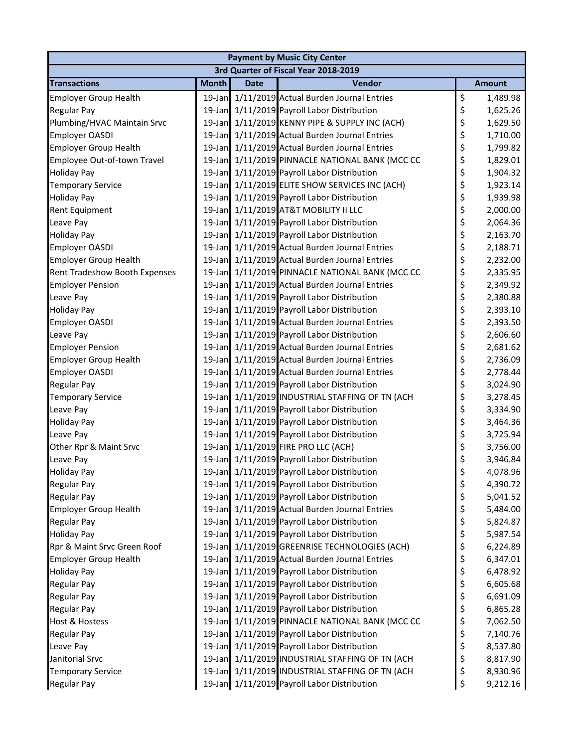| Payment by Music City Center | | | | |
|---|---|---|---|---|
| 3rd Quarter of Fiscal Year 2018-2019 | | | | |
| **Transactions** | **Month** | **Date** | **Vendor** | **Amount** |
| Employer Group Health | 19-Jan | 1/11/2019 | Actual Burden Journal Entries | $ 1,489.98 |
| Regular Pay | 19-Jan | 1/11/2019 | Payroll Labor Distribution | $ 1,625.26 |
| Plumbing/HVAC Maintain Srvc | 19-Jan | 1/11/2019 | KENNY PIPE & SUPPLY INC (ACH) | $ 1,629.50 |
| Employer OASDI | 19-Jan | 1/11/2019 | Actual Burden Journal Entries | $ 1,710.00 |
| Employer Group Health | 19-Jan | 1/11/2019 | Actual Burden Journal Entries | $ 1,799.82 |
| Employee Out-of-town Travel | 19-Jan | 1/11/2019 | PINNACLE NATIONAL BANK (MCC CC | $ 1,829.01 |
| Holiday Pay | 19-Jan | 1/11/2019 | Payroll Labor Distribution | $ 1,904.32 |
| Temporary Service | 19-Jan | 1/11/2019 | ELITE SHOW SERVICES INC (ACH) | $ 1,923.14 |
| Holiday Pay | 19-Jan | 1/11/2019 | Payroll Labor Distribution | $ 1,939.98 |
| Rent Equipment | 19-Jan | 1/11/2019 | AT&T MOBILITY II LLC | $ 2,000.00 |
| Leave Pay | 19-Jan | 1/11/2019 | Payroll Labor Distribution | $ 2,064.36 |
| Holiday Pay | 19-Jan | 1/11/2019 | Payroll Labor Distribution | $ 2,163.70 |
| Employer OASDI | 19-Jan | 1/11/2019 | Actual Burden Journal Entries | $ 2,188.71 |
| Employer Group Health | 19-Jan | 1/11/2019 | Actual Burden Journal Entries | $ 2,232.00 |
| Rent Tradeshow Booth Expenses | 19-Jan | 1/11/2019 | PINNACLE NATIONAL BANK (MCC CC | $ 2,335.95 |
| Employer Pension | 19-Jan | 1/11/2019 | Actual Burden Journal Entries | $ 2,349.92 |
| Leave Pay | 19-Jan | 1/11/2019 | Payroll Labor Distribution | $ 2,380.88 |
| Holiday Pay | 19-Jan | 1/11/2019 | Payroll Labor Distribution | $ 2,393.10 |
| Employer OASDI | 19-Jan | 1/11/2019 | Actual Burden Journal Entries | $ 2,393.50 |
| Leave Pay | 19-Jan | 1/11/2019 | Payroll Labor Distribution | $ 2,606.60 |
| Employer Pension | 19-Jan | 1/11/2019 | Actual Burden Journal Entries | $ 2,681.62 |
| Employer Group Health | 19-Jan | 1/11/2019 | Actual Burden Journal Entries | $ 2,736.09 |
| Employer OASDI | 19-Jan | 1/11/2019 | Actual Burden Journal Entries | $ 2,778.44 |
| Regular Pay | 19-Jan | 1/11/2019 | Payroll Labor Distribution | $ 3,024.90 |
| Temporary Service | 19-Jan | 1/11/2019 | INDUSTRIAL STAFFING OF TN (ACH | $ 3,278.45 |
| Leave Pay | 19-Jan | 1/11/2019 | Payroll Labor Distribution | $ 3,334.90 |
| Holiday Pay | 19-Jan | 1/11/2019 | Payroll Labor Distribution | $ 3,464.36 |
| Leave Pay | 19-Jan | 1/11/2019 | Payroll Labor Distribution | $ 3,725.94 |
| Other Rpr & Maint Srvc | 19-Jan | 1/11/2019 | FIRE PRO LLC (ACH) | $ 3,756.00 |
| Leave Pay | 19-Jan | 1/11/2019 | Payroll Labor Distribution | $ 3,946.84 |
| Holiday Pay | 19-Jan | 1/11/2019 | Payroll Labor Distribution | $ 4,078.96 |
| Regular Pay | 19-Jan | 1/11/2019 | Payroll Labor Distribution | $ 4,390.72 |
| Regular Pay | 19-Jan | 1/11/2019 | Payroll Labor Distribution | $ 5,041.52 |
| Employer Group Health | 19-Jan | 1/11/2019 | Actual Burden Journal Entries | $ 5,484.00 |
| Regular Pay | 19-Jan | 1/11/2019 | Payroll Labor Distribution | $ 5,824.87 |
| Holiday Pay | 19-Jan | 1/11/2019 | Payroll Labor Distribution | $ 5,987.54 |
| Rpr & Maint Srvc Green Roof | 19-Jan | 1/11/2019 | GREENRISE TECHNOLOGIES (ACH) | $ 6,224.89 |
| Employer Group Health | 19-Jan | 1/11/2019 | Actual Burden Journal Entries | $ 6,347.01 |
| Holiday Pay | 19-Jan | 1/11/2019 | Payroll Labor Distribution | $ 6,478.92 |
| Regular Pay | 19-Jan | 1/11/2019 | Payroll Labor Distribution | $ 6,605.68 |
| Regular Pay | 19-Jan | 1/11/2019 | Payroll Labor Distribution | $ 6,691.09 |
| Regular Pay | 19-Jan | 1/11/2019 | Payroll Labor Distribution | $ 6,865.28 |
| Host & Hostess | 19-Jan | 1/11/2019 | PINNACLE NATIONAL BANK (MCC CC | $ 7,062.50 |
| Regular Pay | 19-Jan | 1/11/2019 | Payroll Labor Distribution | $ 7,140.76 |
| Leave Pay | 19-Jan | 1/11/2019 | Payroll Labor Distribution | $ 8,537.80 |
| Janitorial Srvc | 19-Jan | 1/11/2019 | INDUSTRIAL STAFFING OF TN (ACH | $ 8,817.90 |
| Temporary Service | 19-Jan | 1/11/2019 | INDUSTRIAL STAFFING OF TN (ACH | $ 8,930.96 |
| Regular Pay | 19-Jan | 1/11/2019 | Payroll Labor Distribution | $ 9,212.16 |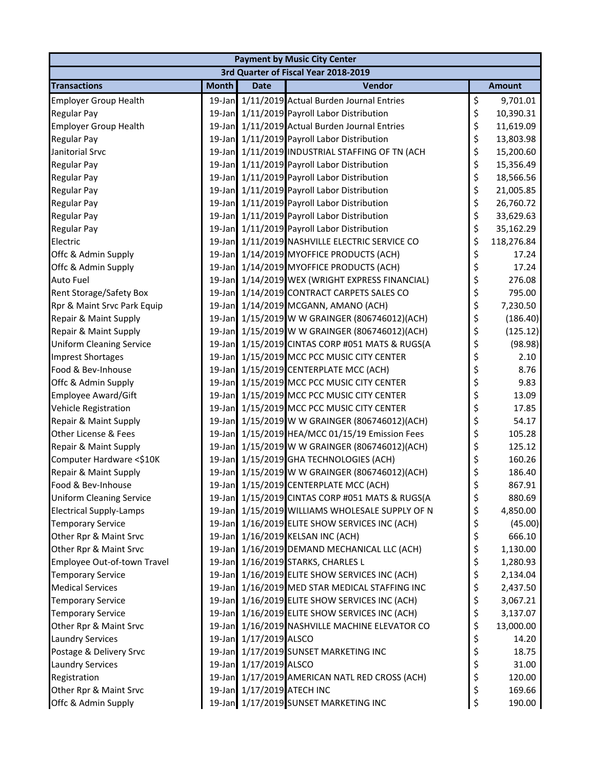| Payment by Music City Center | | | | |
|---|---|---|---|---|
| 3rd Quarter of Fiscal Year 2018-2019 | | | | |
| **Transactions** | **Month** | **Date** | **Vendor** | **Amount** |
| Employer Group Health | 19-Jan | 1/11/2019 | Actual Burden Journal Entries | $ 9,701.01 |
| Regular Pay | 19-Jan | 1/11/2019 | Payroll Labor Distribution | $ 10,390.31 |
| Employer Group Health | 19-Jan | 1/11/2019 | Actual Burden Journal Entries | $ 11,619.09 |
| Regular Pay | 19-Jan | 1/11/2019 | Payroll Labor Distribution | $ 13,803.98 |
| Janitorial Srvc | 19-Jan | 1/11/2019 | INDUSTRIAL STAFFING OF TN (ACH | $ 15,200.60 |
| Regular Pay | 19-Jan | 1/11/2019 | Payroll Labor Distribution | $ 15,356.49 |
| Regular Pay | 19-Jan | 1/11/2019 | Payroll Labor Distribution | $ 18,566.56 |
| Regular Pay | 19-Jan | 1/11/2019 | Payroll Labor Distribution | $ 21,005.85 |
| Regular Pay | 19-Jan | 1/11/2019 | Payroll Labor Distribution | $ 26,760.72 |
| Regular Pay | 19-Jan | 1/11/2019 | Payroll Labor Distribution | $ 33,629.63 |
| Regular Pay | 19-Jan | 1/11/2019 | Payroll Labor Distribution | $ 35,162.29 |
| Electric | 19-Jan | 1/11/2019 | NASHVILLE ELECTRIC SERVICE CO | $ 118,276.84 |
| Offc & Admin Supply | 19-Jan | 1/14/2019 | MYOFFICE PRODUCTS (ACH) | $ 17.24 |
| Offc & Admin Supply | 19-Jan | 1/14/2019 | MYOFFICE PRODUCTS (ACH) | $ 17.24 |
| Auto Fuel | 19-Jan | 1/14/2019 | WEX (WRIGHT EXPRESS FINANCIAL) | $ 276.08 |
| Rent Storage/Safety Box | 19-Jan | 1/14/2019 | CONTRACT CARPETS SALES CO | $ 795.00 |
| Rpr & Maint Srvc Park Equip | 19-Jan | 1/14/2019 | MCGANN, AMANO (ACH) | $ 7,230.50 |
| Repair & Maint Supply | 19-Jan | 1/15/2019 | W W GRAINGER (806746012)(ACH) | $ (186.40) |
| Repair & Maint Supply | 19-Jan | 1/15/2019 | W W GRAINGER (806746012)(ACH) | $ (125.12) |
| Uniform Cleaning Service | 19-Jan | 1/15/2019 | CINTAS CORP #051 MATS & RUGS(A | $ (98.98) |
| Imprest Shortages | 19-Jan | 1/15/2019 | MCC PCC MUSIC CITY CENTER | $ 2.10 |
| Food & Bev-Inhouse | 19-Jan | 1/15/2019 | CENTERPLATE MCC (ACH) | $ 8.76 |
| Offc & Admin Supply | 19-Jan | 1/15/2019 | MCC PCC MUSIC CITY CENTER | $ 9.83 |
| Employee Award/Gift | 19-Jan | 1/15/2019 | MCC PCC MUSIC CITY CENTER | $ 13.09 |
| Vehicle Registration | 19-Jan | 1/15/2019 | MCC PCC MUSIC CITY CENTER | $ 17.85 |
| Repair & Maint Supply | 19-Jan | 1/15/2019 | W W GRAINGER (806746012)(ACH) | $ 54.17 |
| Other License & Fees | 19-Jan | 1/15/2019 | HEA/MCC 01/15/19 Emission Fees | $ 105.28 |
| Repair & Maint Supply | 19-Jan | 1/15/2019 | W W GRAINGER (806746012)(ACH) | $ 125.12 |
| Computer Hardware <$10K | 19-Jan | 1/15/2019 | GHA TECHNOLOGIES (ACH) | $ 160.26 |
| Repair & Maint Supply | 19-Jan | 1/15/2019 | W W GRAINGER (806746012)(ACH) | $ 186.40 |
| Food & Bev-Inhouse | 19-Jan | 1/15/2019 | CENTERPLATE MCC (ACH) | $ 867.91 |
| Uniform Cleaning Service | 19-Jan | 1/15/2019 | CINTAS CORP #051 MATS & RUGS(A | $ 880.69 |
| Electrical Supply-Lamps | 19-Jan | 1/15/2019 | WILLIAMS WHOLESALE SUPPLY OF N | $ 4,850.00 |
| Temporary Service | 19-Jan | 1/16/2019 | ELITE SHOW SERVICES INC (ACH) | $ (45.00) |
| Other Rpr & Maint Srvc | 19-Jan | 1/16/2019 | KELSAN INC (ACH) | $ 666.10 |
| Other Rpr & Maint Srvc | 19-Jan | 1/16/2019 | DEMAND MECHANICAL LLC (ACH) | $ 1,130.00 |
| Employee Out-of-town Travel | 19-Jan | 1/16/2019 | STARKS, CHARLES L | $ 1,280.93 |
| Temporary Service | 19-Jan | 1/16/2019 | ELITE SHOW SERVICES INC (ACH) | $ 2,134.04 |
| Medical Services | 19-Jan | 1/16/2019 | MED STAR MEDICAL STAFFING INC | $ 2,437.50 |
| Temporary Service | 19-Jan | 1/16/2019 | ELITE SHOW SERVICES INC (ACH) | $ 3,067.21 |
| Temporary Service | 19-Jan | 1/16/2019 | ELITE SHOW SERVICES INC (ACH) | $ 3,137.07 |
| Other Rpr & Maint Srvc | 19-Jan | 1/16/2019 | NASHVILLE MACHINE ELEVATOR CO | $ 13,000.00 |
| Laundry Services | 19-Jan | 1/17/2019 | ALSCO | $ 14.20 |
| Postage & Delivery Srvc | 19-Jan | 1/17/2019 | SUNSET MARKETING INC | $ 18.75 |
| Laundry Services | 19-Jan | 1/17/2019 | ALSCO | $ 31.00 |
| Registration | 19-Jan | 1/17/2019 | AMERICAN NATL RED CROSS (ACH) | $ 120.00 |
| Other Rpr & Maint Srvc | 19-Jan | 1/17/2019 | ATECH INC | $ 169.66 |
| Offc & Admin Supply | 19-Jan | 1/17/2019 | SUNSET MARKETING INC | $ 190.00 |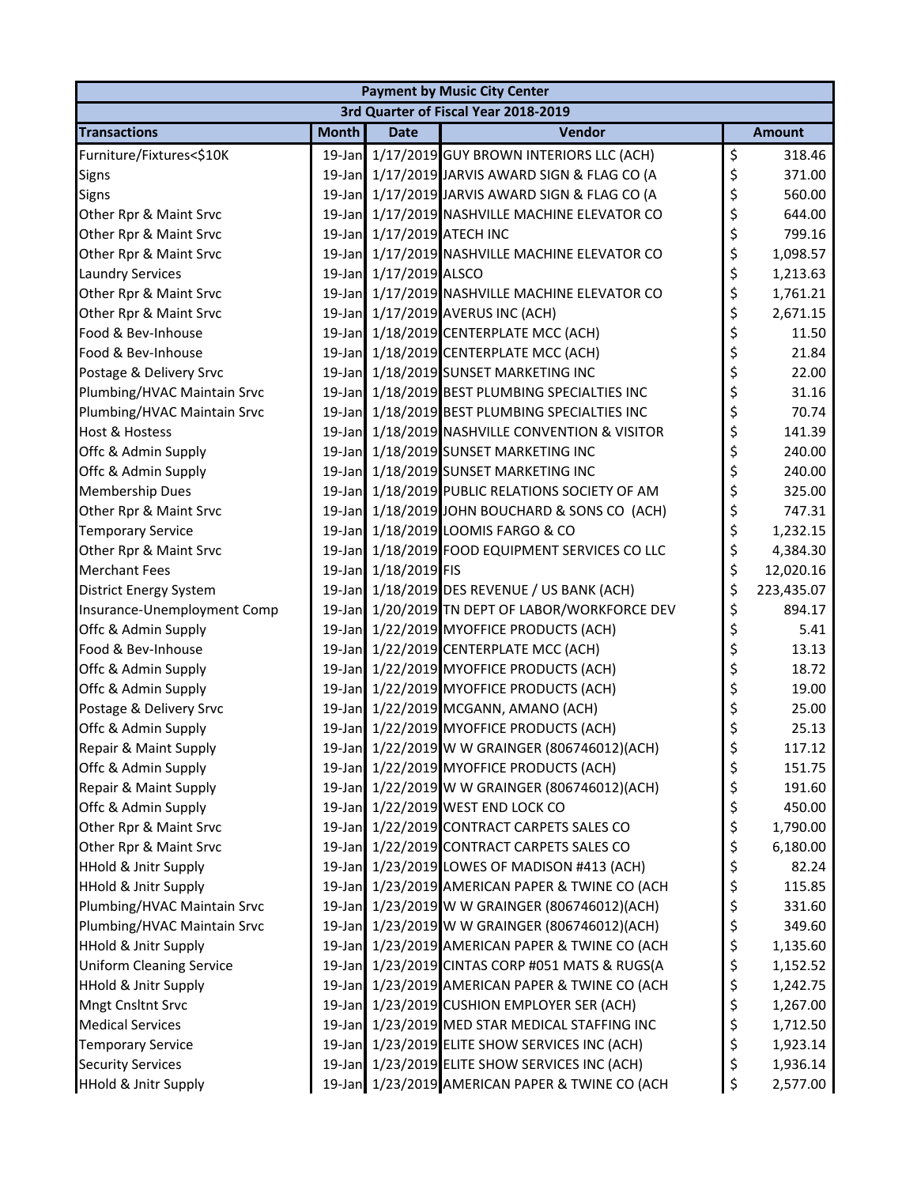| Payment by Music City Center | | | | |
|---|---|---|---|---|
| 3rd Quarter of Fiscal Year 2018-2019 | | | | |
| **Transactions** | **Month** | **Date** | **Vendor** | **Amount** |
| Furniture/Fixtures<$10K | 19-Jan | 1/17/2019 | GUY BROWN INTERIORS LLC (ACH) | $ 318.46 |
| Signs | 19-Jan | 1/17/2019 | JARVIS AWARD SIGN & FLAG CO (A | $ 371.00 |
| Signs | 19-Jan | 1/17/2019 | JARVIS AWARD SIGN & FLAG CO (A | $ 560.00 |
| Other Rpr & Maint Srvc | 19-Jan | 1/17/2019 | NASHVILLE MACHINE ELEVATOR CO | $ 644.00 |
| Other Rpr & Maint Srvc | 19-Jan | 1/17/2019 | ATECH INC | $ 799.16 |
| Other Rpr & Maint Srvc | 19-Jan | 1/17/2019 | NASHVILLE MACHINE ELEVATOR CO | $ 1,098.57 |
| Laundry Services | 19-Jan | 1/17/2019 | ALSCO | $ 1,213.63 |
| Other Rpr & Maint Srvc | 19-Jan | 1/17/2019 | NASHVILLE MACHINE ELEVATOR CO | $ 1,761.21 |
| Other Rpr & Maint Srvc | 19-Jan | 1/17/2019 | AVERUS INC (ACH) | $ 2,671.15 |
| Food & Bev-Inhouse | 19-Jan | 1/18/2019 | CENTERPLATE MCC (ACH) | $ 11.50 |
| Food & Bev-Inhouse | 19-Jan | 1/18/2019 | CENTERPLATE MCC (ACH) | $ 21.84 |
| Postage & Delivery Srvc | 19-Jan | 1/18/2019 | SUNSET MARKETING INC | $ 22.00 |
| Plumbing/HVAC Maintain Srvc | 19-Jan | 1/18/2019 | BEST PLUMBING SPECIALTIES INC | $ 31.16 |
| Plumbing/HVAC Maintain Srvc | 19-Jan | 1/18/2019 | BEST PLUMBING SPECIALTIES INC | $ 70.74 |
| Host & Hostess | 19-Jan | 1/18/2019 | NASHVILLE CONVENTION & VISITOR | $ 141.39 |
| Offc & Admin Supply | 19-Jan | 1/18/2019 | SUNSET MARKETING INC | $ 240.00 |
| Offc & Admin Supply | 19-Jan | 1/18/2019 | SUNSET MARKETING INC | $ 240.00 |
| Membership Dues | 19-Jan | 1/18/2019 | PUBLIC RELATIONS SOCIETY OF AM | $ 325.00 |
| Other Rpr & Maint Srvc | 19-Jan | 1/18/2019 | JOHN BOUCHARD & SONS CO (ACH) | $ 747.31 |
| Temporary Service | 19-Jan | 1/18/2019 | LOOMIS FARGO & CO | $ 1,232.15 |
| Other Rpr & Maint Srvc | 19-Jan | 1/18/2019 | FOOD EQUIPMENT SERVICES CO LLC | $ 4,384.30 |
| Merchant Fees | 19-Jan | 1/18/2019 | FIS | $ 12,020.16 |
| District Energy System | 19-Jan | 1/18/2019 | DES REVENUE / US BANK (ACH) | $ 223,435.07 |
| Insurance-Unemployment Comp | 19-Jan | 1/20/2019 | TN DEPT OF LABOR/WORKFORCE DEV | $ 894.17 |
| Offc & Admin Supply | 19-Jan | 1/22/2019 | MYOFFICE PRODUCTS (ACH) | $ 5.41 |
| Food & Bev-Inhouse | 19-Jan | 1/22/2019 | CENTERPLATE MCC (ACH) | $ 13.13 |
| Offc & Admin Supply | 19-Jan | 1/22/2019 | MYOFFICE PRODUCTS (ACH) | $ 18.72 |
| Offc & Admin Supply | 19-Jan | 1/22/2019 | MYOFFICE PRODUCTS (ACH) | $ 19.00 |
| Postage & Delivery Srvc | 19-Jan | 1/22/2019 | MCGANN, AMANO (ACH) | $ 25.00 |
| Offc & Admin Supply | 19-Jan | 1/22/2019 | MYOFFICE PRODUCTS (ACH) | $ 25.13 |
| Repair & Maint Supply | 19-Jan | 1/22/2019 | W W GRAINGER (806746012)(ACH) | $ 117.12 |
| Offc & Admin Supply | 19-Jan | 1/22/2019 | MYOFFICE PRODUCTS (ACH) | $ 151.75 |
| Repair & Maint Supply | 19-Jan | 1/22/2019 | W W GRAINGER (806746012)(ACH) | $ 191.60 |
| Offc & Admin Supply | 19-Jan | 1/22/2019 | WEST END LOCK CO | $ 450.00 |
| Other Rpr & Maint Srvc | 19-Jan | 1/22/2019 | CONTRACT CARPETS SALES CO | $ 1,790.00 |
| Other Rpr & Maint Srvc | 19-Jan | 1/22/2019 | CONTRACT CARPETS SALES CO | $ 6,180.00 |
| HHold & Jnitr Supply | 19-Jan | 1/23/2019 | LOWES OF MADISON #413 (ACH) | $ 82.24 |
| HHold & Jnitr Supply | 19-Jan | 1/23/2019 | AMERICAN PAPER & TWINE CO (ACH | $ 115.85 |
| Plumbing/HVAC Maintain Srvc | 19-Jan | 1/23/2019 | W W GRAINGER (806746012)(ACH) | $ 331.60 |
| Plumbing/HVAC Maintain Srvc | 19-Jan | 1/23/2019 | W W GRAINGER (806746012)(ACH) | $ 349.60 |
| HHold & Jnitr Supply | 19-Jan | 1/23/2019 | AMERICAN PAPER & TWINE CO (ACH | $ 1,135.60 |
| Uniform Cleaning Service | 19-Jan | 1/23/2019 | CINTAS CORP #051 MATS & RUGS(A | $ 1,152.52 |
| HHold & Jnitr Supply | 19-Jan | 1/23/2019 | AMERICAN PAPER & TWINE CO (ACH | $ 1,242.75 |
| Mngt Cnsltnt Srvc | 19-Jan | 1/23/2019 | CUSHION EMPLOYER SER (ACH) | $ 1,267.00 |
| Medical Services | 19-Jan | 1/23/2019 | MED STAR MEDICAL STAFFING INC | $ 1,712.50 |
| Temporary Service | 19-Jan | 1/23/2019 | ELITE SHOW SERVICES INC (ACH) | $ 1,923.14 |
| Security Services | 19-Jan | 1/23/2019 | ELITE SHOW SERVICES INC (ACH) | $ 1,936.14 |
| HHold & Jnitr Supply | 19-Jan | 1/23/2019 | AMERICAN PAPER & TWINE CO (ACH | $ 2,577.00 |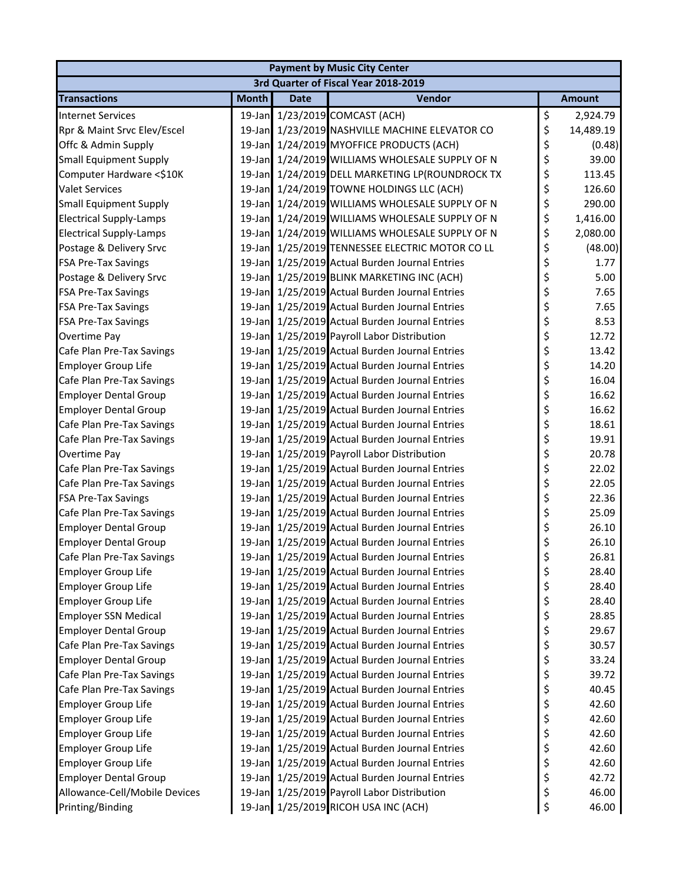| Payment by Music City Center | | | | |
|---|---|---|---|---|
| 3rd Quarter of Fiscal Year 2018-2019 | | | | |
| **Transactions** | **Month** | **Date** | **Vendor** | **Amount** |
| Internet Services | 19-Jan | 1/23/2019 | COMCAST (ACH) | $ 2,924.79 |
| Rpr & Maint Srvc Elev/Escel | 19-Jan | 1/23/2019 | NASHVILLE MACHINE ELEVATOR CO | $ 14,489.19 |
| Offc & Admin Supply | 19-Jan | 1/24/2019 | MYOFFICE PRODUCTS (ACH) | $ (0.48) |
| Small Equipment Supply | 19-Jan | 1/24/2019 | WILLIAMS WHOLESALE SUPPLY OF N | $ 39.00 |
| Computer Hardware <$10K | 19-Jan | 1/24/2019 | DELL MARKETING LP(ROUNDROCK TX | $ 113.45 |
| Valet Services | 19-Jan | 1/24/2019 | TOWNE HOLDINGS LLC (ACH) | $ 126.60 |
| Small Equipment Supply | 19-Jan | 1/24/2019 | WILLIAMS WHOLESALE SUPPLY OF N | $ 290.00 |
| Electrical Supply-Lamps | 19-Jan | 1/24/2019 | WILLIAMS WHOLESALE SUPPLY OF N | $ 1,416.00 |
| Electrical Supply-Lamps | 19-Jan | 1/24/2019 | WILLIAMS WHOLESALE SUPPLY OF N | $ 2,080.00 |
| Postage & Delivery Srvc | 19-Jan | 1/25/2019 | TENNESSEE ELECTRIC MOTOR CO LL | $ (48.00) |
| FSA Pre-Tax Savings | 19-Jan | 1/25/2019 | Actual Burden Journal Entries | $ 1.77 |
| Postage & Delivery Srvc | 19-Jan | 1/25/2019 | BLINK MARKETING INC (ACH) | $ 5.00 |
| FSA Pre-Tax Savings | 19-Jan | 1/25/2019 | Actual Burden Journal Entries | $ 7.65 |
| FSA Pre-Tax Savings | 19-Jan | 1/25/2019 | Actual Burden Journal Entries | $ 7.65 |
| FSA Pre-Tax Savings | 19-Jan | 1/25/2019 | Actual Burden Journal Entries | $ 8.53 |
| Overtime Pay | 19-Jan | 1/25/2019 | Payroll Labor Distribution | $ 12.72 |
| Cafe Plan Pre-Tax Savings | 19-Jan | 1/25/2019 | Actual Burden Journal Entries | $ 13.42 |
| Employer Group Life | 19-Jan | 1/25/2019 | Actual Burden Journal Entries | $ 14.20 |
| Cafe Plan Pre-Tax Savings | 19-Jan | 1/25/2019 | Actual Burden Journal Entries | $ 16.04 |
| Employer Dental Group | 19-Jan | 1/25/2019 | Actual Burden Journal Entries | $ 16.62 |
| Employer Dental Group | 19-Jan | 1/25/2019 | Actual Burden Journal Entries | $ 16.62 |
| Cafe Plan Pre-Tax Savings | 19-Jan | 1/25/2019 | Actual Burden Journal Entries | $ 18.61 |
| Cafe Plan Pre-Tax Savings | 19-Jan | 1/25/2019 | Actual Burden Journal Entries | $ 19.91 |
| Overtime Pay | 19-Jan | 1/25/2019 | Payroll Labor Distribution | $ 20.78 |
| Cafe Plan Pre-Tax Savings | 19-Jan | 1/25/2019 | Actual Burden Journal Entries | $ 22.02 |
| Cafe Plan Pre-Tax Savings | 19-Jan | 1/25/2019 | Actual Burden Journal Entries | $ 22.05 |
| FSA Pre-Tax Savings | 19-Jan | 1/25/2019 | Actual Burden Journal Entries | $ 22.36 |
| Cafe Plan Pre-Tax Savings | 19-Jan | 1/25/2019 | Actual Burden Journal Entries | $ 25.09 |
| Employer Dental Group | 19-Jan | 1/25/2019 | Actual Burden Journal Entries | $ 26.10 |
| Employer Dental Group | 19-Jan | 1/25/2019 | Actual Burden Journal Entries | $ 26.10 |
| Cafe Plan Pre-Tax Savings | 19-Jan | 1/25/2019 | Actual Burden Journal Entries | $ 26.81 |
| Employer Group Life | 19-Jan | 1/25/2019 | Actual Burden Journal Entries | $ 28.40 |
| Employer Group Life | 19-Jan | 1/25/2019 | Actual Burden Journal Entries | $ 28.40 |
| Employer Group Life | 19-Jan | 1/25/2019 | Actual Burden Journal Entries | $ 28.40 |
| Employer SSN Medical | 19-Jan | 1/25/2019 | Actual Burden Journal Entries | $ 28.85 |
| Employer Dental Group | 19-Jan | 1/25/2019 | Actual Burden Journal Entries | $ 29.67 |
| Cafe Plan Pre-Tax Savings | 19-Jan | 1/25/2019 | Actual Burden Journal Entries | $ 30.57 |
| Employer Dental Group | 19-Jan | 1/25/2019 | Actual Burden Journal Entries | $ 33.24 |
| Cafe Plan Pre-Tax Savings | 19-Jan | 1/25/2019 | Actual Burden Journal Entries | $ 39.72 |
| Cafe Plan Pre-Tax Savings | 19-Jan | 1/25/2019 | Actual Burden Journal Entries | $ 40.45 |
| Employer Group Life | 19-Jan | 1/25/2019 | Actual Burden Journal Entries | $ 42.60 |
| Employer Group Life | 19-Jan | 1/25/2019 | Actual Burden Journal Entries | $ 42.60 |
| Employer Group Life | 19-Jan | 1/25/2019 | Actual Burden Journal Entries | $ 42.60 |
| Employer Group Life | 19-Jan | 1/25/2019 | Actual Burden Journal Entries | $ 42.60 |
| Employer Group Life | 19-Jan | 1/25/2019 | Actual Burden Journal Entries | $ 42.60 |
| Employer Dental Group | 19-Jan | 1/25/2019 | Actual Burden Journal Entries | $ 42.72 |
| Allowance-Cell/Mobile Devices | 19-Jan | 1/25/2019 | Payroll Labor Distribution | $ 46.00 |
| Printing/Binding | 19-Jan | 1/25/2019 | RICOH USA INC (ACH) | $ 46.00 |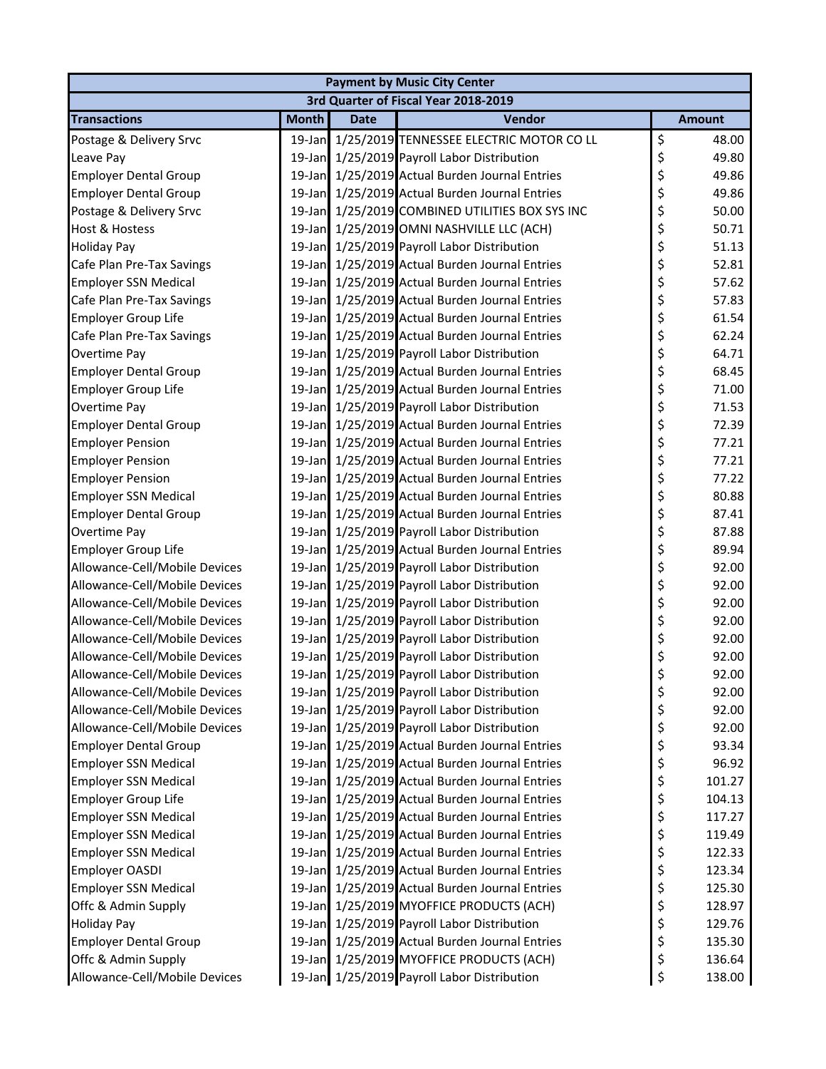| Payment by Music City Center | | | | |
|---|---|---|---|---|
| 3rd Quarter of Fiscal Year 2018-2019 | | | | |
| **Transactions** | **Month** | **Date** | **Vendor** | **Amount** |
| Postage & Delivery Srvc | 19-Jan | 1/25/2019 | TENNESSEE ELECTRIC MOTOR CO LL | $ 48.00 |
| Leave Pay | 19-Jan | 1/25/2019 | Payroll Labor Distribution | $ 49.80 |
| Employer Dental Group | 19-Jan | 1/25/2019 | Actual Burden Journal Entries | $ 49.86 |
| Employer Dental Group | 19-Jan | 1/25/2019 | Actual Burden Journal Entries | $ 49.86 |
| Postage & Delivery Srvc | 19-Jan | 1/25/2019 | COMBINED UTILITIES BOX SYS INC | $ 50.00 |
| Host & Hostess | 19-Jan | 1/25/2019 | OMNI NASHVILLE LLC (ACH) | $ 50.71 |
| Holiday Pay | 19-Jan | 1/25/2019 | Payroll Labor Distribution | $ 51.13 |
| Cafe Plan Pre-Tax Savings | 19-Jan | 1/25/2019 | Actual Burden Journal Entries | $ 52.81 |
| Employer SSN Medical | 19-Jan | 1/25/2019 | Actual Burden Journal Entries | $ 57.62 |
| Cafe Plan Pre-Tax Savings | 19-Jan | 1/25/2019 | Actual Burden Journal Entries | $ 57.83 |
| Employer Group Life | 19-Jan | 1/25/2019 | Actual Burden Journal Entries | $ 61.54 |
| Cafe Plan Pre-Tax Savings | 19-Jan | 1/25/2019 | Actual Burden Journal Entries | $ 62.24 |
| Overtime Pay | 19-Jan | 1/25/2019 | Payroll Labor Distribution | $ 64.71 |
| Employer Dental Group | 19-Jan | 1/25/2019 | Actual Burden Journal Entries | $ 68.45 |
| Employer Group Life | 19-Jan | 1/25/2019 | Actual Burden Journal Entries | $ 71.00 |
| Overtime Pay | 19-Jan | 1/25/2019 | Payroll Labor Distribution | $ 71.53 |
| Employer Dental Group | 19-Jan | 1/25/2019 | Actual Burden Journal Entries | $ 72.39 |
| Employer Pension | 19-Jan | 1/25/2019 | Actual Burden Journal Entries | $ 77.21 |
| Employer Pension | 19-Jan | 1/25/2019 | Actual Burden Journal Entries | $ 77.21 |
| Employer Pension | 19-Jan | 1/25/2019 | Actual Burden Journal Entries | $ 77.22 |
| Employer SSN Medical | 19-Jan | 1/25/2019 | Actual Burden Journal Entries | $ 80.88 |
| Employer Dental Group | 19-Jan | 1/25/2019 | Actual Burden Journal Entries | $ 87.41 |
| Overtime Pay | 19-Jan | 1/25/2019 | Payroll Labor Distribution | $ 87.88 |
| Employer Group Life | 19-Jan | 1/25/2019 | Actual Burden Journal Entries | $ 89.94 |
| Allowance-Cell/Mobile Devices | 19-Jan | 1/25/2019 | Payroll Labor Distribution | $ 92.00 |
| Allowance-Cell/Mobile Devices | 19-Jan | 1/25/2019 | Payroll Labor Distribution | $ 92.00 |
| Allowance-Cell/Mobile Devices | 19-Jan | 1/25/2019 | Payroll Labor Distribution | $ 92.00 |
| Allowance-Cell/Mobile Devices | 19-Jan | 1/25/2019 | Payroll Labor Distribution | $ 92.00 |
| Allowance-Cell/Mobile Devices | 19-Jan | 1/25/2019 | Payroll Labor Distribution | $ 92.00 |
| Allowance-Cell/Mobile Devices | 19-Jan | 1/25/2019 | Payroll Labor Distribution | $ 92.00 |
| Allowance-Cell/Mobile Devices | 19-Jan | 1/25/2019 | Payroll Labor Distribution | $ 92.00 |
| Allowance-Cell/Mobile Devices | 19-Jan | 1/25/2019 | Payroll Labor Distribution | $ 92.00 |
| Allowance-Cell/Mobile Devices | 19-Jan | 1/25/2019 | Payroll Labor Distribution | $ 92.00 |
| Allowance-Cell/Mobile Devices | 19-Jan | 1/25/2019 | Payroll Labor Distribution | $ 92.00 |
| Employer Dental Group | 19-Jan | 1/25/2019 | Actual Burden Journal Entries | $ 93.34 |
| Employer SSN Medical | 19-Jan | 1/25/2019 | Actual Burden Journal Entries | $ 96.92 |
| Employer SSN Medical | 19-Jan | 1/25/2019 | Actual Burden Journal Entries | $ 101.27 |
| Employer Group Life | 19-Jan | 1/25/2019 | Actual Burden Journal Entries | $ 104.13 |
| Employer SSN Medical | 19-Jan | 1/25/2019 | Actual Burden Journal Entries | $ 117.27 |
| Employer SSN Medical | 19-Jan | 1/25/2019 | Actual Burden Journal Entries | $ 119.49 |
| Employer SSN Medical | 19-Jan | 1/25/2019 | Actual Burden Journal Entries | $ 122.33 |
| Employer OASDI | 19-Jan | 1/25/2019 | Actual Burden Journal Entries | $ 123.34 |
| Employer SSN Medical | 19-Jan | 1/25/2019 | Actual Burden Journal Entries | $ 125.30 |
| Offc & Admin Supply | 19-Jan | 1/25/2019 | MYOFFICE PRODUCTS (ACH) | $ 128.97 |
| Holiday Pay | 19-Jan | 1/25/2019 | Payroll Labor Distribution | $ 129.76 |
| Employer Dental Group | 19-Jan | 1/25/2019 | Actual Burden Journal Entries | $ 135.30 |
| Offc & Admin Supply | 19-Jan | 1/25/2019 | MYOFFICE PRODUCTS (ACH) | $ 136.64 |
| Allowance-Cell/Mobile Devices | 19-Jan | 1/25/2019 | Payroll Labor Distribution | $ 138.00 |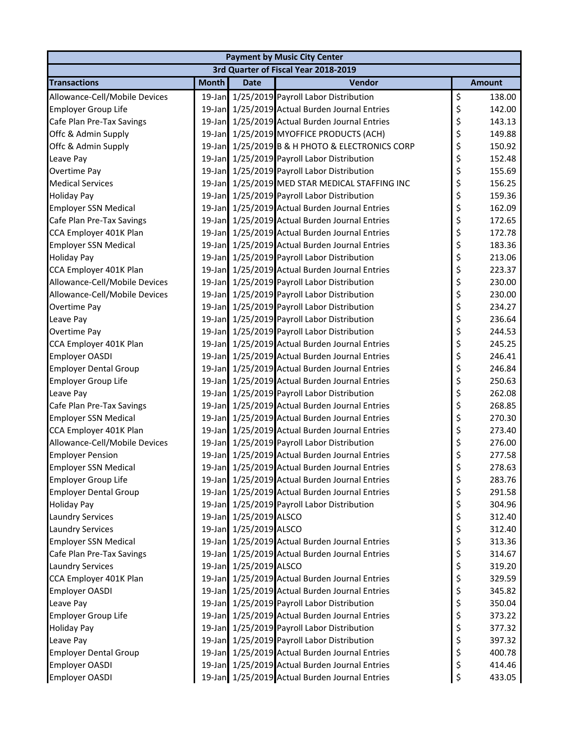| Payment by Music City Center | | | | |
|---|---|---|---|---|
| 3rd Quarter of Fiscal Year 2018-2019 | | | | |
| **Transactions** | **Month** | **Date** | **Vendor** | **Amount** |
| Allowance-Cell/Mobile Devices | 19-Jan | 1/25/2019 | Payroll Labor Distribution | $ 138.00 |
| Employer Group Life | 19-Jan | 1/25/2019 | Actual Burden Journal Entries | $ 142.00 |
| Cafe Plan Pre-Tax Savings | 19-Jan | 1/25/2019 | Actual Burden Journal Entries | $ 143.13 |
| Offc & Admin Supply | 19-Jan | 1/25/2019 | MYOFFICE PRODUCTS (ACH) | $ 149.88 |
| Offc & Admin Supply | 19-Jan | 1/25/2019 | B & H PHOTO & ELECTRONICS CORP | $ 150.92 |
| Leave Pay | 19-Jan | 1/25/2019 | Payroll Labor Distribution | $ 152.48 |
| Overtime Pay | 19-Jan | 1/25/2019 | Payroll Labor Distribution | $ 155.69 |
| Medical Services | 19-Jan | 1/25/2019 | MED STAR MEDICAL STAFFING INC | $ 156.25 |
| Holiday Pay | 19-Jan | 1/25/2019 | Payroll Labor Distribution | $ 159.36 |
| Employer SSN Medical | 19-Jan | 1/25/2019 | Actual Burden Journal Entries | $ 162.09 |
| Cafe Plan Pre-Tax Savings | 19-Jan | 1/25/2019 | Actual Burden Journal Entries | $ 172.65 |
| CCA Employer 401K Plan | 19-Jan | 1/25/2019 | Actual Burden Journal Entries | $ 172.78 |
| Employer SSN Medical | 19-Jan | 1/25/2019 | Actual Burden Journal Entries | $ 183.36 |
| Holiday Pay | 19-Jan | 1/25/2019 | Payroll Labor Distribution | $ 213.06 |
| CCA Employer 401K Plan | 19-Jan | 1/25/2019 | Actual Burden Journal Entries | $ 223.37 |
| Allowance-Cell/Mobile Devices | 19-Jan | 1/25/2019 | Payroll Labor Distribution | $ 230.00 |
| Allowance-Cell/Mobile Devices | 19-Jan | 1/25/2019 | Payroll Labor Distribution | $ 230.00 |
| Overtime Pay | 19-Jan | 1/25/2019 | Payroll Labor Distribution | $ 234.27 |
| Leave Pay | 19-Jan | 1/25/2019 | Payroll Labor Distribution | $ 236.64 |
| Overtime Pay | 19-Jan | 1/25/2019 | Payroll Labor Distribution | $ 244.53 |
| CCA Employer 401K Plan | 19-Jan | 1/25/2019 | Actual Burden Journal Entries | $ 245.25 |
| Employer OASDI | 19-Jan | 1/25/2019 | Actual Burden Journal Entries | $ 246.41 |
| Employer Dental Group | 19-Jan | 1/25/2019 | Actual Burden Journal Entries | $ 246.84 |
| Employer Group Life | 19-Jan | 1/25/2019 | Actual Burden Journal Entries | $ 250.63 |
| Leave Pay | 19-Jan | 1/25/2019 | Payroll Labor Distribution | $ 262.08 |
| Cafe Plan Pre-Tax Savings | 19-Jan | 1/25/2019 | Actual Burden Journal Entries | $ 268.85 |
| Employer SSN Medical | 19-Jan | 1/25/2019 | Actual Burden Journal Entries | $ 270.30 |
| CCA Employer 401K Plan | 19-Jan | 1/25/2019 | Actual Burden Journal Entries | $ 273.40 |
| Allowance-Cell/Mobile Devices | 19-Jan | 1/25/2019 | Payroll Labor Distribution | $ 276.00 |
| Employer Pension | 19-Jan | 1/25/2019 | Actual Burden Journal Entries | $ 277.58 |
| Employer SSN Medical | 19-Jan | 1/25/2019 | Actual Burden Journal Entries | $ 278.63 |
| Employer Group Life | 19-Jan | 1/25/2019 | Actual Burden Journal Entries | $ 283.76 |
| Employer Dental Group | 19-Jan | 1/25/2019 | Actual Burden Journal Entries | $ 291.58 |
| Holiday Pay | 19-Jan | 1/25/2019 | Payroll Labor Distribution | $ 304.96 |
| Laundry Services | 19-Jan | 1/25/2019 | ALSCO | $ 312.40 |
| Laundry Services | 19-Jan | 1/25/2019 | ALSCO | $ 312.40 |
| Employer SSN Medical | 19-Jan | 1/25/2019 | Actual Burden Journal Entries | $ 313.36 |
| Cafe Plan Pre-Tax Savings | 19-Jan | 1/25/2019 | Actual Burden Journal Entries | $ 314.67 |
| Laundry Services | 19-Jan | 1/25/2019 | ALSCO | $ 319.20 |
| CCA Employer 401K Plan | 19-Jan | 1/25/2019 | Actual Burden Journal Entries | $ 329.59 |
| Employer OASDI | 19-Jan | 1/25/2019 | Actual Burden Journal Entries | $ 345.82 |
| Leave Pay | 19-Jan | 1/25/2019 | Payroll Labor Distribution | $ 350.04 |
| Employer Group Life | 19-Jan | 1/25/2019 | Actual Burden Journal Entries | $ 373.22 |
| Holiday Pay | 19-Jan | 1/25/2019 | Payroll Labor Distribution | $ 377.32 |
| Leave Pay | 19-Jan | 1/25/2019 | Payroll Labor Distribution | $ 397.32 |
| Employer Dental Group | 19-Jan | 1/25/2019 | Actual Burden Journal Entries | $ 400.78 |
| Employer OASDI | 19-Jan | 1/25/2019 | Actual Burden Journal Entries | $ 414.46 |
| Employer OASDI | 19-Jan | 1/25/2019 | Actual Burden Journal Entries | $ 433.05 |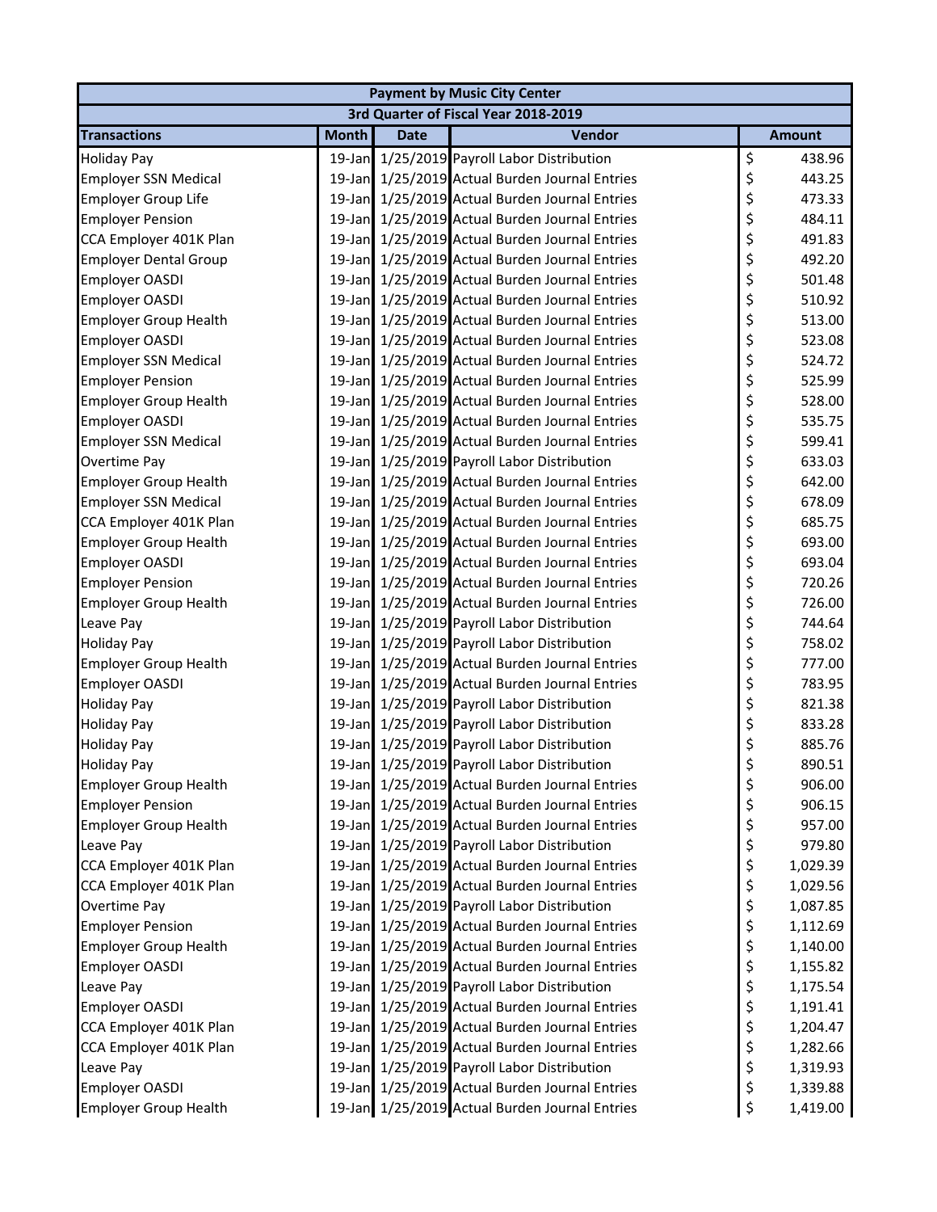| Payment by Music City Center | | | | |
|---|---|---|---|---|
| 3rd Quarter of Fiscal Year 2018-2019 | | | | |
| **Transactions** | **Month** | **Date** | **Vendor** | **Amount** |
| Holiday Pay | 19-Jan | 1/25/2019 | Payroll Labor Distribution | $ 438.96 |
| Employer SSN Medical | 19-Jan | 1/25/2019 | Actual Burden Journal Entries | $ 443.25 |
| Employer Group Life | 19-Jan | 1/25/2019 | Actual Burden Journal Entries | $ 473.33 |
| Employer Pension | 19-Jan | 1/25/2019 | Actual Burden Journal Entries | $ 484.11 |
| CCA Employer 401K Plan | 19-Jan | 1/25/2019 | Actual Burden Journal Entries | $ 491.83 |
| Employer Dental Group | 19-Jan | 1/25/2019 | Actual Burden Journal Entries | $ 492.20 |
| Employer OASDI | 19-Jan | 1/25/2019 | Actual Burden Journal Entries | $ 501.48 |
| Employer OASDI | 19-Jan | 1/25/2019 | Actual Burden Journal Entries | $ 510.92 |
| Employer Group Health | 19-Jan | 1/25/2019 | Actual Burden Journal Entries | $ 513.00 |
| Employer OASDI | 19-Jan | 1/25/2019 | Actual Burden Journal Entries | $ 523.08 |
| Employer SSN Medical | 19-Jan | 1/25/2019 | Actual Burden Journal Entries | $ 524.72 |
| Employer Pension | 19-Jan | 1/25/2019 | Actual Burden Journal Entries | $ 525.99 |
| Employer Group Health | 19-Jan | 1/25/2019 | Actual Burden Journal Entries | $ 528.00 |
| Employer OASDI | 19-Jan | 1/25/2019 | Actual Burden Journal Entries | $ 535.75 |
| Employer SSN Medical | 19-Jan | 1/25/2019 | Actual Burden Journal Entries | $ 599.41 |
| Overtime Pay | 19-Jan | 1/25/2019 | Payroll Labor Distribution | $ 633.03 |
| Employer Group Health | 19-Jan | 1/25/2019 | Actual Burden Journal Entries | $ 642.00 |
| Employer SSN Medical | 19-Jan | 1/25/2019 | Actual Burden Journal Entries | $ 678.09 |
| CCA Employer 401K Plan | 19-Jan | 1/25/2019 | Actual Burden Journal Entries | $ 685.75 |
| Employer Group Health | 19-Jan | 1/25/2019 | Actual Burden Journal Entries | $ 693.00 |
| Employer OASDI | 19-Jan | 1/25/2019 | Actual Burden Journal Entries | $ 693.04 |
| Employer Pension | 19-Jan | 1/25/2019 | Actual Burden Journal Entries | $ 720.26 |
| Employer Group Health | 19-Jan | 1/25/2019 | Actual Burden Journal Entries | $ 726.00 |
| Leave Pay | 19-Jan | 1/25/2019 | Payroll Labor Distribution | $ 744.64 |
| Holiday Pay | 19-Jan | 1/25/2019 | Payroll Labor Distribution | $ 758.02 |
| Employer Group Health | 19-Jan | 1/25/2019 | Actual Burden Journal Entries | $ 777.00 |
| Employer OASDI | 19-Jan | 1/25/2019 | Actual Burden Journal Entries | $ 783.95 |
| Holiday Pay | 19-Jan | 1/25/2019 | Payroll Labor Distribution | $ 821.38 |
| Holiday Pay | 19-Jan | 1/25/2019 | Payroll Labor Distribution | $ 833.28 |
| Holiday Pay | 19-Jan | 1/25/2019 | Payroll Labor Distribution | $ 885.76 |
| Holiday Pay | 19-Jan | 1/25/2019 | Payroll Labor Distribution | $ 890.51 |
| Employer Group Health | 19-Jan | 1/25/2019 | Actual Burden Journal Entries | $ 906.00 |
| Employer Pension | 19-Jan | 1/25/2019 | Actual Burden Journal Entries | $ 906.15 |
| Employer Group Health | 19-Jan | 1/25/2019 | Actual Burden Journal Entries | $ 957.00 |
| Leave Pay | 19-Jan | 1/25/2019 | Payroll Labor Distribution | $ 979.80 |
| CCA Employer 401K Plan | 19-Jan | 1/25/2019 | Actual Burden Journal Entries | $ 1,029.39 |
| CCA Employer 401K Plan | 19-Jan | 1/25/2019 | Actual Burden Journal Entries | $ 1,029.56 |
| Overtime Pay | 19-Jan | 1/25/2019 | Payroll Labor Distribution | $ 1,087.85 |
| Employer Pension | 19-Jan | 1/25/2019 | Actual Burden Journal Entries | $ 1,112.69 |
| Employer Group Health | 19-Jan | 1/25/2019 | Actual Burden Journal Entries | $ 1,140.00 |
| Employer OASDI | 19-Jan | 1/25/2019 | Actual Burden Journal Entries | $ 1,155.82 |
| Leave Pay | 19-Jan | 1/25/2019 | Payroll Labor Distribution | $ 1,175.54 |
| Employer OASDI | 19-Jan | 1/25/2019 | Actual Burden Journal Entries | $ 1,191.41 |
| CCA Employer 401K Plan | 19-Jan | 1/25/2019 | Actual Burden Journal Entries | $ 1,204.47 |
| CCA Employer 401K Plan | 19-Jan | 1/25/2019 | Actual Burden Journal Entries | $ 1,282.66 |
| Leave Pay | 19-Jan | 1/25/2019 | Payroll Labor Distribution | $ 1,319.93 |
| Employer OASDI | 19-Jan | 1/25/2019 | Actual Burden Journal Entries | $ 1,339.88 |
| Employer Group Health | 19-Jan | 1/25/2019 | Actual Burden Journal Entries | $ 1,419.00 |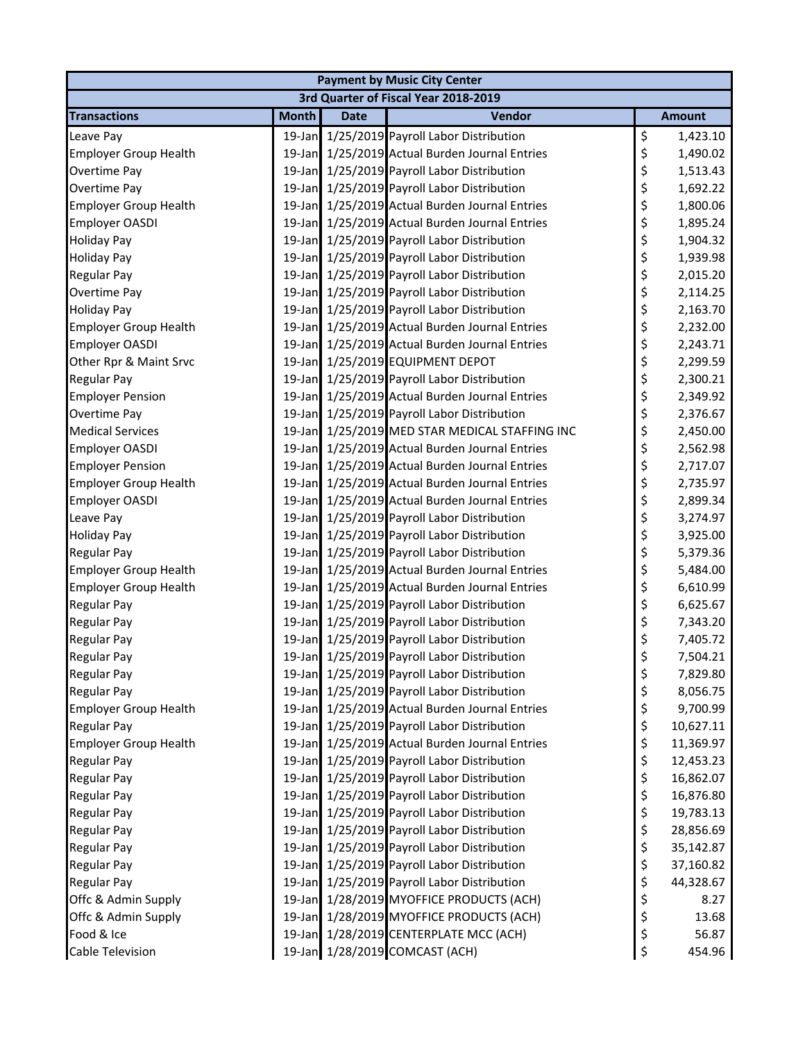| Payment by Music City Center | | | | |
|---|---|---|---|---|
| 3rd Quarter of Fiscal Year 2018-2019 | | | | |
| Transactions | Month | Date | Vendor | Amount |
| Leave Pay | 19-Jan | 1/25/2019 | Payroll Labor Distribution | $ 1,423.10 |
| Employer Group Health | 19-Jan | 1/25/2019 | Actual Burden Journal Entries | $ 1,490.02 |
| Overtime Pay | 19-Jan | 1/25/2019 | Payroll Labor Distribution | $ 1,513.43 |
| Overtime Pay | 19-Jan | 1/25/2019 | Payroll Labor Distribution | $ 1,692.22 |
| Employer Group Health | 19-Jan | 1/25/2019 | Actual Burden Journal Entries | $ 1,800.06 |
| Employer OASDI | 19-Jan | 1/25/2019 | Actual Burden Journal Entries | $ 1,895.24 |
| Holiday Pay | 19-Jan | 1/25/2019 | Payroll Labor Distribution | $ 1,904.32 |
| Holiday Pay | 19-Jan | 1/25/2019 | Payroll Labor Distribution | $ 1,939.98 |
| Regular Pay | 19-Jan | 1/25/2019 | Payroll Labor Distribution | $ 2,015.20 |
| Overtime Pay | 19-Jan | 1/25/2019 | Payroll Labor Distribution | $ 2,114.25 |
| Holiday Pay | 19-Jan | 1/25/2019 | Payroll Labor Distribution | $ 2,163.70 |
| Employer Group Health | 19-Jan | 1/25/2019 | Actual Burden Journal Entries | $ 2,232.00 |
| Employer OASDI | 19-Jan | 1/25/2019 | Actual Burden Journal Entries | $ 2,243.71 |
| Other Rpr & Maint Srvc | 19-Jan | 1/25/2019 | EQUIPMENT DEPOT | $ 2,299.59 |
| Regular Pay | 19-Jan | 1/25/2019 | Payroll Labor Distribution | $ 2,300.21 |
| Employer Pension | 19-Jan | 1/25/2019 | Actual Burden Journal Entries | $ 2,349.92 |
| Overtime Pay | 19-Jan | 1/25/2019 | Payroll Labor Distribution | $ 2,376.67 |
| Medical Services | 19-Jan | 1/25/2019 | MED STAR MEDICAL STAFFING INC | $ 2,450.00 |
| Employer OASDI | 19-Jan | 1/25/2019 | Actual Burden Journal Entries | $ 2,562.98 |
| Employer Pension | 19-Jan | 1/25/2019 | Actual Burden Journal Entries | $ 2,717.07 |
| Employer Group Health | 19-Jan | 1/25/2019 | Actual Burden Journal Entries | $ 2,735.97 |
| Employer OASDI | 19-Jan | 1/25/2019 | Actual Burden Journal Entries | $ 2,899.34 |
| Leave Pay | 19-Jan | 1/25/2019 | Payroll Labor Distribution | $ 3,274.97 |
| Holiday Pay | 19-Jan | 1/25/2019 | Payroll Labor Distribution | $ 3,925.00 |
| Regular Pay | 19-Jan | 1/25/2019 | Payroll Labor Distribution | $ 5,379.36 |
| Employer Group Health | 19-Jan | 1/25/2019 | Actual Burden Journal Entries | $ 5,484.00 |
| Employer Group Health | 19-Jan | 1/25/2019 | Actual Burden Journal Entries | $ 6,610.99 |
| Regular Pay | 19-Jan | 1/25/2019 | Payroll Labor Distribution | $ 6,625.67 |
| Regular Pay | 19-Jan | 1/25/2019 | Payroll Labor Distribution | $ 7,343.20 |
| Regular Pay | 19-Jan | 1/25/2019 | Payroll Labor Distribution | $ 7,405.72 |
| Regular Pay | 19-Jan | 1/25/2019 | Payroll Labor Distribution | $ 7,504.21 |
| Regular Pay | 19-Jan | 1/25/2019 | Payroll Labor Distribution | $ 7,829.80 |
| Regular Pay | 19-Jan | 1/25/2019 | Payroll Labor Distribution | $ 8,056.75 |
| Employer Group Health | 19-Jan | 1/25/2019 | Actual Burden Journal Entries | $ 9,700.99 |
| Regular Pay | 19-Jan | 1/25/2019 | Payroll Labor Distribution | $ 10,627.11 |
| Employer Group Health | 19-Jan | 1/25/2019 | Actual Burden Journal Entries | $ 11,369.97 |
| Regular Pay | 19-Jan | 1/25/2019 | Payroll Labor Distribution | $ 12,453.23 |
| Regular Pay | 19-Jan | 1/25/2019 | Payroll Labor Distribution | $ 16,862.07 |
| Regular Pay | 19-Jan | 1/25/2019 | Payroll Labor Distribution | $ 16,876.80 |
| Regular Pay | 19-Jan | 1/25/2019 | Payroll Labor Distribution | $ 19,783.13 |
| Regular Pay | 19-Jan | 1/25/2019 | Payroll Labor Distribution | $ 28,856.69 |
| Regular Pay | 19-Jan | 1/25/2019 | Payroll Labor Distribution | $ 35,142.87 |
| Regular Pay | 19-Jan | 1/25/2019 | Payroll Labor Distribution | $ 37,160.82 |
| Regular Pay | 19-Jan | 1/25/2019 | Payroll Labor Distribution | $ 44,328.67 |
| Offc & Admin Supply | 19-Jan | 1/28/2019 | MYOFFICE PRODUCTS (ACH) | $ 8.27 |
| Offc & Admin Supply | 19-Jan | 1/28/2019 | MYOFFICE PRODUCTS (ACH) | $ 13.68 |
| Food & Ice | 19-Jan | 1/28/2019 | CENTERPLATE MCC (ACH) | $ 56.87 |
| Cable Television | 19-Jan | 1/28/2019 | COMCAST (ACH) | $ 454.96 |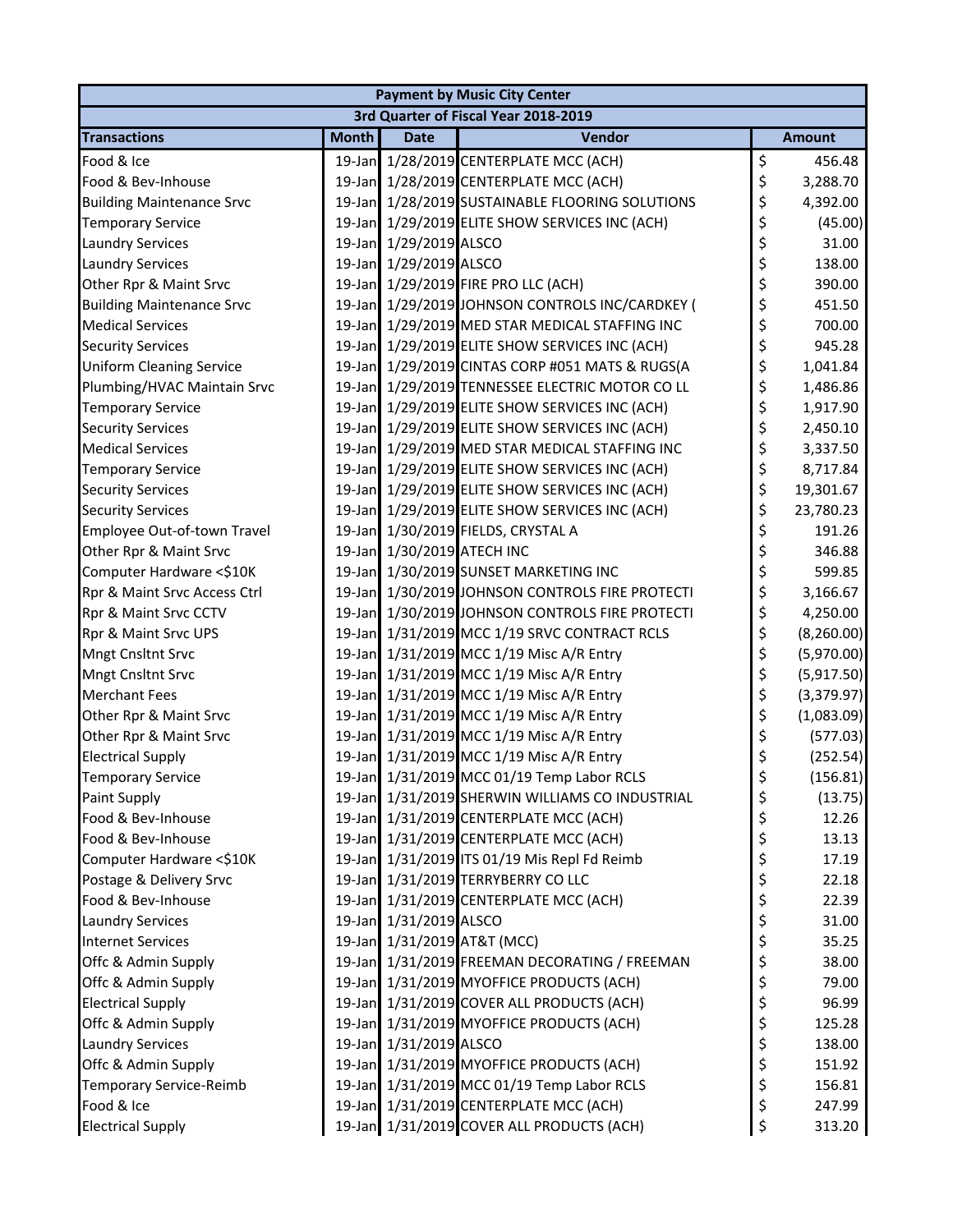| Payment by Music City Center | | | | |
|---|---|---|---|---|
| 3rd Quarter of Fiscal Year 2018-2019 | | | | |
| **Transactions** | **Month** | **Date** | **Vendor** | **Amount** |
| Food & Ice | 19-Jan | 1/28/2019 | CENTERPLATE MCC (ACH) | $ 456.48 |
| Food & Bev-Inhouse | 19-Jan | 1/28/2019 | CENTERPLATE MCC (ACH) | $ 3,288.70 |
| Building Maintenance Srvc | 19-Jan | 1/28/2019 | SUSTAINABLE FLOORING SOLUTIONS | $ 4,392.00 |
| Temporary Service | 19-Jan | 1/29/2019 | ELITE SHOW SERVICES INC (ACH) | $ (45.00) |
| Laundry Services | 19-Jan | 1/29/2019 | ALSCO | $ 31.00 |
| Laundry Services | 19-Jan | 1/29/2019 | ALSCO | $ 138.00 |
| Other Rpr & Maint Srvc | 19-Jan | 1/29/2019 | FIRE PRO LLC (ACH) | $ 390.00 |
| Building Maintenance Srvc | 19-Jan | 1/29/2019 | JOHNSON CONTROLS INC/CARDKEY ( | $ 451.50 |
| Medical Services | 19-Jan | 1/29/2019 | MED STAR MEDICAL STAFFING INC | $ 700.00 |
| Security Services | 19-Jan | 1/29/2019 | ELITE SHOW SERVICES INC (ACH) | $ 945.28 |
| Uniform Cleaning Service | 19-Jan | 1/29/2019 | CINTAS CORP #051 MATS & RUGS(A | $ 1,041.84 |
| Plumbing/HVAC Maintain Srvc | 19-Jan | 1/29/2019 | TENNESSEE ELECTRIC MOTOR CO LL | $ 1,486.86 |
| Temporary Service | 19-Jan | 1/29/2019 | ELITE SHOW SERVICES INC (ACH) | $ 1,917.90 |
| Security Services | 19-Jan | 1/29/2019 | ELITE SHOW SERVICES INC (ACH) | $ 2,450.10 |
| Medical Services | 19-Jan | 1/29/2019 | MED STAR MEDICAL STAFFING INC | $ 3,337.50 |
| Temporary Service | 19-Jan | 1/29/2019 | ELITE SHOW SERVICES INC (ACH) | $ 8,717.84 |
| Security Services | 19-Jan | 1/29/2019 | ELITE SHOW SERVICES INC (ACH) | $ 19,301.67 |
| Security Services | 19-Jan | 1/29/2019 | ELITE SHOW SERVICES INC (ACH) | $ 23,780.23 |
| Employee Out-of-town Travel | 19-Jan | 1/30/2019 | FIELDS, CRYSTAL A | $ 191.26 |
| Other Rpr & Maint Srvc | 19-Jan | 1/30/2019 | ATECH INC | $ 346.88 |
| Computer Hardware <$10K | 19-Jan | 1/30/2019 | SUNSET MARKETING INC | $ 599.85 |
| Rpr & Maint Srvc Access Ctrl | 19-Jan | 1/30/2019 | JOHNSON CONTROLS FIRE PROTECTI | $ 3,166.67 |
| Rpr & Maint Srvc CCTV | 19-Jan | 1/30/2019 | JOHNSON CONTROLS FIRE PROTECTI | $ 4,250.00 |
| Rpr & Maint Srvc UPS | 19-Jan | 1/31/2019 | MCC 1/19 SRVC CONTRACT RCLS | $ (8,260.00) |
| Mngt Cnsltnt Srvc | 19-Jan | 1/31/2019 | MCC 1/19 Misc A/R Entry | $ (5,970.00) |
| Mngt Cnsltnt Srvc | 19-Jan | 1/31/2019 | MCC 1/19 Misc A/R Entry | $ (5,917.50) |
| Merchant Fees | 19-Jan | 1/31/2019 | MCC 1/19 Misc A/R Entry | $ (3,379.97) |
| Other Rpr & Maint Srvc | 19-Jan | 1/31/2019 | MCC 1/19 Misc A/R Entry | $ (1,083.09) |
| Other Rpr & Maint Srvc | 19-Jan | 1/31/2019 | MCC 1/19 Misc A/R Entry | $ (577.03) |
| Electrical Supply | 19-Jan | 1/31/2019 | MCC 1/19 Misc A/R Entry | $ (252.54) |
| Temporary Service | 19-Jan | 1/31/2019 | MCC 01/19 Temp Labor RCLS | $ (156.81) |
| Paint Supply | 19-Jan | 1/31/2019 | SHERWIN WILLIAMS CO INDUSTRIAL | $ (13.75) |
| Food & Bev-Inhouse | 19-Jan | 1/31/2019 | CENTERPLATE MCC (ACH) | $ 12.26 |
| Food & Bev-Inhouse | 19-Jan | 1/31/2019 | CENTERPLATE MCC (ACH) | $ 13.13 |
| Computer Hardware <$10K | 19-Jan | 1/31/2019 | ITS 01/19 Mis Repl Fd Reimb | $ 17.19 |
| Postage & Delivery Srvc | 19-Jan | 1/31/2019 | TERRYBERRY CO LLC | $ 22.18 |
| Food & Bev-Inhouse | 19-Jan | 1/31/2019 | CENTERPLATE MCC (ACH) | $ 22.39 |
| Laundry Services | 19-Jan | 1/31/2019 | ALSCO | $ 31.00 |
| Internet Services | 19-Jan | 1/31/2019 | AT&T (MCC) | $ 35.25 |
| Offc & Admin Supply | 19-Jan | 1/31/2019 | FREEMAN DECORATING / FREEMAN | $ 38.00 |
| Offc & Admin Supply | 19-Jan | 1/31/2019 | MYOFFICE PRODUCTS (ACH) | $ 79.00 |
| Electrical Supply | 19-Jan | 1/31/2019 | COVER ALL PRODUCTS (ACH) | $ 96.99 |
| Offc & Admin Supply | 19-Jan | 1/31/2019 | MYOFFICE PRODUCTS (ACH) | $ 125.28 |
| Laundry Services | 19-Jan | 1/31/2019 | ALSCO | $ 138.00 |
| Offc & Admin Supply | 19-Jan | 1/31/2019 | MYOFFICE PRODUCTS (ACH) | $ 151.92 |
| Temporary Service-Reimb | 19-Jan | 1/31/2019 | MCC 01/19 Temp Labor RCLS | $ 156.81 |
| Food & Ice | 19-Jan | 1/31/2019 | CENTERPLATE MCC (ACH) | $ 247.99 |
| Electrical Supply | 19-Jan | 1/31/2019 | COVER ALL PRODUCTS (ACH) | $ 313.20 |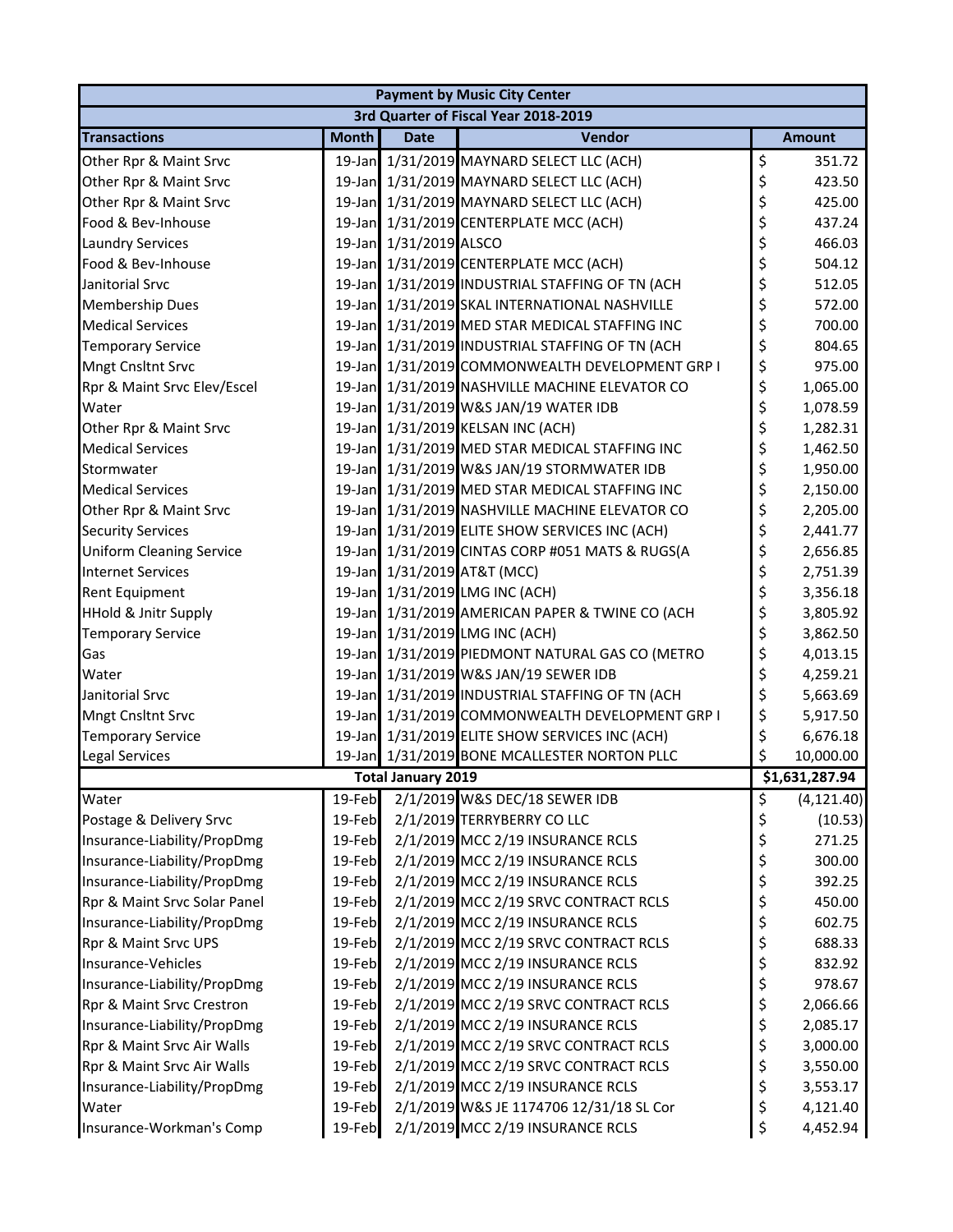| Payment by Music City Center | | | | |
|---|---|---|---|---|
| 3rd Quarter of Fiscal Year 2018-2019 | | | | |
| **Transactions** | **Month** | **Date** | **Vendor** | **Amount** |
| Other Rpr & Maint Srvc | 19-Jan | 1/31/2019 | MAYNARD SELECT LLC (ACH) | $ 351.72 |
| Other Rpr & Maint Srvc | 19-Jan | 1/31/2019 | MAYNARD SELECT LLC (ACH) | $ 423.50 |
| Other Rpr & Maint Srvc | 19-Jan | 1/31/2019 | MAYNARD SELECT LLC (ACH) | $ 425.00 |
| Food & Bev-Inhouse | 19-Jan | 1/31/2019 | CENTERPLATE MCC (ACH) | $ 437.24 |
| Laundry Services | 19-Jan | 1/31/2019 | ALSCO | $ 466.03 |
| Food & Bev-Inhouse | 19-Jan | 1/31/2019 | CENTERPLATE MCC (ACH) | $ 504.12 |
| Janitorial Srvc | 19-Jan | 1/31/2019 | INDUSTRIAL STAFFING OF TN (ACH | $ 512.05 |
| Membership Dues | 19-Jan | 1/31/2019 | SKAL INTERNATIONAL NASHVILLE | $ 572.00 |
| Medical Services | 19-Jan | 1/31/2019 | MED STAR MEDICAL STAFFING INC | $ 700.00 |
| Temporary Service | 19-Jan | 1/31/2019 | INDUSTRIAL STAFFING OF TN (ACH | $ 804.65 |
| Mngt Cnsltnt Srvc | 19-Jan | 1/31/2019 | COMMONWEALTH DEVELOPMENT GRP I | $ 975.00 |
| Rpr & Maint Srvc Elev/Escel | 19-Jan | 1/31/2019 | NASHVILLE MACHINE ELEVATOR CO | $ 1,065.00 |
| Water | 19-Jan | 1/31/2019 | W&S JAN/19 WATER IDB | $ 1,078.59 |
| Other Rpr & Maint Srvc | 19-Jan | 1/31/2019 | KELSAN INC (ACH) | $ 1,282.31 |
| Medical Services | 19-Jan | 1/31/2019 | MED STAR MEDICAL STAFFING INC | $ 1,462.50 |
| Stormwater | 19-Jan | 1/31/2019 | W&S JAN/19 STORMWATER IDB | $ 1,950.00 |
| Medical Services | 19-Jan | 1/31/2019 | MED STAR MEDICAL STAFFING INC | $ 2,150.00 |
| Other Rpr & Maint Srvc | 19-Jan | 1/31/2019 | NASHVILLE MACHINE ELEVATOR CO | $ 2,205.00 |
| Security Services | 19-Jan | 1/31/2019 | ELITE SHOW SERVICES INC (ACH) | $ 2,441.77 |
| Uniform Cleaning Service | 19-Jan | 1/31/2019 | CINTAS CORP #051 MATS & RUGS(A | $ 2,656.85 |
| Internet Services | 19-Jan | 1/31/2019 | AT&T (MCC) | $ 2,751.39 |
| Rent Equipment | 19-Jan | 1/31/2019 | LMG INC (ACH) | $ 3,356.18 |
| HHold & Jnitr Supply | 19-Jan | 1/31/2019 | AMERICAN PAPER & TWINE CO (ACH | $ 3,805.92 |
| Temporary Service | 19-Jan | 1/31/2019 | LMG INC (ACH) | $ 3,862.50 |
| Gas | 19-Jan | 1/31/2019 | PIEDMONT NATURAL GAS CO (METRO | $ 4,013.15 |
| Water | 19-Jan | 1/31/2019 | W&S JAN/19 SEWER IDB | $ 4,259.21 |
| Janitorial Srvc | 19-Jan | 1/31/2019 | INDUSTRIAL STAFFING OF TN (ACH | $ 5,663.69 |
| Mngt Cnsltnt Srvc | 19-Jan | 1/31/2019 | COMMONWEALTH DEVELOPMENT GRP I | $ 5,917.50 |
| Temporary Service | 19-Jan | 1/31/2019 | ELITE SHOW SERVICES INC (ACH) | $ 6,676.18 |
| Legal Services | 19-Jan | 1/31/2019 | BONE MCALLESTER NORTON PLLC | $ 10,000.00 |
| **Total January 2019** | | | | **$1,631,287.94** |
| Water | 19-Feb | 2/1/2019 | W&S DEC/18 SEWER IDB | $ (4,121.40) |
| Postage & Delivery Srvc | 19-Feb | 2/1/2019 | TERRYBERRY CO LLC | $ (10.53) |
| Insurance-Liability/PropDmg | 19-Feb | 2/1/2019 | MCC 2/19 INSURANCE RCLS | $ 271.25 |
| Insurance-Liability/PropDmg | 19-Feb | 2/1/2019 | MCC 2/19 INSURANCE RCLS | $ 300.00 |
| Insurance-Liability/PropDmg | 19-Feb | 2/1/2019 | MCC 2/19 INSURANCE RCLS | $ 392.25 |
| Rpr & Maint Srvc Solar Panel | 19-Feb | 2/1/2019 | MCC 2/19 SRVC CONTRACT RCLS | $ 450.00 |
| Insurance-Liability/PropDmg | 19-Feb | 2/1/2019 | MCC 2/19 INSURANCE RCLS | $ 602.75 |
| Rpr & Maint Srvc UPS | 19-Feb | 2/1/2019 | MCC 2/19 SRVC CONTRACT RCLS | $ 688.33 |
| Insurance-Vehicles | 19-Feb | 2/1/2019 | MCC 2/19 INSURANCE RCLS | $ 832.92 |
| Insurance-Liability/PropDmg | 19-Feb | 2/1/2019 | MCC 2/19 INSURANCE RCLS | $ 978.67 |
| Rpr & Maint Srvc Crestron | 19-Feb | 2/1/2019 | MCC 2/19 SRVC CONTRACT RCLS | $ 2,066.66 |
| Insurance-Liability/PropDmg | 19-Feb | 2/1/2019 | MCC 2/19 INSURANCE RCLS | $ 2,085.17 |
| Rpr & Maint Srvc Air Walls | 19-Feb | 2/1/2019 | MCC 2/19 SRVC CONTRACT RCLS | $ 3,000.00 |
| Rpr & Maint Srvc Air Walls | 19-Feb | 2/1/2019 | MCC 2/19 SRVC CONTRACT RCLS | $ 3,550.00 |
| Insurance-Liability/PropDmg | 19-Feb | 2/1/2019 | MCC 2/19 INSURANCE RCLS | $ 3,553.17 |
| Water | 19-Feb | 2/1/2019 | W&S JE 1174706 12/31/18 SL Cor | $ 4,121.40 |
| Insurance-Workman's Comp | 19-Feb | 2/1/2019 | MCC 2/19 INSURANCE RCLS | $ 4,452.94 |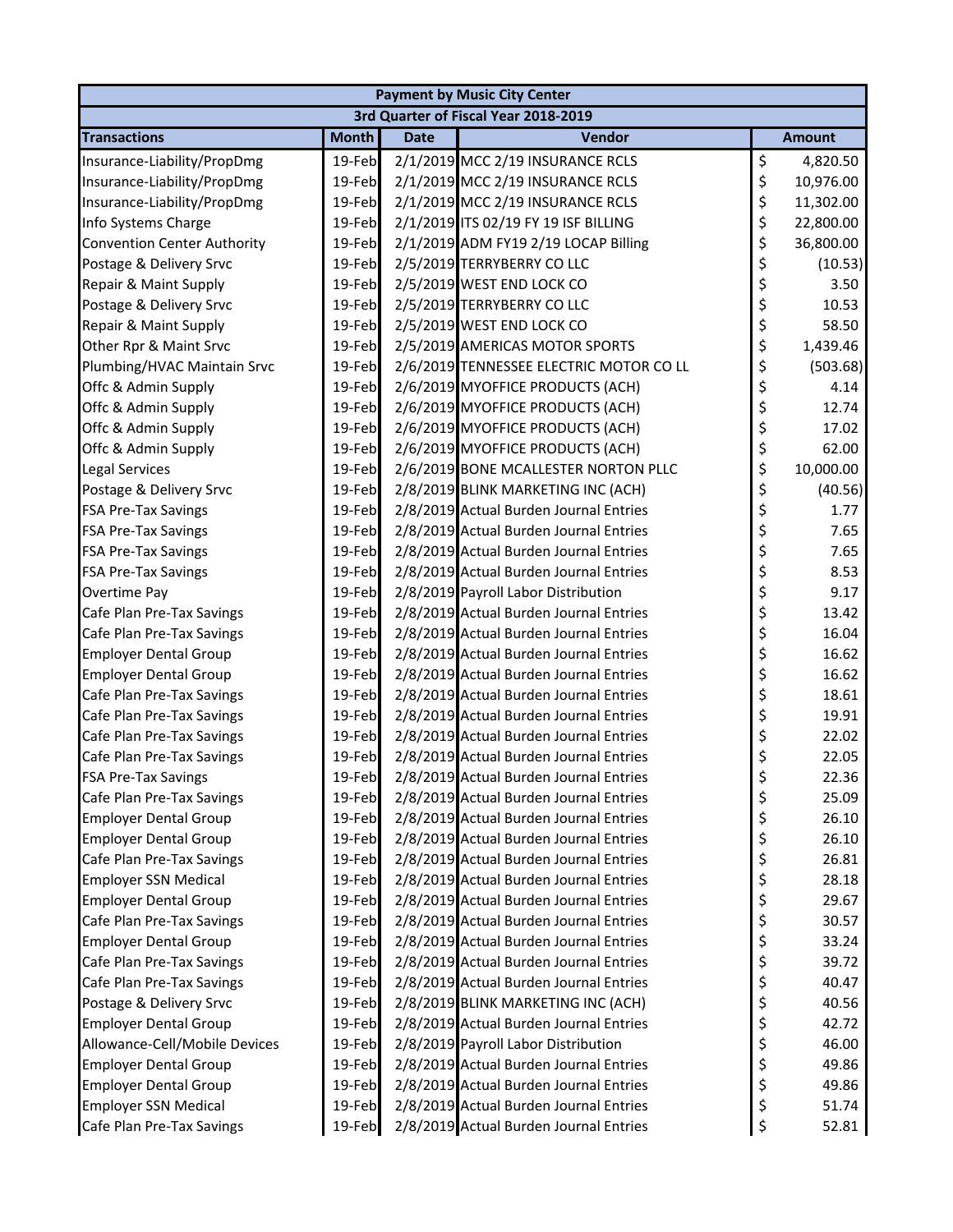| Payment by Music City Center | | | | |
|---|---|---|---|---|
| 3rd Quarter of Fiscal Year 2018-2019 | | | | |
| **Transactions** | **Month** | **Date** | **Vendor** | **Amount** |
| Insurance-Liability/PropDmg | 19-Feb | 2/1/2019 | MCC 2/19 INSURANCE RCLS | $ 4,820.50 |
| Insurance-Liability/PropDmg | 19-Feb | 2/1/2019 | MCC 2/19 INSURANCE RCLS | $ 10,976.00 |
| Insurance-Liability/PropDmg | 19-Feb | 2/1/2019 | MCC 2/19 INSURANCE RCLS | $ 11,302.00 |
| Info Systems Charge | 19-Feb | 2/1/2019 | ITS 02/19 FY 19 ISF BILLING | $ 22,800.00 |
| Convention Center Authority | 19-Feb | 2/1/2019 | ADM FY19 2/19 LOCAP Billing | $ 36,800.00 |
| Postage & Delivery Srvc | 19-Feb | 2/5/2019 | TERRYBERRY CO LLC | $ (10.53) |
| Repair & Maint Supply | 19-Feb | 2/5/2019 | WEST END LOCK CO | $ 3.50 |
| Postage & Delivery Srvc | 19-Feb | 2/5/2019 | TERRYBERRY CO LLC | $ 10.53 |
| Repair & Maint Supply | 19-Feb | 2/5/2019 | WEST END LOCK CO | $ 58.50 |
| Other Rpr & Maint Srvc | 19-Feb | 2/5/2019 | AMERICAS MOTOR SPORTS | $ 1,439.46 |
| Plumbing/HVAC Maintain Srvc | 19-Feb | 2/6/2019 | TENNESSEE ELECTRIC MOTOR CO LL | $ (503.68) |
| Offc & Admin Supply | 19-Feb | 2/6/2019 | MYOFFICE PRODUCTS (ACH) | $ 4.14 |
| Offc & Admin Supply | 19-Feb | 2/6/2019 | MYOFFICE PRODUCTS (ACH) | $ 12.74 |
| Offc & Admin Supply | 19-Feb | 2/6/2019 | MYOFFICE PRODUCTS (ACH) | $ 17.02 |
| Offc & Admin Supply | 19-Feb | 2/6/2019 | MYOFFICE PRODUCTS (ACH) | $ 62.00 |
| Legal Services | 19-Feb | 2/6/2019 | BONE MCALLESTER NORTON PLLC | $ 10,000.00 |
| Postage & Delivery Srvc | 19-Feb | 2/8/2019 | BLINK MARKETING INC (ACH) | $ (40.56) |
| FSA Pre-Tax Savings | 19-Feb | 2/8/2019 | Actual Burden Journal Entries | $ 1.77 |
| FSA Pre-Tax Savings | 19-Feb | 2/8/2019 | Actual Burden Journal Entries | $ 7.65 |
| FSA Pre-Tax Savings | 19-Feb | 2/8/2019 | Actual Burden Journal Entries | $ 7.65 |
| FSA Pre-Tax Savings | 19-Feb | 2/8/2019 | Actual Burden Journal Entries | $ 8.53 |
| Overtime Pay | 19-Feb | 2/8/2019 | Payroll Labor Distribution | $ 9.17 |
| Cafe Plan Pre-Tax Savings | 19-Feb | 2/8/2019 | Actual Burden Journal Entries | $ 13.42 |
| Cafe Plan Pre-Tax Savings | 19-Feb | 2/8/2019 | Actual Burden Journal Entries | $ 16.04 |
| Employer Dental Group | 19-Feb | 2/8/2019 | Actual Burden Journal Entries | $ 16.62 |
| Employer Dental Group | 19-Feb | 2/8/2019 | Actual Burden Journal Entries | $ 16.62 |
| Cafe Plan Pre-Tax Savings | 19-Feb | 2/8/2019 | Actual Burden Journal Entries | $ 18.61 |
| Cafe Plan Pre-Tax Savings | 19-Feb | 2/8/2019 | Actual Burden Journal Entries | $ 19.91 |
| Cafe Plan Pre-Tax Savings | 19-Feb | 2/8/2019 | Actual Burden Journal Entries | $ 22.02 |
| Cafe Plan Pre-Tax Savings | 19-Feb | 2/8/2019 | Actual Burden Journal Entries | $ 22.05 |
| FSA Pre-Tax Savings | 19-Feb | 2/8/2019 | Actual Burden Journal Entries | $ 22.36 |
| Cafe Plan Pre-Tax Savings | 19-Feb | 2/8/2019 | Actual Burden Journal Entries | $ 25.09 |
| Employer Dental Group | 19-Feb | 2/8/2019 | Actual Burden Journal Entries | $ 26.10 |
| Employer Dental Group | 19-Feb | 2/8/2019 | Actual Burden Journal Entries | $ 26.10 |
| Cafe Plan Pre-Tax Savings | 19-Feb | 2/8/2019 | Actual Burden Journal Entries | $ 26.81 |
| Employer SSN Medical | 19-Feb | 2/8/2019 | Actual Burden Journal Entries | $ 28.18 |
| Employer Dental Group | 19-Feb | 2/8/2019 | Actual Burden Journal Entries | $ 29.67 |
| Cafe Plan Pre-Tax Savings | 19-Feb | 2/8/2019 | Actual Burden Journal Entries | $ 30.57 |
| Employer Dental Group | 19-Feb | 2/8/2019 | Actual Burden Journal Entries | $ 33.24 |
| Cafe Plan Pre-Tax Savings | 19-Feb | 2/8/2019 | Actual Burden Journal Entries | $ 39.72 |
| Cafe Plan Pre-Tax Savings | 19-Feb | 2/8/2019 | Actual Burden Journal Entries | $ 40.47 |
| Postage & Delivery Srvc | 19-Feb | 2/8/2019 | BLINK MARKETING INC (ACH) | $ 40.56 |
| Employer Dental Group | 19-Feb | 2/8/2019 | Actual Burden Journal Entries | $ 42.72 |
| Allowance-Cell/Mobile Devices | 19-Feb | 2/8/2019 | Payroll Labor Distribution | $ 46.00 |
| Employer Dental Group | 19-Feb | 2/8/2019 | Actual Burden Journal Entries | $ 49.86 |
| Employer Dental Group | 19-Feb | 2/8/2019 | Actual Burden Journal Entries | $ 49.86 |
| Employer SSN Medical | 19-Feb | 2/8/2019 | Actual Burden Journal Entries | $ 51.74 |
| Cafe Plan Pre-Tax Savings | 19-Feb | 2/8/2019 | Actual Burden Journal Entries | $ 52.81 |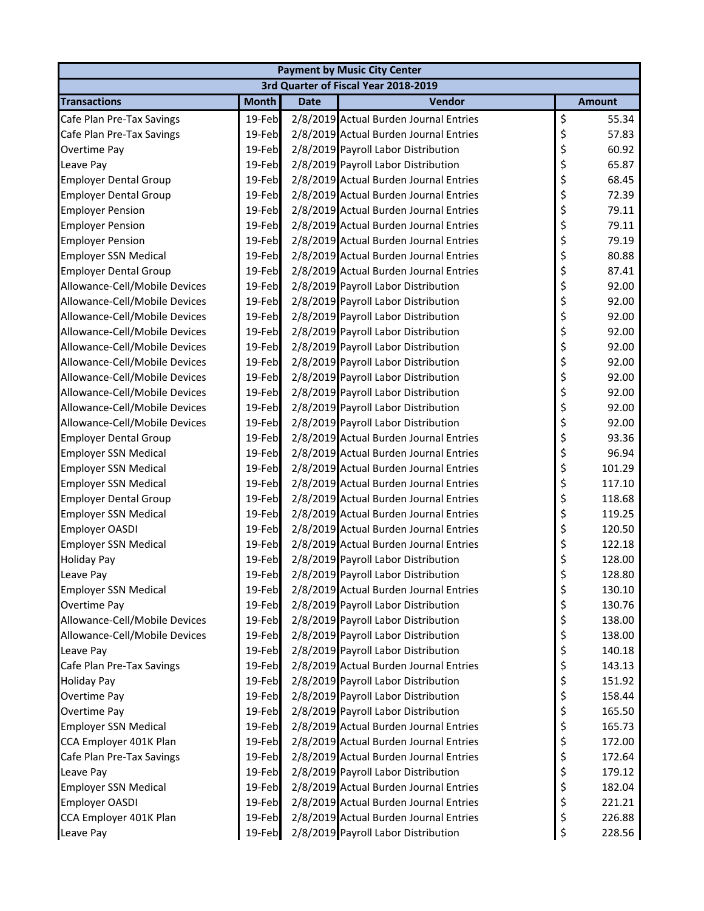| Payment by Music City Center | | | | |
|---|---|---|---|---|
| 3rd Quarter of Fiscal Year 2018-2019 | | | | |
| **Transactions** | **Month** | **Date** | **Vendor** | **Amount** |
| Cafe Plan Pre-Tax Savings | 19-Feb | 2/8/2019 | Actual Burden Journal Entries | $ 55.34 |
| Cafe Plan Pre-Tax Savings | 19-Feb | 2/8/2019 | Actual Burden Journal Entries | $ 57.83 |
| Overtime Pay | 19-Feb | 2/8/2019 | Payroll Labor Distribution | $ 60.92 |
| Leave Pay | 19-Feb | 2/8/2019 | Payroll Labor Distribution | $ 65.87 |
| Employer Dental Group | 19-Feb | 2/8/2019 | Actual Burden Journal Entries | $ 68.45 |
| Employer Dental Group | 19-Feb | 2/8/2019 | Actual Burden Journal Entries | $ 72.39 |
| Employer Pension | 19-Feb | 2/8/2019 | Actual Burden Journal Entries | $ 79.11 |
| Employer Pension | 19-Feb | 2/8/2019 | Actual Burden Journal Entries | $ 79.11 |
| Employer Pension | 19-Feb | 2/8/2019 | Actual Burden Journal Entries | $ 79.19 |
| Employer SSN Medical | 19-Feb | 2/8/2019 | Actual Burden Journal Entries | $ 80.88 |
| Employer Dental Group | 19-Feb | 2/8/2019 | Actual Burden Journal Entries | $ 87.41 |
| Allowance-Cell/Mobile Devices | 19-Feb | 2/8/2019 | Payroll Labor Distribution | $ 92.00 |
| Allowance-Cell/Mobile Devices | 19-Feb | 2/8/2019 | Payroll Labor Distribution | $ 92.00 |
| Allowance-Cell/Mobile Devices | 19-Feb | 2/8/2019 | Payroll Labor Distribution | $ 92.00 |
| Allowance-Cell/Mobile Devices | 19-Feb | 2/8/2019 | Payroll Labor Distribution | $ 92.00 |
| Allowance-Cell/Mobile Devices | 19-Feb | 2/8/2019 | Payroll Labor Distribution | $ 92.00 |
| Allowance-Cell/Mobile Devices | 19-Feb | 2/8/2019 | Payroll Labor Distribution | $ 92.00 |
| Allowance-Cell/Mobile Devices | 19-Feb | 2/8/2019 | Payroll Labor Distribution | $ 92.00 |
| Allowance-Cell/Mobile Devices | 19-Feb | 2/8/2019 | Payroll Labor Distribution | $ 92.00 |
| Allowance-Cell/Mobile Devices | 19-Feb | 2/8/2019 | Payroll Labor Distribution | $ 92.00 |
| Allowance-Cell/Mobile Devices | 19-Feb | 2/8/2019 | Payroll Labor Distribution | $ 92.00 |
| Employer Dental Group | 19-Feb | 2/8/2019 | Actual Burden Journal Entries | $ 93.36 |
| Employer SSN Medical | 19-Feb | 2/8/2019 | Actual Burden Journal Entries | $ 96.94 |
| Employer SSN Medical | 19-Feb | 2/8/2019 | Actual Burden Journal Entries | $ 101.29 |
| Employer SSN Medical | 19-Feb | 2/8/2019 | Actual Burden Journal Entries | $ 117.10 |
| Employer Dental Group | 19-Feb | 2/8/2019 | Actual Burden Journal Entries | $ 118.68 |
| Employer SSN Medical | 19-Feb | 2/8/2019 | Actual Burden Journal Entries | $ 119.25 |
| Employer OASDI | 19-Feb | 2/8/2019 | Actual Burden Journal Entries | $ 120.50 |
| Employer SSN Medical | 19-Feb | 2/8/2019 | Actual Burden Journal Entries | $ 122.18 |
| Holiday Pay | 19-Feb | 2/8/2019 | Payroll Labor Distribution | $ 128.00 |
| Leave Pay | 19-Feb | 2/8/2019 | Payroll Labor Distribution | $ 128.80 |
| Employer SSN Medical | 19-Feb | 2/8/2019 | Actual Burden Journal Entries | $ 130.10 |
| Overtime Pay | 19-Feb | 2/8/2019 | Payroll Labor Distribution | $ 130.76 |
| Allowance-Cell/Mobile Devices | 19-Feb | 2/8/2019 | Payroll Labor Distribution | $ 138.00 |
| Allowance-Cell/Mobile Devices | 19-Feb | 2/8/2019 | Payroll Labor Distribution | $ 138.00 |
| Leave Pay | 19-Feb | 2/8/2019 | Payroll Labor Distribution | $ 140.18 |
| Cafe Plan Pre-Tax Savings | 19-Feb | 2/8/2019 | Actual Burden Journal Entries | $ 143.13 |
| Holiday Pay | 19-Feb | 2/8/2019 | Payroll Labor Distribution | $ 151.92 |
| Overtime Pay | 19-Feb | 2/8/2019 | Payroll Labor Distribution | $ 158.44 |
| Overtime Pay | 19-Feb | 2/8/2019 | Payroll Labor Distribution | $ 165.50 |
| Employer SSN Medical | 19-Feb | 2/8/2019 | Actual Burden Journal Entries | $ 165.73 |
| CCA Employer 401K Plan | 19-Feb | 2/8/2019 | Actual Burden Journal Entries | $ 172.00 |
| Cafe Plan Pre-Tax Savings | 19-Feb | 2/8/2019 | Actual Burden Journal Entries | $ 172.64 |
| Leave Pay | 19-Feb | 2/8/2019 | Payroll Labor Distribution | $ 179.12 |
| Employer SSN Medical | 19-Feb | 2/8/2019 | Actual Burden Journal Entries | $ 182.04 |
| Employer OASDI | 19-Feb | 2/8/2019 | Actual Burden Journal Entries | $ 221.21 |
| CCA Employer 401K Plan | 19-Feb | 2/8/2019 | Actual Burden Journal Entries | $ 226.88 |
| Leave Pay | 19-Feb | 2/8/2019 | Payroll Labor Distribution | $ 228.56 |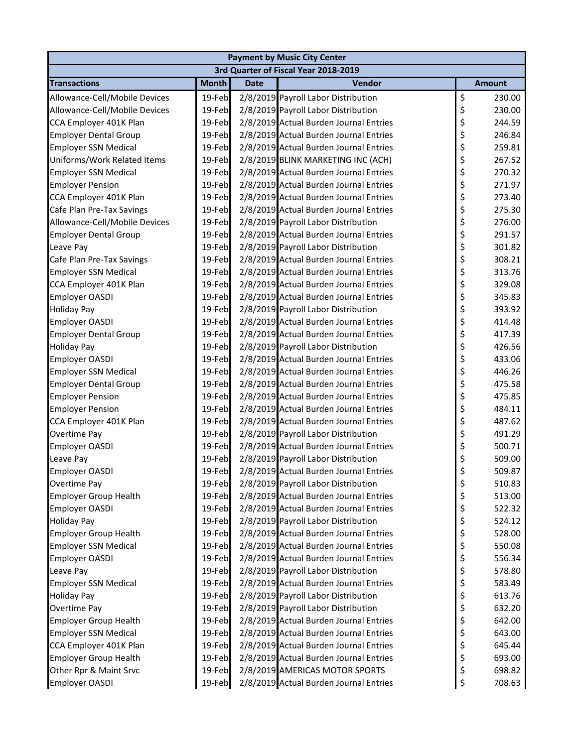| Payment by Music City Center | | | | |
|---|---|---|---|---|
| 3rd Quarter of Fiscal Year 2018-2019 | | | | |
| **Transactions** | **Month** | **Date** | **Vendor** | **Amount** |
| Allowance-Cell/Mobile Devices | 19-Feb | 2/8/2019 | Payroll Labor Distribution | $ 230.00 |
| Allowance-Cell/Mobile Devices | 19-Feb | 2/8/2019 | Payroll Labor Distribution | $ 230.00 |
| CCA Employer 401K Plan | 19-Feb | 2/8/2019 | Actual Burden Journal Entries | $ 244.59 |
| Employer Dental Group | 19-Feb | 2/8/2019 | Actual Burden Journal Entries | $ 246.84 |
| Employer SSN Medical | 19-Feb | 2/8/2019 | Actual Burden Journal Entries | $ 259.81 |
| Uniforms/Work Related Items | 19-Feb | 2/8/2019 | BLINK MARKETING INC (ACH) | $ 267.52 |
| Employer SSN Medical | 19-Feb | 2/8/2019 | Actual Burden Journal Entries | $ 270.32 |
| Employer Pension | 19-Feb | 2/8/2019 | Actual Burden Journal Entries | $ 271.97 |
| CCA Employer 401K Plan | 19-Feb | 2/8/2019 | Actual Burden Journal Entries | $ 273.40 |
| Cafe Plan Pre-Tax Savings | 19-Feb | 2/8/2019 | Actual Burden Journal Entries | $ 275.30 |
| Allowance-Cell/Mobile Devices | 19-Feb | 2/8/2019 | Payroll Labor Distribution | $ 276.00 |
| Employer Dental Group | 19-Feb | 2/8/2019 | Actual Burden Journal Entries | $ 291.57 |
| Leave Pay | 19-Feb | 2/8/2019 | Payroll Labor Distribution | $ 301.82 |
| Cafe Plan Pre-Tax Savings | 19-Feb | 2/8/2019 | Actual Burden Journal Entries | $ 308.21 |
| Employer SSN Medical | 19-Feb | 2/8/2019 | Actual Burden Journal Entries | $ 313.76 |
| CCA Employer 401K Plan | 19-Feb | 2/8/2019 | Actual Burden Journal Entries | $ 329.08 |
| Employer OASDI | 19-Feb | 2/8/2019 | Actual Burden Journal Entries | $ 345.83 |
| Holiday Pay | 19-Feb | 2/8/2019 | Payroll Labor Distribution | $ 393.92 |
| Employer OASDI | 19-Feb | 2/8/2019 | Actual Burden Journal Entries | $ 414.48 |
| Employer Dental Group | 19-Feb | 2/8/2019 | Actual Burden Journal Entries | $ 417.39 |
| Holiday Pay | 19-Feb | 2/8/2019 | Payroll Labor Distribution | $ 426.56 |
| Employer OASDI | 19-Feb | 2/8/2019 | Actual Burden Journal Entries | $ 433.06 |
| Employer SSN Medical | 19-Feb | 2/8/2019 | Actual Burden Journal Entries | $ 446.26 |
| Employer Dental Group | 19-Feb | 2/8/2019 | Actual Burden Journal Entries | $ 475.58 |
| Employer Pension | 19-Feb | 2/8/2019 | Actual Burden Journal Entries | $ 475.85 |
| Employer Pension | 19-Feb | 2/8/2019 | Actual Burden Journal Entries | $ 484.11 |
| CCA Employer 401K Plan | 19-Feb | 2/8/2019 | Actual Burden Journal Entries | $ 487.62 |
| Overtime Pay | 19-Feb | 2/8/2019 | Payroll Labor Distribution | $ 491.29 |
| Employer OASDI | 19-Feb | 2/8/2019 | Actual Burden Journal Entries | $ 500.71 |
| Leave Pay | 19-Feb | 2/8/2019 | Payroll Labor Distribution | $ 509.00 |
| Employer OASDI | 19-Feb | 2/8/2019 | Actual Burden Journal Entries | $ 509.87 |
| Overtime Pay | 19-Feb | 2/8/2019 | Payroll Labor Distribution | $ 510.83 |
| Employer Group Health | 19-Feb | 2/8/2019 | Actual Burden Journal Entries | $ 513.00 |
| Employer OASDI | 19-Feb | 2/8/2019 | Actual Burden Journal Entries | $ 522.32 |
| Holiday Pay | 19-Feb | 2/8/2019 | Payroll Labor Distribution | $ 524.12 |
| Employer Group Health | 19-Feb | 2/8/2019 | Actual Burden Journal Entries | $ 528.00 |
| Employer SSN Medical | 19-Feb | 2/8/2019 | Actual Burden Journal Entries | $ 550.08 |
| Employer OASDI | 19-Feb | 2/8/2019 | Actual Burden Journal Entries | $ 556.34 |
| Leave Pay | 19-Feb | 2/8/2019 | Payroll Labor Distribution | $ 578.80 |
| Employer SSN Medical | 19-Feb | 2/8/2019 | Actual Burden Journal Entries | $ 583.49 |
| Holiday Pay | 19-Feb | 2/8/2019 | Payroll Labor Distribution | $ 613.76 |
| Overtime Pay | 19-Feb | 2/8/2019 | Payroll Labor Distribution | $ 632.20 |
| Employer Group Health | 19-Feb | 2/8/2019 | Actual Burden Journal Entries | $ 642.00 |
| Employer SSN Medical | 19-Feb | 2/8/2019 | Actual Burden Journal Entries | $ 643.00 |
| CCA Employer 401K Plan | 19-Feb | 2/8/2019 | Actual Burden Journal Entries | $ 645.44 |
| Employer Group Health | 19-Feb | 2/8/2019 | Actual Burden Journal Entries | $ 693.00 |
| Other Rpr & Maint Srvc | 19-Feb | 2/8/2019 | AMERICAS MOTOR SPORTS | $ 698.82 |
| Employer OASDI | 19-Feb | 2/8/2019 | Actual Burden Journal Entries | $ 708.63 |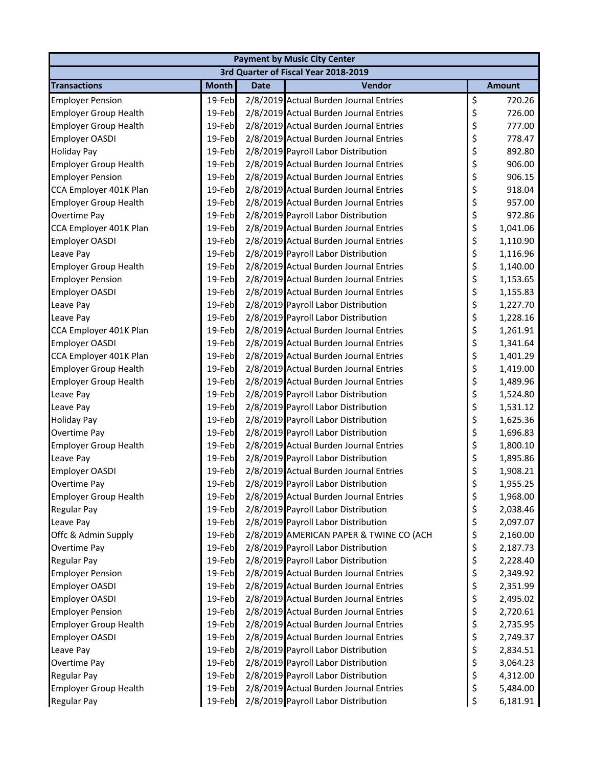| Payment by Music City Center | | | | |
|---|---|---|---|---|
| 3rd Quarter of Fiscal Year 2018-2019 | | | | |
| **Transactions** | **Month** | **Date** | **Vendor** | **Amount** |
| Employer Pension | 19-Feb | 2/8/2019 | Actual Burden Journal Entries | $ 720.26 |
| Employer Group Health | 19-Feb | 2/8/2019 | Actual Burden Journal Entries | $ 726.00 |
| Employer Group Health | 19-Feb | 2/8/2019 | Actual Burden Journal Entries | $ 777.00 |
| Employer OASDI | 19-Feb | 2/8/2019 | Actual Burden Journal Entries | $ 778.47 |
| Holiday Pay | 19-Feb | 2/8/2019 | Payroll Labor Distribution | $ 892.80 |
| Employer Group Health | 19-Feb | 2/8/2019 | Actual Burden Journal Entries | $ 906.00 |
| Employer Pension | 19-Feb | 2/8/2019 | Actual Burden Journal Entries | $ 906.15 |
| CCA Employer 401K Plan | 19-Feb | 2/8/2019 | Actual Burden Journal Entries | $ 918.04 |
| Employer Group Health | 19-Feb | 2/8/2019 | Actual Burden Journal Entries | $ 957.00 |
| Overtime Pay | 19-Feb | 2/8/2019 | Payroll Labor Distribution | $ 972.86 |
| CCA Employer 401K Plan | 19-Feb | 2/8/2019 | Actual Burden Journal Entries | $ 1,041.06 |
| Employer OASDI | 19-Feb | 2/8/2019 | Actual Burden Journal Entries | $ 1,110.90 |
| Leave Pay | 19-Feb | 2/8/2019 | Payroll Labor Distribution | $ 1,116.96 |
| Employer Group Health | 19-Feb | 2/8/2019 | Actual Burden Journal Entries | $ 1,140.00 |
| Employer Pension | 19-Feb | 2/8/2019 | Actual Burden Journal Entries | $ 1,153.65 |
| Employer OASDI | 19-Feb | 2/8/2019 | Actual Burden Journal Entries | $ 1,155.83 |
| Leave Pay | 19-Feb | 2/8/2019 | Payroll Labor Distribution | $ 1,227.70 |
| Leave Pay | 19-Feb | 2/8/2019 | Payroll Labor Distribution | $ 1,228.16 |
| CCA Employer 401K Plan | 19-Feb | 2/8/2019 | Actual Burden Journal Entries | $ 1,261.91 |
| Employer OASDI | 19-Feb | 2/8/2019 | Actual Burden Journal Entries | $ 1,341.64 |
| CCA Employer 401K Plan | 19-Feb | 2/8/2019 | Actual Burden Journal Entries | $ 1,401.29 |
| Employer Group Health | 19-Feb | 2/8/2019 | Actual Burden Journal Entries | $ 1,419.00 |
| Employer Group Health | 19-Feb | 2/8/2019 | Actual Burden Journal Entries | $ 1,489.96 |
| Leave Pay | 19-Feb | 2/8/2019 | Payroll Labor Distribution | $ 1,524.80 |
| Leave Pay | 19-Feb | 2/8/2019 | Payroll Labor Distribution | $ 1,531.12 |
| Holiday Pay | 19-Feb | 2/8/2019 | Payroll Labor Distribution | $ 1,625.36 |
| Overtime Pay | 19-Feb | 2/8/2019 | Payroll Labor Distribution | $ 1,696.83 |
| Employer Group Health | 19-Feb | 2/8/2019 | Actual Burden Journal Entries | $ 1,800.10 |
| Leave Pay | 19-Feb | 2/8/2019 | Payroll Labor Distribution | $ 1,895.86 |
| Employer OASDI | 19-Feb | 2/8/2019 | Actual Burden Journal Entries | $ 1,908.21 |
| Overtime Pay | 19-Feb | 2/8/2019 | Payroll Labor Distribution | $ 1,955.25 |
| Employer Group Health | 19-Feb | 2/8/2019 | Actual Burden Journal Entries | $ 1,968.00 |
| Regular Pay | 19-Feb | 2/8/2019 | Payroll Labor Distribution | $ 2,038.46 |
| Leave Pay | 19-Feb | 2/8/2019 | Payroll Labor Distribution | $ 2,097.07 |
| Offc & Admin Supply | 19-Feb | 2/8/2019 | AMERICAN PAPER & TWINE CO (ACH | $ 2,160.00 |
| Overtime Pay | 19-Feb | 2/8/2019 | Payroll Labor Distribution | $ 2,187.73 |
| Regular Pay | 19-Feb | 2/8/2019 | Payroll Labor Distribution | $ 2,228.40 |
| Employer Pension | 19-Feb | 2/8/2019 | Actual Burden Journal Entries | $ 2,349.92 |
| Employer OASDI | 19-Feb | 2/8/2019 | Actual Burden Journal Entries | $ 2,351.99 |
| Employer OASDI | 19-Feb | 2/8/2019 | Actual Burden Journal Entries | $ 2,495.02 |
| Employer Pension | 19-Feb | 2/8/2019 | Actual Burden Journal Entries | $ 2,720.61 |
| Employer Group Health | 19-Feb | 2/8/2019 | Actual Burden Journal Entries | $ 2,735.95 |
| Employer OASDI | 19-Feb | 2/8/2019 | Actual Burden Journal Entries | $ 2,749.37 |
| Leave Pay | 19-Feb | 2/8/2019 | Payroll Labor Distribution | $ 2,834.51 |
| Overtime Pay | 19-Feb | 2/8/2019 | Payroll Labor Distribution | $ 3,064.23 |
| Regular Pay | 19-Feb | 2/8/2019 | Payroll Labor Distribution | $ 4,312.00 |
| Employer Group Health | 19-Feb | 2/8/2019 | Actual Burden Journal Entries | $ 5,484.00 |
| Regular Pay | 19-Feb | 2/8/2019 | Payroll Labor Distribution | $ 6,181.91 |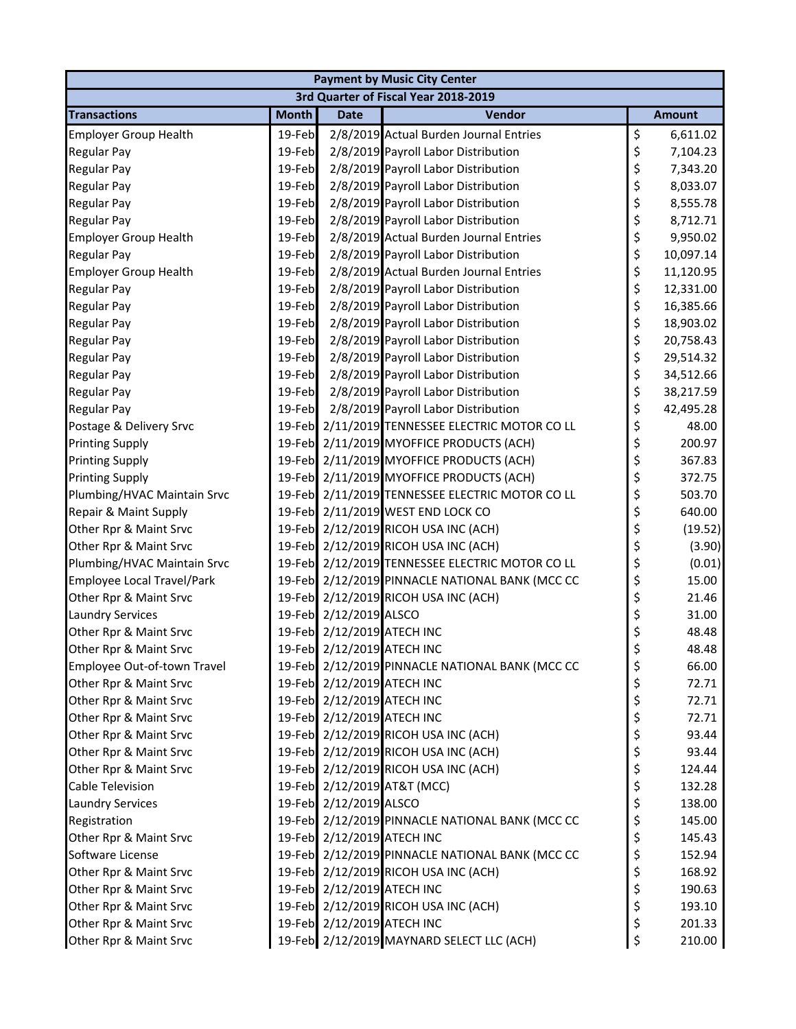| Payment by Music City Center | | | | |
|---|---|---|---|---|
| 3rd Quarter of Fiscal Year 2018-2019 | | | | |
| Transactions | Month | Date | Vendor | Amount |
| Employer Group Health | 19-Feb | 2/8/2019 | Actual Burden Journal Entries | $ 6,611.02 |
| Regular Pay | 19-Feb | 2/8/2019 | Payroll Labor Distribution | $ 7,104.23 |
| Regular Pay | 19-Feb | 2/8/2019 | Payroll Labor Distribution | $ 7,343.20 |
| Regular Pay | 19-Feb | 2/8/2019 | Payroll Labor Distribution | $ 8,033.07 |
| Regular Pay | 19-Feb | 2/8/2019 | Payroll Labor Distribution | $ 8,555.78 |
| Regular Pay | 19-Feb | 2/8/2019 | Payroll Labor Distribution | $ 8,712.71 |
| Employer Group Health | 19-Feb | 2/8/2019 | Actual Burden Journal Entries | $ 9,950.02 |
| Regular Pay | 19-Feb | 2/8/2019 | Payroll Labor Distribution | $ 10,097.14 |
| Employer Group Health | 19-Feb | 2/8/2019 | Actual Burden Journal Entries | $ 11,120.95 |
| Regular Pay | 19-Feb | 2/8/2019 | Payroll Labor Distribution | $ 12,331.00 |
| Regular Pay | 19-Feb | 2/8/2019 | Payroll Labor Distribution | $ 16,385.66 |
| Regular Pay | 19-Feb | 2/8/2019 | Payroll Labor Distribution | $ 18,903.02 |
| Regular Pay | 19-Feb | 2/8/2019 | Payroll Labor Distribution | $ 20,758.43 |
| Regular Pay | 19-Feb | 2/8/2019 | Payroll Labor Distribution | $ 29,514.32 |
| Regular Pay | 19-Feb | 2/8/2019 | Payroll Labor Distribution | $ 34,512.66 |
| Regular Pay | 19-Feb | 2/8/2019 | Payroll Labor Distribution | $ 38,217.59 |
| Regular Pay | 19-Feb | 2/8/2019 | Payroll Labor Distribution | $ 42,495.28 |
| Postage & Delivery Srvc | 19-Feb | 2/11/2019 | TENNESSEE ELECTRIC MOTOR CO LL | $ 48.00 |
| Printing Supply | 19-Feb | 2/11/2019 | MYOFFICE PRODUCTS (ACH) | $ 200.97 |
| Printing Supply | 19-Feb | 2/11/2019 | MYOFFICE PRODUCTS (ACH) | $ 367.83 |
| Printing Supply | 19-Feb | 2/11/2019 | MYOFFICE PRODUCTS (ACH) | $ 372.75 |
| Plumbing/HVAC Maintain Srvc | 19-Feb | 2/11/2019 | TENNESSEE ELECTRIC MOTOR CO LL | $ 503.70 |
| Repair & Maint Supply | 19-Feb | 2/11/2019 | WEST END LOCK CO | $ 640.00 |
| Other Rpr & Maint Srvc | 19-Feb | 2/12/2019 | RICOH USA INC (ACH) | $ (19.52) |
| Other Rpr & Maint Srvc | 19-Feb | 2/12/2019 | RICOH USA INC (ACH) | $ (3.90) |
| Plumbing/HVAC Maintain Srvc | 19-Feb | 2/12/2019 | TENNESSEE ELECTRIC MOTOR CO LL | $ (0.01) |
| Employee Local Travel/Park | 19-Feb | 2/12/2019 | PINNACLE NATIONAL BANK (MCC CC | $ 15.00 |
| Other Rpr & Maint Srvc | 19-Feb | 2/12/2019 | RICOH USA INC (ACH) | $ 21.46 |
| Laundry Services | 19-Feb | 2/12/2019 | ALSCO | $ 31.00 |
| Other Rpr & Maint Srvc | 19-Feb | 2/12/2019 | ATECH INC | $ 48.48 |
| Other Rpr & Maint Srvc | 19-Feb | 2/12/2019 | ATECH INC | $ 48.48 |
| Employee Out-of-town Travel | 19-Feb | 2/12/2019 | PINNACLE NATIONAL BANK (MCC CC | $ 66.00 |
| Other Rpr & Maint Srvc | 19-Feb | 2/12/2019 | ATECH INC | $ 72.71 |
| Other Rpr & Maint Srvc | 19-Feb | 2/12/2019 | ATECH INC | $ 72.71 |
| Other Rpr & Maint Srvc | 19-Feb | 2/12/2019 | ATECH INC | $ 72.71 |
| Other Rpr & Maint Srvc | 19-Feb | 2/12/2019 | RICOH USA INC (ACH) | $ 93.44 |
| Other Rpr & Maint Srvc | 19-Feb | 2/12/2019 | RICOH USA INC (ACH) | $ 93.44 |
| Other Rpr & Maint Srvc | 19-Feb | 2/12/2019 | RICOH USA INC (ACH) | $ 124.44 |
| Cable Television | 19-Feb | 2/12/2019 | AT&T (MCC) | $ 132.28 |
| Laundry Services | 19-Feb | 2/12/2019 | ALSCO | $ 138.00 |
| Registration | 19-Feb | 2/12/2019 | PINNACLE NATIONAL BANK (MCC CC | $ 145.00 |
| Other Rpr & Maint Srvc | 19-Feb | 2/12/2019 | ATECH INC | $ 145.43 |
| Software License | 19-Feb | 2/12/2019 | PINNACLE NATIONAL BANK (MCC CC | $ 152.94 |
| Other Rpr & Maint Srvc | 19-Feb | 2/12/2019 | RICOH USA INC (ACH) | $ 168.92 |
| Other Rpr & Maint Srvc | 19-Feb | 2/12/2019 | ATECH INC | $ 190.63 |
| Other Rpr & Maint Srvc | 19-Feb | 2/12/2019 | RICOH USA INC (ACH) | $ 193.10 |
| Other Rpr & Maint Srvc | 19-Feb | 2/12/2019 | ATECH INC | $ 201.33 |
| Other Rpr & Maint Srvc | 19-Feb | 2/12/2019 | MAYNARD SELECT LLC (ACH) | $ 210.00 |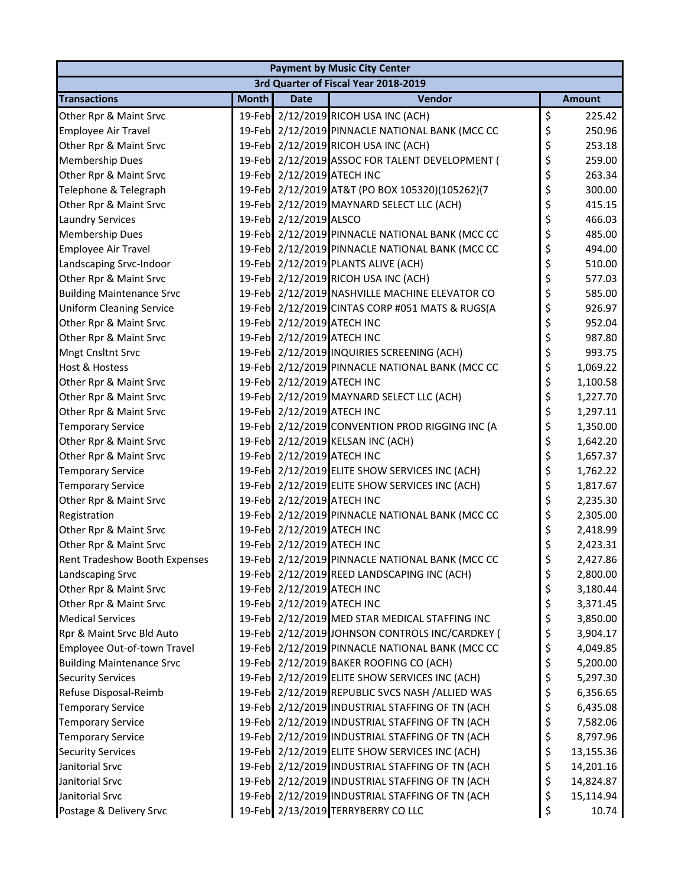| Payment by Music City Center | | | | |
|---|---|---|---|---|
| 3rd Quarter of Fiscal Year 2018-2019 | | | | |
| **Transactions** | **Month** | **Date** | **Vendor** | **Amount** |
| Other Rpr & Maint Srvc | 19-Feb | 2/12/2019 | RICOH USA INC (ACH) | $ 225.42 |
| Employee Air Travel | 19-Feb | 2/12/2019 | PINNACLE NATIONAL BANK (MCC CC | $ 250.96 |
| Other Rpr & Maint Srvc | 19-Feb | 2/12/2019 | RICOH USA INC (ACH) | $ 253.18 |
| Membership Dues | 19-Feb | 2/12/2019 | ASSOC FOR TALENT DEVELOPMENT ( | $ 259.00 |
| Other Rpr & Maint Srvc | 19-Feb | 2/12/2019 | ATECH INC | $ 263.34 |
| Telephone & Telegraph | 19-Feb | 2/12/2019 | AT&T (PO BOX 105320)(105262)(7 | $ 300.00 |
| Other Rpr & Maint Srvc | 19-Feb | 2/12/2019 | MAYNARD SELECT LLC (ACH) | $ 415.15 |
| Laundry Services | 19-Feb | 2/12/2019 | ALSCO | $ 466.03 |
| Membership Dues | 19-Feb | 2/12/2019 | PINNACLE NATIONAL BANK (MCC CC | $ 485.00 |
| Employee Air Travel | 19-Feb | 2/12/2019 | PINNACLE NATIONAL BANK (MCC CC | $ 494.00 |
| Landscaping Srvc-Indoor | 19-Feb | 2/12/2019 | PLANTS ALIVE (ACH) | $ 510.00 |
| Other Rpr & Maint Srvc | 19-Feb | 2/12/2019 | RICOH USA INC (ACH) | $ 577.03 |
| Building Maintenance Srvc | 19-Feb | 2/12/2019 | NASHVILLE MACHINE ELEVATOR CO | $ 585.00 |
| Uniform Cleaning Service | 19-Feb | 2/12/2019 | CINTAS CORP #051 MATS & RUGS(A | $ 926.97 |
| Other Rpr & Maint Srvc | 19-Feb | 2/12/2019 | ATECH INC | $ 952.04 |
| Other Rpr & Maint Srvc | 19-Feb | 2/12/2019 | ATECH INC | $ 987.80 |
| Mngt Cnsltnt Srvc | 19-Feb | 2/12/2019 | INQUIRIES SCREENING (ACH) | $ 993.75 |
| Host & Hostess | 19-Feb | 2/12/2019 | PINNACLE NATIONAL BANK (MCC CC | $ 1,069.22 |
| Other Rpr & Maint Srvc | 19-Feb | 2/12/2019 | ATECH INC | $ 1,100.58 |
| Other Rpr & Maint Srvc | 19-Feb | 2/12/2019 | MAYNARD SELECT LLC (ACH) | $ 1,227.70 |
| Other Rpr & Maint Srvc | 19-Feb | 2/12/2019 | ATECH INC | $ 1,297.11 |
| Temporary Service | 19-Feb | 2/12/2019 | CONVENTION PROD RIGGING INC (A | $ 1,350.00 |
| Other Rpr & Maint Srvc | 19-Feb | 2/12/2019 | KELSAN INC (ACH) | $ 1,642.20 |
| Other Rpr & Maint Srvc | 19-Feb | 2/12/2019 | ATECH INC | $ 1,657.37 |
| Temporary Service | 19-Feb | 2/12/2019 | ELITE SHOW SERVICES INC (ACH) | $ 1,762.22 |
| Temporary Service | 19-Feb | 2/12/2019 | ELITE SHOW SERVICES INC (ACH) | $ 1,817.67 |
| Other Rpr & Maint Srvc | 19-Feb | 2/12/2019 | ATECH INC | $ 2,235.30 |
| Registration | 19-Feb | 2/12/2019 | PINNACLE NATIONAL BANK (MCC CC | $ 2,305.00 |
| Other Rpr & Maint Srvc | 19-Feb | 2/12/2019 | ATECH INC | $ 2,418.99 |
| Other Rpr & Maint Srvc | 19-Feb | 2/12/2019 | ATECH INC | $ 2,423.31 |
| Rent Tradeshow Booth Expenses | 19-Feb | 2/12/2019 | PINNACLE NATIONAL BANK (MCC CC | $ 2,427.86 |
| Landscaping Srvc | 19-Feb | 2/12/2019 | REED LANDSCAPING INC (ACH) | $ 2,800.00 |
| Other Rpr & Maint Srvc | 19-Feb | 2/12/2019 | ATECH INC | $ 3,180.44 |
| Other Rpr & Maint Srvc | 19-Feb | 2/12/2019 | ATECH INC | $ 3,371.45 |
| Medical Services | 19-Feb | 2/12/2019 | MED STAR MEDICAL STAFFING INC | $ 3,850.00 |
| Rpr & Maint Srvc Bld Auto | 19-Feb | 2/12/2019 | JOHNSON CONTROLS INC/CARDKEY ( | $ 3,904.17 |
| Employee Out-of-town Travel | 19-Feb | 2/12/2019 | PINNACLE NATIONAL BANK (MCC CC | $ 4,049.85 |
| Building Maintenance Srvc | 19-Feb | 2/12/2019 | BAKER ROOFING CO (ACH) | $ 5,200.00 |
| Security Services | 19-Feb | 2/12/2019 | ELITE SHOW SERVICES INC (ACH) | $ 5,297.30 |
| Refuse Disposal-Reimb | 19-Feb | 2/12/2019 | REPUBLIC SVCS NASH /ALLIED WAS | $ 6,356.65 |
| Temporary Service | 19-Feb | 2/12/2019 | INDUSTRIAL STAFFING OF TN (ACH | $ 6,435.08 |
| Temporary Service | 19-Feb | 2/12/2019 | INDUSTRIAL STAFFING OF TN (ACH | $ 7,582.06 |
| Temporary Service | 19-Feb | 2/12/2019 | INDUSTRIAL STAFFING OF TN (ACH | $ 8,797.96 |
| Security Services | 19-Feb | 2/12/2019 | ELITE SHOW SERVICES INC (ACH) | $ 13,155.36 |
| Janitorial Srvc | 19-Feb | 2/12/2019 | INDUSTRIAL STAFFING OF TN (ACH | $ 14,201.16 |
| Janitorial Srvc | 19-Feb | 2/12/2019 | INDUSTRIAL STAFFING OF TN (ACH | $ 14,824.87 |
| Janitorial Srvc | 19-Feb | 2/12/2019 | INDUSTRIAL STAFFING OF TN (ACH | $ 15,114.94 |
| Postage & Delivery Srvc | 19-Feb | 2/13/2019 | TERRYBERRY CO LLC | $ 10.74 |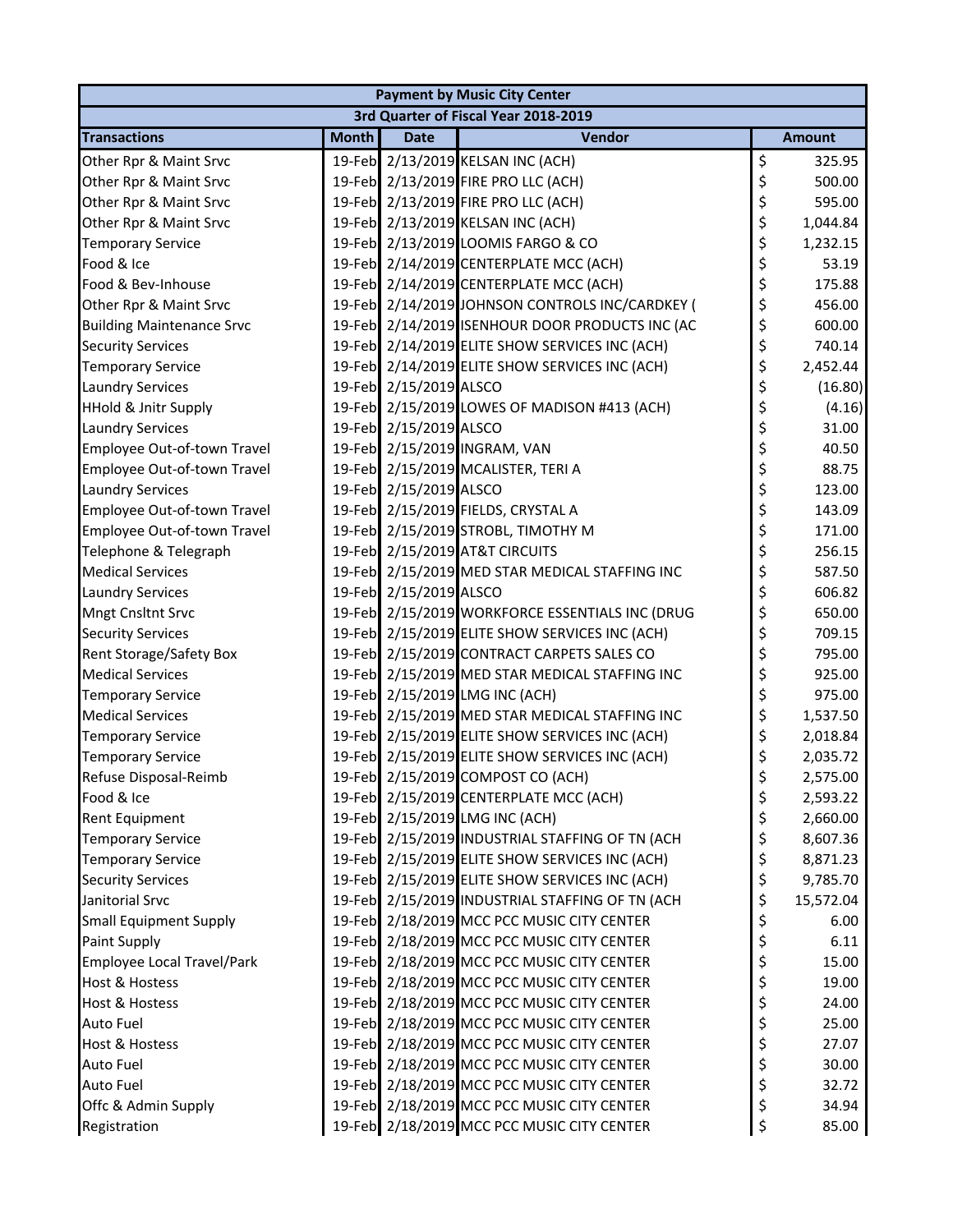| Payment by Music City Center | | | | |
|---|---|---|---|---|
| 3rd Quarter of Fiscal Year 2018-2019 | | | | |
| **Transactions** | **Month** | **Date** | **Vendor** | **Amount** |
| Other Rpr & Maint Srvc | 19-Feb | 2/13/2019 | KELSAN INC (ACH) | $ 325.95 |
| Other Rpr & Maint Srvc | 19-Feb | 2/13/2019 | FIRE PRO LLC (ACH) | $ 500.00 |
| Other Rpr & Maint Srvc | 19-Feb | 2/13/2019 | FIRE PRO LLC (ACH) | $ 595.00 |
| Other Rpr & Maint Srvc | 19-Feb | 2/13/2019 | KELSAN INC (ACH) | $ 1,044.84 |
| Temporary Service | 19-Feb | 2/13/2019 | LOOMIS FARGO & CO | $ 1,232.15 |
| Food & Ice | 19-Feb | 2/14/2019 | CENTERPLATE MCC (ACH) | $ 53.19 |
| Food & Bev-Inhouse | 19-Feb | 2/14/2019 | CENTERPLATE MCC (ACH) | $ 175.88 |
| Other Rpr & Maint Srvc | 19-Feb | 2/14/2019 | JOHNSON CONTROLS INC/CARDKEY ( | $ 456.00 |
| Building Maintenance Srvc | 19-Feb | 2/14/2019 | ISENHOUR DOOR PRODUCTS INC (AC | $ 600.00 |
| Security Services | 19-Feb | 2/14/2019 | ELITE SHOW SERVICES INC (ACH) | $ 740.14 |
| Temporary Service | 19-Feb | 2/14/2019 | ELITE SHOW SERVICES INC (ACH) | $ 2,452.44 |
| Laundry Services | 19-Feb | 2/15/2019 | ALSCO | $ (16.80) |
| HHold & Jnitr Supply | 19-Feb | 2/15/2019 | LOWES OF MADISON #413 (ACH) | $ (4.16) |
| Laundry Services | 19-Feb | 2/15/2019 | ALSCO | $ 31.00 |
| Employee Out-of-town Travel | 19-Feb | 2/15/2019 | INGRAM, VAN | $ 40.50 |
| Employee Out-of-town Travel | 19-Feb | 2/15/2019 | MCALISTER, TERI A | $ 88.75 |
| Laundry Services | 19-Feb | 2/15/2019 | ALSCO | $ 123.00 |
| Employee Out-of-town Travel | 19-Feb | 2/15/2019 | FIELDS, CRYSTAL A | $ 143.09 |
| Employee Out-of-town Travel | 19-Feb | 2/15/2019 | STROBL, TIMOTHY M | $ 171.00 |
| Telephone & Telegraph | 19-Feb | 2/15/2019 | AT&T CIRCUITS | $ 256.15 |
| Medical Services | 19-Feb | 2/15/2019 | MED STAR MEDICAL STAFFING INC | $ 587.50 |
| Laundry Services | 19-Feb | 2/15/2019 | ALSCO | $ 606.82 |
| Mngt Cnsltnt Srvc | 19-Feb | 2/15/2019 | WORKFORCE ESSENTIALS INC (DRUG | $ 650.00 |
| Security Services | 19-Feb | 2/15/2019 | ELITE SHOW SERVICES INC (ACH) | $ 709.15 |
| Rent Storage/Safety Box | 19-Feb | 2/15/2019 | CONTRACT CARPETS SALES CO | $ 795.00 |
| Medical Services | 19-Feb | 2/15/2019 | MED STAR MEDICAL STAFFING INC | $ 925.00 |
| Temporary Service | 19-Feb | 2/15/2019 | LMG INC (ACH) | $ 975.00 |
| Medical Services | 19-Feb | 2/15/2019 | MED STAR MEDICAL STAFFING INC | $ 1,537.50 |
| Temporary Service | 19-Feb | 2/15/2019 | ELITE SHOW SERVICES INC (ACH) | $ 2,018.84 |
| Temporary Service | 19-Feb | 2/15/2019 | ELITE SHOW SERVICES INC (ACH) | $ 2,035.72 |
| Refuse Disposal-Reimb | 19-Feb | 2/15/2019 | COMPOST CO (ACH) | $ 2,575.00 |
| Food & Ice | 19-Feb | 2/15/2019 | CENTERPLATE MCC (ACH) | $ 2,593.22 |
| Rent Equipment | 19-Feb | 2/15/2019 | LMG INC (ACH) | $ 2,660.00 |
| Temporary Service | 19-Feb | 2/15/2019 | INDUSTRIAL STAFFING OF TN (ACH | $ 8,607.36 |
| Temporary Service | 19-Feb | 2/15/2019 | ELITE SHOW SERVICES INC (ACH) | $ 8,871.23 |
| Security Services | 19-Feb | 2/15/2019 | ELITE SHOW SERVICES INC (ACH) | $ 9,785.70 |
| Janitorial Srvc | 19-Feb | 2/15/2019 | INDUSTRIAL STAFFING OF TN (ACH | $ 15,572.04 |
| Small Equipment Supply | 19-Feb | 2/18/2019 | MCC PCC MUSIC CITY CENTER | $ 6.00 |
| Paint Supply | 19-Feb | 2/18/2019 | MCC PCC MUSIC CITY CENTER | $ 6.11 |
| Employee Local Travel/Park | 19-Feb | 2/18/2019 | MCC PCC MUSIC CITY CENTER | $ 15.00 |
| Host & Hostess | 19-Feb | 2/18/2019 | MCC PCC MUSIC CITY CENTER | $ 19.00 |
| Host & Hostess | 19-Feb | 2/18/2019 | MCC PCC MUSIC CITY CENTER | $ 24.00 |
| Auto Fuel | 19-Feb | 2/18/2019 | MCC PCC MUSIC CITY CENTER | $ 25.00 |
| Host & Hostess | 19-Feb | 2/18/2019 | MCC PCC MUSIC CITY CENTER | $ 27.07 |
| Auto Fuel | 19-Feb | 2/18/2019 | MCC PCC MUSIC CITY CENTER | $ 30.00 |
| Auto Fuel | 19-Feb | 2/18/2019 | MCC PCC MUSIC CITY CENTER | $ 32.72 |
| Offc & Admin Supply | 19-Feb | 2/18/2019 | MCC PCC MUSIC CITY CENTER | $ 34.94 |
| Registration | 19-Feb | 2/18/2019 | MCC PCC MUSIC CITY CENTER | $ 85.00 |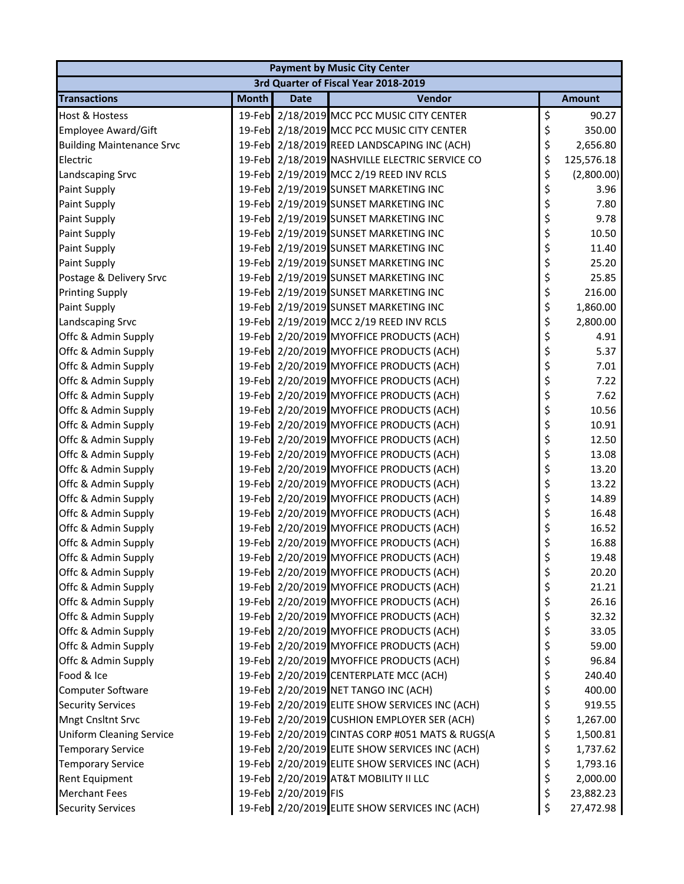| Payment by Music City Center | | | | |
|---|---|---|---|---|
| 3rd Quarter of Fiscal Year 2018-2019 | | | | |
| **Transactions** | **Month** | **Date** | **Vendor** | **Amount** |
| Host & Hostess | 19-Feb | 2/18/2019 | MCC PCC MUSIC CITY CENTER | $ 90.27 |
| Employee Award/Gift | 19-Feb | 2/18/2019 | MCC PCC MUSIC CITY CENTER | $ 350.00 |
| Building Maintenance Srvc | 19-Feb | 2/18/2019 | REED LANDSCAPING INC (ACH) | $ 2,656.80 |
| Electric | 19-Feb | 2/18/2019 | NASHVILLE ELECTRIC SERVICE CO | $ 125,576.18 |
| Landscaping Srvc | 19-Feb | 2/19/2019 | MCC 2/19 REED INV RCLS | $ (2,800.00) |
| Paint Supply | 19-Feb | 2/19/2019 | SUNSET MARKETING INC | $ 3.96 |
| Paint Supply | 19-Feb | 2/19/2019 | SUNSET MARKETING INC | $ 7.80 |
| Paint Supply | 19-Feb | 2/19/2019 | SUNSET MARKETING INC | $ 9.78 |
| Paint Supply | 19-Feb | 2/19/2019 | SUNSET MARKETING INC | $ 10.50 |
| Paint Supply | 19-Feb | 2/19/2019 | SUNSET MARKETING INC | $ 11.40 |
| Paint Supply | 19-Feb | 2/19/2019 | SUNSET MARKETING INC | $ 25.20 |
| Postage & Delivery Srvc | 19-Feb | 2/19/2019 | SUNSET MARKETING INC | $ 25.85 |
| Printing Supply | 19-Feb | 2/19/2019 | SUNSET MARKETING INC | $ 216.00 |
| Paint Supply | 19-Feb | 2/19/2019 | SUNSET MARKETING INC | $ 1,860.00 |
| Landscaping Srvc | 19-Feb | 2/19/2019 | MCC 2/19 REED INV RCLS | $ 2,800.00 |
| Offc & Admin Supply | 19-Feb | 2/20/2019 | MYOFFICE PRODUCTS (ACH) | $ 4.91 |
| Offc & Admin Supply | 19-Feb | 2/20/2019 | MYOFFICE PRODUCTS (ACH) | $ 5.37 |
| Offc & Admin Supply | 19-Feb | 2/20/2019 | MYOFFICE PRODUCTS (ACH) | $ 7.01 |
| Offc & Admin Supply | 19-Feb | 2/20/2019 | MYOFFICE PRODUCTS (ACH) | $ 7.22 |
| Offc & Admin Supply | 19-Feb | 2/20/2019 | MYOFFICE PRODUCTS (ACH) | $ 7.62 |
| Offc & Admin Supply | 19-Feb | 2/20/2019 | MYOFFICE PRODUCTS (ACH) | $ 10.56 |
| Offc & Admin Supply | 19-Feb | 2/20/2019 | MYOFFICE PRODUCTS (ACH) | $ 10.91 |
| Offc & Admin Supply | 19-Feb | 2/20/2019 | MYOFFICE PRODUCTS (ACH) | $ 12.50 |
| Offc & Admin Supply | 19-Feb | 2/20/2019 | MYOFFICE PRODUCTS (ACH) | $ 13.08 |
| Offc & Admin Supply | 19-Feb | 2/20/2019 | MYOFFICE PRODUCTS (ACH) | $ 13.20 |
| Offc & Admin Supply | 19-Feb | 2/20/2019 | MYOFFICE PRODUCTS (ACH) | $ 13.22 |
| Offc & Admin Supply | 19-Feb | 2/20/2019 | MYOFFICE PRODUCTS (ACH) | $ 14.89 |
| Offc & Admin Supply | 19-Feb | 2/20/2019 | MYOFFICE PRODUCTS (ACH) | $ 16.48 |
| Offc & Admin Supply | 19-Feb | 2/20/2019 | MYOFFICE PRODUCTS (ACH) | $ 16.52 |
| Offc & Admin Supply | 19-Feb | 2/20/2019 | MYOFFICE PRODUCTS (ACH) | $ 16.88 |
| Offc & Admin Supply | 19-Feb | 2/20/2019 | MYOFFICE PRODUCTS (ACH) | $ 19.48 |
| Offc & Admin Supply | 19-Feb | 2/20/2019 | MYOFFICE PRODUCTS (ACH) | $ 20.20 |
| Offc & Admin Supply | 19-Feb | 2/20/2019 | MYOFFICE PRODUCTS (ACH) | $ 21.21 |
| Offc & Admin Supply | 19-Feb | 2/20/2019 | MYOFFICE PRODUCTS (ACH) | $ 26.16 |
| Offc & Admin Supply | 19-Feb | 2/20/2019 | MYOFFICE PRODUCTS (ACH) | $ 32.32 |
| Offc & Admin Supply | 19-Feb | 2/20/2019 | MYOFFICE PRODUCTS (ACH) | $ 33.05 |
| Offc & Admin Supply | 19-Feb | 2/20/2019 | MYOFFICE PRODUCTS (ACH) | $ 59.00 |
| Offc & Admin Supply | 19-Feb | 2/20/2019 | MYOFFICE PRODUCTS (ACH) | $ 96.84 |
| Food & Ice | 19-Feb | 2/20/2019 | CENTERPLATE MCC (ACH) | $ 240.40 |
| Computer Software | 19-Feb | 2/20/2019 | NET TANGO INC (ACH) | $ 400.00 |
| Security Services | 19-Feb | 2/20/2019 | ELITE SHOW SERVICES INC (ACH) | $ 919.55 |
| Mngt Cnsltnt Srvc | 19-Feb | 2/20/2019 | CUSHION EMPLOYER SER (ACH) | $ 1,267.00 |
| Uniform Cleaning Service | 19-Feb | 2/20/2019 | CINTAS CORP #051 MATS & RUGS(A | $ 1,500.81 |
| Temporary Service | 19-Feb | 2/20/2019 | ELITE SHOW SERVICES INC (ACH) | $ 1,737.62 |
| Temporary Service | 19-Feb | 2/20/2019 | ELITE SHOW SERVICES INC (ACH) | $ 1,793.16 |
| Rent Equipment | 19-Feb | 2/20/2019 | AT&T MOBILITY II LLC | $ 2,000.00 |
| Merchant Fees | 19-Feb | 2/20/2019 | FIS | $ 23,882.23 |
| Security Services | 19-Feb | 2/20/2019 | ELITE SHOW SERVICES INC (ACH) | $ 27,472.98 |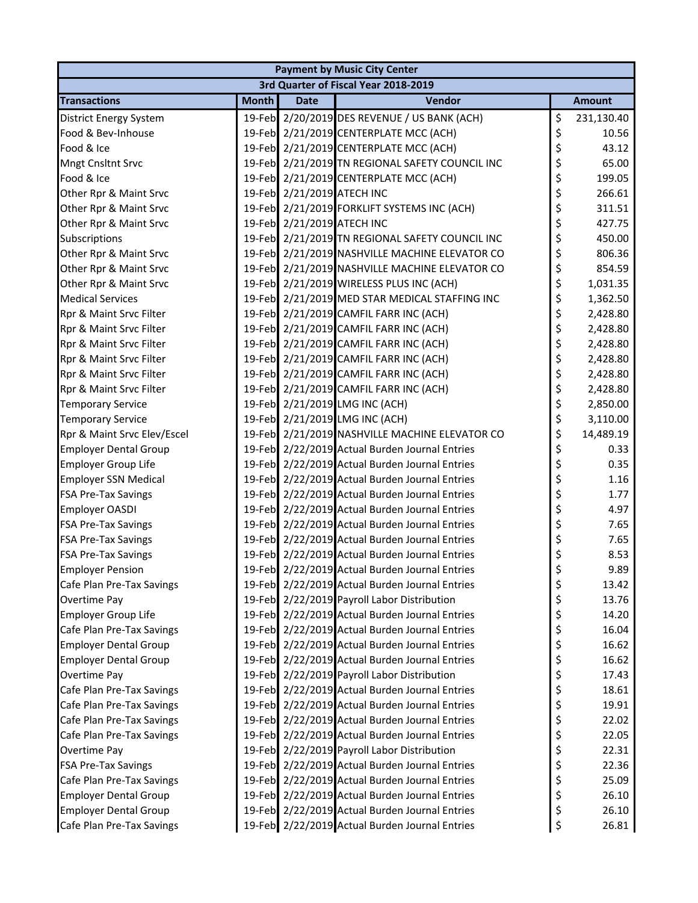| Payment by Music City Center | | | | |
|---|---|---|---|---|
| 3rd Quarter of Fiscal Year 2018-2019 | | | | |
| **Transactions** | **Month** | **Date** | **Vendor** | **Amount** |
| District Energy System | 19-Feb | 2/20/2019 | DES REVENUE / US BANK (ACH) | $ 231,130.40 |
| Food & Bev-Inhouse | 19-Feb | 2/21/2019 | CENTERPLATE MCC (ACH) | $ 10.56 |
| Food & Ice | 19-Feb | 2/21/2019 | CENTERPLATE MCC (ACH) | $ 43.12 |
| Mngt Cnsltnt Srvc | 19-Feb | 2/21/2019 | TN REGIONAL SAFETY COUNCIL INC | $ 65.00 |
| Food & Ice | 19-Feb | 2/21/2019 | CENTERPLATE MCC (ACH) | $ 199.05 |
| Other Rpr & Maint Srvc | 19-Feb | 2/21/2019 | ATECH INC | $ 266.61 |
| Other Rpr & Maint Srvc | 19-Feb | 2/21/2019 | FORKLIFT SYSTEMS INC (ACH) | $ 311.51 |
| Other Rpr & Maint Srvc | 19-Feb | 2/21/2019 | ATECH INC | $ 427.75 |
| Subscriptions | 19-Feb | 2/21/2019 | TN REGIONAL SAFETY COUNCIL INC | $ 450.00 |
| Other Rpr & Maint Srvc | 19-Feb | 2/21/2019 | NASHVILLE MACHINE ELEVATOR CO | $ 806.36 |
| Other Rpr & Maint Srvc | 19-Feb | 2/21/2019 | NASHVILLE MACHINE ELEVATOR CO | $ 854.59 |
| Other Rpr & Maint Srvc | 19-Feb | 2/21/2019 | WIRELESS PLUS INC (ACH) | $ 1,031.35 |
| Medical Services | 19-Feb | 2/21/2019 | MED STAR MEDICAL STAFFING INC | $ 1,362.50 |
| Rpr & Maint Srvc Filter | 19-Feb | 2/21/2019 | CAMFIL FARR INC (ACH) | $ 2,428.80 |
| Rpr & Maint Srvc Filter | 19-Feb | 2/21/2019 | CAMFIL FARR INC (ACH) | $ 2,428.80 |
| Rpr & Maint Srvc Filter | 19-Feb | 2/21/2019 | CAMFIL FARR INC (ACH) | $ 2,428.80 |
| Rpr & Maint Srvc Filter | 19-Feb | 2/21/2019 | CAMFIL FARR INC (ACH) | $ 2,428.80 |
| Rpr & Maint Srvc Filter | 19-Feb | 2/21/2019 | CAMFIL FARR INC (ACH) | $ 2,428.80 |
| Rpr & Maint Srvc Filter | 19-Feb | 2/21/2019 | CAMFIL FARR INC (ACH) | $ 2,428.80 |
| Temporary Service | 19-Feb | 2/21/2019 | LMG INC (ACH) | $ 2,850.00 |
| Temporary Service | 19-Feb | 2/21/2019 | LMG INC (ACH) | $ 3,110.00 |
| Rpr & Maint Srvc Elev/Escel | 19-Feb | 2/21/2019 | NASHVILLE MACHINE ELEVATOR CO | $ 14,489.19 |
| Employer Dental Group | 19-Feb | 2/22/2019 | Actual Burden Journal Entries | $ 0.33 |
| Employer Group Life | 19-Feb | 2/22/2019 | Actual Burden Journal Entries | $ 0.35 |
| Employer SSN Medical | 19-Feb | 2/22/2019 | Actual Burden Journal Entries | $ 1.16 |
| FSA Pre-Tax Savings | 19-Feb | 2/22/2019 | Actual Burden Journal Entries | $ 1.77 |
| Employer OASDI | 19-Feb | 2/22/2019 | Actual Burden Journal Entries | $ 4.97 |
| FSA Pre-Tax Savings | 19-Feb | 2/22/2019 | Actual Burden Journal Entries | $ 7.65 |
| FSA Pre-Tax Savings | 19-Feb | 2/22/2019 | Actual Burden Journal Entries | $ 7.65 |
| FSA Pre-Tax Savings | 19-Feb | 2/22/2019 | Actual Burden Journal Entries | $ 8.53 |
| Employer Pension | 19-Feb | 2/22/2019 | Actual Burden Journal Entries | $ 9.89 |
| Cafe Plan Pre-Tax Savings | 19-Feb | 2/22/2019 | Actual Burden Journal Entries | $ 13.42 |
| Overtime Pay | 19-Feb | 2/22/2019 | Payroll Labor Distribution | $ 13.76 |
| Employer Group Life | 19-Feb | 2/22/2019 | Actual Burden Journal Entries | $ 14.20 |
| Cafe Plan Pre-Tax Savings | 19-Feb | 2/22/2019 | Actual Burden Journal Entries | $ 16.04 |
| Employer Dental Group | 19-Feb | 2/22/2019 | Actual Burden Journal Entries | $ 16.62 |
| Employer Dental Group | 19-Feb | 2/22/2019 | Actual Burden Journal Entries | $ 16.62 |
| Overtime Pay | 19-Feb | 2/22/2019 | Payroll Labor Distribution | $ 17.43 |
| Cafe Plan Pre-Tax Savings | 19-Feb | 2/22/2019 | Actual Burden Journal Entries | $ 18.61 |
| Cafe Plan Pre-Tax Savings | 19-Feb | 2/22/2019 | Actual Burden Journal Entries | $ 19.91 |
| Cafe Plan Pre-Tax Savings | 19-Feb | 2/22/2019 | Actual Burden Journal Entries | $ 22.02 |
| Cafe Plan Pre-Tax Savings | 19-Feb | 2/22/2019 | Actual Burden Journal Entries | $ 22.05 |
| Overtime Pay | 19-Feb | 2/22/2019 | Payroll Labor Distribution | $ 22.31 |
| FSA Pre-Tax Savings | 19-Feb | 2/22/2019 | Actual Burden Journal Entries | $ 22.36 |
| Cafe Plan Pre-Tax Savings | 19-Feb | 2/22/2019 | Actual Burden Journal Entries | $ 25.09 |
| Employer Dental Group | 19-Feb | 2/22/2019 | Actual Burden Journal Entries | $ 26.10 |
| Employer Dental Group | 19-Feb | 2/22/2019 | Actual Burden Journal Entries | $ 26.10 |
| Cafe Plan Pre-Tax Savings | 19-Feb | 2/22/2019 | Actual Burden Journal Entries | $ 26.81 |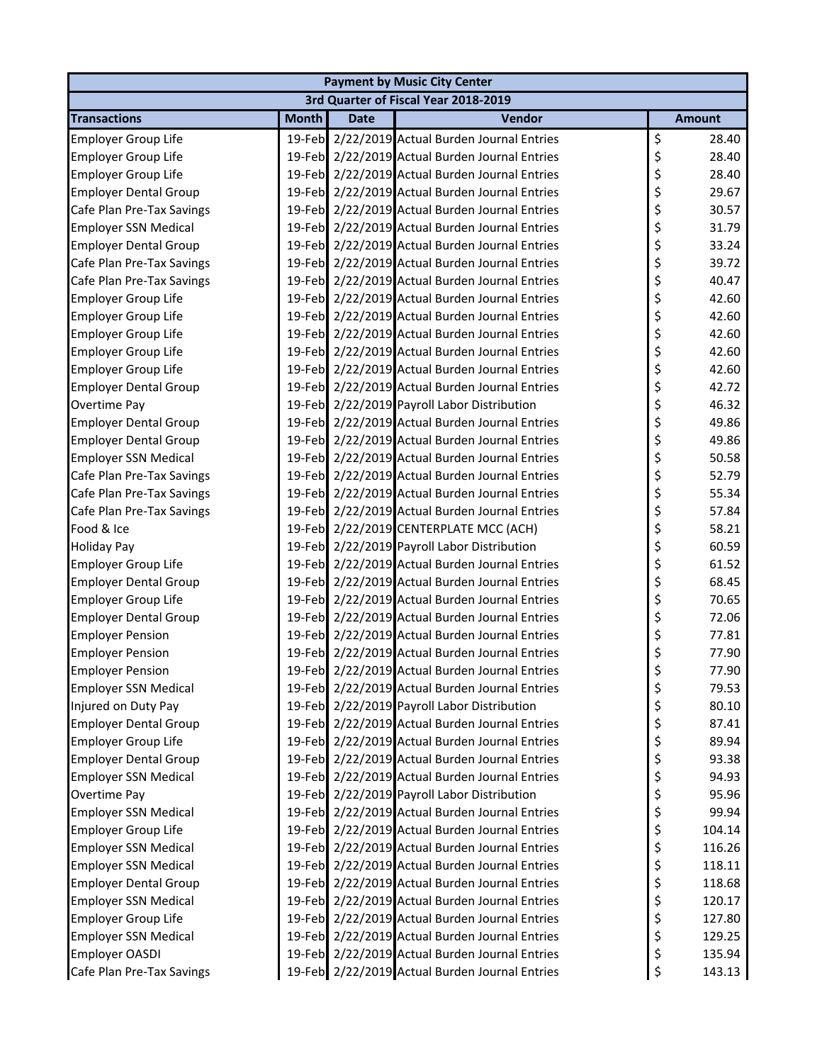| Payment by Music City Center | | | | |
|---|---|---|---|---|
| 3rd Quarter of Fiscal Year 2018-2019 | | | | |
| **Transactions** | **Month** | **Date** | **Vendor** | **Amount** |
| Employer Group Life | 19-Feb | 2/22/2019 | Actual Burden Journal Entries | $ 28.40 |
| Employer Group Life | 19-Feb | 2/22/2019 | Actual Burden Journal Entries | $ 28.40 |
| Employer Group Life | 19-Feb | 2/22/2019 | Actual Burden Journal Entries | $ 28.40 |
| Employer Dental Group | 19-Feb | 2/22/2019 | Actual Burden Journal Entries | $ 29.67 |
| Cafe Plan Pre-Tax Savings | 19-Feb | 2/22/2019 | Actual Burden Journal Entries | $ 30.57 |
| Employer SSN Medical | 19-Feb | 2/22/2019 | Actual Burden Journal Entries | $ 31.79 |
| Employer Dental Group | 19-Feb | 2/22/2019 | Actual Burden Journal Entries | $ 33.24 |
| Cafe Plan Pre-Tax Savings | 19-Feb | 2/22/2019 | Actual Burden Journal Entries | $ 39.72 |
| Cafe Plan Pre-Tax Savings | 19-Feb | 2/22/2019 | Actual Burden Journal Entries | $ 40.47 |
| Employer Group Life | 19-Feb | 2/22/2019 | Actual Burden Journal Entries | $ 42.60 |
| Employer Group Life | 19-Feb | 2/22/2019 | Actual Burden Journal Entries | $ 42.60 |
| Employer Group Life | 19-Feb | 2/22/2019 | Actual Burden Journal Entries | $ 42.60 |
| Employer Group Life | 19-Feb | 2/22/2019 | Actual Burden Journal Entries | $ 42.60 |
| Employer Group Life | 19-Feb | 2/22/2019 | Actual Burden Journal Entries | $ 42.60 |
| Employer Dental Group | 19-Feb | 2/22/2019 | Actual Burden Journal Entries | $ 42.72 |
| Overtime Pay | 19-Feb | 2/22/2019 | Payroll Labor Distribution | $ 46.32 |
| Employer Dental Group | 19-Feb | 2/22/2019 | Actual Burden Journal Entries | $ 49.86 |
| Employer Dental Group | 19-Feb | 2/22/2019 | Actual Burden Journal Entries | $ 49.86 |
| Employer SSN Medical | 19-Feb | 2/22/2019 | Actual Burden Journal Entries | $ 50.58 |
| Cafe Plan Pre-Tax Savings | 19-Feb | 2/22/2019 | Actual Burden Journal Entries | $ 52.79 |
| Cafe Plan Pre-Tax Savings | 19-Feb | 2/22/2019 | Actual Burden Journal Entries | $ 55.34 |
| Cafe Plan Pre-Tax Savings | 19-Feb | 2/22/2019 | Actual Burden Journal Entries | $ 57.84 |
| Food & Ice | 19-Feb | 2/22/2019 | CENTERPLATE MCC (ACH) | $ 58.21 |
| Holiday Pay | 19-Feb | 2/22/2019 | Payroll Labor Distribution | $ 60.59 |
| Employer Group Life | 19-Feb | 2/22/2019 | Actual Burden Journal Entries | $ 61.52 |
| Employer Dental Group | 19-Feb | 2/22/2019 | Actual Burden Journal Entries | $ 68.45 |
| Employer Group Life | 19-Feb | 2/22/2019 | Actual Burden Journal Entries | $ 70.65 |
| Employer Dental Group | 19-Feb | 2/22/2019 | Actual Burden Journal Entries | $ 72.06 |
| Employer Pension | 19-Feb | 2/22/2019 | Actual Burden Journal Entries | $ 77.81 |
| Employer Pension | 19-Feb | 2/22/2019 | Actual Burden Journal Entries | $ 77.90 |
| Employer Pension | 19-Feb | 2/22/2019 | Actual Burden Journal Entries | $ 77.90 |
| Employer SSN Medical | 19-Feb | 2/22/2019 | Actual Burden Journal Entries | $ 79.53 |
| Injured on Duty Pay | 19-Feb | 2/22/2019 | Payroll Labor Distribution | $ 80.10 |
| Employer Dental Group | 19-Feb | 2/22/2019 | Actual Burden Journal Entries | $ 87.41 |
| Employer Group Life | 19-Feb | 2/22/2019 | Actual Burden Journal Entries | $ 89.94 |
| Employer Dental Group | 19-Feb | 2/22/2019 | Actual Burden Journal Entries | $ 93.38 |
| Employer SSN Medical | 19-Feb | 2/22/2019 | Actual Burden Journal Entries | $ 94.93 |
| Overtime Pay | 19-Feb | 2/22/2019 | Payroll Labor Distribution | $ 95.96 |
| Employer SSN Medical | 19-Feb | 2/22/2019 | Actual Burden Journal Entries | $ 99.94 |
| Employer Group Life | 19-Feb | 2/22/2019 | Actual Burden Journal Entries | $ 104.14 |
| Employer SSN Medical | 19-Feb | 2/22/2019 | Actual Burden Journal Entries | $ 116.26 |
| Employer SSN Medical | 19-Feb | 2/22/2019 | Actual Burden Journal Entries | $ 118.11 |
| Employer Dental Group | 19-Feb | 2/22/2019 | Actual Burden Journal Entries | $ 118.68 |
| Employer SSN Medical | 19-Feb | 2/22/2019 | Actual Burden Journal Entries | $ 120.17 |
| Employer Group Life | 19-Feb | 2/22/2019 | Actual Burden Journal Entries | $ 127.80 |
| Employer SSN Medical | 19-Feb | 2/22/2019 | Actual Burden Journal Entries | $ 129.25 |
| Employer OASDI | 19-Feb | 2/22/2019 | Actual Burden Journal Entries | $ 135.94 |
| Cafe Plan Pre-Tax Savings | 19-Feb | 2/22/2019 | Actual Burden Journal Entries | $ 143.13 |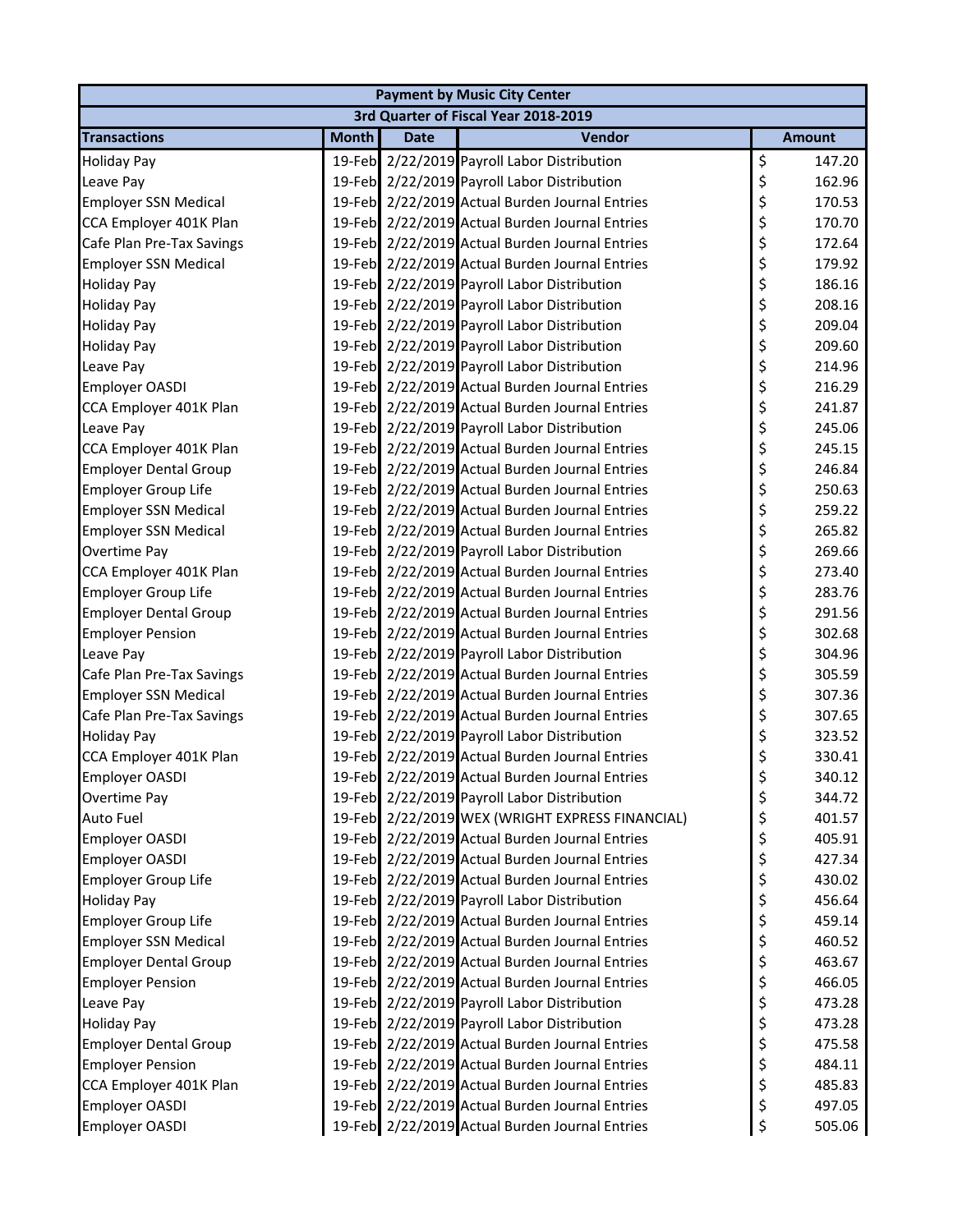| Payment by Music City Center | | | | |
|---|---|---|---|---|
| 3rd Quarter of Fiscal Year 2018-2019 | | | | |
| **Transactions** | **Month** | **Date** | **Vendor** | **Amount** |
| Holiday Pay | 19-Feb | 2/22/2019 | Payroll Labor Distribution | $ 147.20 |
| Leave Pay | 19-Feb | 2/22/2019 | Payroll Labor Distribution | $ 162.96 |
| Employer SSN Medical | 19-Feb | 2/22/2019 | Actual Burden Journal Entries | $ 170.53 |
| CCA Employer 401K Plan | 19-Feb | 2/22/2019 | Actual Burden Journal Entries | $ 170.70 |
| Cafe Plan Pre-Tax Savings | 19-Feb | 2/22/2019 | Actual Burden Journal Entries | $ 172.64 |
| Employer SSN Medical | 19-Feb | 2/22/2019 | Actual Burden Journal Entries | $ 179.92 |
| Holiday Pay | 19-Feb | 2/22/2019 | Payroll Labor Distribution | $ 186.16 |
| Holiday Pay | 19-Feb | 2/22/2019 | Payroll Labor Distribution | $ 208.16 |
| Holiday Pay | 19-Feb | 2/22/2019 | Payroll Labor Distribution | $ 209.04 |
| Holiday Pay | 19-Feb | 2/22/2019 | Payroll Labor Distribution | $ 209.60 |
| Leave Pay | 19-Feb | 2/22/2019 | Payroll Labor Distribution | $ 214.96 |
| Employer OASDI | 19-Feb | 2/22/2019 | Actual Burden Journal Entries | $ 216.29 |
| CCA Employer 401K Plan | 19-Feb | 2/22/2019 | Actual Burden Journal Entries | $ 241.87 |
| Leave Pay | 19-Feb | 2/22/2019 | Payroll Labor Distribution | $ 245.06 |
| CCA Employer 401K Plan | 19-Feb | 2/22/2019 | Actual Burden Journal Entries | $ 245.15 |
| Employer Dental Group | 19-Feb | 2/22/2019 | Actual Burden Journal Entries | $ 246.84 |
| Employer Group Life | 19-Feb | 2/22/2019 | Actual Burden Journal Entries | $ 250.63 |
| Employer SSN Medical | 19-Feb | 2/22/2019 | Actual Burden Journal Entries | $ 259.22 |
| Employer SSN Medical | 19-Feb | 2/22/2019 | Actual Burden Journal Entries | $ 265.82 |
| Overtime Pay | 19-Feb | 2/22/2019 | Payroll Labor Distribution | $ 269.66 |
| CCA Employer 401K Plan | 19-Feb | 2/22/2019 | Actual Burden Journal Entries | $ 273.40 |
| Employer Group Life | 19-Feb | 2/22/2019 | Actual Burden Journal Entries | $ 283.76 |
| Employer Dental Group | 19-Feb | 2/22/2019 | Actual Burden Journal Entries | $ 291.56 |
| Employer Pension | 19-Feb | 2/22/2019 | Actual Burden Journal Entries | $ 302.68 |
| Leave Pay | 19-Feb | 2/22/2019 | Payroll Labor Distribution | $ 304.96 |
| Cafe Plan Pre-Tax Savings | 19-Feb | 2/22/2019 | Actual Burden Journal Entries | $ 305.59 |
| Employer SSN Medical | 19-Feb | 2/22/2019 | Actual Burden Journal Entries | $ 307.36 |
| Cafe Plan Pre-Tax Savings | 19-Feb | 2/22/2019 | Actual Burden Journal Entries | $ 307.65 |
| Holiday Pay | 19-Feb | 2/22/2019 | Payroll Labor Distribution | $ 323.52 |
| CCA Employer 401K Plan | 19-Feb | 2/22/2019 | Actual Burden Journal Entries | $ 330.41 |
| Employer OASDI | 19-Feb | 2/22/2019 | Actual Burden Journal Entries | $ 340.12 |
| Overtime Pay | 19-Feb | 2/22/2019 | Payroll Labor Distribution | $ 344.72 |
| Auto Fuel | 19-Feb | 2/22/2019 | WEX (WRIGHT EXPRESS FINANCIAL) | $ 401.57 |
| Employer OASDI | 19-Feb | 2/22/2019 | Actual Burden Journal Entries | $ 405.91 |
| Employer OASDI | 19-Feb | 2/22/2019 | Actual Burden Journal Entries | $ 427.34 |
| Employer Group Life | 19-Feb | 2/22/2019 | Actual Burden Journal Entries | $ 430.02 |
| Holiday Pay | 19-Feb | 2/22/2019 | Payroll Labor Distribution | $ 456.64 |
| Employer Group Life | 19-Feb | 2/22/2019 | Actual Burden Journal Entries | $ 459.14 |
| Employer SSN Medical | 19-Feb | 2/22/2019 | Actual Burden Journal Entries | $ 460.52 |
| Employer Dental Group | 19-Feb | 2/22/2019 | Actual Burden Journal Entries | $ 463.67 |
| Employer Pension | 19-Feb | 2/22/2019 | Actual Burden Journal Entries | $ 466.05 |
| Leave Pay | 19-Feb | 2/22/2019 | Payroll Labor Distribution | $ 473.28 |
| Holiday Pay | 19-Feb | 2/22/2019 | Payroll Labor Distribution | $ 473.28 |
| Employer Dental Group | 19-Feb | 2/22/2019 | Actual Burden Journal Entries | $ 475.58 |
| Employer Pension | 19-Feb | 2/22/2019 | Actual Burden Journal Entries | $ 484.11 |
| CCA Employer 401K Plan | 19-Feb | 2/22/2019 | Actual Burden Journal Entries | $ 485.83 |
| Employer OASDI | 19-Feb | 2/22/2019 | Actual Burden Journal Entries | $ 497.05 |
| Employer OASDI | 19-Feb | 2/22/2019 | Actual Burden Journal Entries | $ 505.06 |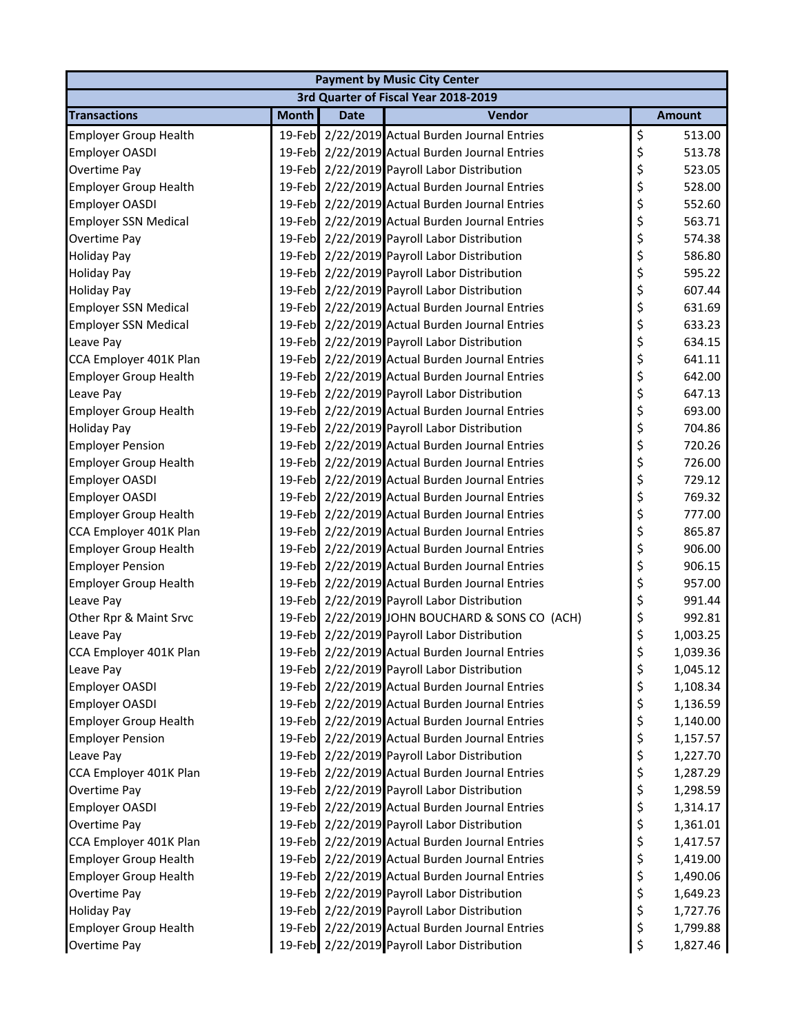| Payment by Music City Center | | | | |
|---|---|---|---|---|
| 3rd Quarter of Fiscal Year 2018-2019 | | | | |
| **Transactions** | **Month** | **Date** | **Vendor** | **Amount** |
| Employer Group Health | 19-Feb | 2/22/2019 | Actual Burden Journal Entries | $ 513.00 |
| Employer OASDI | 19-Feb | 2/22/2019 | Actual Burden Journal Entries | $ 513.78 |
| Overtime Pay | 19-Feb | 2/22/2019 | Payroll Labor Distribution | $ 523.05 |
| Employer Group Health | 19-Feb | 2/22/2019 | Actual Burden Journal Entries | $ 528.00 |
| Employer OASDI | 19-Feb | 2/22/2019 | Actual Burden Journal Entries | $ 552.60 |
| Employer SSN Medical | 19-Feb | 2/22/2019 | Actual Burden Journal Entries | $ 563.71 |
| Overtime Pay | 19-Feb | 2/22/2019 | Payroll Labor Distribution | $ 574.38 |
| Holiday Pay | 19-Feb | 2/22/2019 | Payroll Labor Distribution | $ 586.80 |
| Holiday Pay | 19-Feb | 2/22/2019 | Payroll Labor Distribution | $ 595.22 |
| Holiday Pay | 19-Feb | 2/22/2019 | Payroll Labor Distribution | $ 607.44 |
| Employer SSN Medical | 19-Feb | 2/22/2019 | Actual Burden Journal Entries | $ 631.69 |
| Employer SSN Medical | 19-Feb | 2/22/2019 | Actual Burden Journal Entries | $ 633.23 |
| Leave Pay | 19-Feb | 2/22/2019 | Payroll Labor Distribution | $ 634.15 |
| CCA Employer 401K Plan | 19-Feb | 2/22/2019 | Actual Burden Journal Entries | $ 641.11 |
| Employer Group Health | 19-Feb | 2/22/2019 | Actual Burden Journal Entries | $ 642.00 |
| Leave Pay | 19-Feb | 2/22/2019 | Payroll Labor Distribution | $ 647.13 |
| Employer Group Health | 19-Feb | 2/22/2019 | Actual Burden Journal Entries | $ 693.00 |
| Holiday Pay | 19-Feb | 2/22/2019 | Payroll Labor Distribution | $ 704.86 |
| Employer Pension | 19-Feb | 2/22/2019 | Actual Burden Journal Entries | $ 720.26 |
| Employer Group Health | 19-Feb | 2/22/2019 | Actual Burden Journal Entries | $ 726.00 |
| Employer OASDI | 19-Feb | 2/22/2019 | Actual Burden Journal Entries | $ 729.12 |
| Employer OASDI | 19-Feb | 2/22/2019 | Actual Burden Journal Entries | $ 769.32 |
| Employer Group Health | 19-Feb | 2/22/2019 | Actual Burden Journal Entries | $ 777.00 |
| CCA Employer 401K Plan | 19-Feb | 2/22/2019 | Actual Burden Journal Entries | $ 865.87 |
| Employer Group Health | 19-Feb | 2/22/2019 | Actual Burden Journal Entries | $ 906.00 |
| Employer Pension | 19-Feb | 2/22/2019 | Actual Burden Journal Entries | $ 906.15 |
| Employer Group Health | 19-Feb | 2/22/2019 | Actual Burden Journal Entries | $ 957.00 |
| Leave Pay | 19-Feb | 2/22/2019 | Payroll Labor Distribution | $ 991.44 |
| Other Rpr & Maint Srvc | 19-Feb | 2/22/2019 | JOHN BOUCHARD & SONS CO (ACH) | $ 992.81 |
| Leave Pay | 19-Feb | 2/22/2019 | Payroll Labor Distribution | $ 1,003.25 |
| CCA Employer 401K Plan | 19-Feb | 2/22/2019 | Actual Burden Journal Entries | $ 1,039.36 |
| Leave Pay | 19-Feb | 2/22/2019 | Payroll Labor Distribution | $ 1,045.12 |
| Employer OASDI | 19-Feb | 2/22/2019 | Actual Burden Journal Entries | $ 1,108.34 |
| Employer OASDI | 19-Feb | 2/22/2019 | Actual Burden Journal Entries | $ 1,136.59 |
| Employer Group Health | 19-Feb | 2/22/2019 | Actual Burden Journal Entries | $ 1,140.00 |
| Employer Pension | 19-Feb | 2/22/2019 | Actual Burden Journal Entries | $ 1,157.57 |
| Leave Pay | 19-Feb | 2/22/2019 | Payroll Labor Distribution | $ 1,227.70 |
| CCA Employer 401K Plan | 19-Feb | 2/22/2019 | Actual Burden Journal Entries | $ 1,287.29 |
| Overtime Pay | 19-Feb | 2/22/2019 | Payroll Labor Distribution | $ 1,298.59 |
| Employer OASDI | 19-Feb | 2/22/2019 | Actual Burden Journal Entries | $ 1,314.17 |
| Overtime Pay | 19-Feb | 2/22/2019 | Payroll Labor Distribution | $ 1,361.01 |
| CCA Employer 401K Plan | 19-Feb | 2/22/2019 | Actual Burden Journal Entries | $ 1,417.57 |
| Employer Group Health | 19-Feb | 2/22/2019 | Actual Burden Journal Entries | $ 1,419.00 |
| Employer Group Health | 19-Feb | 2/22/2019 | Actual Burden Journal Entries | $ 1,490.06 |
| Overtime Pay | 19-Feb | 2/22/2019 | Payroll Labor Distribution | $ 1,649.23 |
| Holiday Pay | 19-Feb | 2/22/2019 | Payroll Labor Distribution | $ 1,727.76 |
| Employer Group Health | 19-Feb | 2/22/2019 | Actual Burden Journal Entries | $ 1,799.88 |
| Overtime Pay | 19-Feb | 2/22/2019 | Payroll Labor Distribution | $ 1,827.46 |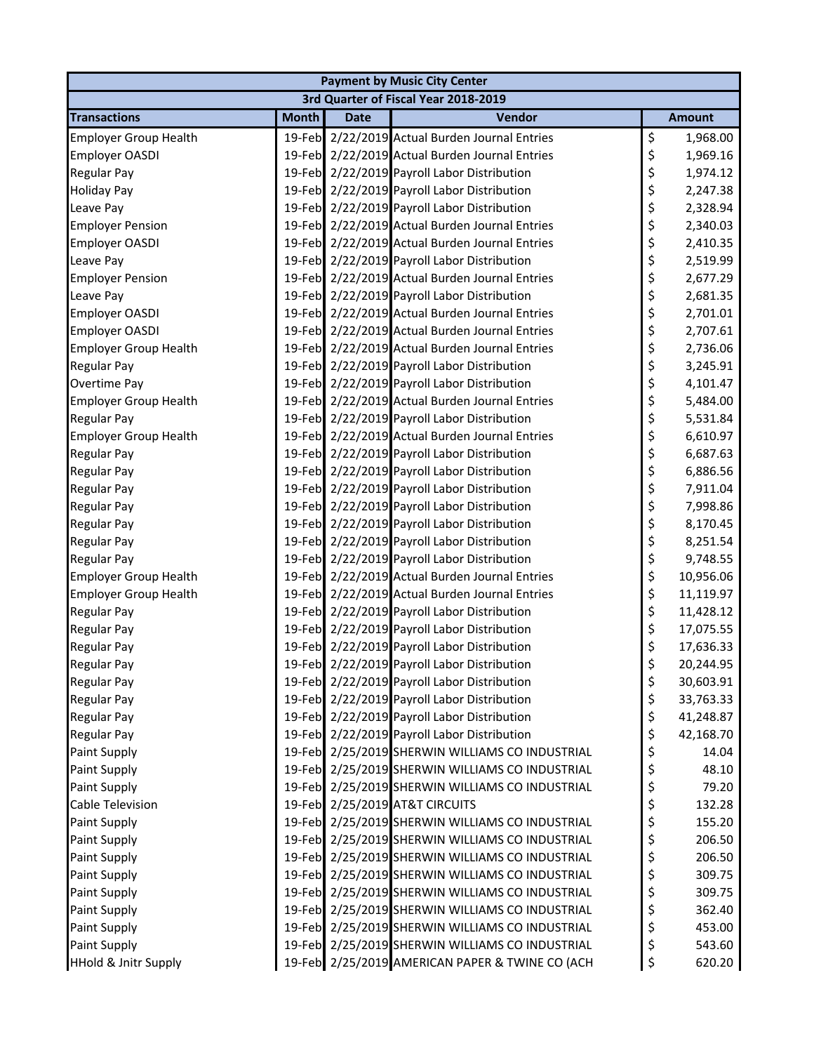| Payment by Music City Center | | | | |
|---|---|---|---|---|
| 3rd Quarter of Fiscal Year 2018-2019 | | | | |
| **Transactions** | **Month** | **Date** | **Vendor** | **Amount** |
| Employer Group Health | 19-Feb | 2/22/2019 | Actual Burden Journal Entries | $ 1,968.00 |
| Employer OASDI | 19-Feb | 2/22/2019 | Actual Burden Journal Entries | $ 1,969.16 |
| Regular Pay | 19-Feb | 2/22/2019 | Payroll Labor Distribution | $ 1,974.12 |
| Holiday Pay | 19-Feb | 2/22/2019 | Payroll Labor Distribution | $ 2,247.38 |
| Leave Pay | 19-Feb | 2/22/2019 | Payroll Labor Distribution | $ 2,328.94 |
| Employer Pension | 19-Feb | 2/22/2019 | Actual Burden Journal Entries | $ 2,340.03 |
| Employer OASDI | 19-Feb | 2/22/2019 | Actual Burden Journal Entries | $ 2,410.35 |
| Leave Pay | 19-Feb | 2/22/2019 | Payroll Labor Distribution | $ 2,519.99 |
| Employer Pension | 19-Feb | 2/22/2019 | Actual Burden Journal Entries | $ 2,677.29 |
| Leave Pay | 19-Feb | 2/22/2019 | Payroll Labor Distribution | $ 2,681.35 |
| Employer OASDI | 19-Feb | 2/22/2019 | Actual Burden Journal Entries | $ 2,701.01 |
| Employer OASDI | 19-Feb | 2/22/2019 | Actual Burden Journal Entries | $ 2,707.61 |
| Employer Group Health | 19-Feb | 2/22/2019 | Actual Burden Journal Entries | $ 2,736.06 |
| Regular Pay | 19-Feb | 2/22/2019 | Payroll Labor Distribution | $ 3,245.91 |
| Overtime Pay | 19-Feb | 2/22/2019 | Payroll Labor Distribution | $ 4,101.47 |
| Employer Group Health | 19-Feb | 2/22/2019 | Actual Burden Journal Entries | $ 5,484.00 |
| Regular Pay | 19-Feb | 2/22/2019 | Payroll Labor Distribution | $ 5,531.84 |
| Employer Group Health | 19-Feb | 2/22/2019 | Actual Burden Journal Entries | $ 6,610.97 |
| Regular Pay | 19-Feb | 2/22/2019 | Payroll Labor Distribution | $ 6,687.63 |
| Regular Pay | 19-Feb | 2/22/2019 | Payroll Labor Distribution | $ 6,886.56 |
| Regular Pay | 19-Feb | 2/22/2019 | Payroll Labor Distribution | $ 7,911.04 |
| Regular Pay | 19-Feb | 2/22/2019 | Payroll Labor Distribution | $ 7,998.86 |
| Regular Pay | 19-Feb | 2/22/2019 | Payroll Labor Distribution | $ 8,170.45 |
| Regular Pay | 19-Feb | 2/22/2019 | Payroll Labor Distribution | $ 8,251.54 |
| Regular Pay | 19-Feb | 2/22/2019 | Payroll Labor Distribution | $ 9,748.55 |
| Employer Group Health | 19-Feb | 2/22/2019 | Actual Burden Journal Entries | $ 10,956.06 |
| Employer Group Health | 19-Feb | 2/22/2019 | Actual Burden Journal Entries | $ 11,119.97 |
| Regular Pay | 19-Feb | 2/22/2019 | Payroll Labor Distribution | $ 11,428.12 |
| Regular Pay | 19-Feb | 2/22/2019 | Payroll Labor Distribution | $ 17,075.55 |
| Regular Pay | 19-Feb | 2/22/2019 | Payroll Labor Distribution | $ 17,636.33 |
| Regular Pay | 19-Feb | 2/22/2019 | Payroll Labor Distribution | $ 20,244.95 |
| Regular Pay | 19-Feb | 2/22/2019 | Payroll Labor Distribution | $ 30,603.91 |
| Regular Pay | 19-Feb | 2/22/2019 | Payroll Labor Distribution | $ 33,763.33 |
| Regular Pay | 19-Feb | 2/22/2019 | Payroll Labor Distribution | $ 41,248.87 |
| Regular Pay | 19-Feb | 2/22/2019 | Payroll Labor Distribution | $ 42,168.70 |
| Paint Supply | 19-Feb | 2/25/2019 | SHERWIN WILLIAMS CO INDUSTRIAL | $ 14.04 |
| Paint Supply | 19-Feb | 2/25/2019 | SHERWIN WILLIAMS CO INDUSTRIAL | $ 48.10 |
| Paint Supply | 19-Feb | 2/25/2019 | SHERWIN WILLIAMS CO INDUSTRIAL | $ 79.20 |
| Cable Television | 19-Feb | 2/25/2019 | AT&T CIRCUITS | $ 132.28 |
| Paint Supply | 19-Feb | 2/25/2019 | SHERWIN WILLIAMS CO INDUSTRIAL | $ 155.20 |
| Paint Supply | 19-Feb | 2/25/2019 | SHERWIN WILLIAMS CO INDUSTRIAL | $ 206.50 |
| Paint Supply | 19-Feb | 2/25/2019 | SHERWIN WILLIAMS CO INDUSTRIAL | $ 206.50 |
| Paint Supply | 19-Feb | 2/25/2019 | SHERWIN WILLIAMS CO INDUSTRIAL | $ 309.75 |
| Paint Supply | 19-Feb | 2/25/2019 | SHERWIN WILLIAMS CO INDUSTRIAL | $ 309.75 |
| Paint Supply | 19-Feb | 2/25/2019 | SHERWIN WILLIAMS CO INDUSTRIAL | $ 362.40 |
| Paint Supply | 19-Feb | 2/25/2019 | SHERWIN WILLIAMS CO INDUSTRIAL | $ 453.00 |
| Paint Supply | 19-Feb | 2/25/2019 | SHERWIN WILLIAMS CO INDUSTRIAL | $ 543.60 |
| HHold & Jnitr Supply | 19-Feb | 2/25/2019 | AMERICAN PAPER & TWINE CO (ACH | $ 620.20 |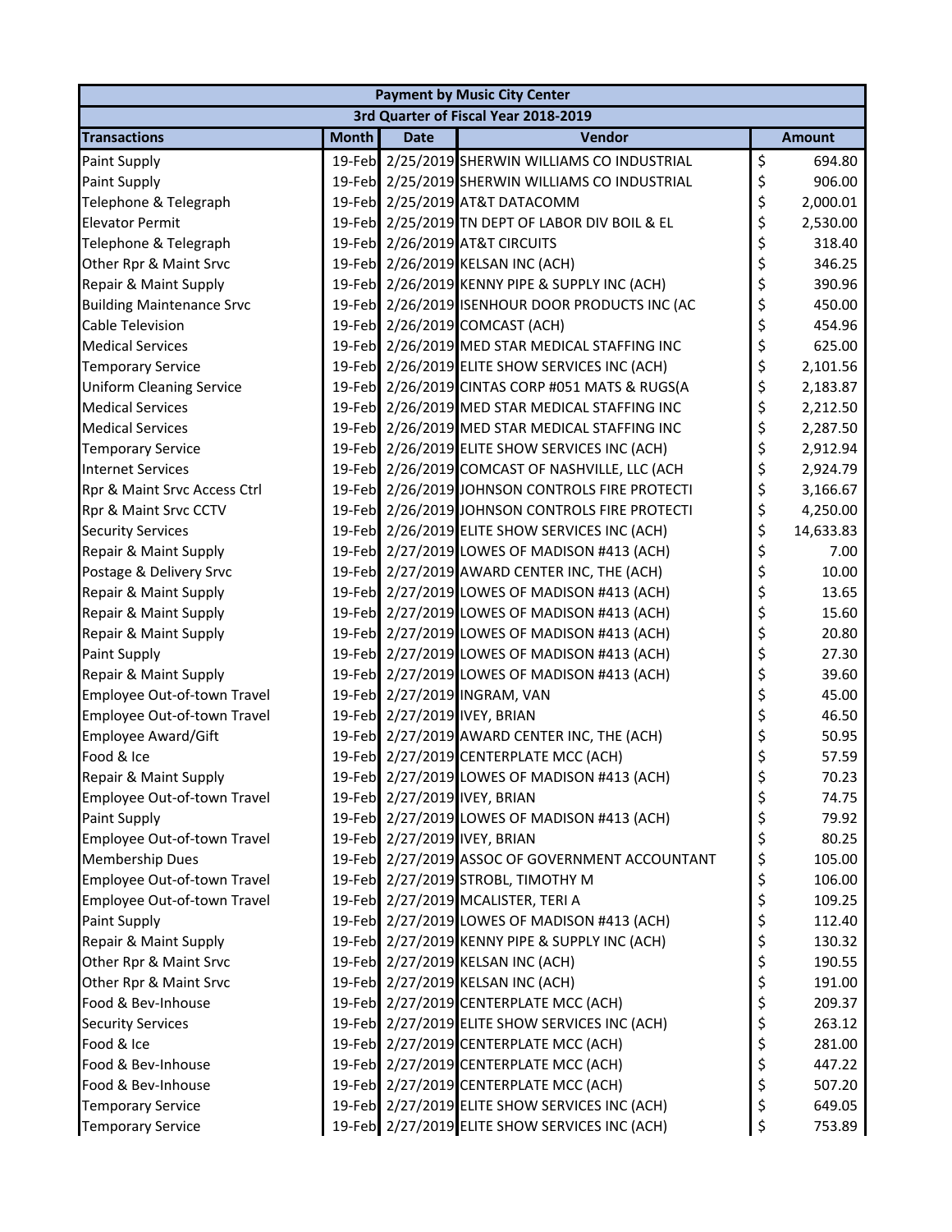| Payment by Music City Center | | | | |
|---|---|---|---|---|
| 3rd Quarter of Fiscal Year 2018-2019 | | | | |
| **Transactions** | **Month** | **Date** | **Vendor** | **Amount** |
| Paint Supply | 19-Feb | 2/25/2019 | SHERWIN WILLIAMS CO INDUSTRIAL | $ 694.80 |
| Paint Supply | 19-Feb | 2/25/2019 | SHERWIN WILLIAMS CO INDUSTRIAL | $ 906.00 |
| Telephone & Telegraph | 19-Feb | 2/25/2019 | AT&T DATACOMM | $ 2,000.01 |
| Elevator Permit | 19-Feb | 2/25/2019 | TN DEPT OF LABOR DIV BOIL & EL | $ 2,530.00 |
| Telephone & Telegraph | 19-Feb | 2/26/2019 | AT&T CIRCUITS | $ 318.40 |
| Other Rpr & Maint Srvc | 19-Feb | 2/26/2019 | KELSAN INC (ACH) | $ 346.25 |
| Repair & Maint Supply | 19-Feb | 2/26/2019 | KENNY PIPE & SUPPLY INC (ACH) | $ 390.96 |
| Building Maintenance Srvc | 19-Feb | 2/26/2019 | ISENHOUR DOOR PRODUCTS INC (AC | $ 450.00 |
| Cable Television | 19-Feb | 2/26/2019 | COMCAST (ACH) | $ 454.96 |
| Medical Services | 19-Feb | 2/26/2019 | MED STAR MEDICAL STAFFING INC | $ 625.00 |
| Temporary Service | 19-Feb | 2/26/2019 | ELITE SHOW SERVICES INC (ACH) | $ 2,101.56 |
| Uniform Cleaning Service | 19-Feb | 2/26/2019 | CINTAS CORP #051 MATS & RUGS(A | $ 2,183.87 |
| Medical Services | 19-Feb | 2/26/2019 | MED STAR MEDICAL STAFFING INC | $ 2,212.50 |
| Medical Services | 19-Feb | 2/26/2019 | MED STAR MEDICAL STAFFING INC | $ 2,287.50 |
| Temporary Service | 19-Feb | 2/26/2019 | ELITE SHOW SERVICES INC (ACH) | $ 2,912.94 |
| Internet Services | 19-Feb | 2/26/2019 | COMCAST OF NASHVILLE, LLC (ACH | $ 2,924.79 |
| Rpr & Maint Srvc Access Ctrl | 19-Feb | 2/26/2019 | JOHNSON CONTROLS FIRE PROTECTI | $ 3,166.67 |
| Rpr & Maint Srvc CCTV | 19-Feb | 2/26/2019 | JOHNSON CONTROLS FIRE PROTECTI | $ 4,250.00 |
| Security Services | 19-Feb | 2/26/2019 | ELITE SHOW SERVICES INC (ACH) | $ 14,633.83 |
| Repair & Maint Supply | 19-Feb | 2/27/2019 | LOWES OF MADISON #413 (ACH) | $ 7.00 |
| Postage & Delivery Srvc | 19-Feb | 2/27/2019 | AWARD CENTER INC, THE (ACH) | $ 10.00 |
| Repair & Maint Supply | 19-Feb | 2/27/2019 | LOWES OF MADISON #413 (ACH) | $ 13.65 |
| Repair & Maint Supply | 19-Feb | 2/27/2019 | LOWES OF MADISON #413 (ACH) | $ 15.60 |
| Repair & Maint Supply | 19-Feb | 2/27/2019 | LOWES OF MADISON #413 (ACH) | $ 20.80 |
| Paint Supply | 19-Feb | 2/27/2019 | LOWES OF MADISON #413 (ACH) | $ 27.30 |
| Repair & Maint Supply | 19-Feb | 2/27/2019 | LOWES OF MADISON #413 (ACH) | $ 39.60 |
| Employee Out-of-town Travel | 19-Feb | 2/27/2019 | INGRAM, VAN | $ 45.00 |
| Employee Out-of-town Travel | 19-Feb | 2/27/2019 | IVEY, BRIAN | $ 46.50 |
| Employee Award/Gift | 19-Feb | 2/27/2019 | AWARD CENTER INC, THE (ACH) | $ 50.95 |
| Food & Ice | 19-Feb | 2/27/2019 | CENTERPLATE MCC (ACH) | $ 57.59 |
| Repair & Maint Supply | 19-Feb | 2/27/2019 | LOWES OF MADISON #413 (ACH) | $ 70.23 |
| Employee Out-of-town Travel | 19-Feb | 2/27/2019 | IVEY, BRIAN | $ 74.75 |
| Paint Supply | 19-Feb | 2/27/2019 | LOWES OF MADISON #413 (ACH) | $ 79.92 |
| Employee Out-of-town Travel | 19-Feb | 2/27/2019 | IVEY, BRIAN | $ 80.25 |
| Membership Dues | 19-Feb | 2/27/2019 | ASSOC OF GOVERNMENT ACCOUNTANT | $ 105.00 |
| Employee Out-of-town Travel | 19-Feb | 2/27/2019 | STROBL, TIMOTHY M | $ 106.00 |
| Employee Out-of-town Travel | 19-Feb | 2/27/2019 | MCALISTER, TERI A | $ 109.25 |
| Paint Supply | 19-Feb | 2/27/2019 | LOWES OF MADISON #413 (ACH) | $ 112.40 |
| Repair & Maint Supply | 19-Feb | 2/27/2019 | KENNY PIPE & SUPPLY INC (ACH) | $ 130.32 |
| Other Rpr & Maint Srvc | 19-Feb | 2/27/2019 | KELSAN INC (ACH) | $ 190.55 |
| Other Rpr & Maint Srvc | 19-Feb | 2/27/2019 | KELSAN INC (ACH) | $ 191.00 |
| Food & Bev-Inhouse | 19-Feb | 2/27/2019 | CENTERPLATE MCC (ACH) | $ 209.37 |
| Security Services | 19-Feb | 2/27/2019 | ELITE SHOW SERVICES INC (ACH) | $ 263.12 |
| Food & Ice | 19-Feb | 2/27/2019 | CENTERPLATE MCC (ACH) | $ 281.00 |
| Food & Bev-Inhouse | 19-Feb | 2/27/2019 | CENTERPLATE MCC (ACH) | $ 447.22 |
| Food & Bev-Inhouse | 19-Feb | 2/27/2019 | CENTERPLATE MCC (ACH) | $ 507.20 |
| Temporary Service | 19-Feb | 2/27/2019 | ELITE SHOW SERVICES INC (ACH) | $ 649.05 |
| Temporary Service | 19-Feb | 2/27/2019 | ELITE SHOW SERVICES INC (ACH) | $ 753.89 |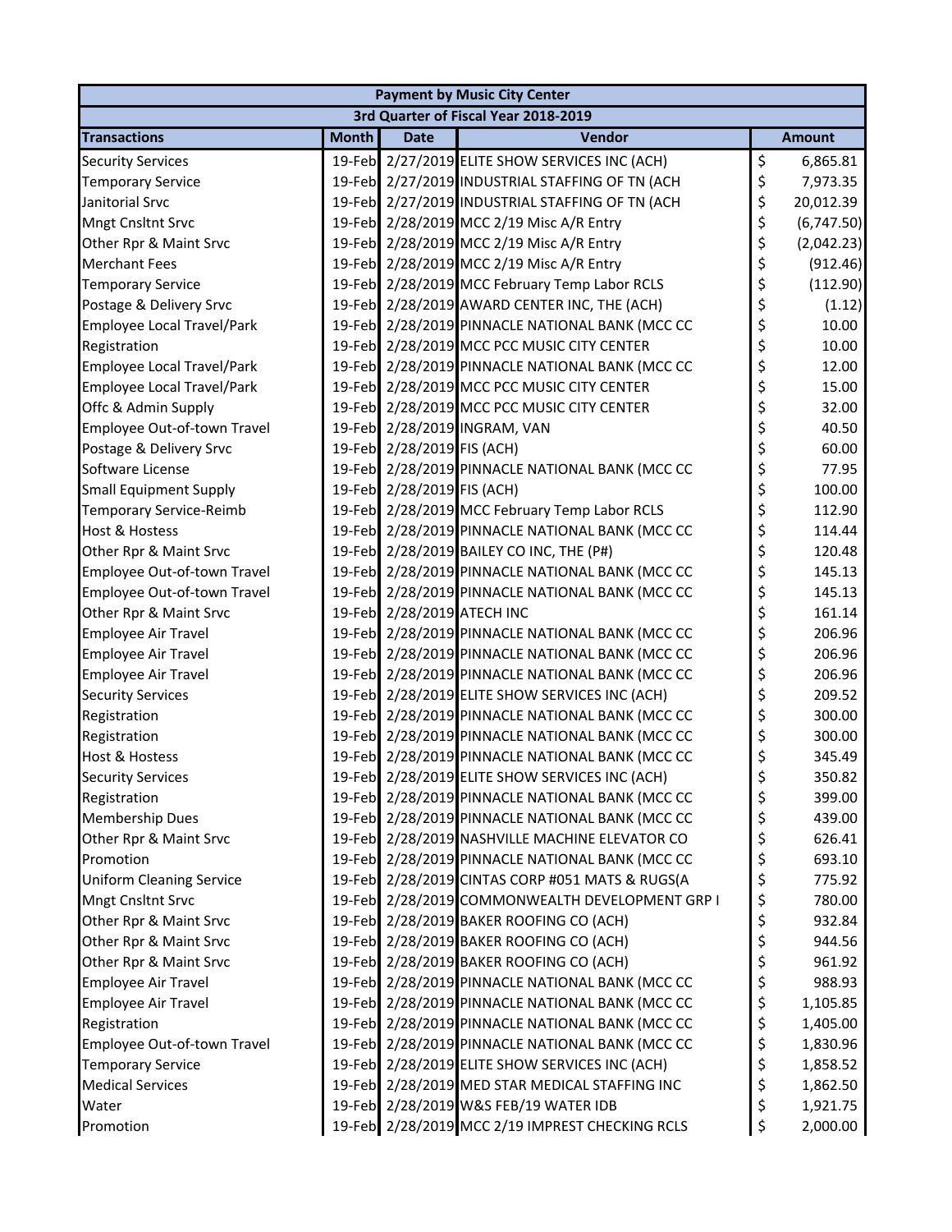| Payment by Music City Center | | | | |
|---|---|---|---|---|
| 3rd Quarter of Fiscal Year 2018-2019 | | | | |
| **Transactions** | **Month** | **Date** | **Vendor** | **Amount** |
| Security Services | 19-Feb | 2/27/2019 | ELITE SHOW SERVICES INC (ACH) | $ 6,865.81 |
| Temporary Service | 19-Feb | 2/27/2019 | INDUSTRIAL STAFFING OF TN (ACH | $ 7,973.35 |
| Janitorial Srvc | 19-Feb | 2/27/2019 | INDUSTRIAL STAFFING OF TN (ACH | $ 20,012.39 |
| Mngt Cnsltnt Srvc | 19-Feb | 2/28/2019 | MCC 2/19 Misc A/R Entry | $ (6,747.50) |
| Other Rpr & Maint Srvc | 19-Feb | 2/28/2019 | MCC 2/19 Misc A/R Entry | $ (2,042.23) |
| Merchant Fees | 19-Feb | 2/28/2019 | MCC 2/19 Misc A/R Entry | $ (912.46) |
| Temporary Service | 19-Feb | 2/28/2019 | MCC February Temp Labor RCLS | $ (112.90) |
| Postage & Delivery Srvc | 19-Feb | 2/28/2019 | AWARD CENTER INC, THE (ACH) | $ (1.12) |
| Employee Local Travel/Park | 19-Feb | 2/28/2019 | PINNACLE NATIONAL BANK (MCC CC | $ 10.00 |
| Registration | 19-Feb | 2/28/2019 | MCC PCC MUSIC CITY CENTER | $ 10.00 |
| Employee Local Travel/Park | 19-Feb | 2/28/2019 | PINNACLE NATIONAL BANK (MCC CC | $ 12.00 |
| Employee Local Travel/Park | 19-Feb | 2/28/2019 | MCC PCC MUSIC CITY CENTER | $ 15.00 |
| Offc & Admin Supply | 19-Feb | 2/28/2019 | MCC PCC MUSIC CITY CENTER | $ 32.00 |
| Employee Out-of-town Travel | 19-Feb | 2/28/2019 | INGRAM, VAN | $ 40.50 |
| Postage & Delivery Srvc | 19-Feb | 2/28/2019 | FIS (ACH) | $ 60.00 |
| Software License | 19-Feb | 2/28/2019 | PINNACLE NATIONAL BANK (MCC CC | $ 77.95 |
| Small Equipment Supply | 19-Feb | 2/28/2019 | FIS (ACH) | $ 100.00 |
| Temporary Service-Reimb | 19-Feb | 2/28/2019 | MCC February Temp Labor RCLS | $ 112.90 |
| Host & Hostess | 19-Feb | 2/28/2019 | PINNACLE NATIONAL BANK (MCC CC | $ 114.44 |
| Other Rpr & Maint Srvc | 19-Feb | 2/28/2019 | BAILEY CO INC, THE (P#) | $ 120.48 |
| Employee Out-of-town Travel | 19-Feb | 2/28/2019 | PINNACLE NATIONAL BANK (MCC CC | $ 145.13 |
| Employee Out-of-town Travel | 19-Feb | 2/28/2019 | PINNACLE NATIONAL BANK (MCC CC | $ 145.13 |
| Other Rpr & Maint Srvc | 19-Feb | 2/28/2019 | ATECH INC | $ 161.14 |
| Employee Air Travel | 19-Feb | 2/28/2019 | PINNACLE NATIONAL BANK (MCC CC | $ 206.96 |
| Employee Air Travel | 19-Feb | 2/28/2019 | PINNACLE NATIONAL BANK (MCC CC | $ 206.96 |
| Employee Air Travel | 19-Feb | 2/28/2019 | PINNACLE NATIONAL BANK (MCC CC | $ 206.96 |
| Security Services | 19-Feb | 2/28/2019 | ELITE SHOW SERVICES INC (ACH) | $ 209.52 |
| Registration | 19-Feb | 2/28/2019 | PINNACLE NATIONAL BANK (MCC CC | $ 300.00 |
| Registration | 19-Feb | 2/28/2019 | PINNACLE NATIONAL BANK (MCC CC | $ 300.00 |
| Host & Hostess | 19-Feb | 2/28/2019 | PINNACLE NATIONAL BANK (MCC CC | $ 345.49 |
| Security Services | 19-Feb | 2/28/2019 | ELITE SHOW SERVICES INC (ACH) | $ 350.82 |
| Registration | 19-Feb | 2/28/2019 | PINNACLE NATIONAL BANK (MCC CC | $ 399.00 |
| Membership Dues | 19-Feb | 2/28/2019 | PINNACLE NATIONAL BANK (MCC CC | $ 439.00 |
| Other Rpr & Maint Srvc | 19-Feb | 2/28/2019 | NASHVILLE MACHINE ELEVATOR CO | $ 626.41 |
| Promotion | 19-Feb | 2/28/2019 | PINNACLE NATIONAL BANK (MCC CC | $ 693.10 |
| Uniform Cleaning Service | 19-Feb | 2/28/2019 | CINTAS CORP #051 MATS & RUGS(A | $ 775.92 |
| Mngt Cnsltnt Srvc | 19-Feb | 2/28/2019 | COMMONWEALTH DEVELOPMENT GRP I | $ 780.00 |
| Other Rpr & Maint Srvc | 19-Feb | 2/28/2019 | BAKER ROOFING CO (ACH) | $ 932.84 |
| Other Rpr & Maint Srvc | 19-Feb | 2/28/2019 | BAKER ROOFING CO (ACH) | $ 944.56 |
| Other Rpr & Maint Srvc | 19-Feb | 2/28/2019 | BAKER ROOFING CO (ACH) | $ 961.92 |
| Employee Air Travel | 19-Feb | 2/28/2019 | PINNACLE NATIONAL BANK (MCC CC | $ 988.93 |
| Employee Air Travel | 19-Feb | 2/28/2019 | PINNACLE NATIONAL BANK (MCC CC | $ 1,105.85 |
| Registration | 19-Feb | 2/28/2019 | PINNACLE NATIONAL BANK (MCC CC | $ 1,405.00 |
| Employee Out-of-town Travel | 19-Feb | 2/28/2019 | PINNACLE NATIONAL BANK (MCC CC | $ 1,830.96 |
| Temporary Service | 19-Feb | 2/28/2019 | ELITE SHOW SERVICES INC (ACH) | $ 1,858.52 |
| Medical Services | 19-Feb | 2/28/2019 | MED STAR MEDICAL STAFFING INC | $ 1,862.50 |
| Water | 19-Feb | 2/28/2019 | W&S FEB/19 WATER IDB | $ 1,921.75 |
| Promotion | 19-Feb | 2/28/2019 | MCC 2/19 IMPREST CHECKING RCLS | $ 2,000.00 |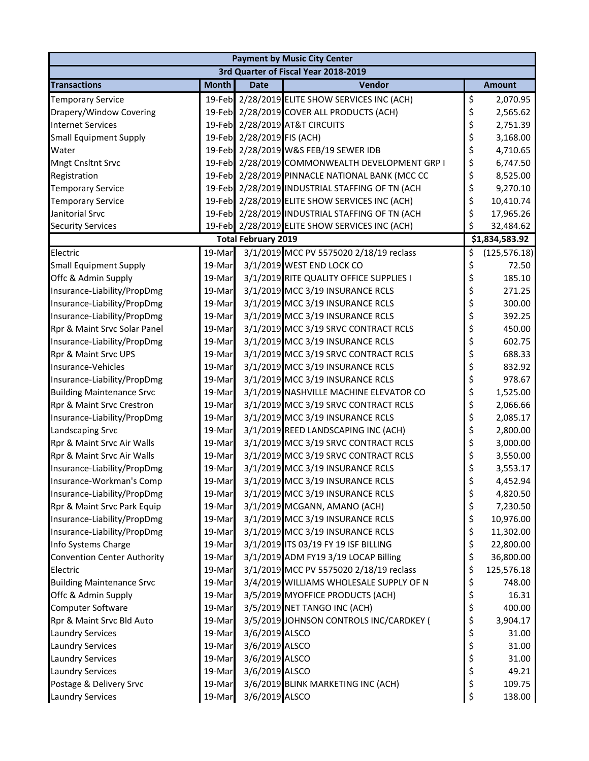| Payment by Music City Center | | | | |
|---|---|---|---|---|
| 3rd Quarter of Fiscal Year 2018-2019 | | | | |
| **Transactions** | **Month** | **Date** | **Vendor** | **Amount** |
| Temporary Service | 19-Feb | 2/28/2019 | ELITE SHOW SERVICES INC (ACH) | $ 2,070.95 |
| Drapery/Window Covering | 19-Feb | 2/28/2019 | COVER ALL PRODUCTS (ACH) | $ 2,565.62 |
| Internet Services | 19-Feb | 2/28/2019 | AT&T CIRCUITS | $ 2,751.39 |
| Small Equipment Supply | 19-Feb | 2/28/2019 | FIS (ACH) | $ 3,168.00 |
| Water | 19-Feb | 2/28/2019 | W&S FEB/19 SEWER IDB | $ 4,710.65 |
| Mngt Cnsltnt Srvc | 19-Feb | 2/28/2019 | COMMONWEALTH DEVELOPMENT GRP I | $ 6,747.50 |
| Registration | 19-Feb | 2/28/2019 | PINNACLE NATIONAL BANK (MCC CC | $ 8,525.00 |
| Temporary Service | 19-Feb | 2/28/2019 | INDUSTRIAL STAFFING OF TN (ACH | $ 9,270.10 |
| Temporary Service | 19-Feb | 2/28/2019 | ELITE SHOW SERVICES INC (ACH) | $ 10,410.74 |
| Janitorial Srvc | 19-Feb | 2/28/2019 | INDUSTRIAL STAFFING OF TN (ACH | $ 17,965.26 |
| Security Services | 19-Feb | 2/28/2019 | ELITE SHOW SERVICES INC (ACH) | $ 32,484.62 |
| | | **Total February 2019** | | **$1,834,583.92** |
| Electric | 19-Mar | 3/1/2019 | MCC PV 5575020 2/18/19 reclass | $ (125,576.18) |
| Small Equipment Supply | 19-Mar | 3/1/2019 | WEST END LOCK CO | $ 72.50 |
| Offc & Admin Supply | 19-Mar | 3/1/2019 | RITE QUALITY OFFICE SUPPLIES I | $ 185.10 |
| Insurance-Liability/PropDmg | 19-Mar | 3/1/2019 | MCC 3/19 INSURANCE RCLS | $ 271.25 |
| Insurance-Liability/PropDmg | 19-Mar | 3/1/2019 | MCC 3/19 INSURANCE RCLS | $ 300.00 |
| Insurance-Liability/PropDmg | 19-Mar | 3/1/2019 | MCC 3/19 INSURANCE RCLS | $ 392.25 |
| Rpr & Maint Srvc Solar Panel | 19-Mar | 3/1/2019 | MCC 3/19 SRVC CONTRACT RCLS | $ 450.00 |
| Insurance-Liability/PropDmg | 19-Mar | 3/1/2019 | MCC 3/19 INSURANCE RCLS | $ 602.75 |
| Rpr & Maint Srvc UPS | 19-Mar | 3/1/2019 | MCC 3/19 SRVC CONTRACT RCLS | $ 688.33 |
| Insurance-Vehicles | 19-Mar | 3/1/2019 | MCC 3/19 INSURANCE RCLS | $ 832.92 |
| Insurance-Liability/PropDmg | 19-Mar | 3/1/2019 | MCC 3/19 INSURANCE RCLS | $ 978.67 |
| Building Maintenance Srvc | 19-Mar | 3/1/2019 | NASHVILLE MACHINE ELEVATOR CO | $ 1,525.00 |
| Rpr & Maint Srvc Crestron | 19-Mar | 3/1/2019 | MCC 3/19 SRVC CONTRACT RCLS | $ 2,066.66 |
| Insurance-Liability/PropDmg | 19-Mar | 3/1/2019 | MCC 3/19 INSURANCE RCLS | $ 2,085.17 |
| Landscaping Srvc | 19-Mar | 3/1/2019 | REED LANDSCAPING INC (ACH) | $ 2,800.00 |
| Rpr & Maint Srvc Air Walls | 19-Mar | 3/1/2019 | MCC 3/19 SRVC CONTRACT RCLS | $ 3,000.00 |
| Rpr & Maint Srvc Air Walls | 19-Mar | 3/1/2019 | MCC 3/19 SRVC CONTRACT RCLS | $ 3,550.00 |
| Insurance-Liability/PropDmg | 19-Mar | 3/1/2019 | MCC 3/19 INSURANCE RCLS | $ 3,553.17 |
| Insurance-Workman's Comp | 19-Mar | 3/1/2019 | MCC 3/19 INSURANCE RCLS | $ 4,452.94 |
| Insurance-Liability/PropDmg | 19-Mar | 3/1/2019 | MCC 3/19 INSURANCE RCLS | $ 4,820.50 |
| Rpr & Maint Srvc Park Equip | 19-Mar | 3/1/2019 | MCGANN, AMANO (ACH) | $ 7,230.50 |
| Insurance-Liability/PropDmg | 19-Mar | 3/1/2019 | MCC 3/19 INSURANCE RCLS | $ 10,976.00 |
| Insurance-Liability/PropDmg | 19-Mar | 3/1/2019 | MCC 3/19 INSURANCE RCLS | $ 11,302.00 |
| Info Systems Charge | 19-Mar | 3/1/2019 | ITS 03/19 FY 19 ISF BILLING | $ 22,800.00 |
| Convention Center Authority | 19-Mar | 3/1/2019 | ADM FY19 3/19 LOCAP Billing | $ 36,800.00 |
| Electric | 19-Mar | 3/1/2019 | MCC PV 5575020 2/18/19 reclass | $ 125,576.18 |
| Building Maintenance Srvc | 19-Mar | 3/4/2019 | WILLIAMS WHOLESALE SUPPLY OF N | $ 748.00 |
| Offc & Admin Supply | 19-Mar | 3/5/2019 | MYOFFICE PRODUCTS (ACH) | $ 16.31 |
| Computer Software | 19-Mar | 3/5/2019 | NET TANGO INC (ACH) | $ 400.00 |
| Rpr & Maint Srvc Bld Auto | 19-Mar | 3/5/2019 | JOHNSON CONTROLS INC/CARDKEY ( | $ 3,904.17 |
| Laundry Services | 19-Mar | 3/6/2019 | ALSCO | $ 31.00 |
| Laundry Services | 19-Mar | 3/6/2019 | ALSCO | $ 31.00 |
| Laundry Services | 19-Mar | 3/6/2019 | ALSCO | $ 31.00 |
| Laundry Services | 19-Mar | 3/6/2019 | ALSCO | $ 49.21 |
| Postage & Delivery Srvc | 19-Mar | 3/6/2019 | BLINK MARKETING INC (ACH) | $ 109.75 |
| Laundry Services | 19-Mar | 3/6/2019 | ALSCO | $ 138.00 |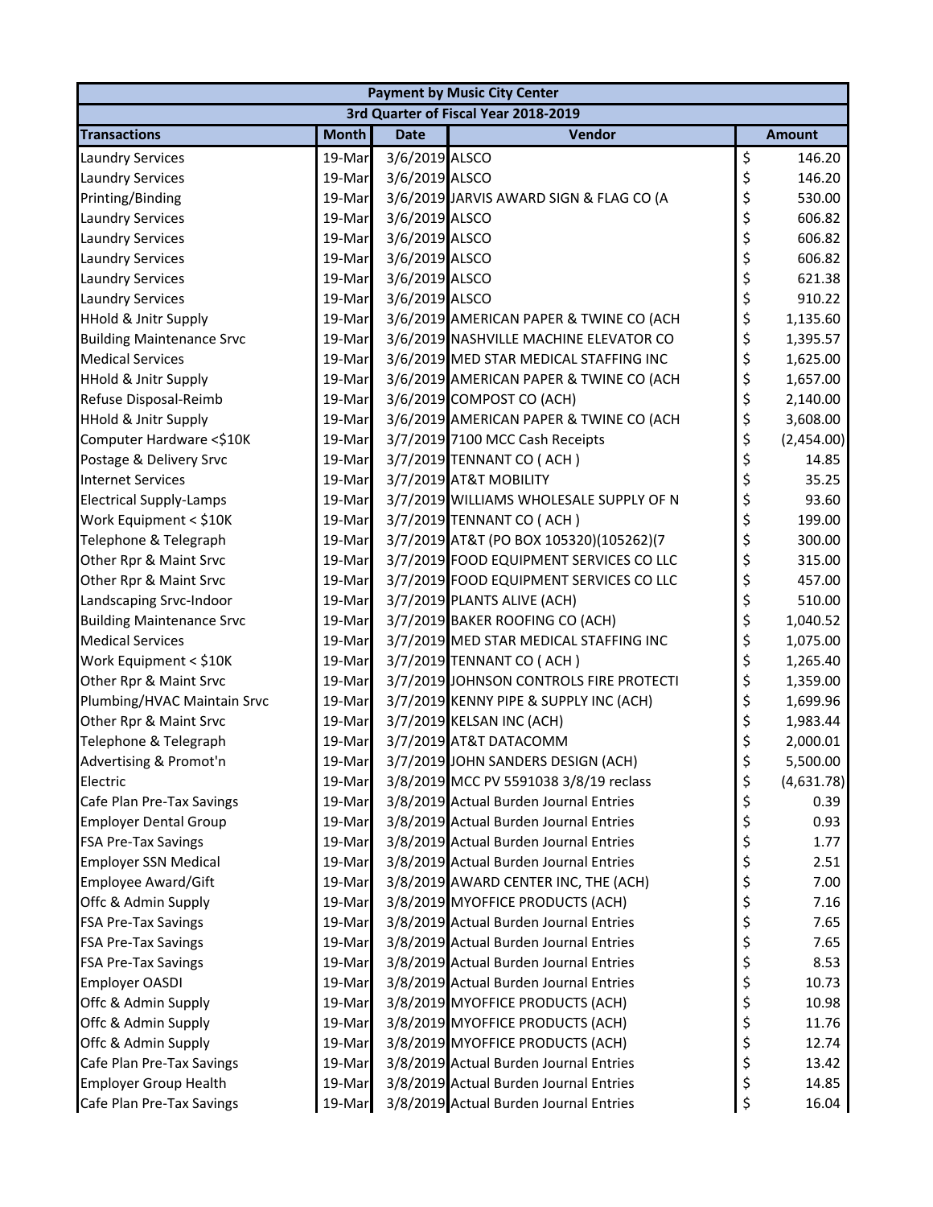| Payment by Music City Center | | | | |
|---|---|---|---|---|
| 3rd Quarter of Fiscal Year 2018-2019 | | | | |
| **Transactions** | **Month** | **Date** | **Vendor** | **Amount** |
| Laundry Services | 19-Mar | 3/6/2019 | ALSCO | $ 146.20 |
| Laundry Services | 19-Mar | 3/6/2019 | ALSCO | $ 146.20 |
| Printing/Binding | 19-Mar | 3/6/2019 | JARVIS AWARD SIGN & FLAG CO (A | $ 530.00 |
| Laundry Services | 19-Mar | 3/6/2019 | ALSCO | $ 606.82 |
| Laundry Services | 19-Mar | 3/6/2019 | ALSCO | $ 606.82 |
| Laundry Services | 19-Mar | 3/6/2019 | ALSCO | $ 606.82 |
| Laundry Services | 19-Mar | 3/6/2019 | ALSCO | $ 621.38 |
| Laundry Services | 19-Mar | 3/6/2019 | ALSCO | $ 910.22 |
| HHold & Jnitr Supply | 19-Mar | 3/6/2019 | AMERICAN PAPER & TWINE CO (ACH | $ 1,135.60 |
| Building Maintenance Srvc | 19-Mar | 3/6/2019 | NASHVILLE MACHINE ELEVATOR CO | $ 1,395.57 |
| Medical Services | 19-Mar | 3/6/2019 | MED STAR MEDICAL STAFFING INC | $ 1,625.00 |
| HHold & Jnitr Supply | 19-Mar | 3/6/2019 | AMERICAN PAPER & TWINE CO (ACH | $ 1,657.00 |
| Refuse Disposal-Reimb | 19-Mar | 3/6/2019 | COMPOST CO (ACH) | $ 2,140.00 |
| HHold & Jnitr Supply | 19-Mar | 3/6/2019 | AMERICAN PAPER & TWINE CO (ACH | $ 3,608.00 |
| Computer Hardware <$10K | 19-Mar | 3/7/2019 | 7100 MCC Cash Receipts | $ (2,454.00) |
| Postage & Delivery Srvc | 19-Mar | 3/7/2019 | TENNANT CO ( ACH ) | $ 14.85 |
| Internet Services | 19-Mar | 3/7/2019 | AT&T MOBILITY | $ 35.25 |
| Electrical Supply-Lamps | 19-Mar | 3/7/2019 | WILLIAMS WHOLESALE SUPPLY OF N | $ 93.60 |
| Work Equipment < $10K | 19-Mar | 3/7/2019 | TENNANT CO ( ACH ) | $ 199.00 |
| Telephone & Telegraph | 19-Mar | 3/7/2019 | AT&T (PO BOX 105320)(105262)(7 | $ 300.00 |
| Other Rpr & Maint Srvc | 19-Mar | 3/7/2019 | FOOD EQUIPMENT SERVICES CO LLC | $ 315.00 |
| Other Rpr & Maint Srvc | 19-Mar | 3/7/2019 | FOOD EQUIPMENT SERVICES CO LLC | $ 457.00 |
| Landscaping Srvc-Indoor | 19-Mar | 3/7/2019 | PLANTS ALIVE (ACH) | $ 510.00 |
| Building Maintenance Srvc | 19-Mar | 3/7/2019 | BAKER ROOFING CO (ACH) | $ 1,040.52 |
| Medical Services | 19-Mar | 3/7/2019 | MED STAR MEDICAL STAFFING INC | $ 1,075.00 |
| Work Equipment < $10K | 19-Mar | 3/7/2019 | TENNANT CO ( ACH ) | $ 1,265.40 |
| Other Rpr & Maint Srvc | 19-Mar | 3/7/2019 | JOHNSON CONTROLS FIRE PROTECTI | $ 1,359.00 |
| Plumbing/HVAC Maintain Srvc | 19-Mar | 3/7/2019 | KENNY PIPE & SUPPLY INC (ACH) | $ 1,699.96 |
| Other Rpr & Maint Srvc | 19-Mar | 3/7/2019 | KELSAN INC (ACH) | $ 1,983.44 |
| Telephone & Telegraph | 19-Mar | 3/7/2019 | AT&T DATACOMM | $ 2,000.01 |
| Advertising & Promot'n | 19-Mar | 3/7/2019 | JOHN SANDERS DESIGN (ACH) | $ 5,500.00 |
| Electric | 19-Mar | 3/8/2019 | MCC PV 5591038 3/8/19 reclass | $ (4,631.78) |
| Cafe Plan Pre-Tax Savings | 19-Mar | 3/8/2019 | Actual Burden Journal Entries | $ 0.39 |
| Employer Dental Group | 19-Mar | 3/8/2019 | Actual Burden Journal Entries | $ 0.93 |
| FSA Pre-Tax Savings | 19-Mar | 3/8/2019 | Actual Burden Journal Entries | $ 1.77 |
| Employer SSN Medical | 19-Mar | 3/8/2019 | Actual Burden Journal Entries | $ 2.51 |
| Employee Award/Gift | 19-Mar | 3/8/2019 | AWARD CENTER INC, THE (ACH) | $ 7.00 |
| Offc & Admin Supply | 19-Mar | 3/8/2019 | MYOFFICE PRODUCTS (ACH) | $ 7.16 |
| FSA Pre-Tax Savings | 19-Mar | 3/8/2019 | Actual Burden Journal Entries | $ 7.65 |
| FSA Pre-Tax Savings | 19-Mar | 3/8/2019 | Actual Burden Journal Entries | $ 7.65 |
| FSA Pre-Tax Savings | 19-Mar | 3/8/2019 | Actual Burden Journal Entries | $ 8.53 |
| Employer OASDI | 19-Mar | 3/8/2019 | Actual Burden Journal Entries | $ 10.73 |
| Offc & Admin Supply | 19-Mar | 3/8/2019 | MYOFFICE PRODUCTS (ACH) | $ 10.98 |
| Offc & Admin Supply | 19-Mar | 3/8/2019 | MYOFFICE PRODUCTS (ACH) | $ 11.76 |
| Offc & Admin Supply | 19-Mar | 3/8/2019 | MYOFFICE PRODUCTS (ACH) | $ 12.74 |
| Cafe Plan Pre-Tax Savings | 19-Mar | 3/8/2019 | Actual Burden Journal Entries | $ 13.42 |
| Employer Group Health | 19-Mar | 3/8/2019 | Actual Burden Journal Entries | $ 14.85 |
| Cafe Plan Pre-Tax Savings | 19-Mar | 3/8/2019 | Actual Burden Journal Entries | $ 16.04 |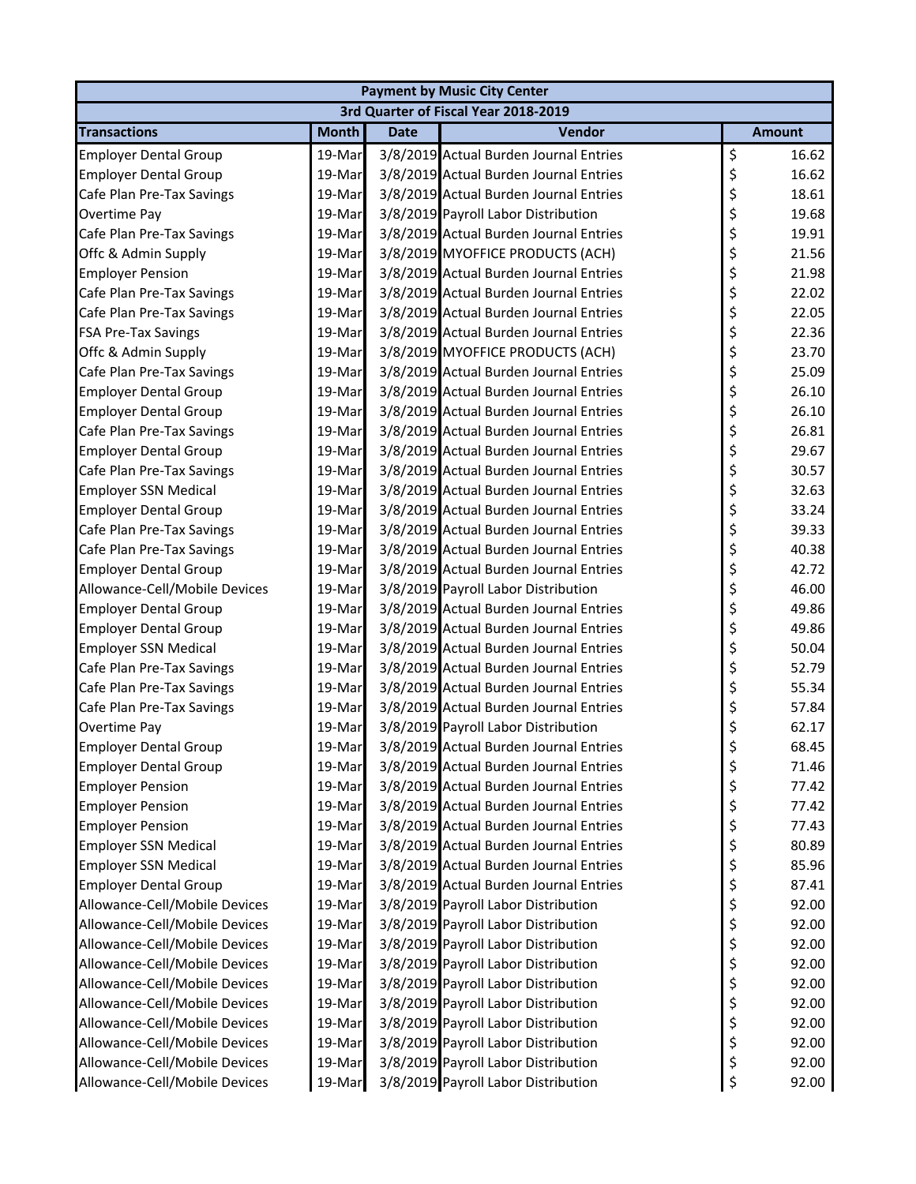| Payment by Music City Center | | | | |
|---|---|---|---|---|
| 3rd Quarter of Fiscal Year 2018-2019 | | | | |
| **Transactions** | **Month** | **Date** | **Vendor** | **Amount** |
| Employer Dental Group | 19-Mar | 3/8/2019 | Actual Burden Journal Entries | $ 16.62 |
| Employer Dental Group | 19-Mar | 3/8/2019 | Actual Burden Journal Entries | $ 16.62 |
| Cafe Plan Pre-Tax Savings | 19-Mar | 3/8/2019 | Actual Burden Journal Entries | $ 18.61 |
| Overtime Pay | 19-Mar | 3/8/2019 | Payroll Labor Distribution | $ 19.68 |
| Cafe Plan Pre-Tax Savings | 19-Mar | 3/8/2019 | Actual Burden Journal Entries | $ 19.91 |
| Offc & Admin Supply | 19-Mar | 3/8/2019 | MYOFFICE PRODUCTS (ACH) | $ 21.56 |
| Employer Pension | 19-Mar | 3/8/2019 | Actual Burden Journal Entries | $ 21.98 |
| Cafe Plan Pre-Tax Savings | 19-Mar | 3/8/2019 | Actual Burden Journal Entries | $ 22.02 |
| Cafe Plan Pre-Tax Savings | 19-Mar | 3/8/2019 | Actual Burden Journal Entries | $ 22.05 |
| FSA Pre-Tax Savings | 19-Mar | 3/8/2019 | Actual Burden Journal Entries | $ 22.36 |
| Offc & Admin Supply | 19-Mar | 3/8/2019 | MYOFFICE PRODUCTS (ACH) | $ 23.70 |
| Cafe Plan Pre-Tax Savings | 19-Mar | 3/8/2019 | Actual Burden Journal Entries | $ 25.09 |
| Employer Dental Group | 19-Mar | 3/8/2019 | Actual Burden Journal Entries | $ 26.10 |
| Employer Dental Group | 19-Mar | 3/8/2019 | Actual Burden Journal Entries | $ 26.10 |
| Cafe Plan Pre-Tax Savings | 19-Mar | 3/8/2019 | Actual Burden Journal Entries | $ 26.81 |
| Employer Dental Group | 19-Mar | 3/8/2019 | Actual Burden Journal Entries | $ 29.67 |
| Cafe Plan Pre-Tax Savings | 19-Mar | 3/8/2019 | Actual Burden Journal Entries | $ 30.57 |
| Employer SSN Medical | 19-Mar | 3/8/2019 | Actual Burden Journal Entries | $ 32.63 |
| Employer Dental Group | 19-Mar | 3/8/2019 | Actual Burden Journal Entries | $ 33.24 |
| Cafe Plan Pre-Tax Savings | 19-Mar | 3/8/2019 | Actual Burden Journal Entries | $ 39.33 |
| Cafe Plan Pre-Tax Savings | 19-Mar | 3/8/2019 | Actual Burden Journal Entries | $ 40.38 |
| Employer Dental Group | 19-Mar | 3/8/2019 | Actual Burden Journal Entries | $ 42.72 |
| Allowance-Cell/Mobile Devices | 19-Mar | 3/8/2019 | Payroll Labor Distribution | $ 46.00 |
| Employer Dental Group | 19-Mar | 3/8/2019 | Actual Burden Journal Entries | $ 49.86 |
| Employer Dental Group | 19-Mar | 3/8/2019 | Actual Burden Journal Entries | $ 49.86 |
| Employer SSN Medical | 19-Mar | 3/8/2019 | Actual Burden Journal Entries | $ 50.04 |
| Cafe Plan Pre-Tax Savings | 19-Mar | 3/8/2019 | Actual Burden Journal Entries | $ 52.79 |
| Cafe Plan Pre-Tax Savings | 19-Mar | 3/8/2019 | Actual Burden Journal Entries | $ 55.34 |
| Cafe Plan Pre-Tax Savings | 19-Mar | 3/8/2019 | Actual Burden Journal Entries | $ 57.84 |
| Overtime Pay | 19-Mar | 3/8/2019 | Payroll Labor Distribution | $ 62.17 |
| Employer Dental Group | 19-Mar | 3/8/2019 | Actual Burden Journal Entries | $ 68.45 |
| Employer Dental Group | 19-Mar | 3/8/2019 | Actual Burden Journal Entries | $ 71.46 |
| Employer Pension | 19-Mar | 3/8/2019 | Actual Burden Journal Entries | $ 77.42 |
| Employer Pension | 19-Mar | 3/8/2019 | Actual Burden Journal Entries | $ 77.42 |
| Employer Pension | 19-Mar | 3/8/2019 | Actual Burden Journal Entries | $ 77.43 |
| Employer SSN Medical | 19-Mar | 3/8/2019 | Actual Burden Journal Entries | $ 80.89 |
| Employer SSN Medical | 19-Mar | 3/8/2019 | Actual Burden Journal Entries | $ 85.96 |
| Employer Dental Group | 19-Mar | 3/8/2019 | Actual Burden Journal Entries | $ 87.41 |
| Allowance-Cell/Mobile Devices | 19-Mar | 3/8/2019 | Payroll Labor Distribution | $ 92.00 |
| Allowance-Cell/Mobile Devices | 19-Mar | 3/8/2019 | Payroll Labor Distribution | $ 92.00 |
| Allowance-Cell/Mobile Devices | 19-Mar | 3/8/2019 | Payroll Labor Distribution | $ 92.00 |
| Allowance-Cell/Mobile Devices | 19-Mar | 3/8/2019 | Payroll Labor Distribution | $ 92.00 |
| Allowance-Cell/Mobile Devices | 19-Mar | 3/8/2019 | Payroll Labor Distribution | $ 92.00 |
| Allowance-Cell/Mobile Devices | 19-Mar | 3/8/2019 | Payroll Labor Distribution | $ 92.00 |
| Allowance-Cell/Mobile Devices | 19-Mar | 3/8/2019 | Payroll Labor Distribution | $ 92.00 |
| Allowance-Cell/Mobile Devices | 19-Mar | 3/8/2019 | Payroll Labor Distribution | $ 92.00 |
| Allowance-Cell/Mobile Devices | 19-Mar | 3/8/2019 | Payroll Labor Distribution | $ 92.00 |
| Allowance-Cell/Mobile Devices | 19-Mar | 3/8/2019 | Payroll Labor Distribution | $ 92.00 |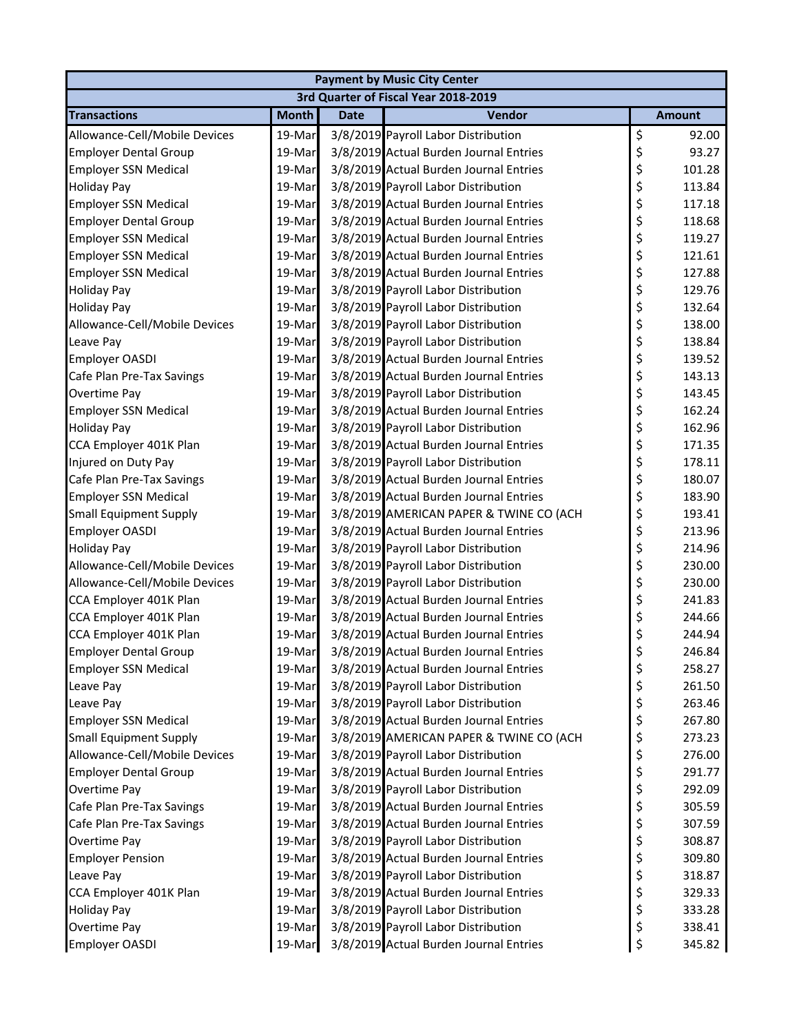| Payment by Music City Center | | | | |
|---|---|---|---|---|
| 3rd Quarter of Fiscal Year 2018-2019 | | | | |
| **Transactions** | **Month** | **Date** | **Vendor** | **Amount** |
| Allowance-Cell/Mobile Devices | 19-Mar | 3/8/2019 | Payroll Labor Distribution | $ 92.00 |
| Employer Dental Group | 19-Mar | 3/8/2019 | Actual Burden Journal Entries | $ 93.27 |
| Employer SSN Medical | 19-Mar | 3/8/2019 | Actual Burden Journal Entries | $ 101.28 |
| Holiday Pay | 19-Mar | 3/8/2019 | Payroll Labor Distribution | $ 113.84 |
| Employer SSN Medical | 19-Mar | 3/8/2019 | Actual Burden Journal Entries | $ 117.18 |
| Employer Dental Group | 19-Mar | 3/8/2019 | Actual Burden Journal Entries | $ 118.68 |
| Employer SSN Medical | 19-Mar | 3/8/2019 | Actual Burden Journal Entries | $ 119.27 |
| Employer SSN Medical | 19-Mar | 3/8/2019 | Actual Burden Journal Entries | $ 121.61 |
| Employer SSN Medical | 19-Mar | 3/8/2019 | Actual Burden Journal Entries | $ 127.88 |
| Holiday Pay | 19-Mar | 3/8/2019 | Payroll Labor Distribution | $ 129.76 |
| Holiday Pay | 19-Mar | 3/8/2019 | Payroll Labor Distribution | $ 132.64 |
| Allowance-Cell/Mobile Devices | 19-Mar | 3/8/2019 | Payroll Labor Distribution | $ 138.00 |
| Leave Pay | 19-Mar | 3/8/2019 | Payroll Labor Distribution | $ 138.84 |
| Employer OASDI | 19-Mar | 3/8/2019 | Actual Burden Journal Entries | $ 139.52 |
| Cafe Plan Pre-Tax Savings | 19-Mar | 3/8/2019 | Actual Burden Journal Entries | $ 143.13 |
| Overtime Pay | 19-Mar | 3/8/2019 | Payroll Labor Distribution | $ 143.45 |
| Employer SSN Medical | 19-Mar | 3/8/2019 | Actual Burden Journal Entries | $ 162.24 |
| Holiday Pay | 19-Mar | 3/8/2019 | Payroll Labor Distribution | $ 162.96 |
| CCA Employer 401K Plan | 19-Mar | 3/8/2019 | Actual Burden Journal Entries | $ 171.35 |
| Injured on Duty Pay | 19-Mar | 3/8/2019 | Payroll Labor Distribution | $ 178.11 |
| Cafe Plan Pre-Tax Savings | 19-Mar | 3/8/2019 | Actual Burden Journal Entries | $ 180.07 |
| Employer SSN Medical | 19-Mar | 3/8/2019 | Actual Burden Journal Entries | $ 183.90 |
| Small Equipment Supply | 19-Mar | 3/8/2019 | AMERICAN PAPER & TWINE CO (ACH | $ 193.41 |
| Employer OASDI | 19-Mar | 3/8/2019 | Actual Burden Journal Entries | $ 213.96 |
| Holiday Pay | 19-Mar | 3/8/2019 | Payroll Labor Distribution | $ 214.96 |
| Allowance-Cell/Mobile Devices | 19-Mar | 3/8/2019 | Payroll Labor Distribution | $ 230.00 |
| Allowance-Cell/Mobile Devices | 19-Mar | 3/8/2019 | Payroll Labor Distribution | $ 230.00 |
| CCA Employer 401K Plan | 19-Mar | 3/8/2019 | Actual Burden Journal Entries | $ 241.83 |
| CCA Employer 401K Plan | 19-Mar | 3/8/2019 | Actual Burden Journal Entries | $ 244.66 |
| CCA Employer 401K Plan | 19-Mar | 3/8/2019 | Actual Burden Journal Entries | $ 244.94 |
| Employer Dental Group | 19-Mar | 3/8/2019 | Actual Burden Journal Entries | $ 246.84 |
| Employer SSN Medical | 19-Mar | 3/8/2019 | Actual Burden Journal Entries | $ 258.27 |
| Leave Pay | 19-Mar | 3/8/2019 | Payroll Labor Distribution | $ 261.50 |
| Leave Pay | 19-Mar | 3/8/2019 | Payroll Labor Distribution | $ 263.46 |
| Employer SSN Medical | 19-Mar | 3/8/2019 | Actual Burden Journal Entries | $ 267.80 |
| Small Equipment Supply | 19-Mar | 3/8/2019 | AMERICAN PAPER & TWINE CO (ACH | $ 273.23 |
| Allowance-Cell/Mobile Devices | 19-Mar | 3/8/2019 | Payroll Labor Distribution | $ 276.00 |
| Employer Dental Group | 19-Mar | 3/8/2019 | Actual Burden Journal Entries | $ 291.77 |
| Overtime Pay | 19-Mar | 3/8/2019 | Payroll Labor Distribution | $ 292.09 |
| Cafe Plan Pre-Tax Savings | 19-Mar | 3/8/2019 | Actual Burden Journal Entries | $ 305.59 |
| Cafe Plan Pre-Tax Savings | 19-Mar | 3/8/2019 | Actual Burden Journal Entries | $ 307.59 |
| Overtime Pay | 19-Mar | 3/8/2019 | Payroll Labor Distribution | $ 308.87 |
| Employer Pension | 19-Mar | 3/8/2019 | Actual Burden Journal Entries | $ 309.80 |
| Leave Pay | 19-Mar | 3/8/2019 | Payroll Labor Distribution | $ 318.87 |
| CCA Employer 401K Plan | 19-Mar | 3/8/2019 | Actual Burden Journal Entries | $ 329.33 |
| Holiday Pay | 19-Mar | 3/8/2019 | Payroll Labor Distribution | $ 333.28 |
| Overtime Pay | 19-Mar | 3/8/2019 | Payroll Labor Distribution | $ 338.41 |
| Employer OASDI | 19-Mar | 3/8/2019 | Actual Burden Journal Entries | $ 345.82 |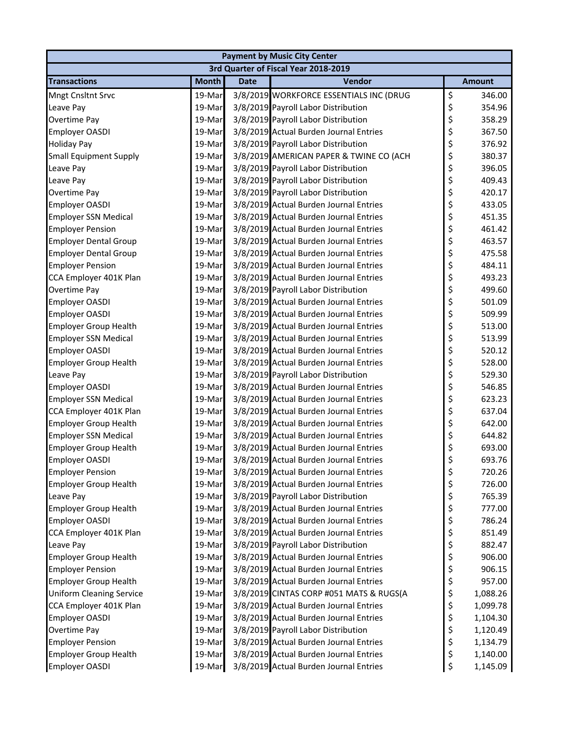| Payment by Music City Center | | | | |
|---|---|---|---|---|
| 3rd Quarter of Fiscal Year 2018-2019 | | | | |
| **Transactions** | **Month** | **Date** | **Vendor** | **Amount** |
| Mngt Cnsltnt Srvc | 19-Mar | 3/8/2019 | WORKFORCE ESSENTIALS INC (DRUG | $ 346.00 |
| Leave Pay | 19-Mar | 3/8/2019 | Payroll Labor Distribution | $ 354.96 |
| Overtime Pay | 19-Mar | 3/8/2019 | Payroll Labor Distribution | $ 358.29 |
| Employer OASDI | 19-Mar | 3/8/2019 | Actual Burden Journal Entries | $ 367.50 |
| Holiday Pay | 19-Mar | 3/8/2019 | Payroll Labor Distribution | $ 376.92 |
| Small Equipment Supply | 19-Mar | 3/8/2019 | AMERICAN PAPER & TWINE CO (ACH | $ 380.37 |
| Leave Pay | 19-Mar | 3/8/2019 | Payroll Labor Distribution | $ 396.05 |
| Leave Pay | 19-Mar | 3/8/2019 | Payroll Labor Distribution | $ 409.43 |
| Overtime Pay | 19-Mar | 3/8/2019 | Payroll Labor Distribution | $ 420.17 |
| Employer OASDI | 19-Mar | 3/8/2019 | Actual Burden Journal Entries | $ 433.05 |
| Employer SSN Medical | 19-Mar | 3/8/2019 | Actual Burden Journal Entries | $ 451.35 |
| Employer Pension | 19-Mar | 3/8/2019 | Actual Burden Journal Entries | $ 461.42 |
| Employer Dental Group | 19-Mar | 3/8/2019 | Actual Burden Journal Entries | $ 463.57 |
| Employer Dental Group | 19-Mar | 3/8/2019 | Actual Burden Journal Entries | $ 475.58 |
| Employer Pension | 19-Mar | 3/8/2019 | Actual Burden Journal Entries | $ 484.11 |
| CCA Employer 401K Plan | 19-Mar | 3/8/2019 | Actual Burden Journal Entries | $ 493.23 |
| Overtime Pay | 19-Mar | 3/8/2019 | Payroll Labor Distribution | $ 499.60 |
| Employer OASDI | 19-Mar | 3/8/2019 | Actual Burden Journal Entries | $ 501.09 |
| Employer OASDI | 19-Mar | 3/8/2019 | Actual Burden Journal Entries | $ 509.99 |
| Employer Group Health | 19-Mar | 3/8/2019 | Actual Burden Journal Entries | $ 513.00 |
| Employer SSN Medical | 19-Mar | 3/8/2019 | Actual Burden Journal Entries | $ 513.99 |
| Employer OASDI | 19-Mar | 3/8/2019 | Actual Burden Journal Entries | $ 520.12 |
| Employer Group Health | 19-Mar | 3/8/2019 | Actual Burden Journal Entries | $ 528.00 |
| Leave Pay | 19-Mar | 3/8/2019 | Payroll Labor Distribution | $ 529.30 |
| Employer OASDI | 19-Mar | 3/8/2019 | Actual Burden Journal Entries | $ 546.85 |
| Employer SSN Medical | 19-Mar | 3/8/2019 | Actual Burden Journal Entries | $ 623.23 |
| CCA Employer 401K Plan | 19-Mar | 3/8/2019 | Actual Burden Journal Entries | $ 637.04 |
| Employer Group Health | 19-Mar | 3/8/2019 | Actual Burden Journal Entries | $ 642.00 |
| Employer SSN Medical | 19-Mar | 3/8/2019 | Actual Burden Journal Entries | $ 644.82 |
| Employer Group Health | 19-Mar | 3/8/2019 | Actual Burden Journal Entries | $ 693.00 |
| Employer OASDI | 19-Mar | 3/8/2019 | Actual Burden Journal Entries | $ 693.76 |
| Employer Pension | 19-Mar | 3/8/2019 | Actual Burden Journal Entries | $ 720.26 |
| Employer Group Health | 19-Mar | 3/8/2019 | Actual Burden Journal Entries | $ 726.00 |
| Leave Pay | 19-Mar | 3/8/2019 | Payroll Labor Distribution | $ 765.39 |
| Employer Group Health | 19-Mar | 3/8/2019 | Actual Burden Journal Entries | $ 777.00 |
| Employer OASDI | 19-Mar | 3/8/2019 | Actual Burden Journal Entries | $ 786.24 |
| CCA Employer 401K Plan | 19-Mar | 3/8/2019 | Actual Burden Journal Entries | $ 851.49 |
| Leave Pay | 19-Mar | 3/8/2019 | Payroll Labor Distribution | $ 882.47 |
| Employer Group Health | 19-Mar | 3/8/2019 | Actual Burden Journal Entries | $ 906.00 |
| Employer Pension | 19-Mar | 3/8/2019 | Actual Burden Journal Entries | $ 906.15 |
| Employer Group Health | 19-Mar | 3/8/2019 | Actual Burden Journal Entries | $ 957.00 |
| Uniform Cleaning Service | 19-Mar | 3/8/2019 | CINTAS CORP #051 MATS & RUGS(A | $ 1,088.26 |
| CCA Employer 401K Plan | 19-Mar | 3/8/2019 | Actual Burden Journal Entries | $ 1,099.78 |
| Employer OASDI | 19-Mar | 3/8/2019 | Actual Burden Journal Entries | $ 1,104.30 |
| Overtime Pay | 19-Mar | 3/8/2019 | Payroll Labor Distribution | $ 1,120.49 |
| Employer Pension | 19-Mar | 3/8/2019 | Actual Burden Journal Entries | $ 1,134.79 |
| Employer Group Health | 19-Mar | 3/8/2019 | Actual Burden Journal Entries | $ 1,140.00 |
| Employer OASDI | 19-Mar | 3/8/2019 | Actual Burden Journal Entries | $ 1,145.09 |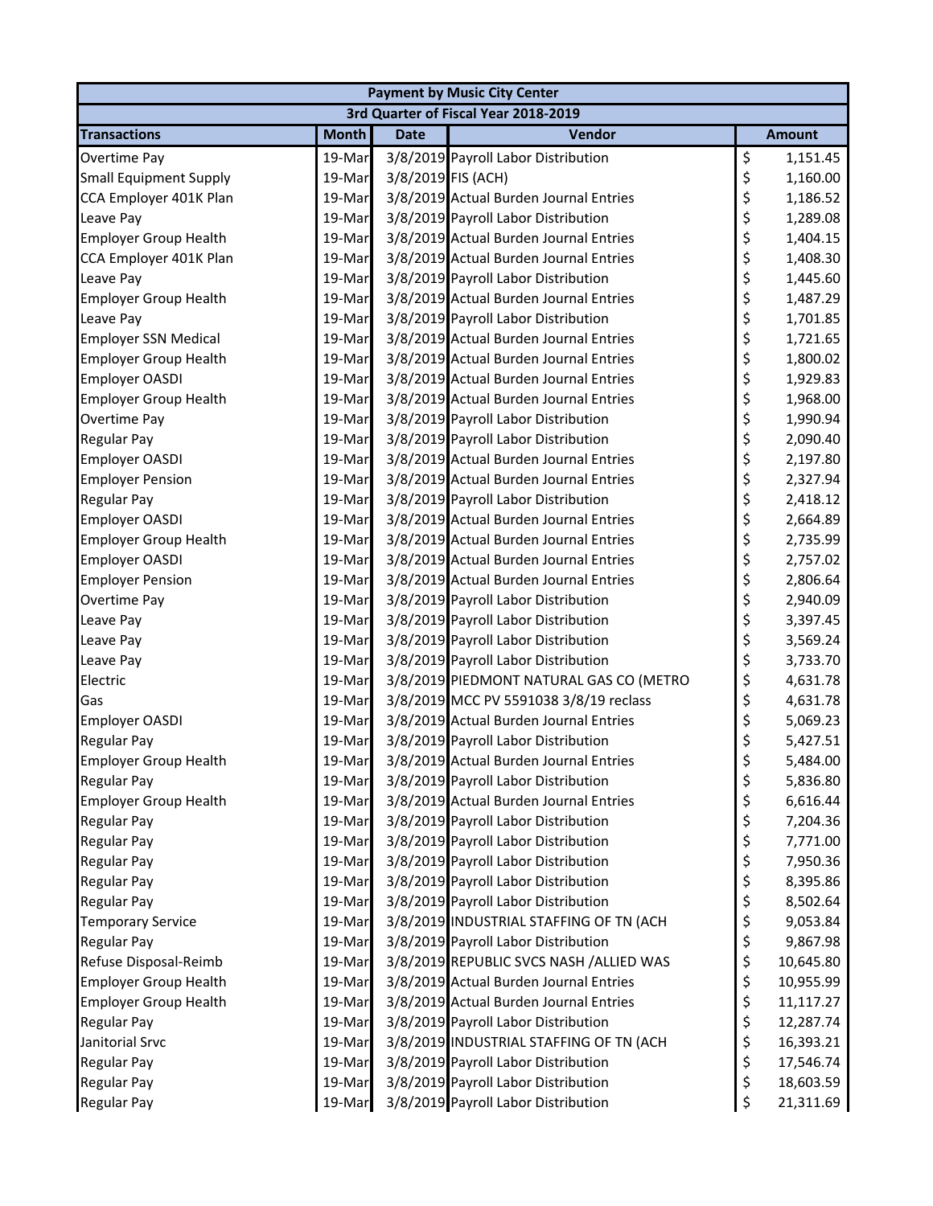| Payment by Music City Center | | | | |
|---|---|---|---|---|
| 3rd Quarter of Fiscal Year 2018-2019 | | | | |
| **Transactions** | **Month** | **Date** | **Vendor** | **Amount** |
| Overtime Pay | 19-Mar | 3/8/2019 | Payroll Labor Distribution | $ 1,151.45 |
| Small Equipment Supply | 19-Mar | 3/8/2019 | FIS (ACH) | $ 1,160.00 |
| CCA Employer 401K Plan | 19-Mar | 3/8/2019 | Actual Burden Journal Entries | $ 1,186.52 |
| Leave Pay | 19-Mar | 3/8/2019 | Payroll Labor Distribution | $ 1,289.08 |
| Employer Group Health | 19-Mar | 3/8/2019 | Actual Burden Journal Entries | $ 1,404.15 |
| CCA Employer 401K Plan | 19-Mar | 3/8/2019 | Actual Burden Journal Entries | $ 1,408.30 |
| Leave Pay | 19-Mar | 3/8/2019 | Payroll Labor Distribution | $ 1,445.60 |
| Employer Group Health | 19-Mar | 3/8/2019 | Actual Burden Journal Entries | $ 1,487.29 |
| Leave Pay | 19-Mar | 3/8/2019 | Payroll Labor Distribution | $ 1,701.85 |
| Employer SSN Medical | 19-Mar | 3/8/2019 | Actual Burden Journal Entries | $ 1,721.65 |
| Employer Group Health | 19-Mar | 3/8/2019 | Actual Burden Journal Entries | $ 1,800.02 |
| Employer OASDI | 19-Mar | 3/8/2019 | Actual Burden Journal Entries | $ 1,929.83 |
| Employer Group Health | 19-Mar | 3/8/2019 | Actual Burden Journal Entries | $ 1,968.00 |
| Overtime Pay | 19-Mar | 3/8/2019 | Payroll Labor Distribution | $ 1,990.94 |
| Regular Pay | 19-Mar | 3/8/2019 | Payroll Labor Distribution | $ 2,090.40 |
| Employer OASDI | 19-Mar | 3/8/2019 | Actual Burden Journal Entries | $ 2,197.80 |
| Employer Pension | 19-Mar | 3/8/2019 | Actual Burden Journal Entries | $ 2,327.94 |
| Regular Pay | 19-Mar | 3/8/2019 | Payroll Labor Distribution | $ 2,418.12 |
| Employer OASDI | 19-Mar | 3/8/2019 | Actual Burden Journal Entries | $ 2,664.89 |
| Employer Group Health | 19-Mar | 3/8/2019 | Actual Burden Journal Entries | $ 2,735.99 |
| Employer OASDI | 19-Mar | 3/8/2019 | Actual Burden Journal Entries | $ 2,757.02 |
| Employer Pension | 19-Mar | 3/8/2019 | Actual Burden Journal Entries | $ 2,806.64 |
| Overtime Pay | 19-Mar | 3/8/2019 | Payroll Labor Distribution | $ 2,940.09 |
| Leave Pay | 19-Mar | 3/8/2019 | Payroll Labor Distribution | $ 3,397.45 |
| Leave Pay | 19-Mar | 3/8/2019 | Payroll Labor Distribution | $ 3,569.24 |
| Leave Pay | 19-Mar | 3/8/2019 | Payroll Labor Distribution | $ 3,733.70 |
| Electric | 19-Mar | 3/8/2019 | PIEDMONT NATURAL GAS CO (METRO | $ 4,631.78 |
| Gas | 19-Mar | 3/8/2019 | MCC PV 5591038 3/8/19 reclass | $ 4,631.78 |
| Employer OASDI | 19-Mar | 3/8/2019 | Actual Burden Journal Entries | $ 5,069.23 |
| Regular Pay | 19-Mar | 3/8/2019 | Payroll Labor Distribution | $ 5,427.51 |
| Employer Group Health | 19-Mar | 3/8/2019 | Actual Burden Journal Entries | $ 5,484.00 |
| Regular Pay | 19-Mar | 3/8/2019 | Payroll Labor Distribution | $ 5,836.80 |
| Employer Group Health | 19-Mar | 3/8/2019 | Actual Burden Journal Entries | $ 6,616.44 |
| Regular Pay | 19-Mar | 3/8/2019 | Payroll Labor Distribution | $ 7,204.36 |
| Regular Pay | 19-Mar | 3/8/2019 | Payroll Labor Distribution | $ 7,771.00 |
| Regular Pay | 19-Mar | 3/8/2019 | Payroll Labor Distribution | $ 7,950.36 |
| Regular Pay | 19-Mar | 3/8/2019 | Payroll Labor Distribution | $ 8,395.86 |
| Regular Pay | 19-Mar | 3/8/2019 | Payroll Labor Distribution | $ 8,502.64 |
| Temporary Service | 19-Mar | 3/8/2019 | INDUSTRIAL STAFFING OF TN (ACH | $ 9,053.84 |
| Regular Pay | 19-Mar | 3/8/2019 | Payroll Labor Distribution | $ 9,867.98 |
| Refuse Disposal-Reimb | 19-Mar | 3/8/2019 | REPUBLIC SVCS NASH /ALLIED WAS | $ 10,645.80 |
| Employer Group Health | 19-Mar | 3/8/2019 | Actual Burden Journal Entries | $ 10,955.99 |
| Employer Group Health | 19-Mar | 3/8/2019 | Actual Burden Journal Entries | $ 11,117.27 |
| Regular Pay | 19-Mar | 3/8/2019 | Payroll Labor Distribution | $ 12,287.74 |
| Janitorial Srvc | 19-Mar | 3/8/2019 | INDUSTRIAL STAFFING OF TN (ACH | $ 16,393.21 |
| Regular Pay | 19-Mar | 3/8/2019 | Payroll Labor Distribution | $ 17,546.74 |
| Regular Pay | 19-Mar | 3/8/2019 | Payroll Labor Distribution | $ 18,603.59 |
| Regular Pay | 19-Mar | 3/8/2019 | Payroll Labor Distribution | $ 21,311.69 |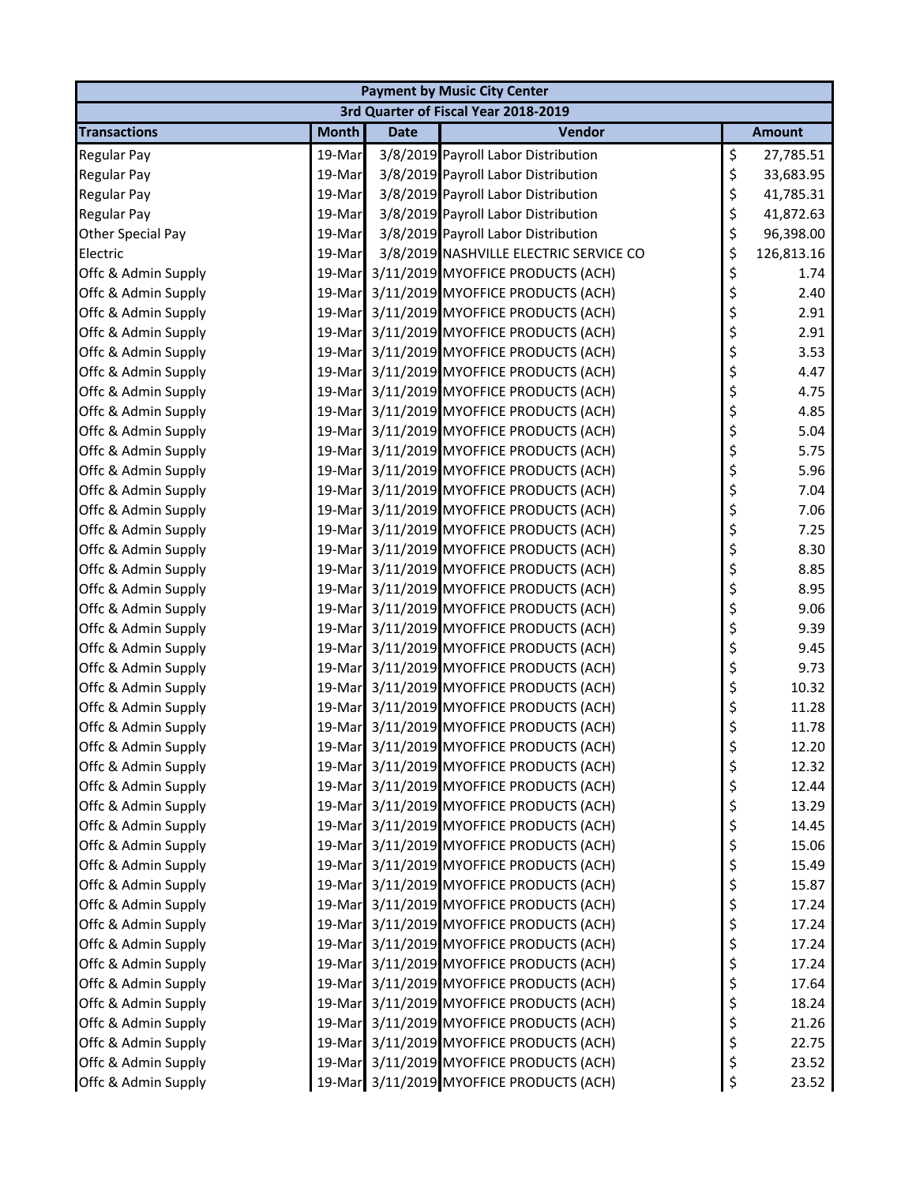| Payment by Music City Center | | | | |
|---|---|---|---|---|
| 3rd Quarter of Fiscal Year 2018-2019 | | | | |
| **Transactions** | **Month** | **Date** | **Vendor** | **Amount** |
| Regular Pay | 19-Mar | 3/8/2019 | Payroll Labor Distribution | $ 27,785.51 |
| Regular Pay | 19-Mar | 3/8/2019 | Payroll Labor Distribution | $ 33,683.95 |
| Regular Pay | 19-Mar | 3/8/2019 | Payroll Labor Distribution | $ 41,785.31 |
| Regular Pay | 19-Mar | 3/8/2019 | Payroll Labor Distribution | $ 41,872.63 |
| Other Special Pay | 19-Mar | 3/8/2019 | Payroll Labor Distribution | $ 96,398.00 |
| Electric | 19-Mar | 3/8/2019 | NASHVILLE ELECTRIC SERVICE CO | $ 126,813.16 |
| Offc & Admin Supply | 19-Mar | 3/11/2019 | MYOFFICE PRODUCTS (ACH) | $ 1.74 |
| Offc & Admin Supply | 19-Mar | 3/11/2019 | MYOFFICE PRODUCTS (ACH) | $ 2.40 |
| Offc & Admin Supply | 19-Mar | 3/11/2019 | MYOFFICE PRODUCTS (ACH) | $ 2.91 |
| Offc & Admin Supply | 19-Mar | 3/11/2019 | MYOFFICE PRODUCTS (ACH) | $ 2.91 |
| Offc & Admin Supply | 19-Mar | 3/11/2019 | MYOFFICE PRODUCTS (ACH) | $ 3.53 |
| Offc & Admin Supply | 19-Mar | 3/11/2019 | MYOFFICE PRODUCTS (ACH) | $ 4.47 |
| Offc & Admin Supply | 19-Mar | 3/11/2019 | MYOFFICE PRODUCTS (ACH) | $ 4.75 |
| Offc & Admin Supply | 19-Mar | 3/11/2019 | MYOFFICE PRODUCTS (ACH) | $ 4.85 |
| Offc & Admin Supply | 19-Mar | 3/11/2019 | MYOFFICE PRODUCTS (ACH) | $ 5.04 |
| Offc & Admin Supply | 19-Mar | 3/11/2019 | MYOFFICE PRODUCTS (ACH) | $ 5.75 |
| Offc & Admin Supply | 19-Mar | 3/11/2019 | MYOFFICE PRODUCTS (ACH) | $ 5.96 |
| Offc & Admin Supply | 19-Mar | 3/11/2019 | MYOFFICE PRODUCTS (ACH) | $ 7.04 |
| Offc & Admin Supply | 19-Mar | 3/11/2019 | MYOFFICE PRODUCTS (ACH) | $ 7.06 |
| Offc & Admin Supply | 19-Mar | 3/11/2019 | MYOFFICE PRODUCTS (ACH) | $ 7.25 |
| Offc & Admin Supply | 19-Mar | 3/11/2019 | MYOFFICE PRODUCTS (ACH) | $ 8.30 |
| Offc & Admin Supply | 19-Mar | 3/11/2019 | MYOFFICE PRODUCTS (ACH) | $ 8.85 |
| Offc & Admin Supply | 19-Mar | 3/11/2019 | MYOFFICE PRODUCTS (ACH) | $ 8.95 |
| Offc & Admin Supply | 19-Mar | 3/11/2019 | MYOFFICE PRODUCTS (ACH) | $ 9.06 |
| Offc & Admin Supply | 19-Mar | 3/11/2019 | MYOFFICE PRODUCTS (ACH) | $ 9.39 |
| Offc & Admin Supply | 19-Mar | 3/11/2019 | MYOFFICE PRODUCTS (ACH) | $ 9.45 |
| Offc & Admin Supply | 19-Mar | 3/11/2019 | MYOFFICE PRODUCTS (ACH) | $ 9.73 |
| Offc & Admin Supply | 19-Mar | 3/11/2019 | MYOFFICE PRODUCTS (ACH) | $ 10.32 |
| Offc & Admin Supply | 19-Mar | 3/11/2019 | MYOFFICE PRODUCTS (ACH) | $ 11.28 |
| Offc & Admin Supply | 19-Mar | 3/11/2019 | MYOFFICE PRODUCTS (ACH) | $ 11.78 |
| Offc & Admin Supply | 19-Mar | 3/11/2019 | MYOFFICE PRODUCTS (ACH) | $ 12.20 |
| Offc & Admin Supply | 19-Mar | 3/11/2019 | MYOFFICE PRODUCTS (ACH) | $ 12.32 |
| Offc & Admin Supply | 19-Mar | 3/11/2019 | MYOFFICE PRODUCTS (ACH) | $ 12.44 |
| Offc & Admin Supply | 19-Mar | 3/11/2019 | MYOFFICE PRODUCTS (ACH) | $ 13.29 |
| Offc & Admin Supply | 19-Mar | 3/11/2019 | MYOFFICE PRODUCTS (ACH) | $ 14.45 |
| Offc & Admin Supply | 19-Mar | 3/11/2019 | MYOFFICE PRODUCTS (ACH) | $ 15.06 |
| Offc & Admin Supply | 19-Mar | 3/11/2019 | MYOFFICE PRODUCTS (ACH) | $ 15.49 |
| Offc & Admin Supply | 19-Mar | 3/11/2019 | MYOFFICE PRODUCTS (ACH) | $ 15.87 |
| Offc & Admin Supply | 19-Mar | 3/11/2019 | MYOFFICE PRODUCTS (ACH) | $ 17.24 |
| Offc & Admin Supply | 19-Mar | 3/11/2019 | MYOFFICE PRODUCTS (ACH) | $ 17.24 |
| Offc & Admin Supply | 19-Mar | 3/11/2019 | MYOFFICE PRODUCTS (ACH) | $ 17.24 |
| Offc & Admin Supply | 19-Mar | 3/11/2019 | MYOFFICE PRODUCTS (ACH) | $ 17.24 |
| Offc & Admin Supply | 19-Mar | 3/11/2019 | MYOFFICE PRODUCTS (ACH) | $ 17.64 |
| Offc & Admin Supply | 19-Mar | 3/11/2019 | MYOFFICE PRODUCTS (ACH) | $ 18.24 |
| Offc & Admin Supply | 19-Mar | 3/11/2019 | MYOFFICE PRODUCTS (ACH) | $ 21.26 |
| Offc & Admin Supply | 19-Mar | 3/11/2019 | MYOFFICE PRODUCTS (ACH) | $ 22.75 |
| Offc & Admin Supply | 19-Mar | 3/11/2019 | MYOFFICE PRODUCTS (ACH) | $ 23.52 |
| Offc & Admin Supply | 19-Mar | 3/11/2019 | MYOFFICE PRODUCTS (ACH) | $ 23.52 |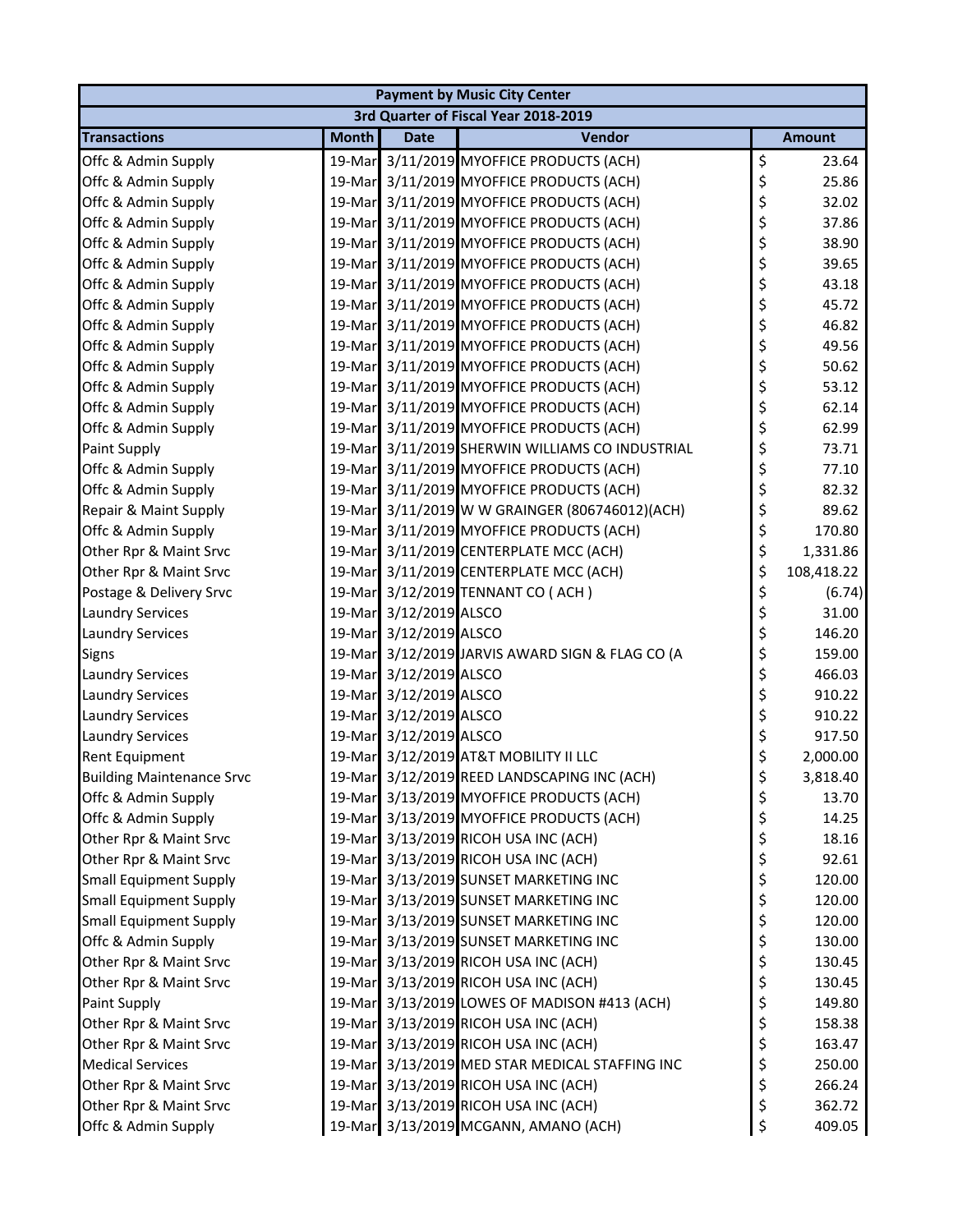| Payment by Music City Center | | | | |
|---|---|---|---|---|
| 3rd Quarter of Fiscal Year 2018-2019 | | | | |
| **Transactions** | **Month** | **Date** | **Vendor** | **Amount** |
| Offc & Admin Supply | 19-Mar | 3/11/2019 | MYOFFICE PRODUCTS (ACH) | $ 23.64 |
| Offc & Admin Supply | 19-Mar | 3/11/2019 | MYOFFICE PRODUCTS (ACH) | $ 25.86 |
| Offc & Admin Supply | 19-Mar | 3/11/2019 | MYOFFICE PRODUCTS (ACH) | $ 32.02 |
| Offc & Admin Supply | 19-Mar | 3/11/2019 | MYOFFICE PRODUCTS (ACH) | $ 37.86 |
| Offc & Admin Supply | 19-Mar | 3/11/2019 | MYOFFICE PRODUCTS (ACH) | $ 38.90 |
| Offc & Admin Supply | 19-Mar | 3/11/2019 | MYOFFICE PRODUCTS (ACH) | $ 39.65 |
| Offc & Admin Supply | 19-Mar | 3/11/2019 | MYOFFICE PRODUCTS (ACH) | $ 43.18 |
| Offc & Admin Supply | 19-Mar | 3/11/2019 | MYOFFICE PRODUCTS (ACH) | $ 45.72 |
| Offc & Admin Supply | 19-Mar | 3/11/2019 | MYOFFICE PRODUCTS (ACH) | $ 46.82 |
| Offc & Admin Supply | 19-Mar | 3/11/2019 | MYOFFICE PRODUCTS (ACH) | $ 49.56 |
| Offc & Admin Supply | 19-Mar | 3/11/2019 | MYOFFICE PRODUCTS (ACH) | $ 50.62 |
| Offc & Admin Supply | 19-Mar | 3/11/2019 | MYOFFICE PRODUCTS (ACH) | $ 53.12 |
| Offc & Admin Supply | 19-Mar | 3/11/2019 | MYOFFICE PRODUCTS (ACH) | $ 62.14 |
| Offc & Admin Supply | 19-Mar | 3/11/2019 | MYOFFICE PRODUCTS (ACH) | $ 62.99 |
| Paint Supply | 19-Mar | 3/11/2019 | SHERWIN WILLIAMS CO INDUSTRIAL | $ 73.71 |
| Offc & Admin Supply | 19-Mar | 3/11/2019 | MYOFFICE PRODUCTS (ACH) | $ 77.10 |
| Offc & Admin Supply | 19-Mar | 3/11/2019 | MYOFFICE PRODUCTS (ACH) | $ 82.32 |
| Repair & Maint Supply | 19-Mar | 3/11/2019 | W W GRAINGER (806746012)(ACH) | $ 89.62 |
| Offc & Admin Supply | 19-Mar | 3/11/2019 | MYOFFICE PRODUCTS (ACH) | $ 170.80 |
| Other Rpr & Maint Srvc | 19-Mar | 3/11/2019 | CENTERPLATE MCC (ACH) | $ 1,331.86 |
| Other Rpr & Maint Srvc | 19-Mar | 3/11/2019 | CENTERPLATE MCC (ACH) | $ 108,418.22 |
| Postage & Delivery Srvc | 19-Mar | 3/12/2019 | TENNANT CO ( ACH ) | $ (6.74) |
| Laundry Services | 19-Mar | 3/12/2019 | ALSCO | $ 31.00 |
| Laundry Services | 19-Mar | 3/12/2019 | ALSCO | $ 146.20 |
| Signs | 19-Mar | 3/12/2019 | JARVIS AWARD SIGN & FLAG CO (A | $ 159.00 |
| Laundry Services | 19-Mar | 3/12/2019 | ALSCO | $ 466.03 |
| Laundry Services | 19-Mar | 3/12/2019 | ALSCO | $ 910.22 |
| Laundry Services | 19-Mar | 3/12/2019 | ALSCO | $ 910.22 |
| Laundry Services | 19-Mar | 3/12/2019 | ALSCO | $ 917.50 |
| Rent Equipment | 19-Mar | 3/12/2019 | AT&T MOBILITY II LLC | $ 2,000.00 |
| Building Maintenance Srvc | 19-Mar | 3/12/2019 | REED LANDSCAPING INC (ACH) | $ 3,818.40 |
| Offc & Admin Supply | 19-Mar | 3/13/2019 | MYOFFICE PRODUCTS (ACH) | $ 13.70 |
| Offc & Admin Supply | 19-Mar | 3/13/2019 | MYOFFICE PRODUCTS (ACH) | $ 14.25 |
| Other Rpr & Maint Srvc | 19-Mar | 3/13/2019 | RICOH USA INC (ACH) | $ 18.16 |
| Other Rpr & Maint Srvc | 19-Mar | 3/13/2019 | RICOH USA INC (ACH) | $ 92.61 |
| Small Equipment Supply | 19-Mar | 3/13/2019 | SUNSET MARKETING INC | $ 120.00 |
| Small Equipment Supply | 19-Mar | 3/13/2019 | SUNSET MARKETING INC | $ 120.00 |
| Small Equipment Supply | 19-Mar | 3/13/2019 | SUNSET MARKETING INC | $ 120.00 |
| Offc & Admin Supply | 19-Mar | 3/13/2019 | SUNSET MARKETING INC | $ 130.00 |
| Other Rpr & Maint Srvc | 19-Mar | 3/13/2019 | RICOH USA INC (ACH) | $ 130.45 |
| Other Rpr & Maint Srvc | 19-Mar | 3/13/2019 | RICOH USA INC (ACH) | $ 130.45 |
| Paint Supply | 19-Mar | 3/13/2019 | LOWES OF MADISON #413 (ACH) | $ 149.80 |
| Other Rpr & Maint Srvc | 19-Mar | 3/13/2019 | RICOH USA INC (ACH) | $ 158.38 |
| Other Rpr & Maint Srvc | 19-Mar | 3/13/2019 | RICOH USA INC (ACH) | $ 163.47 |
| Medical Services | 19-Mar | 3/13/2019 | MED STAR MEDICAL STAFFING INC | $ 250.00 |
| Other Rpr & Maint Srvc | 19-Mar | 3/13/2019 | RICOH USA INC (ACH) | $ 266.24 |
| Other Rpr & Maint Srvc | 19-Mar | 3/13/2019 | RICOH USA INC (ACH) | $ 362.72 |
| Offc & Admin Supply | 19-Mar | 3/13/2019 | MCGANN, AMANO (ACH) | $ 409.05 |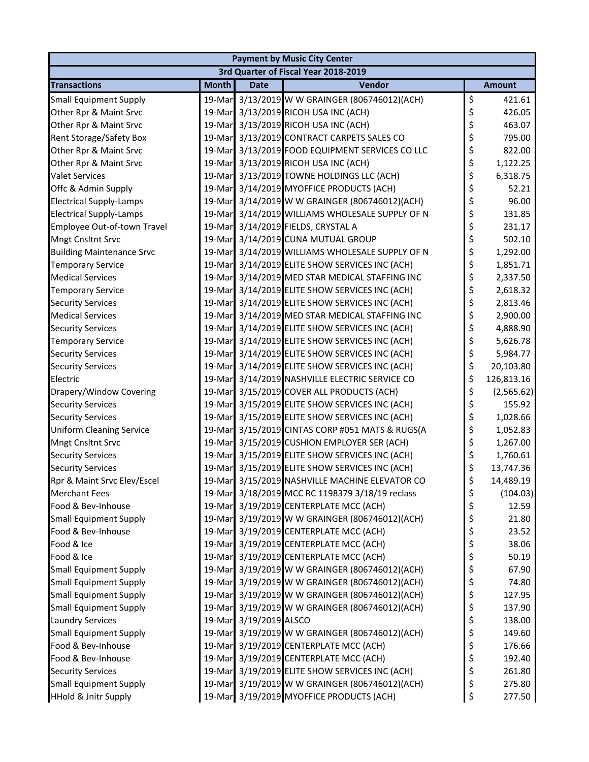| Payment by Music City Center | | | | |
|---|---|---|---|---|
| 3rd Quarter of Fiscal Year 2018-2019 | | | | |
| **Transactions** | **Month** | **Date** | **Vendor** | **Amount** |
| Small Equipment Supply | 19-Mar | 3/13/2019 | W W GRAINGER (806746012)(ACH) | $ 421.61 |
| Other Rpr & Maint Srvc | 19-Mar | 3/13/2019 | RICOH USA INC (ACH) | $ 426.05 |
| Other Rpr & Maint Srvc | 19-Mar | 3/13/2019 | RICOH USA INC (ACH) | $ 463.07 |
| Rent Storage/Safety Box | 19-Mar | 3/13/2019 | CONTRACT CARPETS SALES CO | $ 795.00 |
| Other Rpr & Maint Srvc | 19-Mar | 3/13/2019 | FOOD EQUIPMENT SERVICES CO LLC | $ 822.00 |
| Other Rpr & Maint Srvc | 19-Mar | 3/13/2019 | RICOH USA INC (ACH) | $ 1,122.25 |
| Valet Services | 19-Mar | 3/13/2019 | TOWNE HOLDINGS LLC (ACH) | $ 6,318.75 |
| Offc & Admin Supply | 19-Mar | 3/14/2019 | MYOFFICE PRODUCTS (ACH) | $ 52.21 |
| Electrical Supply-Lamps | 19-Mar | 3/14/2019 | W W GRAINGER (806746012)(ACH) | $ 96.00 |
| Electrical Supply-Lamps | 19-Mar | 3/14/2019 | WILLIAMS WHOLESALE SUPPLY OF N | $ 131.85 |
| Employee Out-of-town Travel | 19-Mar | 3/14/2019 | FIELDS, CRYSTAL A | $ 231.17 |
| Mngt Cnsltnt Srvc | 19-Mar | 3/14/2019 | CUNA MUTUAL GROUP | $ 502.10 |
| Building Maintenance Srvc | 19-Mar | 3/14/2019 | WILLIAMS WHOLESALE SUPPLY OF N | $ 1,292.00 |
| Temporary Service | 19-Mar | 3/14/2019 | ELITE SHOW SERVICES INC (ACH) | $ 1,851.71 |
| Medical Services | 19-Mar | 3/14/2019 | MED STAR MEDICAL STAFFING INC | $ 2,337.50 |
| Temporary Service | 19-Mar | 3/14/2019 | ELITE SHOW SERVICES INC (ACH) | $ 2,618.32 |
| Security Services | 19-Mar | 3/14/2019 | ELITE SHOW SERVICES INC (ACH) | $ 2,813.46 |
| Medical Services | 19-Mar | 3/14/2019 | MED STAR MEDICAL STAFFING INC | $ 2,900.00 |
| Security Services | 19-Mar | 3/14/2019 | ELITE SHOW SERVICES INC (ACH) | $ 4,888.90 |
| Temporary Service | 19-Mar | 3/14/2019 | ELITE SHOW SERVICES INC (ACH) | $ 5,626.78 |
| Security Services | 19-Mar | 3/14/2019 | ELITE SHOW SERVICES INC (ACH) | $ 5,984.77 |
| Security Services | 19-Mar | 3/14/2019 | ELITE SHOW SERVICES INC (ACH) | $ 20,103.80 |
| Electric | 19-Mar | 3/14/2019 | NASHVILLE ELECTRIC SERVICE CO | $ 126,813.16 |
| Drapery/Window Covering | 19-Mar | 3/15/2019 | COVER ALL PRODUCTS (ACH) | $ (2,565.62) |
| Security Services | 19-Mar | 3/15/2019 | ELITE SHOW SERVICES INC (ACH) | $ 155.92 |
| Security Services | 19-Mar | 3/15/2019 | ELITE SHOW SERVICES INC (ACH) | $ 1,028.66 |
| Uniform Cleaning Service | 19-Mar | 3/15/2019 | CINTAS CORP #051 MATS & RUGS(A | $ 1,052.83 |
| Mngt Cnsltnt Srvc | 19-Mar | 3/15/2019 | CUSHION EMPLOYER SER (ACH) | $ 1,267.00 |
| Security Services | 19-Mar | 3/15/2019 | ELITE SHOW SERVICES INC (ACH) | $ 1,760.61 |
| Security Services | 19-Mar | 3/15/2019 | ELITE SHOW SERVICES INC (ACH) | $ 13,747.36 |
| Rpr & Maint Srvc Elev/Escel | 19-Mar | 3/15/2019 | NASHVILLE MACHINE ELEVATOR CO | $ 14,489.19 |
| Merchant Fees | 19-Mar | 3/18/2019 | MCC RC 1198379 3/18/19 reclass | $ (104.03) |
| Food & Bev-Inhouse | 19-Mar | 3/19/2019 | CENTERPLATE MCC (ACH) | $ 12.59 |
| Small Equipment Supply | 19-Mar | 3/19/2019 | W W GRAINGER (806746012)(ACH) | $ 21.80 |
| Food & Bev-Inhouse | 19-Mar | 3/19/2019 | CENTERPLATE MCC (ACH) | $ 23.52 |
| Food & Ice | 19-Mar | 3/19/2019 | CENTERPLATE MCC (ACH) | $ 38.06 |
| Food & Ice | 19-Mar | 3/19/2019 | CENTERPLATE MCC (ACH) | $ 50.19 |
| Small Equipment Supply | 19-Mar | 3/19/2019 | W W GRAINGER (806746012)(ACH) | $ 67.90 |
| Small Equipment Supply | 19-Mar | 3/19/2019 | W W GRAINGER (806746012)(ACH) | $ 74.80 |
| Small Equipment Supply | 19-Mar | 3/19/2019 | W W GRAINGER (806746012)(ACH) | $ 127.95 |
| Small Equipment Supply | 19-Mar | 3/19/2019 | W W GRAINGER (806746012)(ACH) | $ 137.90 |
| Laundry Services | 19-Mar | 3/19/2019 | ALSCO | $ 138.00 |
| Small Equipment Supply | 19-Mar | 3/19/2019 | W W GRAINGER (806746012)(ACH) | $ 149.60 |
| Food & Bev-Inhouse | 19-Mar | 3/19/2019 | CENTERPLATE MCC (ACH) | $ 176.66 |
| Food & Bev-Inhouse | 19-Mar | 3/19/2019 | CENTERPLATE MCC (ACH) | $ 192.40 |
| Security Services | 19-Mar | 3/19/2019 | ELITE SHOW SERVICES INC (ACH) | $ 261.80 |
| Small Equipment Supply | 19-Mar | 3/19/2019 | W W GRAINGER (806746012)(ACH) | $ 275.80 |
| HHold & Jnitr Supply | 19-Mar | 3/19/2019 | MYOFFICE PRODUCTS (ACH) | $ 277.50 |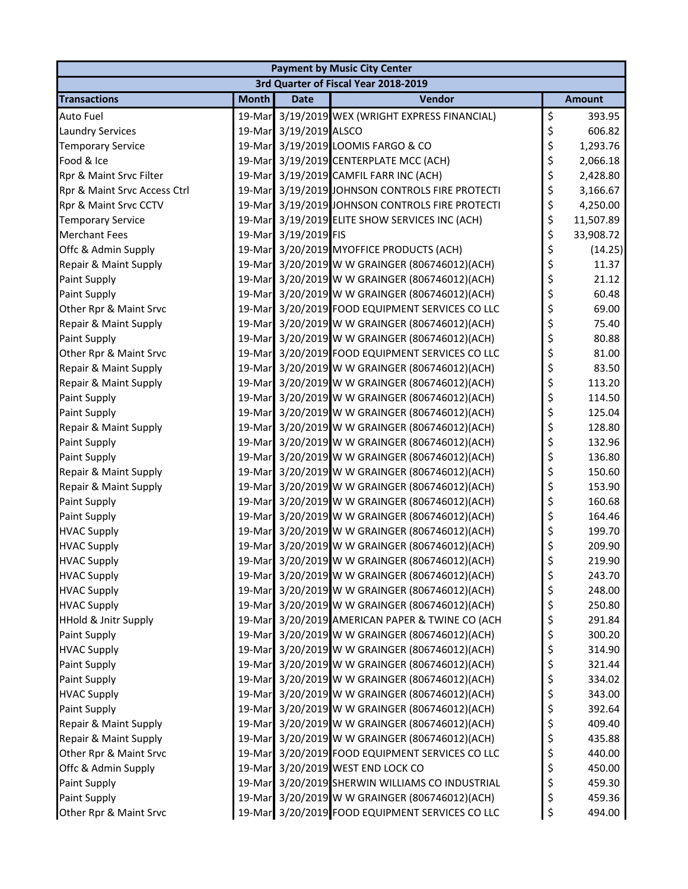| Payment by Music City Center | | | | |
|---|---|---|---|---|
| 3rd Quarter of Fiscal Year 2018-2019 | | | | |
| **Transactions** | **Month** | **Date** | **Vendor** | **Amount** |
| Auto Fuel | 19-Mar | 3/19/2019 | WEX (WRIGHT EXPRESS FINANCIAL) | $ 393.95 |
| Laundry Services | 19-Mar | 3/19/2019 | ALSCO | $ 606.82 |
| Temporary Service | 19-Mar | 3/19/2019 | LOOMIS FARGO & CO | $ 1,293.76 |
| Food & Ice | 19-Mar | 3/19/2019 | CENTERPLATE MCC (ACH) | $ 2,066.18 |
| Rpr & Maint Srvc Filter | 19-Mar | 3/19/2019 | CAMFIL FARR INC (ACH) | $ 2,428.80 |
| Rpr & Maint Srvc Access Ctrl | 19-Mar | 3/19/2019 | JOHNSON CONTROLS FIRE PROTECTI | $ 3,166.67 |
| Rpr & Maint Srvc CCTV | 19-Mar | 3/19/2019 | JOHNSON CONTROLS FIRE PROTECTI | $ 4,250.00 |
| Temporary Service | 19-Mar | 3/19/2019 | ELITE SHOW SERVICES INC (ACH) | $ 11,507.89 |
| Merchant Fees | 19-Mar | 3/19/2019 | FIS | $ 33,908.72 |
| Offc & Admin Supply | 19-Mar | 3/20/2019 | MYOFFICE PRODUCTS (ACH) | $ (14.25) |
| Repair & Maint Supply | 19-Mar | 3/20/2019 | W W GRAINGER (806746012)(ACH) | $ 11.37 |
| Paint Supply | 19-Mar | 3/20/2019 | W W GRAINGER (806746012)(ACH) | $ 21.12 |
| Paint Supply | 19-Mar | 3/20/2019 | W W GRAINGER (806746012)(ACH) | $ 60.48 |
| Other Rpr & Maint Srvc | 19-Mar | 3/20/2019 | FOOD EQUIPMENT SERVICES CO LLC | $ 69.00 |
| Repair & Maint Supply | 19-Mar | 3/20/2019 | W W GRAINGER (806746012)(ACH) | $ 75.40 |
| Paint Supply | 19-Mar | 3/20/2019 | W W GRAINGER (806746012)(ACH) | $ 80.88 |
| Other Rpr & Maint Srvc | 19-Mar | 3/20/2019 | FOOD EQUIPMENT SERVICES CO LLC | $ 81.00 |
| Repair & Maint Supply | 19-Mar | 3/20/2019 | W W GRAINGER (806746012)(ACH) | $ 83.50 |
| Repair & Maint Supply | 19-Mar | 3/20/2019 | W W GRAINGER (806746012)(ACH) | $ 113.20 |
| Paint Supply | 19-Mar | 3/20/2019 | W W GRAINGER (806746012)(ACH) | $ 114.50 |
| Paint Supply | 19-Mar | 3/20/2019 | W W GRAINGER (806746012)(ACH) | $ 125.04 |
| Repair & Maint Supply | 19-Mar | 3/20/2019 | W W GRAINGER (806746012)(ACH) | $ 128.80 |
| Paint Supply | 19-Mar | 3/20/2019 | W W GRAINGER (806746012)(ACH) | $ 132.96 |
| Paint Supply | 19-Mar | 3/20/2019 | W W GRAINGER (806746012)(ACH) | $ 136.80 |
| Repair & Maint Supply | 19-Mar | 3/20/2019 | W W GRAINGER (806746012)(ACH) | $ 150.60 |
| Repair & Maint Supply | 19-Mar | 3/20/2019 | W W GRAINGER (806746012)(ACH) | $ 153.90 |
| Paint Supply | 19-Mar | 3/20/2019 | W W GRAINGER (806746012)(ACH) | $ 160.68 |
| Paint Supply | 19-Mar | 3/20/2019 | W W GRAINGER (806746012)(ACH) | $ 164.46 |
| HVAC Supply | 19-Mar | 3/20/2019 | W W GRAINGER (806746012)(ACH) | $ 199.70 |
| HVAC Supply | 19-Mar | 3/20/2019 | W W GRAINGER (806746012)(ACH) | $ 209.90 |
| HVAC Supply | 19-Mar | 3/20/2019 | W W GRAINGER (806746012)(ACH) | $ 219.90 |
| HVAC Supply | 19-Mar | 3/20/2019 | W W GRAINGER (806746012)(ACH) | $ 243.70 |
| HVAC Supply | 19-Mar | 3/20/2019 | W W GRAINGER (806746012)(ACH) | $ 248.00 |
| HVAC Supply | 19-Mar | 3/20/2019 | W W GRAINGER (806746012)(ACH) | $ 250.80 |
| HHold & Jnitr Supply | 19-Mar | 3/20/2019 | AMERICAN PAPER & TWINE CO (ACH | $ 291.84 |
| Paint Supply | 19-Mar | 3/20/2019 | W W GRAINGER (806746012)(ACH) | $ 300.20 |
| HVAC Supply | 19-Mar | 3/20/2019 | W W GRAINGER (806746012)(ACH) | $ 314.90 |
| Paint Supply | 19-Mar | 3/20/2019 | W W GRAINGER (806746012)(ACH) | $ 321.44 |
| Paint Supply | 19-Mar | 3/20/2019 | W W GRAINGER (806746012)(ACH) | $ 334.02 |
| HVAC Supply | 19-Mar | 3/20/2019 | W W GRAINGER (806746012)(ACH) | $ 343.00 |
| Paint Supply | 19-Mar | 3/20/2019 | W W GRAINGER (806746012)(ACH) | $ 392.64 |
| Repair & Maint Supply | 19-Mar | 3/20/2019 | W W GRAINGER (806746012)(ACH) | $ 409.40 |
| Repair & Maint Supply | 19-Mar | 3/20/2019 | W W GRAINGER (806746012)(ACH) | $ 435.88 |
| Other Rpr & Maint Srvc | 19-Mar | 3/20/2019 | FOOD EQUIPMENT SERVICES CO LLC | $ 440.00 |
| Offc & Admin Supply | 19-Mar | 3/20/2019 | WEST END LOCK CO | $ 450.00 |
| Paint Supply | 19-Mar | 3/20/2019 | SHERWIN WILLIAMS CO INDUSTRIAL | $ 459.30 |
| Paint Supply | 19-Mar | 3/20/2019 | W W GRAINGER (806746012)(ACH) | $ 459.36 |
| Other Rpr & Maint Srvc | 19-Mar | 3/20/2019 | FOOD EQUIPMENT SERVICES CO LLC | $ 494.00 |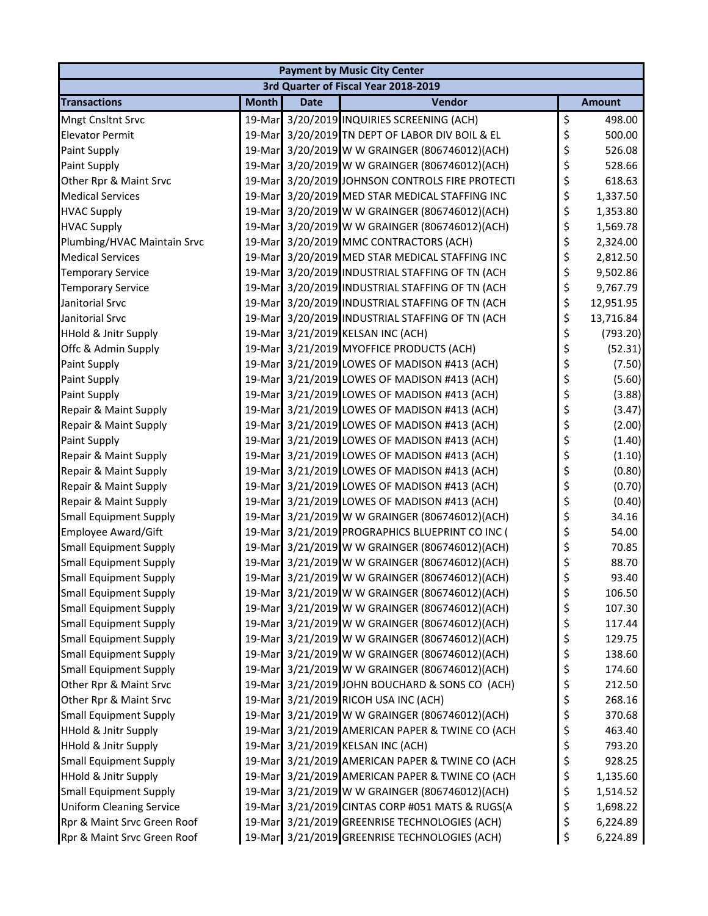| Payment by Music City Center | | | | |
|---|---|---|---|---|
| 3rd Quarter of Fiscal Year 2018-2019 | | | | |
| **Transactions** | **Month** | **Date** | **Vendor** | **Amount** |
| Mngt Cnsltnt Srvc | 19-Mar | 3/20/2019 | INQUIRIES SCREENING (ACH) | $ 498.00 |
| Elevator Permit | 19-Mar | 3/20/2019 | TN DEPT OF LABOR DIV BOIL & EL | $ 500.00 |
| Paint Supply | 19-Mar | 3/20/2019 | W W GRAINGER (806746012)(ACH) | $ 526.08 |
| Paint Supply | 19-Mar | 3/20/2019 | W W GRAINGER (806746012)(ACH) | $ 528.66 |
| Other Rpr & Maint Srvc | 19-Mar | 3/20/2019 | JOHNSON CONTROLS FIRE PROTECTI | $ 618.63 |
| Medical Services | 19-Mar | 3/20/2019 | MED STAR MEDICAL STAFFING INC | $ 1,337.50 |
| HVAC Supply | 19-Mar | 3/20/2019 | W W GRAINGER (806746012)(ACH) | $ 1,353.80 |
| HVAC Supply | 19-Mar | 3/20/2019 | W W GRAINGER (806746012)(ACH) | $ 1,569.78 |
| Plumbing/HVAC Maintain Srvc | 19-Mar | 3/20/2019 | MMC CONTRACTORS (ACH) | $ 2,324.00 |
| Medical Services | 19-Mar | 3/20/2019 | MED STAR MEDICAL STAFFING INC | $ 2,812.50 |
| Temporary Service | 19-Mar | 3/20/2019 | INDUSTRIAL STAFFING OF TN (ACH | $ 9,502.86 |
| Temporary Service | 19-Mar | 3/20/2019 | INDUSTRIAL STAFFING OF TN (ACH | $ 9,767.79 |
| Janitorial Srvc | 19-Mar | 3/20/2019 | INDUSTRIAL STAFFING OF TN (ACH | $ 12,951.95 |
| Janitorial Srvc | 19-Mar | 3/20/2019 | INDUSTRIAL STAFFING OF TN (ACH | $ 13,716.84 |
| HHold & Jnitr Supply | 19-Mar | 3/21/2019 | KELSAN INC (ACH) | $ (793.20) |
| Offc & Admin Supply | 19-Mar | 3/21/2019 | MYOFFICE PRODUCTS (ACH) | $ (52.31) |
| Paint Supply | 19-Mar | 3/21/2019 | LOWES OF MADISON #413 (ACH) | $ (7.50) |
| Paint Supply | 19-Mar | 3/21/2019 | LOWES OF MADISON #413 (ACH) | $ (5.60) |
| Paint Supply | 19-Mar | 3/21/2019 | LOWES OF MADISON #413 (ACH) | $ (3.88) |
| Repair & Maint Supply | 19-Mar | 3/21/2019 | LOWES OF MADISON #413 (ACH) | $ (3.47) |
| Repair & Maint Supply | 19-Mar | 3/21/2019 | LOWES OF MADISON #413 (ACH) | $ (2.00) |
| Paint Supply | 19-Mar | 3/21/2019 | LOWES OF MADISON #413 (ACH) | $ (1.40) |
| Repair & Maint Supply | 19-Mar | 3/21/2019 | LOWES OF MADISON #413 (ACH) | $ (1.10) |
| Repair & Maint Supply | 19-Mar | 3/21/2019 | LOWES OF MADISON #413 (ACH) | $ (0.80) |
| Repair & Maint Supply | 19-Mar | 3/21/2019 | LOWES OF MADISON #413 (ACH) | $ (0.70) |
| Repair & Maint Supply | 19-Mar | 3/21/2019 | LOWES OF MADISON #413 (ACH) | $ (0.40) |
| Small Equipment Supply | 19-Mar | 3/21/2019 | W W GRAINGER (806746012)(ACH) | $ 34.16 |
| Employee Award/Gift | 19-Mar | 3/21/2019 | PROGRAPHICS BLUEPRINT CO INC ( | $ 54.00 |
| Small Equipment Supply | 19-Mar | 3/21/2019 | W W GRAINGER (806746012)(ACH) | $ 70.85 |
| Small Equipment Supply | 19-Mar | 3/21/2019 | W W GRAINGER (806746012)(ACH) | $ 88.70 |
| Small Equipment Supply | 19-Mar | 3/21/2019 | W W GRAINGER (806746012)(ACH) | $ 93.40 |
| Small Equipment Supply | 19-Mar | 3/21/2019 | W W GRAINGER (806746012)(ACH) | $ 106.50 |
| Small Equipment Supply | 19-Mar | 3/21/2019 | W W GRAINGER (806746012)(ACH) | $ 107.30 |
| Small Equipment Supply | 19-Mar | 3/21/2019 | W W GRAINGER (806746012)(ACH) | $ 117.44 |
| Small Equipment Supply | 19-Mar | 3/21/2019 | W W GRAINGER (806746012)(ACH) | $ 129.75 |
| Small Equipment Supply | 19-Mar | 3/21/2019 | W W GRAINGER (806746012)(ACH) | $ 138.60 |
| Small Equipment Supply | 19-Mar | 3/21/2019 | W W GRAINGER (806746012)(ACH) | $ 174.60 |
| Other Rpr & Maint Srvc | 19-Mar | 3/21/2019 | JOHN BOUCHARD & SONS CO (ACH) | $ 212.50 |
| Other Rpr & Maint Srvc | 19-Mar | 3/21/2019 | RICOH USA INC (ACH) | $ 268.16 |
| Small Equipment Supply | 19-Mar | 3/21/2019 | W W GRAINGER (806746012)(ACH) | $ 370.68 |
| HHold & Jnitr Supply | 19-Mar | 3/21/2019 | AMERICAN PAPER & TWINE CO (ACH | $ 463.40 |
| HHold & Jnitr Supply | 19-Mar | 3/21/2019 | KELSAN INC (ACH) | $ 793.20 |
| Small Equipment Supply | 19-Mar | 3/21/2019 | AMERICAN PAPER & TWINE CO (ACH | $ 928.25 |
| HHold & Jnitr Supply | 19-Mar | 3/21/2019 | AMERICAN PAPER & TWINE CO (ACH | $ 1,135.60 |
| Small Equipment Supply | 19-Mar | 3/21/2019 | W W GRAINGER (806746012)(ACH) | $ 1,514.52 |
| Uniform Cleaning Service | 19-Mar | 3/21/2019 | CINTAS CORP #051 MATS & RUGS(A | $ 1,698.22 |
| Rpr & Maint Srvc Green Roof | 19-Mar | 3/21/2019 | GREENRISE TECHNOLOGIES (ACH) | $ 6,224.89 |
| Rpr & Maint Srvc Green Roof | 19-Mar | 3/21/2019 | GREENRISE TECHNOLOGIES (ACH) | $ 6,224.89 |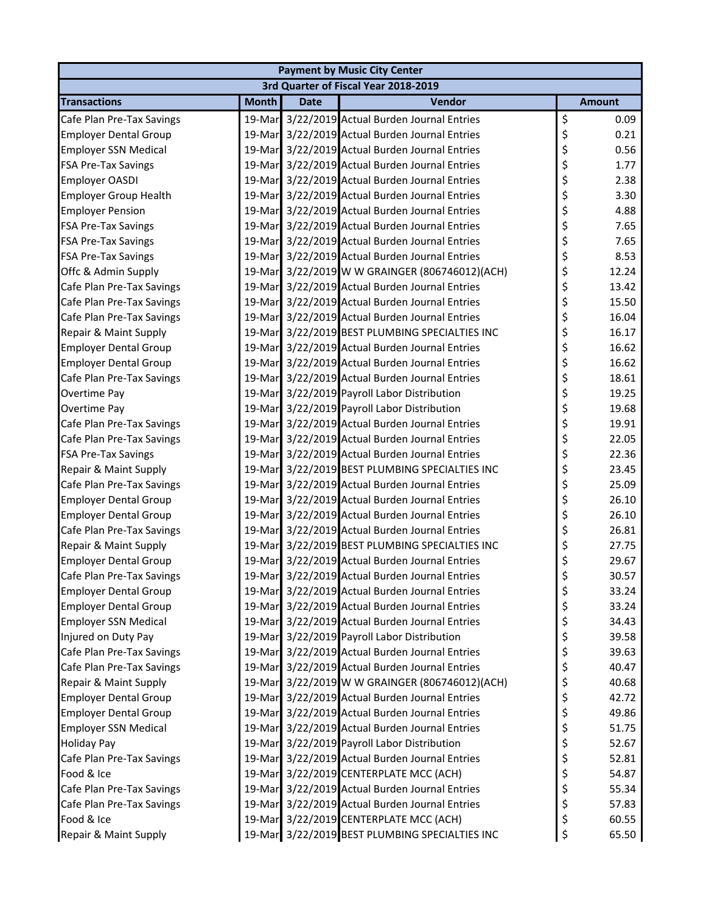| Payment by Music City Center | | | | |
|---|---|---|---|---|
| 3rd Quarter of Fiscal Year 2018-2019 | | | | |
| **Transactions** | **Month** | **Date** | **Vendor** | **Amount** |
| Cafe Plan Pre-Tax Savings | 19-Mar | 3/22/2019 | Actual Burden Journal Entries | $ 0.09 |
| Employer Dental Group | 19-Mar | 3/22/2019 | Actual Burden Journal Entries | $ 0.21 |
| Employer SSN Medical | 19-Mar | 3/22/2019 | Actual Burden Journal Entries | $ 0.56 |
| FSA Pre-Tax Savings | 19-Mar | 3/22/2019 | Actual Burden Journal Entries | $ 1.77 |
| Employer OASDI | 19-Mar | 3/22/2019 | Actual Burden Journal Entries | $ 2.38 |
| Employer Group Health | 19-Mar | 3/22/2019 | Actual Burden Journal Entries | $ 3.30 |
| Employer Pension | 19-Mar | 3/22/2019 | Actual Burden Journal Entries | $ 4.88 |
| FSA Pre-Tax Savings | 19-Mar | 3/22/2019 | Actual Burden Journal Entries | $ 7.65 |
| FSA Pre-Tax Savings | 19-Mar | 3/22/2019 | Actual Burden Journal Entries | $ 7.65 |
| FSA Pre-Tax Savings | 19-Mar | 3/22/2019 | Actual Burden Journal Entries | $ 8.53 |
| Offc & Admin Supply | 19-Mar | 3/22/2019 | W W GRAINGER (806746012)(ACH) | $ 12.24 |
| Cafe Plan Pre-Tax Savings | 19-Mar | 3/22/2019 | Actual Burden Journal Entries | $ 13.42 |
| Cafe Plan Pre-Tax Savings | 19-Mar | 3/22/2019 | Actual Burden Journal Entries | $ 15.50 |
| Cafe Plan Pre-Tax Savings | 19-Mar | 3/22/2019 | Actual Burden Journal Entries | $ 16.04 |
| Repair & Maint Supply | 19-Mar | 3/22/2019 | BEST PLUMBING SPECIALTIES INC | $ 16.17 |
| Employer Dental Group | 19-Mar | 3/22/2019 | Actual Burden Journal Entries | $ 16.62 |
| Employer Dental Group | 19-Mar | 3/22/2019 | Actual Burden Journal Entries | $ 16.62 |
| Cafe Plan Pre-Tax Savings | 19-Mar | 3/22/2019 | Actual Burden Journal Entries | $ 18.61 |
| Overtime Pay | 19-Mar | 3/22/2019 | Payroll Labor Distribution | $ 19.25 |
| Overtime Pay | 19-Mar | 3/22/2019 | Payroll Labor Distribution | $ 19.68 |
| Cafe Plan Pre-Tax Savings | 19-Mar | 3/22/2019 | Actual Burden Journal Entries | $ 19.91 |
| Cafe Plan Pre-Tax Savings | 19-Mar | 3/22/2019 | Actual Burden Journal Entries | $ 22.05 |
| FSA Pre-Tax Savings | 19-Mar | 3/22/2019 | Actual Burden Journal Entries | $ 22.36 |
| Repair & Maint Supply | 19-Mar | 3/22/2019 | BEST PLUMBING SPECIALTIES INC | $ 23.45 |
| Cafe Plan Pre-Tax Savings | 19-Mar | 3/22/2019 | Actual Burden Journal Entries | $ 25.09 |
| Employer Dental Group | 19-Mar | 3/22/2019 | Actual Burden Journal Entries | $ 26.10 |
| Employer Dental Group | 19-Mar | 3/22/2019 | Actual Burden Journal Entries | $ 26.10 |
| Cafe Plan Pre-Tax Savings | 19-Mar | 3/22/2019 | Actual Burden Journal Entries | $ 26.81 |
| Repair & Maint Supply | 19-Mar | 3/22/2019 | BEST PLUMBING SPECIALTIES INC | $ 27.75 |
| Employer Dental Group | 19-Mar | 3/22/2019 | Actual Burden Journal Entries | $ 29.67 |
| Cafe Plan Pre-Tax Savings | 19-Mar | 3/22/2019 | Actual Burden Journal Entries | $ 30.57 |
| Employer Dental Group | 19-Mar | 3/22/2019 | Actual Burden Journal Entries | $ 33.24 |
| Employer Dental Group | 19-Mar | 3/22/2019 | Actual Burden Journal Entries | $ 33.24 |
| Employer SSN Medical | 19-Mar | 3/22/2019 | Actual Burden Journal Entries | $ 34.43 |
| Injured on Duty Pay | 19-Mar | 3/22/2019 | Payroll Labor Distribution | $ 39.58 |
| Cafe Plan Pre-Tax Savings | 19-Mar | 3/22/2019 | Actual Burden Journal Entries | $ 39.63 |
| Cafe Plan Pre-Tax Savings | 19-Mar | 3/22/2019 | Actual Burden Journal Entries | $ 40.47 |
| Repair & Maint Supply | 19-Mar | 3/22/2019 | W W GRAINGER (806746012)(ACH) | $ 40.68 |
| Employer Dental Group | 19-Mar | 3/22/2019 | Actual Burden Journal Entries | $ 42.72 |
| Employer Dental Group | 19-Mar | 3/22/2019 | Actual Burden Journal Entries | $ 49.86 |
| Employer SSN Medical | 19-Mar | 3/22/2019 | Actual Burden Journal Entries | $ 51.75 |
| Holiday Pay | 19-Mar | 3/22/2019 | Payroll Labor Distribution | $ 52.67 |
| Cafe Plan Pre-Tax Savings | 19-Mar | 3/22/2019 | Actual Burden Journal Entries | $ 52.81 |
| Food & Ice | 19-Mar | 3/22/2019 | CENTERPLATE MCC (ACH) | $ 54.87 |
| Cafe Plan Pre-Tax Savings | 19-Mar | 3/22/2019 | Actual Burden Journal Entries | $ 55.34 |
| Cafe Plan Pre-Tax Savings | 19-Mar | 3/22/2019 | Actual Burden Journal Entries | $ 57.83 |
| Food & Ice | 19-Mar | 3/22/2019 | CENTERPLATE MCC (ACH) | $ 60.55 |
| Repair & Maint Supply | 19-Mar | 3/22/2019 | BEST PLUMBING SPECIALTIES INC | $ 65.50 |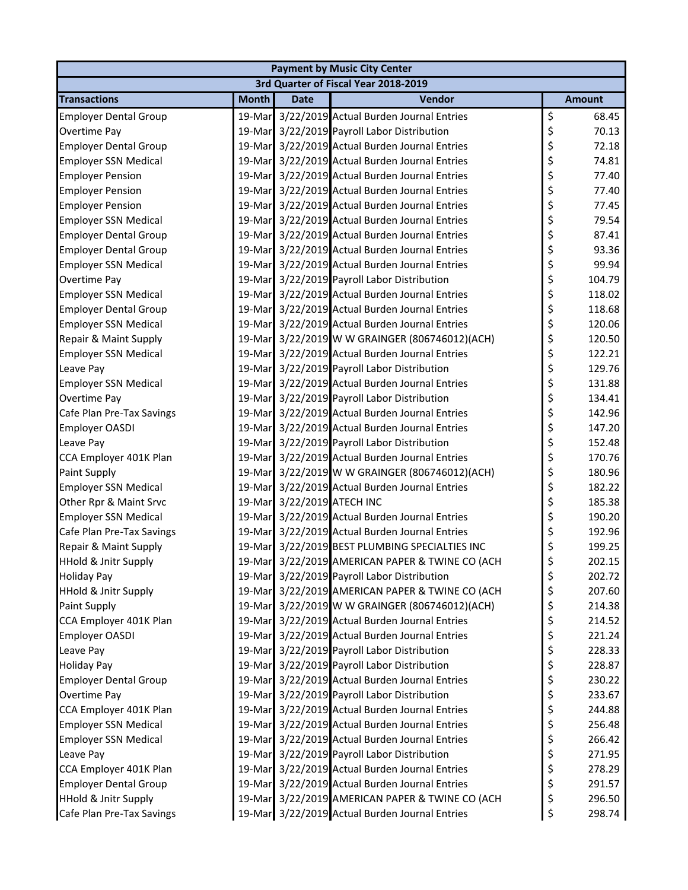| Payment by Music City Center | | | | |
|---|---|---|---|---|
| 3rd Quarter of Fiscal Year 2018-2019 | | | | |
| **Transactions** | **Month** | **Date** | **Vendor** | **Amount** |
| Employer Dental Group | 19-Mar | 3/22/2019 | Actual Burden Journal Entries | $ 68.45 |
| Overtime Pay | 19-Mar | 3/22/2019 | Payroll Labor Distribution | $ 70.13 |
| Employer Dental Group | 19-Mar | 3/22/2019 | Actual Burden Journal Entries | $ 72.18 |
| Employer SSN Medical | 19-Mar | 3/22/2019 | Actual Burden Journal Entries | $ 74.81 |
| Employer Pension | 19-Mar | 3/22/2019 | Actual Burden Journal Entries | $ 77.40 |
| Employer Pension | 19-Mar | 3/22/2019 | Actual Burden Journal Entries | $ 77.40 |
| Employer Pension | 19-Mar | 3/22/2019 | Actual Burden Journal Entries | $ 77.45 |
| Employer SSN Medical | 19-Mar | 3/22/2019 | Actual Burden Journal Entries | $ 79.54 |
| Employer Dental Group | 19-Mar | 3/22/2019 | Actual Burden Journal Entries | $ 87.41 |
| Employer Dental Group | 19-Mar | 3/22/2019 | Actual Burden Journal Entries | $ 93.36 |
| Employer SSN Medical | 19-Mar | 3/22/2019 | Actual Burden Journal Entries | $ 99.94 |
| Overtime Pay | 19-Mar | 3/22/2019 | Payroll Labor Distribution | $ 104.79 |
| Employer SSN Medical | 19-Mar | 3/22/2019 | Actual Burden Journal Entries | $ 118.02 |
| Employer Dental Group | 19-Mar | 3/22/2019 | Actual Burden Journal Entries | $ 118.68 |
| Employer SSN Medical | 19-Mar | 3/22/2019 | Actual Burden Journal Entries | $ 120.06 |
| Repair & Maint Supply | 19-Mar | 3/22/2019 | W W GRAINGER (806746012)(ACH) | $ 120.50 |
| Employer SSN Medical | 19-Mar | 3/22/2019 | Actual Burden Journal Entries | $ 122.21 |
| Leave Pay | 19-Mar | 3/22/2019 | Payroll Labor Distribution | $ 129.76 |
| Employer SSN Medical | 19-Mar | 3/22/2019 | Actual Burden Journal Entries | $ 131.88 |
| Overtime Pay | 19-Mar | 3/22/2019 | Payroll Labor Distribution | $ 134.41 |
| Cafe Plan Pre-Tax Savings | 19-Mar | 3/22/2019 | Actual Burden Journal Entries | $ 142.96 |
| Employer OASDI | 19-Mar | 3/22/2019 | Actual Burden Journal Entries | $ 147.20 |
| Leave Pay | 19-Mar | 3/22/2019 | Payroll Labor Distribution | $ 152.48 |
| CCA Employer 401K Plan | 19-Mar | 3/22/2019 | Actual Burden Journal Entries | $ 170.76 |
| Paint Supply | 19-Mar | 3/22/2019 | W W GRAINGER (806746012)(ACH) | $ 180.96 |
| Employer SSN Medical | 19-Mar | 3/22/2019 | Actual Burden Journal Entries | $ 182.22 |
| Other Rpr & Maint Srvc | 19-Mar | 3/22/2019 | ATECH INC | $ 185.38 |
| Employer SSN Medical | 19-Mar | 3/22/2019 | Actual Burden Journal Entries | $ 190.20 |
| Cafe Plan Pre-Tax Savings | 19-Mar | 3/22/2019 | Actual Burden Journal Entries | $ 192.96 |
| Repair & Maint Supply | 19-Mar | 3/22/2019 | BEST PLUMBING SPECIALTIES INC | $ 199.25 |
| HHold & Jnitr Supply | 19-Mar | 3/22/2019 | AMERICAN PAPER & TWINE CO (ACH | $ 202.15 |
| Holiday Pay | 19-Mar | 3/22/2019 | Payroll Labor Distribution | $ 202.72 |
| HHold & Jnitr Supply | 19-Mar | 3/22/2019 | AMERICAN PAPER & TWINE CO (ACH | $ 207.60 |
| Paint Supply | 19-Mar | 3/22/2019 | W W GRAINGER (806746012)(ACH) | $ 214.38 |
| CCA Employer 401K Plan | 19-Mar | 3/22/2019 | Actual Burden Journal Entries | $ 214.52 |
| Employer OASDI | 19-Mar | 3/22/2019 | Actual Burden Journal Entries | $ 221.24 |
| Leave Pay | 19-Mar | 3/22/2019 | Payroll Labor Distribution | $ 228.33 |
| Holiday Pay | 19-Mar | 3/22/2019 | Payroll Labor Distribution | $ 228.87 |
| Employer Dental Group | 19-Mar | 3/22/2019 | Actual Burden Journal Entries | $ 230.22 |
| Overtime Pay | 19-Mar | 3/22/2019 | Payroll Labor Distribution | $ 233.67 |
| CCA Employer 401K Plan | 19-Mar | 3/22/2019 | Actual Burden Journal Entries | $ 244.88 |
| Employer SSN Medical | 19-Mar | 3/22/2019 | Actual Burden Journal Entries | $ 256.48 |
| Employer SSN Medical | 19-Mar | 3/22/2019 | Actual Burden Journal Entries | $ 266.42 |
| Leave Pay | 19-Mar | 3/22/2019 | Payroll Labor Distribution | $ 271.95 |
| CCA Employer 401K Plan | 19-Mar | 3/22/2019 | Actual Burden Journal Entries | $ 278.29 |
| Employer Dental Group | 19-Mar | 3/22/2019 | Actual Burden Journal Entries | $ 291.57 |
| HHold & Jnitr Supply | 19-Mar | 3/22/2019 | AMERICAN PAPER & TWINE CO (ACH | $ 296.50 |
| Cafe Plan Pre-Tax Savings | 19-Mar | 3/22/2019 | Actual Burden Journal Entries | $ 298.74 |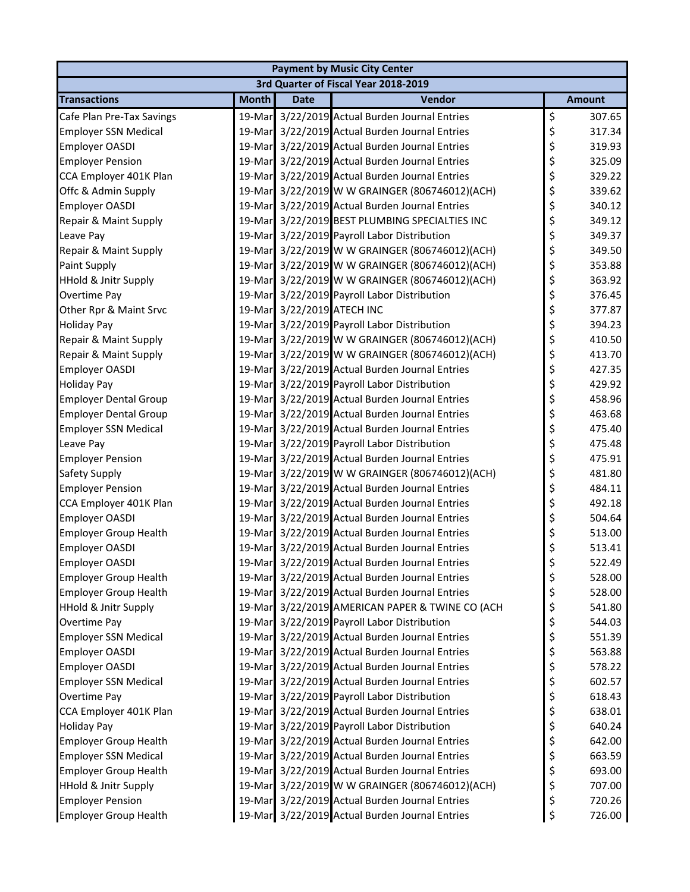| Payment by Music City Center | | | | |
|---|---|---|---|---|
| 3rd Quarter of Fiscal Year 2018-2019 | | | | |
| **Transactions** | **Month** | **Date** | **Vendor** | **Amount** |
| Cafe Plan Pre-Tax Savings | 19-Mar | 3/22/2019 | Actual Burden Journal Entries | $ 307.65 |
| Employer SSN Medical | 19-Mar | 3/22/2019 | Actual Burden Journal Entries | $ 317.34 |
| Employer OASDI | 19-Mar | 3/22/2019 | Actual Burden Journal Entries | $ 319.93 |
| Employer Pension | 19-Mar | 3/22/2019 | Actual Burden Journal Entries | $ 325.09 |
| CCA Employer 401K Plan | 19-Mar | 3/22/2019 | Actual Burden Journal Entries | $ 329.22 |
| Offc & Admin Supply | 19-Mar | 3/22/2019 | W W GRAINGER (806746012)(ACH) | $ 339.62 |
| Employer OASDI | 19-Mar | 3/22/2019 | Actual Burden Journal Entries | $ 340.12 |
| Repair & Maint Supply | 19-Mar | 3/22/2019 | BEST PLUMBING SPECIALTIES INC | $ 349.12 |
| Leave Pay | 19-Mar | 3/22/2019 | Payroll Labor Distribution | $ 349.37 |
| Repair & Maint Supply | 19-Mar | 3/22/2019 | W W GRAINGER (806746012)(ACH) | $ 349.50 |
| Paint Supply | 19-Mar | 3/22/2019 | W W GRAINGER (806746012)(ACH) | $ 353.88 |
| HHold & Jnitr Supply | 19-Mar | 3/22/2019 | W W GRAINGER (806746012)(ACH) | $ 363.92 |
| Overtime Pay | 19-Mar | 3/22/2019 | Payroll Labor Distribution | $ 376.45 |
| Other Rpr & Maint Srvc | 19-Mar | 3/22/2019 | ATECH INC | $ 377.87 |
| Holiday Pay | 19-Mar | 3/22/2019 | Payroll Labor Distribution | $ 394.23 |
| Repair & Maint Supply | 19-Mar | 3/22/2019 | W W GRAINGER (806746012)(ACH) | $ 410.50 |
| Repair & Maint Supply | 19-Mar | 3/22/2019 | W W GRAINGER (806746012)(ACH) | $ 413.70 |
| Employer OASDI | 19-Mar | 3/22/2019 | Actual Burden Journal Entries | $ 427.35 |
| Holiday Pay | 19-Mar | 3/22/2019 | Payroll Labor Distribution | $ 429.92 |
| Employer Dental Group | 19-Mar | 3/22/2019 | Actual Burden Journal Entries | $ 458.96 |
| Employer Dental Group | 19-Mar | 3/22/2019 | Actual Burden Journal Entries | $ 463.68 |
| Employer SSN Medical | 19-Mar | 3/22/2019 | Actual Burden Journal Entries | $ 475.40 |
| Leave Pay | 19-Mar | 3/22/2019 | Payroll Labor Distribution | $ 475.48 |
| Employer Pension | 19-Mar | 3/22/2019 | Actual Burden Journal Entries | $ 475.91 |
| Safety Supply | 19-Mar | 3/22/2019 | W W GRAINGER (806746012)(ACH) | $ 481.80 |
| Employer Pension | 19-Mar | 3/22/2019 | Actual Burden Journal Entries | $ 484.11 |
| CCA Employer 401K Plan | 19-Mar | 3/22/2019 | Actual Burden Journal Entries | $ 492.18 |
| Employer OASDI | 19-Mar | 3/22/2019 | Actual Burden Journal Entries | $ 504.64 |
| Employer Group Health | 19-Mar | 3/22/2019 | Actual Burden Journal Entries | $ 513.00 |
| Employer OASDI | 19-Mar | 3/22/2019 | Actual Burden Journal Entries | $ 513.41 |
| Employer OASDI | 19-Mar | 3/22/2019 | Actual Burden Journal Entries | $ 522.49 |
| Employer Group Health | 19-Mar | 3/22/2019 | Actual Burden Journal Entries | $ 528.00 |
| Employer Group Health | 19-Mar | 3/22/2019 | Actual Burden Journal Entries | $ 528.00 |
| HHold & Jnitr Supply | 19-Mar | 3/22/2019 | AMERICAN PAPER & TWINE CO (ACH | $ 541.80 |
| Overtime Pay | 19-Mar | 3/22/2019 | Payroll Labor Distribution | $ 544.03 |
| Employer SSN Medical | 19-Mar | 3/22/2019 | Actual Burden Journal Entries | $ 551.39 |
| Employer OASDI | 19-Mar | 3/22/2019 | Actual Burden Journal Entries | $ 563.88 |
| Employer OASDI | 19-Mar | 3/22/2019 | Actual Burden Journal Entries | $ 578.22 |
| Employer SSN Medical | 19-Mar | 3/22/2019 | Actual Burden Journal Entries | $ 602.57 |
| Overtime Pay | 19-Mar | 3/22/2019 | Payroll Labor Distribution | $ 618.43 |
| CCA Employer 401K Plan | 19-Mar | 3/22/2019 | Actual Burden Journal Entries | $ 638.01 |
| Holiday Pay | 19-Mar | 3/22/2019 | Payroll Labor Distribution | $ 640.24 |
| Employer Group Health | 19-Mar | 3/22/2019 | Actual Burden Journal Entries | $ 642.00 |
| Employer SSN Medical | 19-Mar | 3/22/2019 | Actual Burden Journal Entries | $ 663.59 |
| Employer Group Health | 19-Mar | 3/22/2019 | Actual Burden Journal Entries | $ 693.00 |
| HHold & Jnitr Supply | 19-Mar | 3/22/2019 | W W GRAINGER (806746012)(ACH) | $ 707.00 |
| Employer Pension | 19-Mar | 3/22/2019 | Actual Burden Journal Entries | $ 720.26 |
| Employer Group Health | 19-Mar | 3/22/2019 | Actual Burden Journal Entries | $ 726.00 |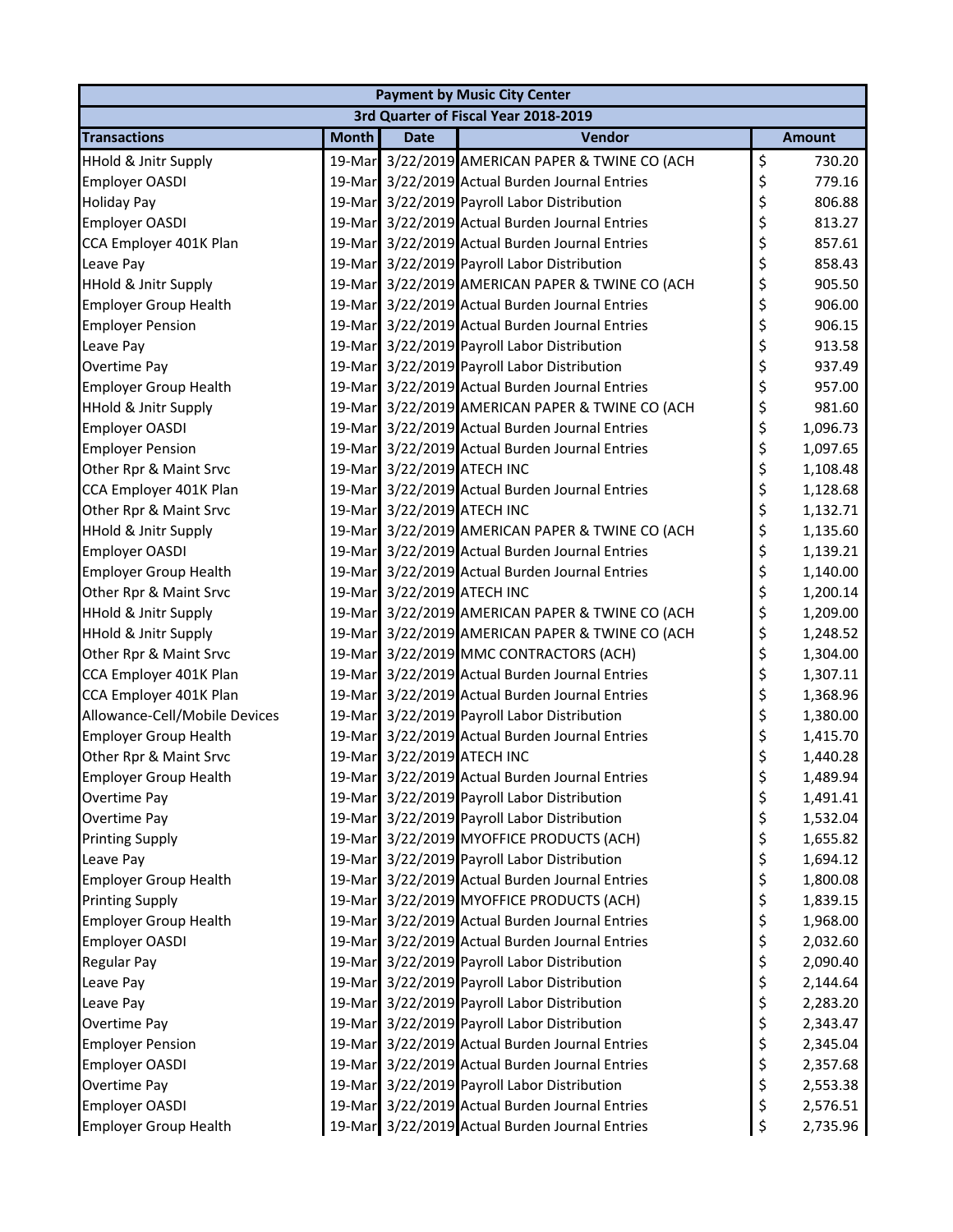| Payment by Music City Center | | | | |
|---|---|---|---|---|
| 3rd Quarter of Fiscal Year 2018-2019 | | | | |
| **Transactions** | **Month** | **Date** | **Vendor** | **Amount** |
| HHold & Jnitr Supply | 19-Mar | 3/22/2019 | AMERICAN PAPER & TWINE CO (ACH | $ 730.20 |
| Employer OASDI | 19-Mar | 3/22/2019 | Actual Burden Journal Entries | $ 779.16 |
| Holiday Pay | 19-Mar | 3/22/2019 | Payroll Labor Distribution | $ 806.88 |
| Employer OASDI | 19-Mar | 3/22/2019 | Actual Burden Journal Entries | $ 813.27 |
| CCA Employer 401K Plan | 19-Mar | 3/22/2019 | Actual Burden Journal Entries | $ 857.61 |
| Leave Pay | 19-Mar | 3/22/2019 | Payroll Labor Distribution | $ 858.43 |
| HHold & Jnitr Supply | 19-Mar | 3/22/2019 | AMERICAN PAPER & TWINE CO (ACH | $ 905.50 |
| Employer Group Health | 19-Mar | 3/22/2019 | Actual Burden Journal Entries | $ 906.00 |
| Employer Pension | 19-Mar | 3/22/2019 | Actual Burden Journal Entries | $ 906.15 |
| Leave Pay | 19-Mar | 3/22/2019 | Payroll Labor Distribution | $ 913.58 |
| Overtime Pay | 19-Mar | 3/22/2019 | Payroll Labor Distribution | $ 937.49 |
| Employer Group Health | 19-Mar | 3/22/2019 | Actual Burden Journal Entries | $ 957.00 |
| HHold & Jnitr Supply | 19-Mar | 3/22/2019 | AMERICAN PAPER & TWINE CO (ACH | $ 981.60 |
| Employer OASDI | 19-Mar | 3/22/2019 | Actual Burden Journal Entries | $ 1,096.73 |
| Employer Pension | 19-Mar | 3/22/2019 | Actual Burden Journal Entries | $ 1,097.65 |
| Other Rpr & Maint Srvc | 19-Mar | 3/22/2019 | ATECH INC | $ 1,108.48 |
| CCA Employer 401K Plan | 19-Mar | 3/22/2019 | Actual Burden Journal Entries | $ 1,128.68 |
| Other Rpr & Maint Srvc | 19-Mar | 3/22/2019 | ATECH INC | $ 1,132.71 |
| HHold & Jnitr Supply | 19-Mar | 3/22/2019 | AMERICAN PAPER & TWINE CO (ACH | $ 1,135.60 |
| Employer OASDI | 19-Mar | 3/22/2019 | Actual Burden Journal Entries | $ 1,139.21 |
| Employer Group Health | 19-Mar | 3/22/2019 | Actual Burden Journal Entries | $ 1,140.00 |
| Other Rpr & Maint Srvc | 19-Mar | 3/22/2019 | ATECH INC | $ 1,200.14 |
| HHold & Jnitr Supply | 19-Mar | 3/22/2019 | AMERICAN PAPER & TWINE CO (ACH | $ 1,209.00 |
| HHold & Jnitr Supply | 19-Mar | 3/22/2019 | AMERICAN PAPER & TWINE CO (ACH | $ 1,248.52 |
| Other Rpr & Maint Srvc | 19-Mar | 3/22/2019 | MMC CONTRACTORS (ACH) | $ 1,304.00 |
| CCA Employer 401K Plan | 19-Mar | 3/22/2019 | Actual Burden Journal Entries | $ 1,307.11 |
| CCA Employer 401K Plan | 19-Mar | 3/22/2019 | Actual Burden Journal Entries | $ 1,368.96 |
| Allowance-Cell/Mobile Devices | 19-Mar | 3/22/2019 | Payroll Labor Distribution | $ 1,380.00 |
| Employer Group Health | 19-Mar | 3/22/2019 | Actual Burden Journal Entries | $ 1,415.70 |
| Other Rpr & Maint Srvc | 19-Mar | 3/22/2019 | ATECH INC | $ 1,440.28 |
| Employer Group Health | 19-Mar | 3/22/2019 | Actual Burden Journal Entries | $ 1,489.94 |
| Overtime Pay | 19-Mar | 3/22/2019 | Payroll Labor Distribution | $ 1,491.41 |
| Overtime Pay | 19-Mar | 3/22/2019 | Payroll Labor Distribution | $ 1,532.04 |
| Printing Supply | 19-Mar | 3/22/2019 | MYOFFICE PRODUCTS (ACH) | $ 1,655.82 |
| Leave Pay | 19-Mar | 3/22/2019 | Payroll Labor Distribution | $ 1,694.12 |
| Employer Group Health | 19-Mar | 3/22/2019 | Actual Burden Journal Entries | $ 1,800.08 |
| Printing Supply | 19-Mar | 3/22/2019 | MYOFFICE PRODUCTS (ACH) | $ 1,839.15 |
| Employer Group Health | 19-Mar | 3/22/2019 | Actual Burden Journal Entries | $ 1,968.00 |
| Employer OASDI | 19-Mar | 3/22/2019 | Actual Burden Journal Entries | $ 2,032.60 |
| Regular Pay | 19-Mar | 3/22/2019 | Payroll Labor Distribution | $ 2,090.40 |
| Leave Pay | 19-Mar | 3/22/2019 | Payroll Labor Distribution | $ 2,144.64 |
| Leave Pay | 19-Mar | 3/22/2019 | Payroll Labor Distribution | $ 2,283.20 |
| Overtime Pay | 19-Mar | 3/22/2019 | Payroll Labor Distribution | $ 2,343.47 |
| Employer Pension | 19-Mar | 3/22/2019 | Actual Burden Journal Entries | $ 2,345.04 |
| Employer OASDI | 19-Mar | 3/22/2019 | Actual Burden Journal Entries | $ 2,357.68 |
| Overtime Pay | 19-Mar | 3/22/2019 | Payroll Labor Distribution | $ 2,553.38 |
| Employer OASDI | 19-Mar | 3/22/2019 | Actual Burden Journal Entries | $ 2,576.51 |
| Employer Group Health | 19-Mar | 3/22/2019 | Actual Burden Journal Entries | $ 2,735.96 |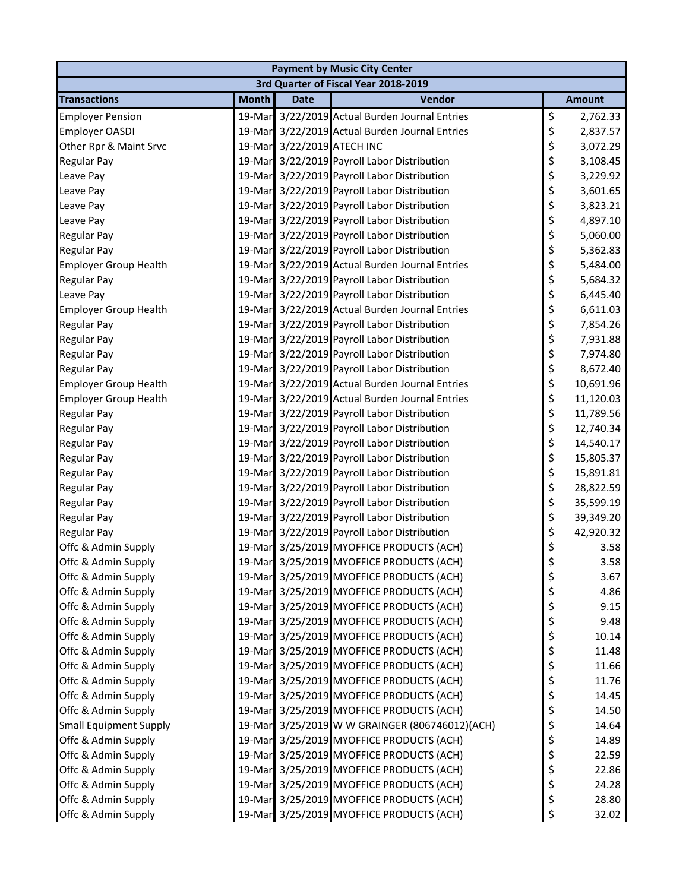| Payment by Music City Center | | | | |
|---|---|---|---|---|
| 3rd Quarter of Fiscal Year 2018-2019 | | | | |
| **Transactions** | **Month** | **Date** | **Vendor** | **Amount** |
| Employer Pension | 19-Mar | 3/22/2019 | Actual Burden Journal Entries | $ 2,762.33 |
| Employer OASDI | 19-Mar | 3/22/2019 | Actual Burden Journal Entries | $ 2,837.57 |
| Other Rpr & Maint Srvc | 19-Mar | 3/22/2019 | ATECH INC | $ 3,072.29 |
| Regular Pay | 19-Mar | 3/22/2019 | Payroll Labor Distribution | $ 3,108.45 |
| Leave Pay | 19-Mar | 3/22/2019 | Payroll Labor Distribution | $ 3,229.92 |
| Leave Pay | 19-Mar | 3/22/2019 | Payroll Labor Distribution | $ 3,601.65 |
| Leave Pay | 19-Mar | 3/22/2019 | Payroll Labor Distribution | $ 3,823.21 |
| Leave Pay | 19-Mar | 3/22/2019 | Payroll Labor Distribution | $ 4,897.10 |
| Regular Pay | 19-Mar | 3/22/2019 | Payroll Labor Distribution | $ 5,060.00 |
| Regular Pay | 19-Mar | 3/22/2019 | Payroll Labor Distribution | $ 5,362.83 |
| Employer Group Health | 19-Mar | 3/22/2019 | Actual Burden Journal Entries | $ 5,484.00 |
| Regular Pay | 19-Mar | 3/22/2019 | Payroll Labor Distribution | $ 5,684.32 |
| Leave Pay | 19-Mar | 3/22/2019 | Payroll Labor Distribution | $ 6,445.40 |
| Employer Group Health | 19-Mar | 3/22/2019 | Actual Burden Journal Entries | $ 6,611.03 |
| Regular Pay | 19-Mar | 3/22/2019 | Payroll Labor Distribution | $ 7,854.26 |
| Regular Pay | 19-Mar | 3/22/2019 | Payroll Labor Distribution | $ 7,931.88 |
| Regular Pay | 19-Mar | 3/22/2019 | Payroll Labor Distribution | $ 7,974.80 |
| Regular Pay | 19-Mar | 3/22/2019 | Payroll Labor Distribution | $ 8,672.40 |
| Employer Group Health | 19-Mar | 3/22/2019 | Actual Burden Journal Entries | $ 10,691.96 |
| Employer Group Health | 19-Mar | 3/22/2019 | Actual Burden Journal Entries | $ 11,120.03 |
| Regular Pay | 19-Mar | 3/22/2019 | Payroll Labor Distribution | $ 11,789.56 |
| Regular Pay | 19-Mar | 3/22/2019 | Payroll Labor Distribution | $ 12,740.34 |
| Regular Pay | 19-Mar | 3/22/2019 | Payroll Labor Distribution | $ 14,540.17 |
| Regular Pay | 19-Mar | 3/22/2019 | Payroll Labor Distribution | $ 15,805.37 |
| Regular Pay | 19-Mar | 3/22/2019 | Payroll Labor Distribution | $ 15,891.81 |
| Regular Pay | 19-Mar | 3/22/2019 | Payroll Labor Distribution | $ 28,822.59 |
| Regular Pay | 19-Mar | 3/22/2019 | Payroll Labor Distribution | $ 35,599.19 |
| Regular Pay | 19-Mar | 3/22/2019 | Payroll Labor Distribution | $ 39,349.20 |
| Regular Pay | 19-Mar | 3/22/2019 | Payroll Labor Distribution | $ 42,920.32 |
| Offc & Admin Supply | 19-Mar | 3/25/2019 | MYOFFICE PRODUCTS (ACH) | $ 3.58 |
| Offc & Admin Supply | 19-Mar | 3/25/2019 | MYOFFICE PRODUCTS (ACH) | $ 3.58 |
| Offc & Admin Supply | 19-Mar | 3/25/2019 | MYOFFICE PRODUCTS (ACH) | $ 3.67 |
| Offc & Admin Supply | 19-Mar | 3/25/2019 | MYOFFICE PRODUCTS (ACH) | $ 4.86 |
| Offc & Admin Supply | 19-Mar | 3/25/2019 | MYOFFICE PRODUCTS (ACH) | $ 9.15 |
| Offc & Admin Supply | 19-Mar | 3/25/2019 | MYOFFICE PRODUCTS (ACH) | $ 9.48 |
| Offc & Admin Supply | 19-Mar | 3/25/2019 | MYOFFICE PRODUCTS (ACH) | $ 10.14 |
| Offc & Admin Supply | 19-Mar | 3/25/2019 | MYOFFICE PRODUCTS (ACH) | $ 11.48 |
| Offc & Admin Supply | 19-Mar | 3/25/2019 | MYOFFICE PRODUCTS (ACH) | $ 11.66 |
| Offc & Admin Supply | 19-Mar | 3/25/2019 | MYOFFICE PRODUCTS (ACH) | $ 11.76 |
| Offc & Admin Supply | 19-Mar | 3/25/2019 | MYOFFICE PRODUCTS (ACH) | $ 14.45 |
| Offc & Admin Supply | 19-Mar | 3/25/2019 | MYOFFICE PRODUCTS (ACH) | $ 14.50 |
| Small Equipment Supply | 19-Mar | 3/25/2019 | W W GRAINGER (806746012)(ACH) | $ 14.64 |
| Offc & Admin Supply | 19-Mar | 3/25/2019 | MYOFFICE PRODUCTS (ACH) | $ 14.89 |
| Offc & Admin Supply | 19-Mar | 3/25/2019 | MYOFFICE PRODUCTS (ACH) | $ 22.59 |
| Offc & Admin Supply | 19-Mar | 3/25/2019 | MYOFFICE PRODUCTS (ACH) | $ 22.86 |
| Offc & Admin Supply | 19-Mar | 3/25/2019 | MYOFFICE PRODUCTS (ACH) | $ 24.28 |
| Offc & Admin Supply | 19-Mar | 3/25/2019 | MYOFFICE PRODUCTS (ACH) | $ 28.80 |
| Offc & Admin Supply | 19-Mar | 3/25/2019 | MYOFFICE PRODUCTS (ACH) | $ 32.02 |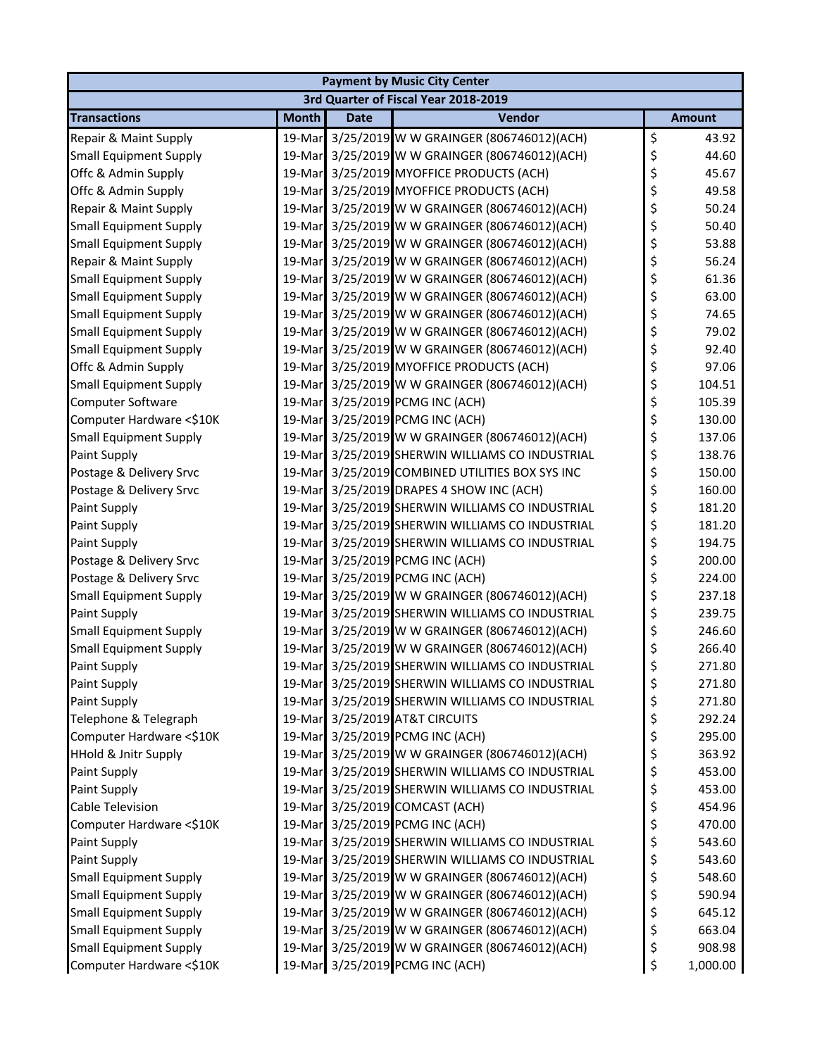| Payment by Music City Center | | | | |
|---|---|---|---|---|
| 3rd Quarter of Fiscal Year 2018-2019 | | | | |
| **Transactions** | **Month** | **Date** | **Vendor** | **Amount** |
| Repair & Maint Supply | 19-Mar | 3/25/2019 | W W GRAINGER (806746012)(ACH) | $ 43.92 |
| Small Equipment Supply | 19-Mar | 3/25/2019 | W W GRAINGER (806746012)(ACH) | $ 44.60 |
| Offc & Admin Supply | 19-Mar | 3/25/2019 | MYOFFICE PRODUCTS (ACH) | $ 45.67 |
| Offc & Admin Supply | 19-Mar | 3/25/2019 | MYOFFICE PRODUCTS (ACH) | $ 49.58 |
| Repair & Maint Supply | 19-Mar | 3/25/2019 | W W GRAINGER (806746012)(ACH) | $ 50.24 |
| Small Equipment Supply | 19-Mar | 3/25/2019 | W W GRAINGER (806746012)(ACH) | $ 50.40 |
| Small Equipment Supply | 19-Mar | 3/25/2019 | W W GRAINGER (806746012)(ACH) | $ 53.88 |
| Repair & Maint Supply | 19-Mar | 3/25/2019 | W W GRAINGER (806746012)(ACH) | $ 56.24 |
| Small Equipment Supply | 19-Mar | 3/25/2019 | W W GRAINGER (806746012)(ACH) | $ 61.36 |
| Small Equipment Supply | 19-Mar | 3/25/2019 | W W GRAINGER (806746012)(ACH) | $ 63.00 |
| Small Equipment Supply | 19-Mar | 3/25/2019 | W W GRAINGER (806746012)(ACH) | $ 74.65 |
| Small Equipment Supply | 19-Mar | 3/25/2019 | W W GRAINGER (806746012)(ACH) | $ 79.02 |
| Small Equipment Supply | 19-Mar | 3/25/2019 | W W GRAINGER (806746012)(ACH) | $ 92.40 |
| Offc & Admin Supply | 19-Mar | 3/25/2019 | MYOFFICE PRODUCTS (ACH) | $ 97.06 |
| Small Equipment Supply | 19-Mar | 3/25/2019 | W W GRAINGER (806746012)(ACH) | $ 104.51 |
| Computer Software | 19-Mar | 3/25/2019 | PCMG INC (ACH) | $ 105.39 |
| Computer Hardware <$10K | 19-Mar | 3/25/2019 | PCMG INC (ACH) | $ 130.00 |
| Small Equipment Supply | 19-Mar | 3/25/2019 | W W GRAINGER (806746012)(ACH) | $ 137.06 |
| Paint Supply | 19-Mar | 3/25/2019 | SHERWIN WILLIAMS CO INDUSTRIAL | $ 138.76 |
| Postage & Delivery Srvc | 19-Mar | 3/25/2019 | COMBINED UTILITIES BOX SYS INC | $ 150.00 |
| Postage & Delivery Srvc | 19-Mar | 3/25/2019 | DRAPES 4 SHOW INC (ACH) | $ 160.00 |
| Paint Supply | 19-Mar | 3/25/2019 | SHERWIN WILLIAMS CO INDUSTRIAL | $ 181.20 |
| Paint Supply | 19-Mar | 3/25/2019 | SHERWIN WILLIAMS CO INDUSTRIAL | $ 181.20 |
| Paint Supply | 19-Mar | 3/25/2019 | SHERWIN WILLIAMS CO INDUSTRIAL | $ 194.75 |
| Postage & Delivery Srvc | 19-Mar | 3/25/2019 | PCMG INC (ACH) | $ 200.00 |
| Postage & Delivery Srvc | 19-Mar | 3/25/2019 | PCMG INC (ACH) | $ 224.00 |
| Small Equipment Supply | 19-Mar | 3/25/2019 | W W GRAINGER (806746012)(ACH) | $ 237.18 |
| Paint Supply | 19-Mar | 3/25/2019 | SHERWIN WILLIAMS CO INDUSTRIAL | $ 239.75 |
| Small Equipment Supply | 19-Mar | 3/25/2019 | W W GRAINGER (806746012)(ACH) | $ 246.60 |
| Small Equipment Supply | 19-Mar | 3/25/2019 | W W GRAINGER (806746012)(ACH) | $ 266.40 |
| Paint Supply | 19-Mar | 3/25/2019 | SHERWIN WILLIAMS CO INDUSTRIAL | $ 271.80 |
| Paint Supply | 19-Mar | 3/25/2019 | SHERWIN WILLIAMS CO INDUSTRIAL | $ 271.80 |
| Paint Supply | 19-Mar | 3/25/2019 | SHERWIN WILLIAMS CO INDUSTRIAL | $ 271.80 |
| Telephone & Telegraph | 19-Mar | 3/25/2019 | AT&T CIRCUITS | $ 292.24 |
| Computer Hardware <$10K | 19-Mar | 3/25/2019 | PCMG INC (ACH) | $ 295.00 |
| HHold & Jnitr Supply | 19-Mar | 3/25/2019 | W W GRAINGER (806746012)(ACH) | $ 363.92 |
| Paint Supply | 19-Mar | 3/25/2019 | SHERWIN WILLIAMS CO INDUSTRIAL | $ 453.00 |
| Paint Supply | 19-Mar | 3/25/2019 | SHERWIN WILLIAMS CO INDUSTRIAL | $ 453.00 |
| Cable Television | 19-Mar | 3/25/2019 | COMCAST (ACH) | $ 454.96 |
| Computer Hardware <$10K | 19-Mar | 3/25/2019 | PCMG INC (ACH) | $ 470.00 |
| Paint Supply | 19-Mar | 3/25/2019 | SHERWIN WILLIAMS CO INDUSTRIAL | $ 543.60 |
| Paint Supply | 19-Mar | 3/25/2019 | SHERWIN WILLIAMS CO INDUSTRIAL | $ 543.60 |
| Small Equipment Supply | 19-Mar | 3/25/2019 | W W GRAINGER (806746012)(ACH) | $ 548.60 |
| Small Equipment Supply | 19-Mar | 3/25/2019 | W W GRAINGER (806746012)(ACH) | $ 590.94 |
| Small Equipment Supply | 19-Mar | 3/25/2019 | W W GRAINGER (806746012)(ACH) | $ 645.12 |
| Small Equipment Supply | 19-Mar | 3/25/2019 | W W GRAINGER (806746012)(ACH) | $ 663.04 |
| Small Equipment Supply | 19-Mar | 3/25/2019 | W W GRAINGER (806746012)(ACH) | $ 908.98 |
| Computer Hardware <$10K | 19-Mar | 3/25/2019 | PCMG INC (ACH) | $ 1,000.00 |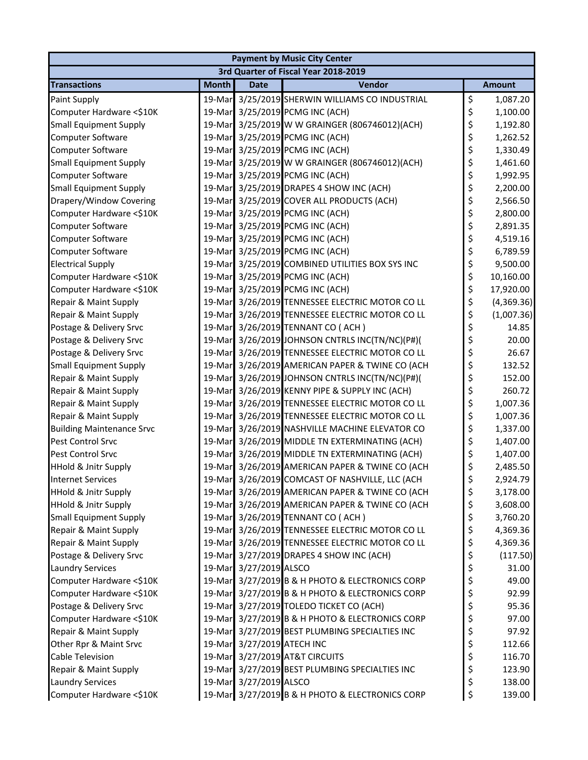| Payment by Music City Center | | | | |
|---|---|---|---|---|
| 3rd Quarter of Fiscal Year 2018-2019 | | | | |
| **Transactions** | **Month** | **Date** | **Vendor** | **Amount** |
| Paint Supply | 19-Mar | 3/25/2019 | SHERWIN WILLIAMS CO INDUSTRIAL | $ 1,087.20 |
| Computer Hardware <$10K | 19-Mar | 3/25/2019 | PCMG INC (ACH) | $ 1,100.00 |
| Small Equipment Supply | 19-Mar | 3/25/2019 | W W GRAINGER (806746012)(ACH) | $ 1,192.80 |
| Computer Software | 19-Mar | 3/25/2019 | PCMG INC (ACH) | $ 1,262.52 |
| Computer Software | 19-Mar | 3/25/2019 | PCMG INC (ACH) | $ 1,330.49 |
| Small Equipment Supply | 19-Mar | 3/25/2019 | W W GRAINGER (806746012)(ACH) | $ 1,461.60 |
| Computer Software | 19-Mar | 3/25/2019 | PCMG INC (ACH) | $ 1,992.95 |
| Small Equipment Supply | 19-Mar | 3/25/2019 | DRAPES 4 SHOW INC (ACH) | $ 2,200.00 |
| Drapery/Window Covering | 19-Mar | 3/25/2019 | COVER ALL PRODUCTS (ACH) | $ 2,566.50 |
| Computer Hardware <$10K | 19-Mar | 3/25/2019 | PCMG INC (ACH) | $ 2,800.00 |
| Computer Software | 19-Mar | 3/25/2019 | PCMG INC (ACH) | $ 2,891.35 |
| Computer Software | 19-Mar | 3/25/2019 | PCMG INC (ACH) | $ 4,519.16 |
| Computer Software | 19-Mar | 3/25/2019 | PCMG INC (ACH) | $ 6,789.59 |
| Electrical Supply | 19-Mar | 3/25/2019 | COMBINED UTILITIES BOX SYS INC | $ 9,500.00 |
| Computer Hardware <$10K | 19-Mar | 3/25/2019 | PCMG INC (ACH) | $ 10,160.00 |
| Computer Hardware <$10K | 19-Mar | 3/25/2019 | PCMG INC (ACH) | $ 17,920.00 |
| Repair & Maint Supply | 19-Mar | 3/26/2019 | TENNESSEE ELECTRIC MOTOR CO LL | $ (4,369.36) |
| Repair & Maint Supply | 19-Mar | 3/26/2019 | TENNESSEE ELECTRIC MOTOR CO LL | $ (1,007.36) |
| Postage & Delivery Srvc | 19-Mar | 3/26/2019 | TENNANT CO ( ACH ) | $ 14.85 |
| Postage & Delivery Srvc | 19-Mar | 3/26/2019 | JOHNSON CNTRLS INC(TN/NC)(P#)( | $ 20.00 |
| Postage & Delivery Srvc | 19-Mar | 3/26/2019 | TENNESSEE ELECTRIC MOTOR CO LL | $ 26.67 |
| Small Equipment Supply | 19-Mar | 3/26/2019 | AMERICAN PAPER & TWINE CO (ACH | $ 132.52 |
| Repair & Maint Supply | 19-Mar | 3/26/2019 | JOHNSON CNTRLS INC(TN/NC)(P#)( | $ 152.00 |
| Repair & Maint Supply | 19-Mar | 3/26/2019 | KENNY PIPE & SUPPLY INC (ACH) | $ 260.72 |
| Repair & Maint Supply | 19-Mar | 3/26/2019 | TENNESSEE ELECTRIC MOTOR CO LL | $ 1,007.36 |
| Repair & Maint Supply | 19-Mar | 3/26/2019 | TENNESSEE ELECTRIC MOTOR CO LL | $ 1,007.36 |
| Building Maintenance Srvc | 19-Mar | 3/26/2019 | NASHVILLE MACHINE ELEVATOR CO | $ 1,337.00 |
| Pest Control Srvc | 19-Mar | 3/26/2019 | MIDDLE TN EXTERMINATING (ACH) | $ 1,407.00 |
| Pest Control Srvc | 19-Mar | 3/26/2019 | MIDDLE TN EXTERMINATING (ACH) | $ 1,407.00 |
| HHold & Jnitr Supply | 19-Mar | 3/26/2019 | AMERICAN PAPER & TWINE CO (ACH | $ 2,485.50 |
| Internet Services | 19-Mar | 3/26/2019 | COMCAST OF NASHVILLE, LLC (ACH | $ 2,924.79 |
| HHold & Jnitr Supply | 19-Mar | 3/26/2019 | AMERICAN PAPER & TWINE CO (ACH | $ 3,178.00 |
| HHold & Jnitr Supply | 19-Mar | 3/26/2019 | AMERICAN PAPER & TWINE CO (ACH | $ 3,608.00 |
| Small Equipment Supply | 19-Mar | 3/26/2019 | TENNANT CO ( ACH ) | $ 3,760.20 |
| Repair & Maint Supply | 19-Mar | 3/26/2019 | TENNESSEE ELECTRIC MOTOR CO LL | $ 4,369.36 |
| Repair & Maint Supply | 19-Mar | 3/26/2019 | TENNESSEE ELECTRIC MOTOR CO LL | $ 4,369.36 |
| Postage & Delivery Srvc | 19-Mar | 3/27/2019 | DRAPES 4 SHOW INC (ACH) | $ (117.50) |
| Laundry Services | 19-Mar | 3/27/2019 | ALSCO | $ 31.00 |
| Computer Hardware <$10K | 19-Mar | 3/27/2019 | B & H PHOTO & ELECTRONICS CORP | $ 49.00 |
| Computer Hardware <$10K | 19-Mar | 3/27/2019 | B & H PHOTO & ELECTRONICS CORP | $ 92.99 |
| Postage & Delivery Srvc | 19-Mar | 3/27/2019 | TOLEDO TICKET CO (ACH) | $ 95.36 |
| Computer Hardware <$10K | 19-Mar | 3/27/2019 | B & H PHOTO & ELECTRONICS CORP | $ 97.00 |
| Repair & Maint Supply | 19-Mar | 3/27/2019 | BEST PLUMBING SPECIALTIES INC | $ 97.92 |
| Other Rpr & Maint Srvc | 19-Mar | 3/27/2019 | ATECH INC | $ 112.66 |
| Cable Television | 19-Mar | 3/27/2019 | AT&T CIRCUITS | $ 116.70 |
| Repair & Maint Supply | 19-Mar | 3/27/2019 | BEST PLUMBING SPECIALTIES INC | $ 123.90 |
| Laundry Services | 19-Mar | 3/27/2019 | ALSCO | $ 138.00 |
| Computer Hardware <$10K | 19-Mar | 3/27/2019 | B & H PHOTO & ELECTRONICS CORP | $ 139.00 |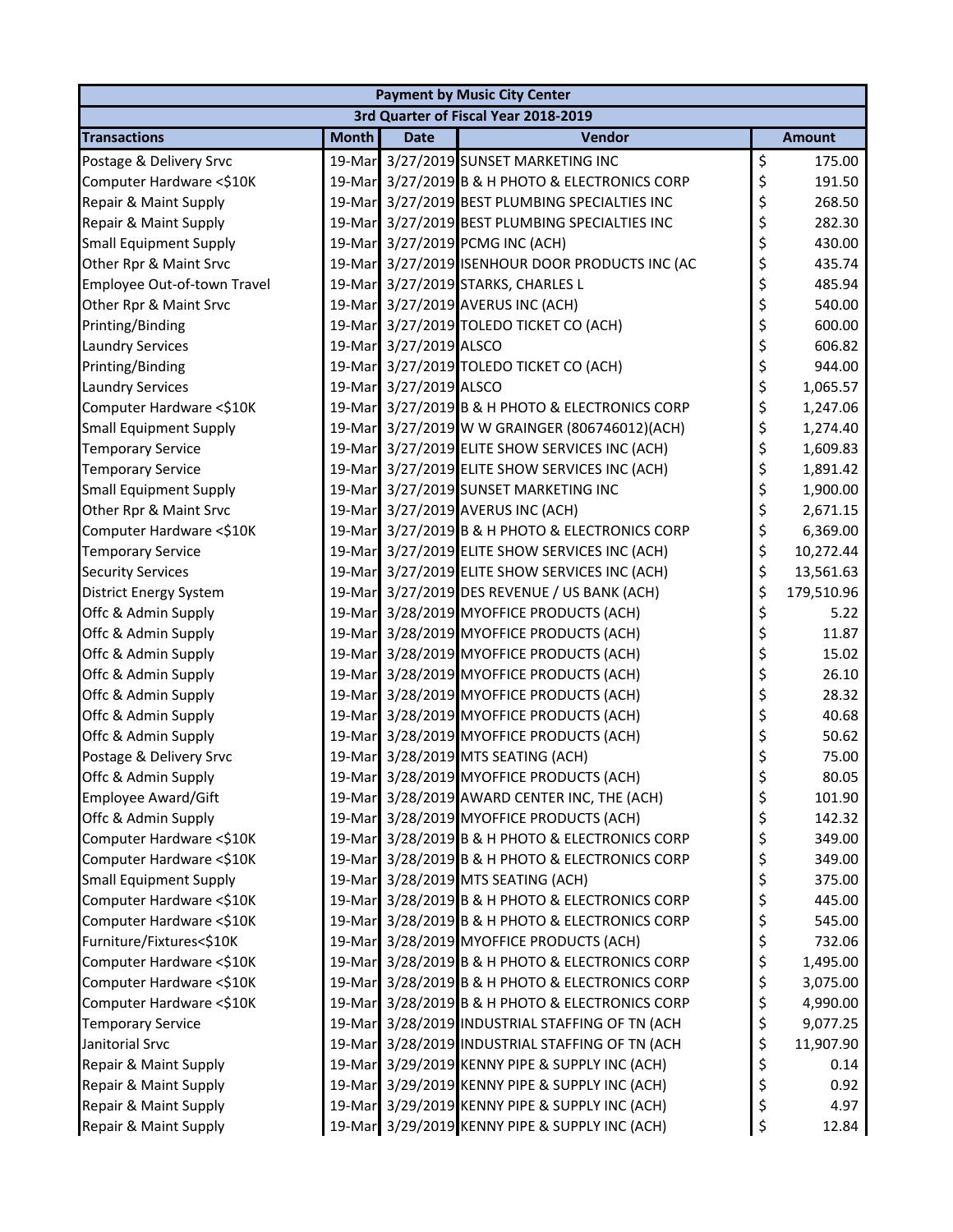| Payment by Music City Center | | | | |
|---|---|---|---|---|
| 3rd Quarter of Fiscal Year 2018-2019 | | | | |
| **Transactions** | **Month** | **Date** | **Vendor** | **Amount** |
| Postage & Delivery Srvc | 19-Mar | 3/27/2019 | SUNSET MARKETING INC | $ 175.00 |
| Computer Hardware <$10K | 19-Mar | 3/27/2019 | B & H PHOTO & ELECTRONICS CORP | $ 191.50 |
| Repair & Maint Supply | 19-Mar | 3/27/2019 | BEST PLUMBING SPECIALTIES INC | $ 268.50 |
| Repair & Maint Supply | 19-Mar | 3/27/2019 | BEST PLUMBING SPECIALTIES INC | $ 282.30 |
| Small Equipment Supply | 19-Mar | 3/27/2019 | PCMG INC (ACH) | $ 430.00 |
| Other Rpr & Maint Srvc | 19-Mar | 3/27/2019 | ISENHOUR DOOR PRODUCTS INC (AC | $ 435.74 |
| Employee Out-of-town Travel | 19-Mar | 3/27/2019 | STARKS, CHARLES L | $ 485.94 |
| Other Rpr & Maint Srvc | 19-Mar | 3/27/2019 | AVERUS INC (ACH) | $ 540.00 |
| Printing/Binding | 19-Mar | 3/27/2019 | TOLEDO TICKET CO (ACH) | $ 600.00 |
| Laundry Services | 19-Mar | 3/27/2019 | ALSCO | $ 606.82 |
| Printing/Binding | 19-Mar | 3/27/2019 | TOLEDO TICKET CO (ACH) | $ 944.00 |
| Laundry Services | 19-Mar | 3/27/2019 | ALSCO | $ 1,065.57 |
| Computer Hardware <$10K | 19-Mar | 3/27/2019 | B & H PHOTO & ELECTRONICS CORP | $ 1,247.06 |
| Small Equipment Supply | 19-Mar | 3/27/2019 | W W GRAINGER (806746012)(ACH) | $ 1,274.40 |
| Temporary Service | 19-Mar | 3/27/2019 | ELITE SHOW SERVICES INC (ACH) | $ 1,609.83 |
| Temporary Service | 19-Mar | 3/27/2019 | ELITE SHOW SERVICES INC (ACH) | $ 1,891.42 |
| Small Equipment Supply | 19-Mar | 3/27/2019 | SUNSET MARKETING INC | $ 1,900.00 |
| Other Rpr & Maint Srvc | 19-Mar | 3/27/2019 | AVERUS INC (ACH) | $ 2,671.15 |
| Computer Hardware <$10K | 19-Mar | 3/27/2019 | B & H PHOTO & ELECTRONICS CORP | $ 6,369.00 |
| Temporary Service | 19-Mar | 3/27/2019 | ELITE SHOW SERVICES INC (ACH) | $ 10,272.44 |
| Security Services | 19-Mar | 3/27/2019 | ELITE SHOW SERVICES INC (ACH) | $ 13,561.63 |
| District Energy System | 19-Mar | 3/27/2019 | DES REVENUE / US BANK (ACH) | $ 179,510.96 |
| Offc & Admin Supply | 19-Mar | 3/28/2019 | MYOFFICE PRODUCTS (ACH) | $ 5.22 |
| Offc & Admin Supply | 19-Mar | 3/28/2019 | MYOFFICE PRODUCTS (ACH) | $ 11.87 |
| Offc & Admin Supply | 19-Mar | 3/28/2019 | MYOFFICE PRODUCTS (ACH) | $ 15.02 |
| Offc & Admin Supply | 19-Mar | 3/28/2019 | MYOFFICE PRODUCTS (ACH) | $ 26.10 |
| Offc & Admin Supply | 19-Mar | 3/28/2019 | MYOFFICE PRODUCTS (ACH) | $ 28.32 |
| Offc & Admin Supply | 19-Mar | 3/28/2019 | MYOFFICE PRODUCTS (ACH) | $ 40.68 |
| Offc & Admin Supply | 19-Mar | 3/28/2019 | MYOFFICE PRODUCTS (ACH) | $ 50.62 |
| Postage & Delivery Srvc | 19-Mar | 3/28/2019 | MTS SEATING (ACH) | $ 75.00 |
| Offc & Admin Supply | 19-Mar | 3/28/2019 | MYOFFICE PRODUCTS (ACH) | $ 80.05 |
| Employee Award/Gift | 19-Mar | 3/28/2019 | AWARD CENTER INC, THE (ACH) | $ 101.90 |
| Offc & Admin Supply | 19-Mar | 3/28/2019 | MYOFFICE PRODUCTS (ACH) | $ 142.32 |
| Computer Hardware <$10K | 19-Mar | 3/28/2019 | B & H PHOTO & ELECTRONICS CORP | $ 349.00 |
| Computer Hardware <$10K | 19-Mar | 3/28/2019 | B & H PHOTO & ELECTRONICS CORP | $ 349.00 |
| Small Equipment Supply | 19-Mar | 3/28/2019 | MTS SEATING (ACH) | $ 375.00 |
| Computer Hardware <$10K | 19-Mar | 3/28/2019 | B & H PHOTO & ELECTRONICS CORP | $ 445.00 |
| Computer Hardware <$10K | 19-Mar | 3/28/2019 | B & H PHOTO & ELECTRONICS CORP | $ 545.00 |
| Furniture/Fixtures<$10K | 19-Mar | 3/28/2019 | MYOFFICE PRODUCTS (ACH) | $ 732.06 |
| Computer Hardware <$10K | 19-Mar | 3/28/2019 | B & H PHOTO & ELECTRONICS CORP | $ 1,495.00 |
| Computer Hardware <$10K | 19-Mar | 3/28/2019 | B & H PHOTO & ELECTRONICS CORP | $ 3,075.00 |
| Computer Hardware <$10K | 19-Mar | 3/28/2019 | B & H PHOTO & ELECTRONICS CORP | $ 4,990.00 |
| Temporary Service | 19-Mar | 3/28/2019 | INDUSTRIAL STAFFING OF TN (ACH | $ 9,077.25 |
| Janitorial Srvc | 19-Mar | 3/28/2019 | INDUSTRIAL STAFFING OF TN (ACH | $ 11,907.90 |
| Repair & Maint Supply | 19-Mar | 3/29/2019 | KENNY PIPE & SUPPLY INC (ACH) | $ 0.14 |
| Repair & Maint Supply | 19-Mar | 3/29/2019 | KENNY PIPE & SUPPLY INC (ACH) | $ 0.92 |
| Repair & Maint Supply | 19-Mar | 3/29/2019 | KENNY PIPE & SUPPLY INC (ACH) | $ 4.97 |
| Repair & Maint Supply | 19-Mar | 3/29/2019 | KENNY PIPE & SUPPLY INC (ACH) | $ 12.84 |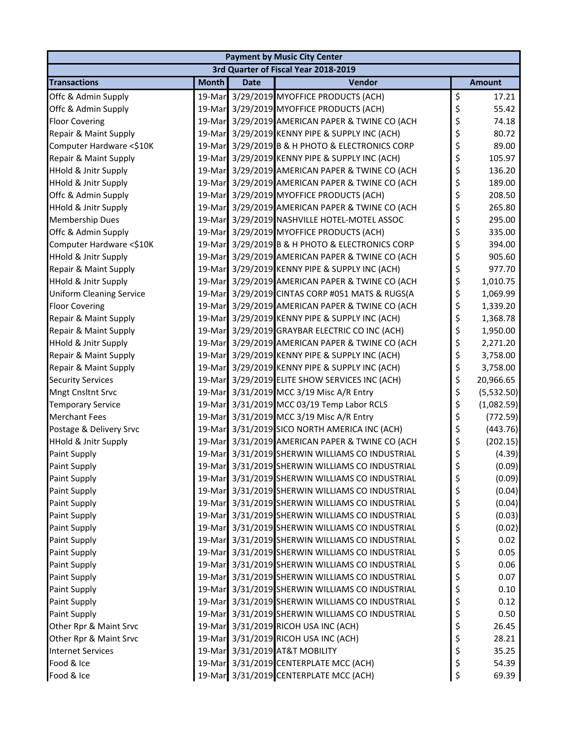| Payment by Music City Center | | | | |
|---|---|---|---|---|
| 3rd Quarter of Fiscal Year 2018-2019 | | | | |
| **Transactions** | **Month** | **Date** | **Vendor** | **Amount** |
| Offc & Admin Supply | 19-Mar | 3/29/2019 | MYOFFICE PRODUCTS (ACH) | $ 17.21 |
| Offc & Admin Supply | 19-Mar | 3/29/2019 | MYOFFICE PRODUCTS (ACH) | $ 55.42 |
| Floor Covering | 19-Mar | 3/29/2019 | AMERICAN PAPER & TWINE CO (ACH | $ 74.18 |
| Repair & Maint Supply | 19-Mar | 3/29/2019 | KENNY PIPE & SUPPLY INC (ACH) | $ 80.72 |
| Computer Hardware <$10K | 19-Mar | 3/29/2019 | B & H PHOTO & ELECTRONICS CORP | $ 89.00 |
| Repair & Maint Supply | 19-Mar | 3/29/2019 | KENNY PIPE & SUPPLY INC (ACH) | $ 105.97 |
| HHold & Jnitr Supply | 19-Mar | 3/29/2019 | AMERICAN PAPER & TWINE CO (ACH | $ 136.20 |
| HHold & Jnitr Supply | 19-Mar | 3/29/2019 | AMERICAN PAPER & TWINE CO (ACH | $ 189.00 |
| Offc & Admin Supply | 19-Mar | 3/29/2019 | MYOFFICE PRODUCTS (ACH) | $ 208.50 |
| HHold & Jnitr Supply | 19-Mar | 3/29/2019 | AMERICAN PAPER & TWINE CO (ACH | $ 265.80 |
| Membership Dues | 19-Mar | 3/29/2019 | NASHVILLE HOTEL-MOTEL ASSOC | $ 295.00 |
| Offc & Admin Supply | 19-Mar | 3/29/2019 | MYOFFICE PRODUCTS (ACH) | $ 335.00 |
| Computer Hardware <$10K | 19-Mar | 3/29/2019 | B & H PHOTO & ELECTRONICS CORP | $ 394.00 |
| HHold & Jnitr Supply | 19-Mar | 3/29/2019 | AMERICAN PAPER & TWINE CO (ACH | $ 905.60 |
| Repair & Maint Supply | 19-Mar | 3/29/2019 | KENNY PIPE & SUPPLY INC (ACH) | $ 977.70 |
| HHold & Jnitr Supply | 19-Mar | 3/29/2019 | AMERICAN PAPER & TWINE CO (ACH | $ 1,010.75 |
| Uniform Cleaning Service | 19-Mar | 3/29/2019 | CINTAS CORP #051 MATS & RUGS(A | $ 1,069.99 |
| Floor Covering | 19-Mar | 3/29/2019 | AMERICAN PAPER & TWINE CO (ACH | $ 1,339.20 |
| Repair & Maint Supply | 19-Mar | 3/29/2019 | KENNY PIPE & SUPPLY INC (ACH) | $ 1,368.78 |
| Repair & Maint Supply | 19-Mar | 3/29/2019 | GRAYBAR ELECTRIC CO INC (ACH) | $ 1,950.00 |
| HHold & Jnitr Supply | 19-Mar | 3/29/2019 | AMERICAN PAPER & TWINE CO (ACH | $ 2,271.20 |
| Repair & Maint Supply | 19-Mar | 3/29/2019 | KENNY PIPE & SUPPLY INC (ACH) | $ 3,758.00 |
| Repair & Maint Supply | 19-Mar | 3/29/2019 | KENNY PIPE & SUPPLY INC (ACH) | $ 3,758.00 |
| Security Services | 19-Mar | 3/29/2019 | ELITE SHOW SERVICES INC (ACH) | $ 20,966.65 |
| Mngt Cnsltnt Srvc | 19-Mar | 3/31/2019 | MCC 3/19 Misc A/R Entry | $ (5,532.50) |
| Temporary Service | 19-Mar | 3/31/2019 | MCC 03/19 Temp Labor RCLS | $ (1,082.59) |
| Merchant Fees | 19-Mar | 3/31/2019 | MCC 3/19 Misc A/R Entry | $ (772.59) |
| Postage & Delivery Srvc | 19-Mar | 3/31/2019 | SICO NORTH AMERICA INC (ACH) | $ (443.76) |
| HHold & Jnitr Supply | 19-Mar | 3/31/2019 | AMERICAN PAPER & TWINE CO (ACH | $ (202.15) |
| Paint Supply | 19-Mar | 3/31/2019 | SHERWIN WILLIAMS CO INDUSTRIAL | $ (4.39) |
| Paint Supply | 19-Mar | 3/31/2019 | SHERWIN WILLIAMS CO INDUSTRIAL | $ (0.09) |
| Paint Supply | 19-Mar | 3/31/2019 | SHERWIN WILLIAMS CO INDUSTRIAL | $ (0.09) |
| Paint Supply | 19-Mar | 3/31/2019 | SHERWIN WILLIAMS CO INDUSTRIAL | $ (0.04) |
| Paint Supply | 19-Mar | 3/31/2019 | SHERWIN WILLIAMS CO INDUSTRIAL | $ (0.04) |
| Paint Supply | 19-Mar | 3/31/2019 | SHERWIN WILLIAMS CO INDUSTRIAL | $ (0.03) |
| Paint Supply | 19-Mar | 3/31/2019 | SHERWIN WILLIAMS CO INDUSTRIAL | $ (0.02) |
| Paint Supply | 19-Mar | 3/31/2019 | SHERWIN WILLIAMS CO INDUSTRIAL | $ 0.02 |
| Paint Supply | 19-Mar | 3/31/2019 | SHERWIN WILLIAMS CO INDUSTRIAL | $ 0.05 |
| Paint Supply | 19-Mar | 3/31/2019 | SHERWIN WILLIAMS CO INDUSTRIAL | $ 0.06 |
| Paint Supply | 19-Mar | 3/31/2019 | SHERWIN WILLIAMS CO INDUSTRIAL | $ 0.07 |
| Paint Supply | 19-Mar | 3/31/2019 | SHERWIN WILLIAMS CO INDUSTRIAL | $ 0.10 |
| Paint Supply | 19-Mar | 3/31/2019 | SHERWIN WILLIAMS CO INDUSTRIAL | $ 0.12 |
| Paint Supply | 19-Mar | 3/31/2019 | SHERWIN WILLIAMS CO INDUSTRIAL | $ 0.50 |
| Other Rpr & Maint Srvc | 19-Mar | 3/31/2019 | RICOH USA INC (ACH) | $ 26.45 |
| Other Rpr & Maint Srvc | 19-Mar | 3/31/2019 | RICOH USA INC (ACH) | $ 28.21 |
| Internet Services | 19-Mar | 3/31/2019 | AT&T MOBILITY | $ 35.25 |
| Food & Ice | 19-Mar | 3/31/2019 | CENTERPLATE MCC (ACH) | $ 54.39 |
| Food & Ice | 19-Mar | 3/31/2019 | CENTERPLATE MCC (ACH) | $ 69.39 |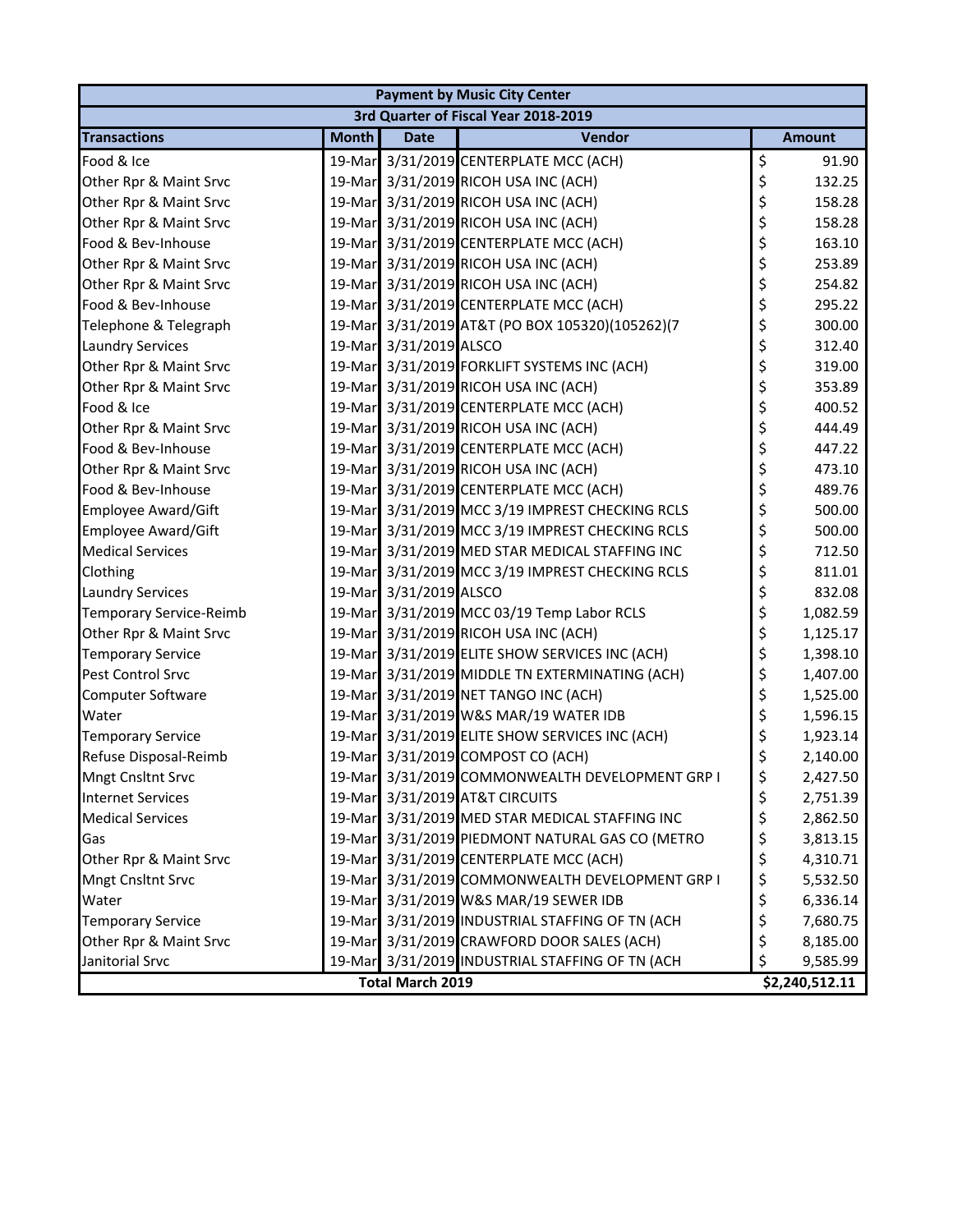| Payment by Music City Center | | | | |
|---|---|---|---|---|
| 3rd Quarter of Fiscal Year 2018-2019 | | | | |
| **Transactions** | **Month** | **Date** | **Vendor** | **Amount** |
| Food & Ice | 19-Mar | 3/31/2019 | CENTERPLATE MCC (ACH) | $ 91.90 |
| Other Rpr & Maint Srvc | 19-Mar | 3/31/2019 | RICOH USA INC (ACH) | $ 132.25 |
| Other Rpr & Maint Srvc | 19-Mar | 3/31/2019 | RICOH USA INC (ACH) | $ 158.28 |
| Other Rpr & Maint Srvc | 19-Mar | 3/31/2019 | RICOH USA INC (ACH) | $ 158.28 |
| Food & Bev-Inhouse | 19-Mar | 3/31/2019 | CENTERPLATE MCC (ACH) | $ 163.10 |
| Other Rpr & Maint Srvc | 19-Mar | 3/31/2019 | RICOH USA INC (ACH) | $ 253.89 |
| Other Rpr & Maint Srvc | 19-Mar | 3/31/2019 | RICOH USA INC (ACH) | $ 254.82 |
| Food & Bev-Inhouse | 19-Mar | 3/31/2019 | CENTERPLATE MCC (ACH) | $ 295.22 |
| Telephone & Telegraph | 19-Mar | 3/31/2019 | AT&T (PO BOX 105320)(105262)(7 | $ 300.00 |
| Laundry Services | 19-Mar | 3/31/2019 | ALSCO | $ 312.40 |
| Other Rpr & Maint Srvc | 19-Mar | 3/31/2019 | FORKLIFT SYSTEMS INC (ACH) | $ 319.00 |
| Other Rpr & Maint Srvc | 19-Mar | 3/31/2019 | RICOH USA INC (ACH) | $ 353.89 |
| Food & Ice | 19-Mar | 3/31/2019 | CENTERPLATE MCC (ACH) | $ 400.52 |
| Other Rpr & Maint Srvc | 19-Mar | 3/31/2019 | RICOH USA INC (ACH) | $ 444.49 |
| Food & Bev-Inhouse | 19-Mar | 3/31/2019 | CENTERPLATE MCC (ACH) | $ 447.22 |
| Other Rpr & Maint Srvc | 19-Mar | 3/31/2019 | RICOH USA INC (ACH) | $ 473.10 |
| Food & Bev-Inhouse | 19-Mar | 3/31/2019 | CENTERPLATE MCC (ACH) | $ 489.76 |
| Employee Award/Gift | 19-Mar | 3/31/2019 | MCC 3/19 IMPREST CHECKING RCLS | $ 500.00 |
| Employee Award/Gift | 19-Mar | 3/31/2019 | MCC 3/19 IMPREST CHECKING RCLS | $ 500.00 |
| Medical Services | 19-Mar | 3/31/2019 | MED STAR MEDICAL STAFFING INC | $ 712.50 |
| Clothing | 19-Mar | 3/31/2019 | MCC 3/19 IMPREST CHECKING RCLS | $ 811.01 |
| Laundry Services | 19-Mar | 3/31/2019 | ALSCO | $ 832.08 |
| Temporary Service-Reimb | 19-Mar | 3/31/2019 | MCC 03/19 Temp Labor RCLS | $ 1,082.59 |
| Other Rpr & Maint Srvc | 19-Mar | 3/31/2019 | RICOH USA INC (ACH) | $ 1,125.17 |
| Temporary Service | 19-Mar | 3/31/2019 | ELITE SHOW SERVICES INC (ACH) | $ 1,398.10 |
| Pest Control Srvc | 19-Mar | 3/31/2019 | MIDDLE TN EXTERMINATING (ACH) | $ 1,407.00 |
| Computer Software | 19-Mar | 3/31/2019 | NET TANGO INC (ACH) | $ 1,525.00 |
| Water | 19-Mar | 3/31/2019 | W&S MAR/19 WATER IDB | $ 1,596.15 |
| Temporary Service | 19-Mar | 3/31/2019 | ELITE SHOW SERVICES INC (ACH) | $ 1,923.14 |
| Refuse Disposal-Reimb | 19-Mar | 3/31/2019 | COMPOST CO (ACH) | $ 2,140.00 |
| Mngt Cnsltnt Srvc | 19-Mar | 3/31/2019 | COMMONWEALTH DEVELOPMENT GRP I | $ 2,427.50 |
| Internet Services | 19-Mar | 3/31/2019 | AT&T CIRCUITS | $ 2,751.39 |
| Medical Services | 19-Mar | 3/31/2019 | MED STAR MEDICAL STAFFING INC | $ 2,862.50 |
| Gas | 19-Mar | 3/31/2019 | PIEDMONT NATURAL GAS CO (METRO | $ 3,813.15 |
| Other Rpr & Maint Srvc | 19-Mar | 3/31/2019 | CENTERPLATE MCC (ACH) | $ 4,310.71 |
| Mngt Cnsltnt Srvc | 19-Mar | 3/31/2019 | COMMONWEALTH DEVELOPMENT GRP I | $ 5,532.50 |
| Water | 19-Mar | 3/31/2019 | W&S MAR/19 SEWER IDB | $ 6,336.14 |
| Temporary Service | 19-Mar | 3/31/2019 | INDUSTRIAL STAFFING OF TN (ACH | $ 7,680.75 |
| Other Rpr & Maint Srvc | 19-Mar | 3/31/2019 | CRAWFORD DOOR SALES (ACH) | $ 8,185.00 |
| Janitorial Srvc | 19-Mar | 3/31/2019 | INDUSTRIAL STAFFING OF TN (ACH | $ 9,585.99 |
| **Total March 2019** | | | | **$2,240,512.11** |